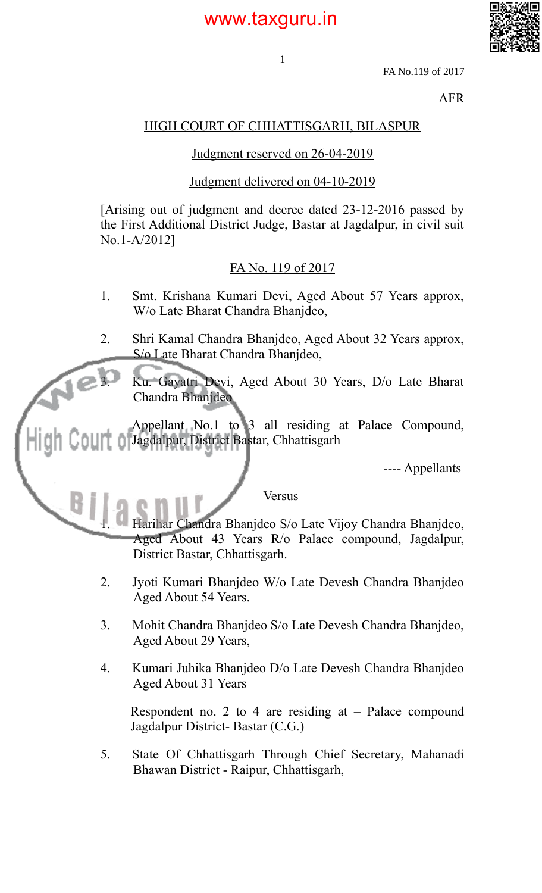FA No.119 of 2017

AFR

## HIGH COURT OF CHHATTISGARH, BILASPUR

Judgment reserved on 26-04-2019

Judgment delivered on 04-10-2019

[Arising out of judgment and decree dated 23-12-2016 passed by the First Additional District Judge, Bastar at Jagdalpur, in civil suit No.1-A/2012]

FA No. 119 of 2017

1. Smt. Krishana Kumari Devi, Aged About 57 Years approx, W/o Late Bharat Chandra Bhanjdeo,

2. Shri Kamal Chandra Bhanjdeo, Aged About 32 Years approx, S/o Late Bharat Chandra Bhanjdeo,

3. Ku. Gayatri Devi, Aged About 30 Years, D/o Late Bharat Chandra Bhanjdeo

Appellant No.1 to 3 all residing at Palace Compound, Jagdalpur, District Bastar, Chhattisgarh

---- Appellants

Versus

1. Harihar Chandra Bhanjdeo S/o Late Vijoy Chandra Bhanjdeo, Aged About 43 Years R/o Palace compound, Jagdalpur, District Bastar, Chhattisgarh.

2. Jyoti Kumari Bhanjdeo W/o Late Devesh Chandra Bhanjdeo Aged About 54 Years.

3. Mohit Chandra Bhanjdeo S/o Late Devesh Chandra Bhanjdeo, Aged About 29 Years,

4. Kumari Juhika Bhanjdeo D/o Late Devesh Chandra Bhanjdeo Aged About 31 Years

Respondent no. 2 to 4 are residing at – Palace compound Jagdalpur District- Bastar (C.G.)

5. State Of Chhattisgarh Through Chief Secretary, Mahanadi Bhawan District - Raipur, Chhattisgarh,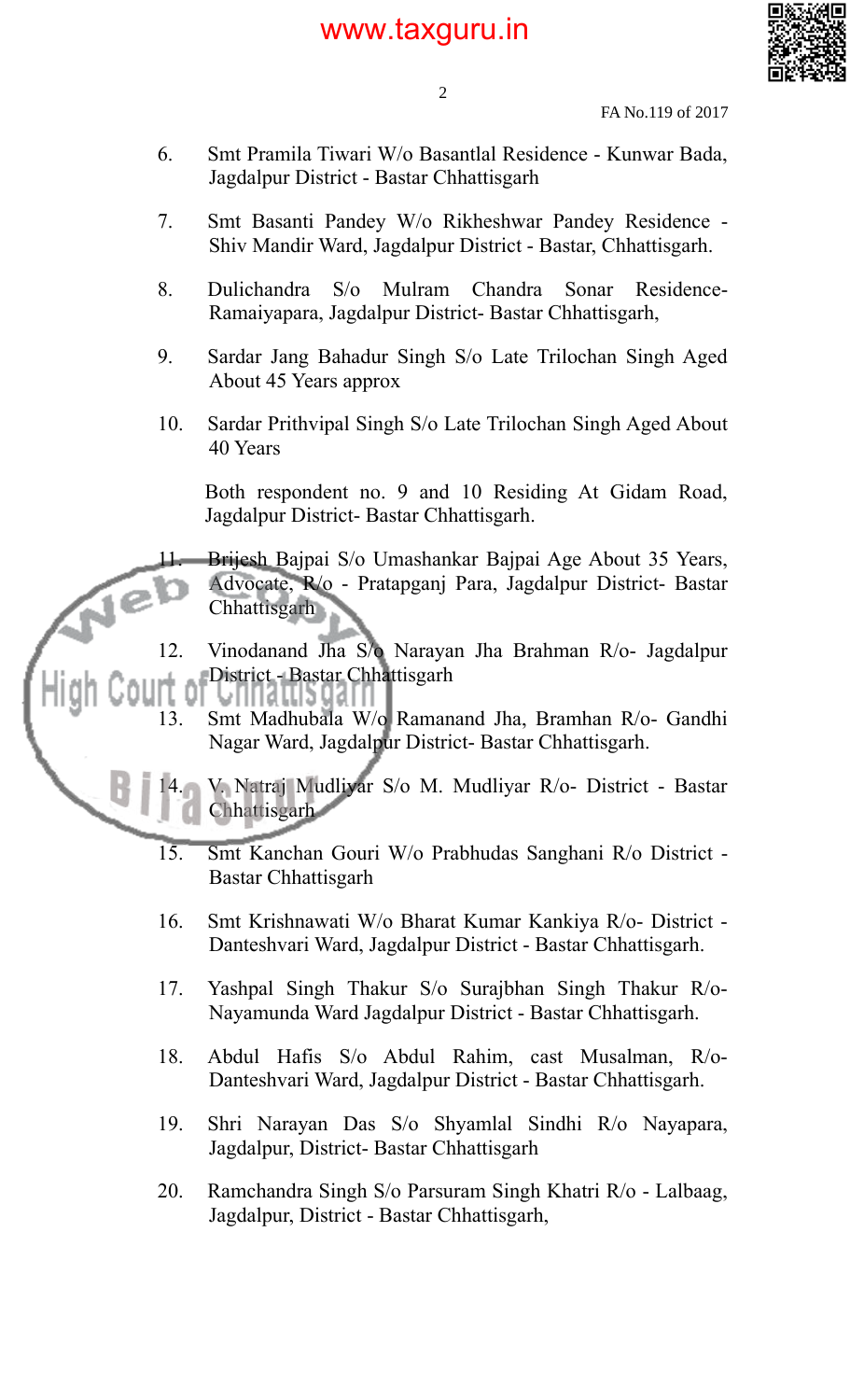6. Smt Pramila Tiwari W/o Basantlal Residence - Kunwar Bada, Jagdalpur District - Bastar Chhattisgarh

7. Smt Basanti Pandey W/o Rikheshwar Pandey Residence - Shiv Mandir Ward, Jagdalpur District - Bastar, Chhattisgarh.

8. Dulichandra S/o Mulram Chandra Sonar Residence-Ramaiyapara, Jagdalpur District- Bastar Chhattisgarh,

9. Sardar Jang Bahadur Singh S/o Late Trilochan Singh Aged About 45 Years approx

10. Sardar Prithvipal Singh S/o Late Trilochan Singh Aged About 40 Years

    Both respondent no. 9 and 10 Residing At Gidam Road, Jagdalpur District- Bastar Chhattisgarh.

11. Brijesh Bajpai S/o Umashankar Bajpai Age About 35 Years, Advocate, R/o - Pratapganj Para, Jagdalpur District- Bastar Chhattisgarh

12. Vinodanand Jha S/o Narayan Jha Brahman R/o- Jagdalpur District - Bastar Chhattisgarh

13. Smt Madhubala W/o Ramanand Jha, Bramhan R/o- Gandhi Nagar Ward, Jagdalpur District- Bastar Chhattisgarh.

14. V. Natraj Mudliyar S/o M. Mudliyar R/o- District - Bastar Chhattisgarh

15. Smt Kanchan Gouri W/o Prabhudas Sanghani R/o District - Bastar Chhattisgarh

16. Smt Krishnawati W/o Bharat Kumar Kankiya R/o- District - Danteshvari Ward, Jagdalpur District - Bastar Chhattisgarh.

17. Yashpal Singh Thakur S/o Surajbhan Singh Thakur R/o-Nayamunda Ward Jagdalpur District - Bastar Chhattisgarh.

18. Abdul Hafis S/o Abdul Rahim, cast Musalman, R/o-Danteshvari Ward, Jagdalpur District - Bastar Chhattisgarh.

19. Shri Narayan Das S/o Shyamlal Sindhi R/o Nayapara, Jagdalpur, District- Bastar Chhattisgarh

20. Ramchandra Singh S/o Parsuram Singh Khatri R/o - Lalbaag, Jagdalpur, District - Bastar Chhattisgarh,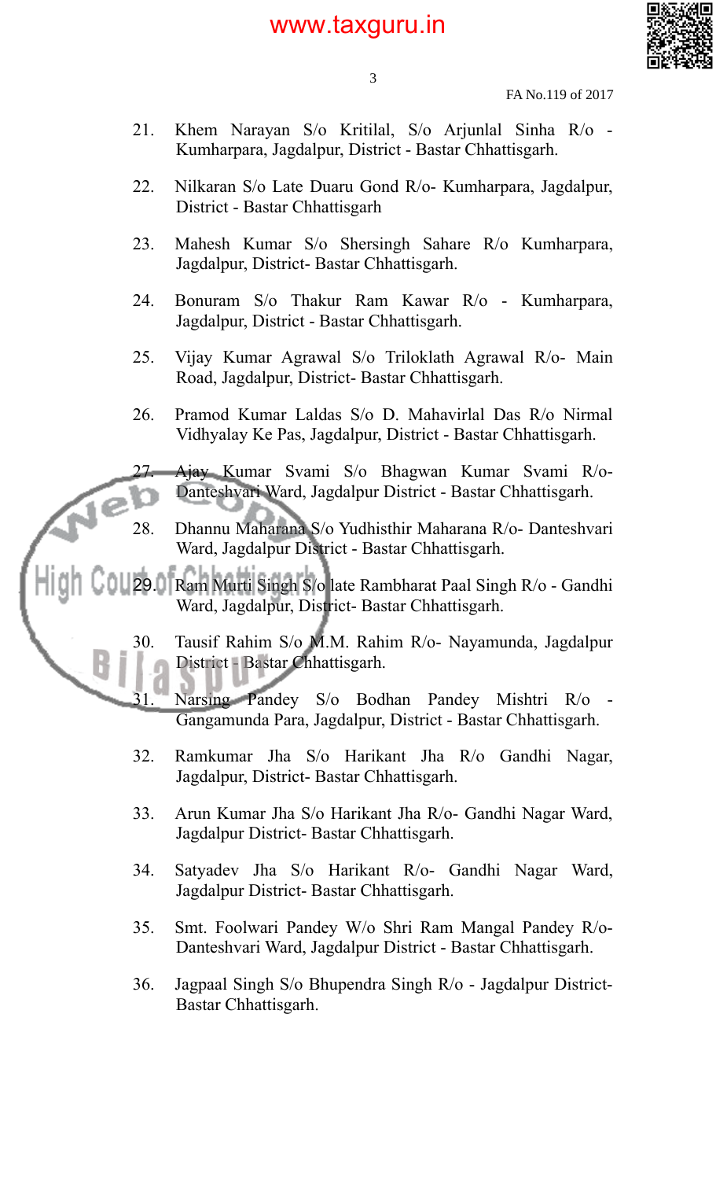21. Khem Narayan S/o Kritilal, S/o Arjunlal Sinha R/o - Kumharpara, Jagdalpur, District - Bastar Chhattisgarh.

22. Nilkaran S/o Late Duaru Gond R/o- Kumharpara, Jagdalpur, District - Bastar Chhattisgarh

23. Mahesh Kumar S/o Shersingh Sahare R/o Kumharpara, Jagdalpur, District- Bastar Chhattisgarh.

24. Bonuram S/o Thakur Ram Kawar R/o - Kumharpara, Jagdalpur, District - Bastar Chhattisgarh.

25. Vijay Kumar Agrawal S/o Triloklath Agrawal R/o- Main Road, Jagdalpur, District- Bastar Chhattisgarh.

26. Pramod Kumar Laldas S/o D. Mahavirlal Das R/o Nirmal Vidhyalay Ke Pas, Jagdalpur, District - Bastar Chhattisgarh.

27. Ajay Kumar Svami S/o Bhagwan Kumar Svami R/o- Danteshvari Ward, Jagdalpur District - Bastar Chhattisgarh.

28. Dhannu Maharana S/o Yudhisthir Maharana R/o- Danteshvari Ward, Jagdalpur District - Bastar Chhattisgarh.

29. Ram Murti Singh S/o late Rambharat Paal Singh R/o - Gandhi Ward, Jagdalpur, District- Bastar Chhattisgarh.

30. Tausif Rahim S/o M.M. Rahim R/o- Nayamunda, Jagdalpur District - Bastar Chhattisgarh.

31. Narsing Pandey S/o Bodhan Pandey Mishtri R/o - Gangamunda Para, Jagdalpur, District - Bastar Chhattisgarh.

32. Ramkumar Jha S/o Harikant Jha R/o Gandhi Nagar, Jagdalpur, District- Bastar Chhattisgarh.

33. Arun Kumar Jha S/o Harikant Jha R/o- Gandhi Nagar Ward, Jagdalpur District- Bastar Chhattisgarh.

34. Satyadev Jha S/o Harikant R/o- Gandhi Nagar Ward, Jagdalpur District- Bastar Chhattisgarh.

35. Smt. Foolwari Pandey W/o Shri Ram Mangal Pandey R/o- Danteshvari Ward, Jagdalpur District - Bastar Chhattisgarh.

36. Jagpaal Singh S/o Bhupendra Singh R/o - Jagdalpur District- Bastar Chhattisgarh.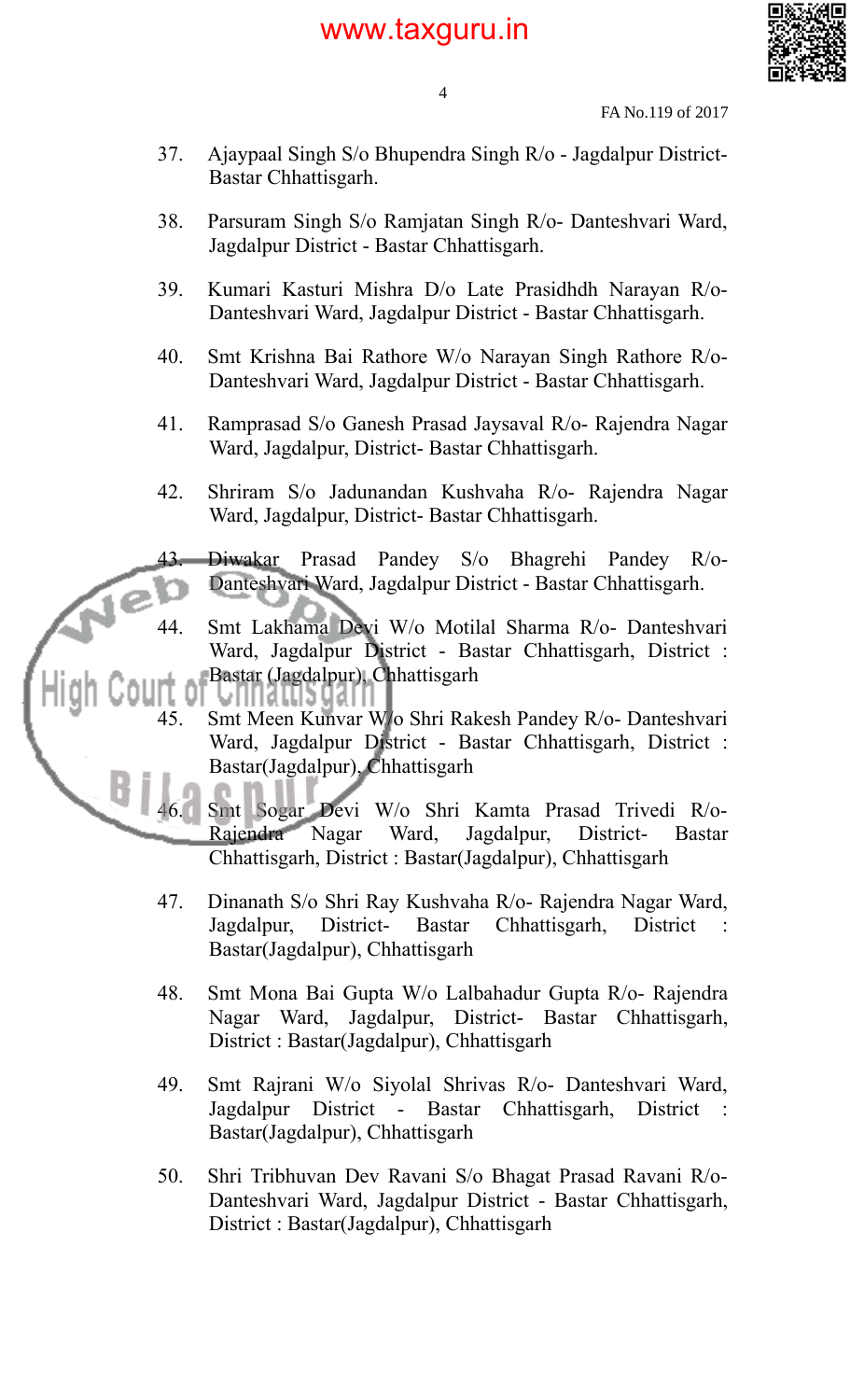37. Ajaypaal Singh S/o Bhupendra Singh R/o - Jagdalpur District- Bastar Chhattisgarh.

38. Parsuram Singh S/o Ramjatan Singh R/o- Danteshvari Ward, Jagdalpur District - Bastar Chhattisgarh.

39. Kumari Kasturi Mishra D/o Late Prasidhdh Narayan R/o- Danteshvari Ward, Jagdalpur District - Bastar Chhattisgarh.

40. Smt Krishna Bai Rathore W/o Narayan Singh Rathore R/o- Danteshvari Ward, Jagdalpur District - Bastar Chhattisgarh.

41. Ramprasad S/o Ganesh Prasad Jaysaval R/o- Rajendra Nagar Ward, Jagdalpur, District- Bastar Chhattisgarh.

42. Shriram S/o Jadunandan Kushvaha R/o- Rajendra Nagar Ward, Jagdalpur, District- Bastar Chhattisgarh.

43. Diwakar Prasad Pandey S/o Bhagrehi Pandey R/o- Danteshvari Ward, Jagdalpur District - Bastar Chhattisgarh.

44. Smt Lakhama Devi W/o Motilal Sharma R/o- Danteshvari Ward, Jagdalpur District - Bastar Chhattisgarh, District : Bastar (Jagdalpur), Chhattisgarh

45. Smt Meen Kunvar W/o Shri Rakesh Pandey R/o- Danteshvari Ward, Jagdalpur District - Bastar Chhattisgarh, District : Bastar(Jagdalpur), Chhattisgarh

46. Smt Sogar Devi W/o Shri Kamta Prasad Trivedi R/o- Rajendra Nagar Ward, Jagdalpur, District- Bastar Chhattisgarh, District : Bastar(Jagdalpur), Chhattisgarh

47. Dinanath S/o Shri Ray Kushvaha R/o- Rajendra Nagar Ward, Jagdalpur, District- Bastar Chhattisgarh, District : Bastar(Jagdalpur), Chhattisgarh

48. Smt Mona Bai Gupta W/o Lalbahadur Gupta R/o- Rajendra Nagar Ward, Jagdalpur, District- Bastar Chhattisgarh, District : Bastar(Jagdalpur), Chhattisgarh

49. Smt Rajrani W/o Siyolal Shrivas R/o- Danteshvari Ward, Jagdalpur District - Bastar Chhattisgarh, District : Bastar(Jagdalpur), Chhattisgarh

50. Shri Tribhuvan Dev Ravani S/o Bhagat Prasad Ravani R/o- Danteshvari Ward, Jagdalpur District - Bastar Chhattisgarh, District : Bastar(Jagdalpur), Chhattisgarh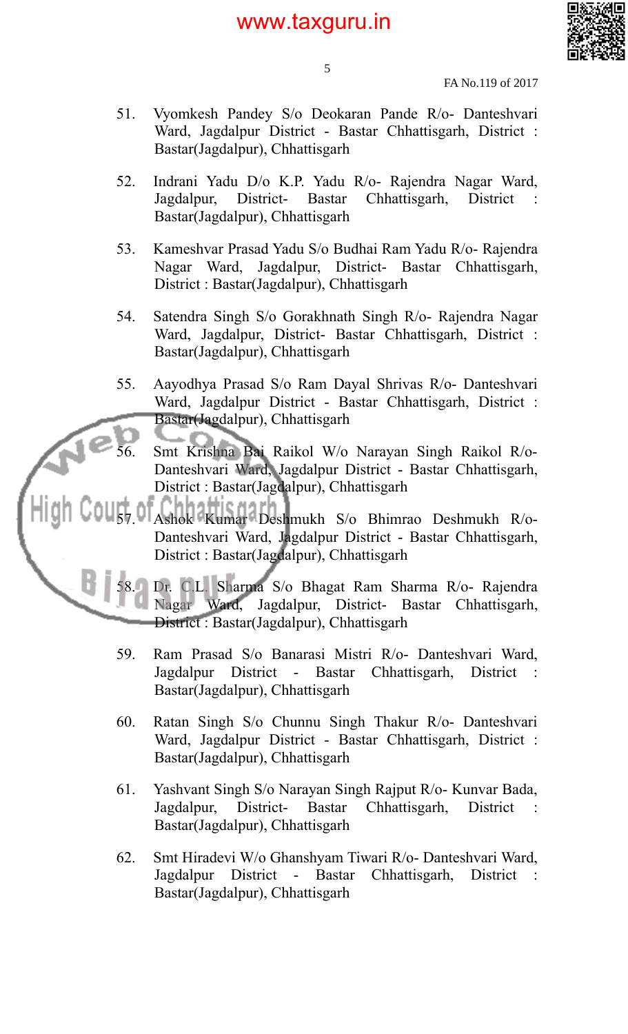51. Vyomkesh Pandey S/o Deokaran Pande R/o- Danteshvari Ward, Jagdalpur District - Bastar Chhattisgarh, District : Bastar(Jagdalpur), Chhattisgarh

52. Indrani Yadu D/o K.P. Yadu R/o- Rajendra Nagar Ward, Jagdalpur, District- Bastar Chhattisgarh, District : Bastar(Jagdalpur), Chhattisgarh

53. Kameshvar Prasad Yadu S/o Budhai Ram Yadu R/o- Rajendra Nagar Ward, Jagdalpur, District- Bastar Chhattisgarh, District : Bastar(Jagdalpur), Chhattisgarh

54. Satendra Singh S/o Gorakhnath Singh R/o- Rajendra Nagar Ward, Jagdalpur, District- Bastar Chhattisgarh, District : Bastar(Jagdalpur), Chhattisgarh

55. Aayodhya Prasad S/o Ram Dayal Shrivas R/o- Danteshvari Ward, Jagdalpur District - Bastar Chhattisgarh, District : Bastar(Jagdalpur), Chhattisgarh

56. Smt Krishna Bai Raikol W/o Narayan Singh Raikol R/o- Danteshvari Ward, Jagdalpur District - Bastar Chhattisgarh, District : Bastar(Jagdalpur), Chhattisgarh

57. Ashok Kumar Deshmukh S/o Bhimrao Deshmukh R/o- Danteshvari Ward, Jagdalpur District - Bastar Chhattisgarh, District : Bastar(Jagdalpur), Chhattisgarh

58. Dr. C.L. Sharma S/o Bhagat Ram Sharma R/o- Rajendra Nagar Ward, Jagdalpur, District- Bastar Chhattisgarh, District : Bastar(Jagdalpur), Chhattisgarh

59. Ram Prasad S/o Banarasi Mistri R/o- Danteshvari Ward, Jagdalpur District - Bastar Chhattisgarh, District : Bastar(Jagdalpur), Chhattisgarh

60. Ratan Singh S/o Chunnu Singh Thakur R/o- Danteshvari Ward, Jagdalpur District - Bastar Chhattisgarh, District : Bastar(Jagdalpur), Chhattisgarh

61. Yashvant Singh S/o Narayan Singh Rajput R/o- Kunvar Bada, Jagdalpur, District- Bastar Chhattisgarh, District : Bastar(Jagdalpur), Chhattisgarh

62. Smt Hiradevi W/o Ghanshyam Tiwari R/o- Danteshvari Ward, Jagdalpur District - Bastar Chhattisgarh, District : Bastar(Jagdalpur), Chhattisgarh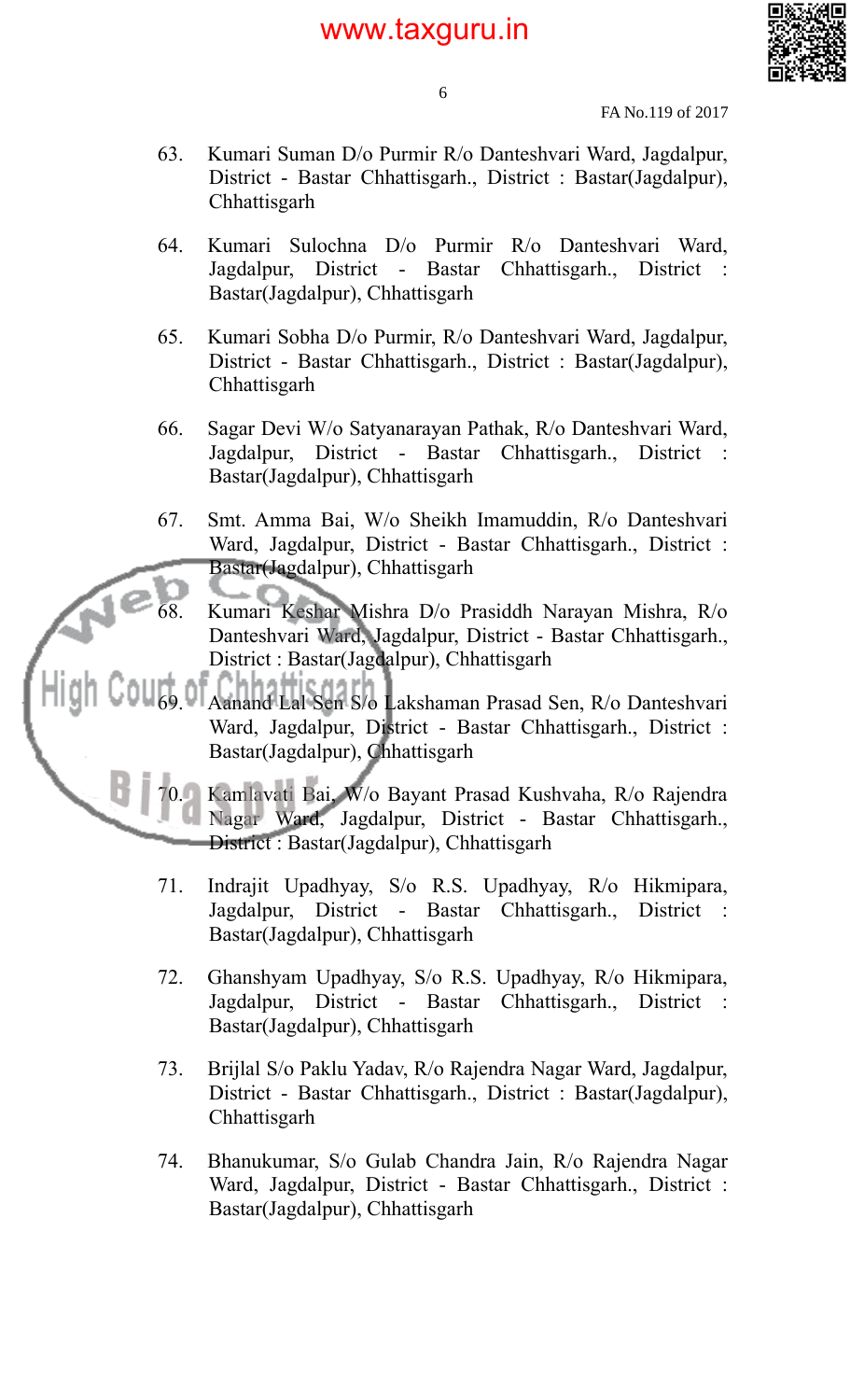63. Kumari Suman D/o Purmir R/o Danteshvari Ward, Jagdalpur, District - Bastar Chhattisgarh., District : Bastar(Jagdalpur), Chhattisgarh

64. Kumari Sulochna D/o Purmir R/o Danteshvari Ward, Jagdalpur, District - Bastar Chhattisgarh., District : Bastar(Jagdalpur), Chhattisgarh

65. Kumari Sobha D/o Purmir, R/o Danteshvari Ward, Jagdalpur, District - Bastar Chhattisgarh., District : Bastar(Jagdalpur), Chhattisgarh

66. Sagar Devi W/o Satyanarayan Pathak, R/o Danteshvari Ward, Jagdalpur, District - Bastar Chhattisgarh., District : Bastar(Jagdalpur), Chhattisgarh

67. Smt. Amma Bai, W/o Sheikh Imamuddin, R/o Danteshvari Ward, Jagdalpur, District - Bastar Chhattisgarh., District : Bastar(Jagdalpur), Chhattisgarh

68. Kumari Keshar Mishra D/o Prasiddh Narayan Mishra, R/o Danteshvari Ward, Jagdalpur, District - Bastar Chhattisgarh., District : Bastar(Jagdalpur), Chhattisgarh

69. Aanand Lal Sen S/o Lakshaman Prasad Sen, R/o Danteshvari Ward, Jagdalpur, District - Bastar Chhattisgarh., District : Bastar(Jagdalpur), Chhattisgarh

70. Kamlavati Bai, W/o Bayant Prasad Kushvaha, R/o Rajendra Nagar Ward, Jagdalpur, District - Bastar Chhattisgarh., District : Bastar(Jagdalpur), Chhattisgarh

71. Indrajit Upadhyay, S/o R.S. Upadhyay, R/o Hikmipara, Jagdalpur, District - Bastar Chhattisgarh., District : Bastar(Jagdalpur), Chhattisgarh

72. Ghanshyam Upadhyay, S/o R.S. Upadhyay, R/o Hikmipara, Jagdalpur, District - Bastar Chhattisgarh., District : Bastar(Jagdalpur), Chhattisgarh

73. Brijlal S/o Paklu Yadav, R/o Rajendra Nagar Ward, Jagdalpur, District - Bastar Chhattisgarh., District : Bastar(Jagdalpur), Chhattisgarh

74. Bhanukumar, S/o Gulab Chandra Jain, R/o Rajendra Nagar Ward, Jagdalpur, District - Bastar Chhattisgarh., District : Bastar(Jagdalpur), Chhattisgarh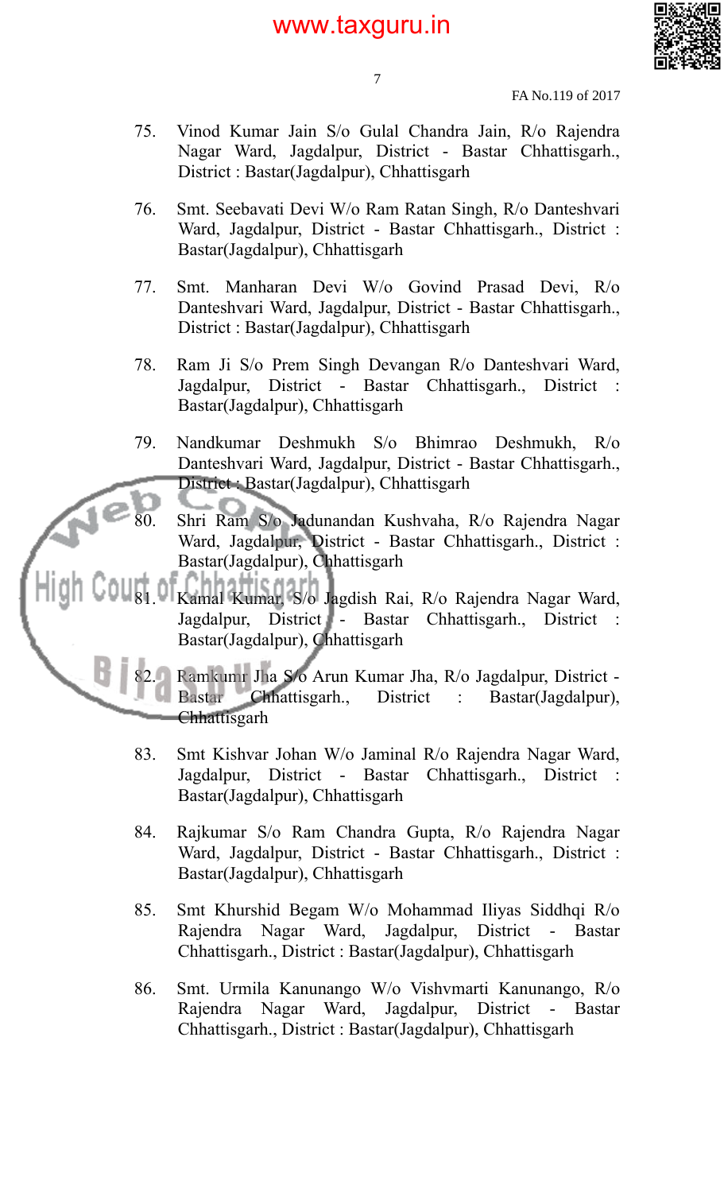75. Vinod Kumar Jain S/o Gulal Chandra Jain, R/o Rajendra Nagar Ward, Jagdalpur, District - Bastar Chhattisgarh., District : Bastar(Jagdalpur), Chhattisgarh

76. Smt. Seebavati Devi W/o Ram Ratan Singh, R/o Danteshvari Ward, Jagdalpur, District - Bastar Chhattisgarh., District : Bastar(Jagdalpur), Chhattisgarh

77. Smt. Manharan Devi W/o Govind Prasad Devi, R/o Danteshvari Ward, Jagdalpur, District - Bastar Chhattisgarh., District : Bastar(Jagdalpur), Chhattisgarh

78. Ram Ji S/o Prem Singh Devangan R/o Danteshvari Ward, Jagdalpur, District - Bastar Chhattisgarh., District : Bastar(Jagdalpur), Chhattisgarh

79. Nandkumar Deshmukh S/o Bhimrao Deshmukh, R/o Danteshvari Ward, Jagdalpur, District - Bastar Chhattisgarh., District : Bastar(Jagdalpur), Chhattisgarh

80. Shri Ram S/o Jadunandan Kushvaha, R/o Rajendra Nagar Ward, Jagdalpur, District - Bastar Chhattisgarh., District : Bastar(Jagdalpur), Chhattisgarh

81. Kamal Kumar, S/o Jagdish Rai, R/o Rajendra Nagar Ward, Jagdalpur, District - Bastar Chhattisgarh., District : Bastar(Jagdalpur), Chhattisgarh

82. Ramkumr Jha S/o Arun Kumar Jha, R/o Jagdalpur, District - Bastar Chhattisgarh., District : Bastar(Jagdalpur), Chhattisgarh

83. Smt Kishvar Johan W/o Jaminal R/o Rajendra Nagar Ward, Jagdalpur, District - Bastar Chhattisgarh., District : Bastar(Jagdalpur), Chhattisgarh

84. Rajkumar S/o Ram Chandra Gupta, R/o Rajendra Nagar Ward, Jagdalpur, District - Bastar Chhattisgarh., District : Bastar(Jagdalpur), Chhattisgarh

85. Smt Khurshid Begam W/o Mohammad Iliyas Siddhqi R/o Rajendra Nagar Ward, Jagdalpur, District - Bastar Chhattisgarh., District : Bastar(Jagdalpur), Chhattisgarh

86. Smt. Urmila Kanunango W/o Vishvmarti Kanunango, R/o Rajendra Nagar Ward, Jagdalpur, District - Bastar Chhattisgarh., District : Bastar(Jagdalpur), Chhattisgarh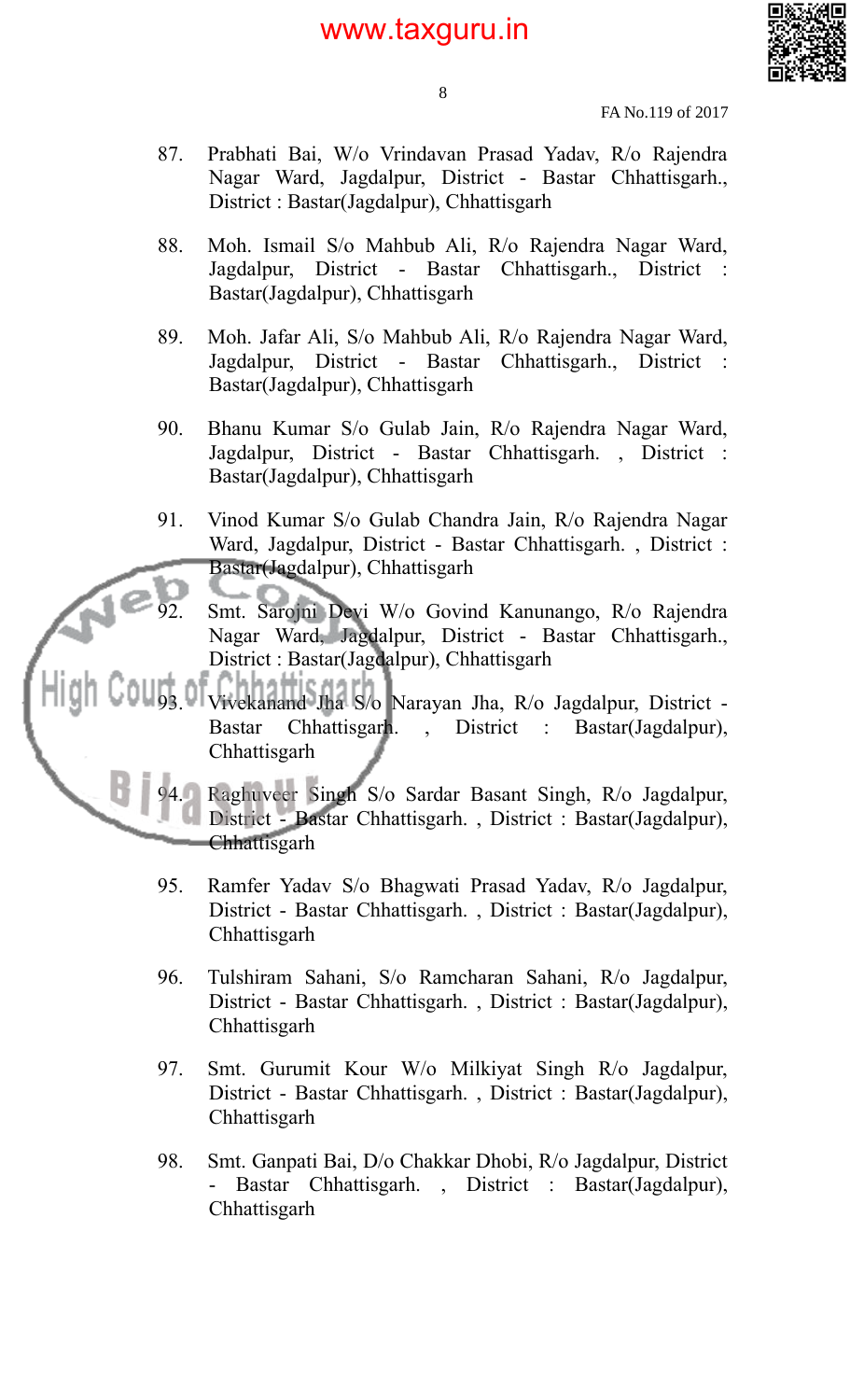87. Prabhati Bai, W/o Vrindavan Prasad Yadav, R/o Rajendra Nagar Ward, Jagdalpur, District - Bastar Chhattisgarh., District : Bastar(Jagdalpur), Chhattisgarh

88. Moh. Ismail S/o Mahbub Ali, R/o Rajendra Nagar Ward, Jagdalpur, District - Bastar Chhattisgarh., District : Bastar(Jagdalpur), Chhattisgarh

89. Moh. Jafar Ali, S/o Mahbub Ali, R/o Rajendra Nagar Ward, Jagdalpur, District - Bastar Chhattisgarh., District : Bastar(Jagdalpur), Chhattisgarh

90. Bhanu Kumar S/o Gulab Jain, R/o Rajendra Nagar Ward, Jagdalpur, District - Bastar Chhattisgarh. , District : Bastar(Jagdalpur), Chhattisgarh

91. Vinod Kumar S/o Gulab Chandra Jain, R/o Rajendra Nagar Ward, Jagdalpur, District - Bastar Chhattisgarh. , District : Bastar(Jagdalpur), Chhattisgarh

92. Smt. Sarojni Devi W/o Govind Kanunango, R/o Rajendra Nagar Ward, Jagdalpur, District - Bastar Chhattisgarh., District : Bastar(Jagdalpur), Chhattisgarh

93. Vivekanand Jha S/o Narayan Jha, R/o Jagdalpur, District - Bastar Chhattisgarh. , District : Bastar(Jagdalpur), Chhattisgarh

94. Raghuveer Singh S/o Sardar Basant Singh, R/o Jagdalpur, District - Bastar Chhattisgarh. , District : Bastar(Jagdalpur), Chhattisgarh

95. Ramfer Yadav S/o Bhagwati Prasad Yadav, R/o Jagdalpur, District - Bastar Chhattisgarh. , District : Bastar(Jagdalpur), Chhattisgarh

96. Tulshiram Sahani, S/o Ramcharan Sahani, R/o Jagdalpur, District - Bastar Chhattisgarh. , District : Bastar(Jagdalpur), Chhattisgarh

97. Smt. Gurumit Kour W/o Milkiyat Singh R/o Jagdalpur, District - Bastar Chhattisgarh. , District : Bastar(Jagdalpur), Chhattisgarh

98. Smt. Ganpati Bai, D/o Chakkar Dhobi, R/o Jagdalpur, District - Bastar Chhattisgarh. , District : Bastar(Jagdalpur), Chhattisgarh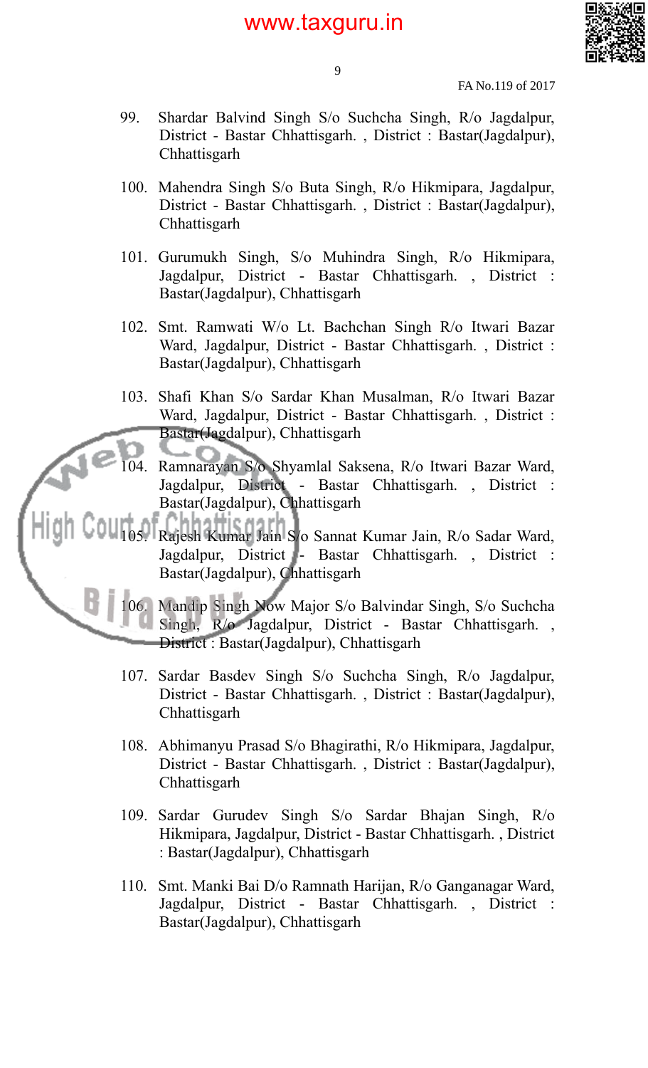99. Shardar Balvind Singh S/o Suchcha Singh, R/o Jagdalpur, District - Bastar Chhattisgarh. , District : Bastar(Jagdalpur), Chhattisgarh

100. Mahendra Singh S/o Buta Singh, R/o Hikmipara, Jagdalpur, District - Bastar Chhattisgarh. , District : Bastar(Jagdalpur), Chhattisgarh

101. Gurumukh Singh, S/o Muhindra Singh, R/o Hikmipara, Jagdalpur, District - Bastar Chhattisgarh. , District : Bastar(Jagdalpur), Chhattisgarh

102. Smt. Ramwati W/o Lt. Bachchan Singh R/o Itwari Bazar Ward, Jagdalpur, District - Bastar Chhattisgarh. , District : Bastar(Jagdalpur), Chhattisgarh

103. Shafi Khan S/o Sardar Khan Musalman, R/o Itwari Bazar Ward, Jagdalpur, District - Bastar Chhattisgarh. , District : Bastar(Jagdalpur), Chhattisgarh

104. Ramnarayan S/o Shyamlal Saksena, R/o Itwari Bazar Ward, Jagdalpur, District - Bastar Chhattisgarh. , District : Bastar(Jagdalpur), Chhattisgarh

105. Rajesh Kumar Jain S/o Sannat Kumar Jain, R/o Sadar Ward, Jagdalpur, District - Bastar Chhattisgarh. , District : Bastar(Jagdalpur), Chhattisgarh

106. Mandip Singh Now Major S/o Balvindar Singh, S/o Suchcha Singh, R/o Jagdalpur, District - Bastar Chhattisgarh. , District : Bastar(Jagdalpur), Chhattisgarh

107. Sardar Basdev Singh S/o Suchcha Singh, R/o Jagdalpur, District - Bastar Chhattisgarh. , District : Bastar(Jagdalpur), Chhattisgarh

108. Abhimanyu Prasad S/o Bhagirathi, R/o Hikmipara, Jagdalpur, District - Bastar Chhattisgarh. , District : Bastar(Jagdalpur), Chhattisgarh

109. Sardar Gurudev Singh S/o Sardar Bhajan Singh, R/o Hikmipara, Jagdalpur, District - Bastar Chhattisgarh. , District : Bastar(Jagdalpur), Chhattisgarh

110. Smt. Manki Bai D/o Ramnath Harijan, R/o Ganganagar Ward, Jagdalpur, District - Bastar Chhattisgarh. , District : Bastar(Jagdalpur), Chhattisgarh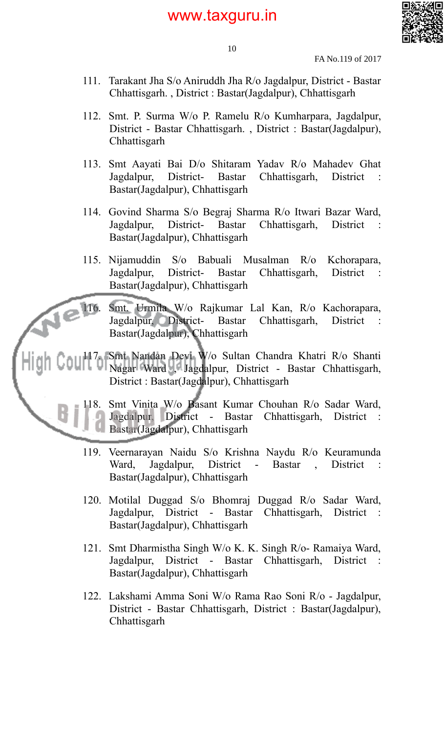111. Tarakant Jha S/o Aniruddh Jha R/o Jagdalpur, District - Bastar Chhattisgarh. , District : Bastar(Jagdalpur), Chhattisgarh

112. Smt. P. Surma W/o P. Ramelu R/o Kumharpara, Jagdalpur, District - Bastar Chhattisgarh. , District : Bastar(Jagdalpur), Chhattisgarh

113. Smt Aayati Bai D/o Shitaram Yadav R/o Mahadev Ghat Jagdalpur, District- Bastar Chhattisgarh, District : Bastar(Jagdalpur), Chhattisgarh

114. Govind Sharma S/o Begraj Sharma R/o Itwari Bazar Ward, Jagdalpur, District- Bastar Chhattisgarh, District : Bastar(Jagdalpur), Chhattisgarh

115. Nijamuddin S/o Babuali Musalman R/o Kchorapara, Jagdalpur, District- Bastar Chhattisgarh, District : Bastar(Jagdalpur), Chhattisgarh

116. Smt. Urmila W/o Rajkumar Lal Kan, R/o Kachorapara, Jagdalpur, District- Bastar Chhattisgarh, District : Bastar(Jagdalpur), Chhattisgarh

117. Smt Nandan Devi W/o Sultan Chandra Khatri R/o Shanti Nagar Ward , Jagdalpur, District - Bastar Chhattisgarh, District : Bastar(Jagdalpur), Chhattisgarh

118. Smt Vinita W/o Basant Kumar Chouhan R/o Sadar Ward, Jagdalpur, District - Bastar Chhattisgarh, District : Bastar(Jagdalpur), Chhattisgarh

119. Veernarayan Naidu S/o Krishna Naydu R/o Keuramunda Ward, Jagdalpur, District - Bastar , District : Bastar(Jagdalpur), Chhattisgarh

120. Motilal Duggad S/o Bhomraj Duggad R/o Sadar Ward, Jagdalpur, District - Bastar Chhattisgarh, District : Bastar(Jagdalpur), Chhattisgarh

121. Smt Dharmistha Singh W/o K. K. Singh R/o- Ramaiya Ward, Jagdalpur, District - Bastar Chhattisgarh, District : Bastar(Jagdalpur), Chhattisgarh

122. Lakshami Amma Soni W/o Rama Rao Soni R/o - Jagdalpur, District - Bastar Chhattisgarh, District : Bastar(Jagdalpur), Chhattisgarh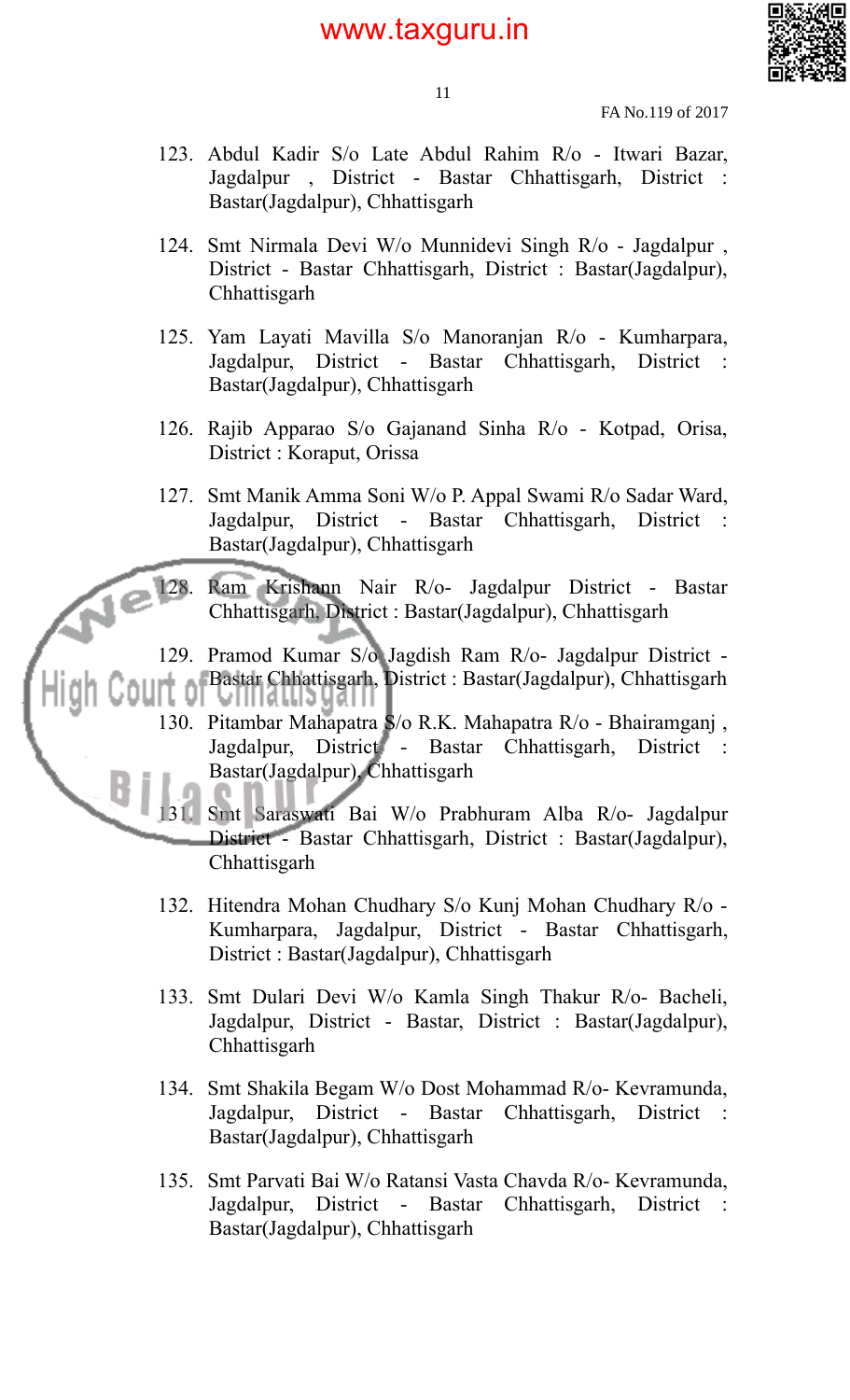123. Abdul Kadir S/o Late Abdul Rahim R/o - Itwari Bazar, Jagdalpur , District - Bastar Chhattisgarh, District : Bastar(Jagdalpur), Chhattisgarh

124. Smt Nirmala Devi W/o Munnidevi Singh R/o - Jagdalpur , District - Bastar Chhattisgarh, District : Bastar(Jagdalpur), Chhattisgarh

125. Yam Layati Mavilla S/o Manoranjan R/o - Kumharpara, Jagdalpur, District - Bastar Chhattisgarh, District : Bastar(Jagdalpur), Chhattisgarh

126. Rajib Apparao S/o Gajanand Sinha R/o - Kotpad, Orisa, District : Koraput, Orissa

127. Smt Manik Amma Soni W/o P. Appal Swami R/o Sadar Ward, Jagdalpur, District - Bastar Chhattisgarh, District : Bastar(Jagdalpur), Chhattisgarh

128. Ram Krishann Nair R/o- Jagdalpur District - Bastar Chhattisgarh, District : Bastar(Jagdalpur), Chhattisgarh

129. Pramod Kumar S/o Jagdish Ram R/o- Jagdalpur District - Bastar Chhattisgarh, District : Bastar(Jagdalpur), Chhattisgarh

130. Pitambar Mahapatra S/o R.K. Mahapatra R/o - Bhairamganj , Jagdalpur, District - Bastar Chhattisgarh, District : Bastar(Jagdalpur), Chhattisgarh

131. Smt Saraswati Bai W/o Prabhuram Alba R/o- Jagdalpur District - Bastar Chhattisgarh, District : Bastar(Jagdalpur), Chhattisgarh

132. Hitendra Mohan Chudhary S/o Kunj Mohan Chudhary R/o - Kumharpara, Jagdalpur, District - Bastar Chhattisgarh, District : Bastar(Jagdalpur), Chhattisgarh

133. Smt Dulari Devi W/o Kamla Singh Thakur R/o- Bacheli, Jagdalpur, District - Bastar, District : Bastar(Jagdalpur), Chhattisgarh

134. Smt Shakila Begam W/o Dost Mohammad R/o- Kevramunda, Jagdalpur, District - Bastar Chhattisgarh, District : Bastar(Jagdalpur), Chhattisgarh

135. Smt Parvati Bai W/o Ratansi Vasta Chavda R/o- Kevramunda, Jagdalpur, District - Bastar Chhattisgarh, District : Bastar(Jagdalpur), Chhattisgarh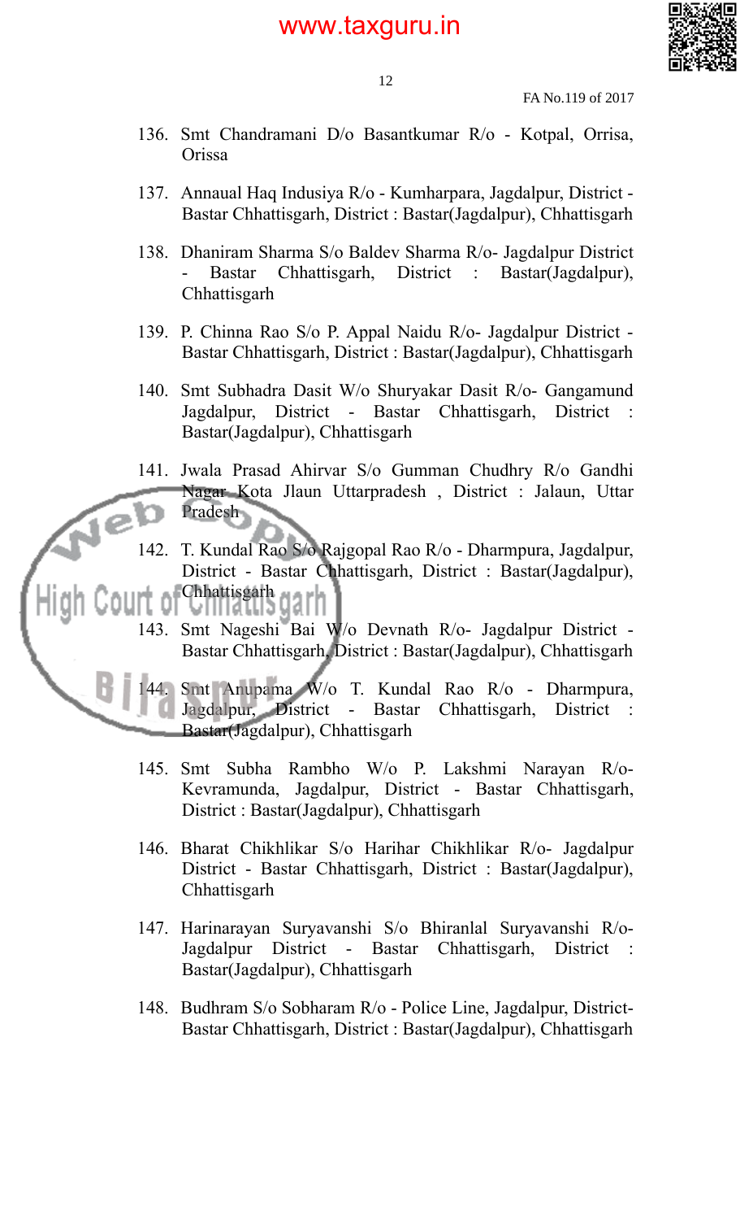136. Smt Chandramani D/o Basantkumar R/o - Kotpal, Orrisa, Orissa

137. Annaual Haq Indusiya R/o - Kumharpara, Jagdalpur, District - Bastar Chhattisgarh, District : Bastar(Jagdalpur), Chhattisgarh

138. Dhaniram Sharma S/o Baldev Sharma R/o- Jagdalpur District - Bastar Chhattisgarh, District : Bastar(Jagdalpur), Chhattisgarh

139. P. Chinna Rao S/o P. Appal Naidu R/o- Jagdalpur District - Bastar Chhattisgarh, District : Bastar(Jagdalpur), Chhattisgarh

140. Smt Subhadra Dasit W/o Shuryakar Dasit R/o- Gangamund Jagdalpur, District - Bastar Chhattisgarh, District : Bastar(Jagdalpur), Chhattisgarh

141. Jwala Prasad Ahirvar S/o Gumman Chudhry R/o Gandhi Nagar Kota Jlaun Uttarpradesh , District : Jalaun, Uttar Pradesh

142. T. Kundal Rao S/o Rajgopal Rao R/o - Dharmpura, Jagdalpur, District - Bastar Chhattisgarh, District : Bastar(Jagdalpur), Chhattisgarh

143. Smt Nageshi Bai W/o Devnath R/o- Jagdalpur District - Bastar Chhattisgarh, District : Bastar(Jagdalpur), Chhattisgarh

144. Smt Anupama W/o T. Kundal Rao R/o - Dharmpura, Jagdalpur, District - Bastar Chhattisgarh, District : Bastar(Jagdalpur), Chhattisgarh

145. Smt Subha Rambho W/o P. Lakshmi Narayan R/o- Kevramunda, Jagdalpur, District - Bastar Chhattisgarh, District : Bastar(Jagdalpur), Chhattisgarh

146. Bharat Chikhlikar S/o Harihar Chikhlikar R/o- Jagdalpur District - Bastar Chhattisgarh, District : Bastar(Jagdalpur), Chhattisgarh

147. Harinarayan Suryavanshi S/o Bhiranlal Suryavanshi R/o- Jagdalpur District - Bastar Chhattisgarh, District : Bastar(Jagdalpur), Chhattisgarh

148. Budhram S/o Sobharam R/o - Police Line, Jagdalpur, District- Bastar Chhattisgarh, District : Bastar(Jagdalpur), Chhattisgarh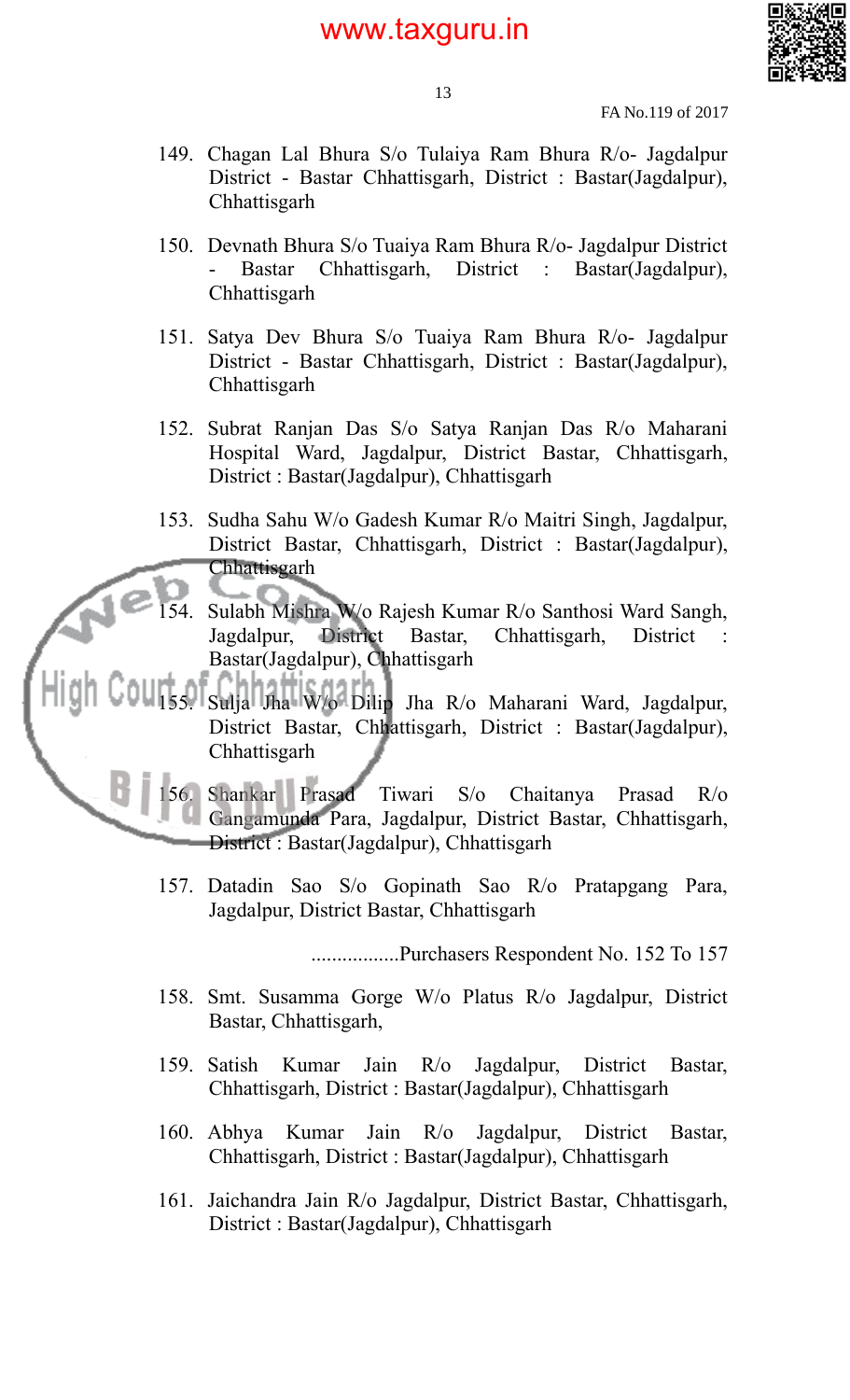149. Chagan Lal Bhura S/o Tulaiya Ram Bhura R/o- Jagdalpur District - Bastar Chhattisgarh, District : Bastar(Jagdalpur), Chhattisgarh

150. Devnath Bhura S/o Tuaiya Ram Bhura R/o- Jagdalpur District - Bastar Chhattisgarh, District : Bastar(Jagdalpur), Chhattisgarh

151. Satya Dev Bhura S/o Tuaiya Ram Bhura R/o- Jagdalpur District - Bastar Chhattisgarh, District : Bastar(Jagdalpur), Chhattisgarh

152. Subrat Ranjan Das S/o Satya Ranjan Das R/o Maharani Hospital Ward, Jagdalpur, District Bastar, Chhattisgarh, District : Bastar(Jagdalpur), Chhattisgarh

153. Sudha Sahu W/o Gadesh Kumar R/o Maitri Singh, Jagdalpur, District Bastar, Chhattisgarh, District : Bastar(Jagdalpur), Chhattisgarh

154. Sulabh Mishra W/o Rajesh Kumar R/o Santhosi Ward Sangh, Jagdalpur, District Bastar, Chhattisgarh, District : Bastar(Jagdalpur), Chhattisgarh

155. Sulja Jha W/o Dilip Jha R/o Maharani Ward, Jagdalpur, District Bastar, Chhattisgarh, District : Bastar(Jagdalpur), Chhattisgarh

156. Shankar Prasad Tiwari S/o Chaitanya Prasad R/o Gangamunda Para, Jagdalpur, District Bastar, Chhattisgarh, District : Bastar(Jagdalpur), Chhattisgarh

157. Datadin Sao S/o Gopinath Sao R/o Pratapgang Para, Jagdalpur, District Bastar, Chhattisgarh

.................Purchasers Respondent No. 152 To 157

158. Smt. Susamma Gorge W/o Platus R/o Jagdalpur, District Bastar, Chhattisgarh,

159. Satish Kumar Jain R/o Jagdalpur, District Bastar, Chhattisgarh, District : Bastar(Jagdalpur), Chhattisgarh

160. Abhya Kumar Jain R/o Jagdalpur, District Bastar, Chhattisgarh, District : Bastar(Jagdalpur), Chhattisgarh

161. Jaichandra Jain R/o Jagdalpur, District Bastar, Chhattisgarh, District : Bastar(Jagdalpur), Chhattisgarh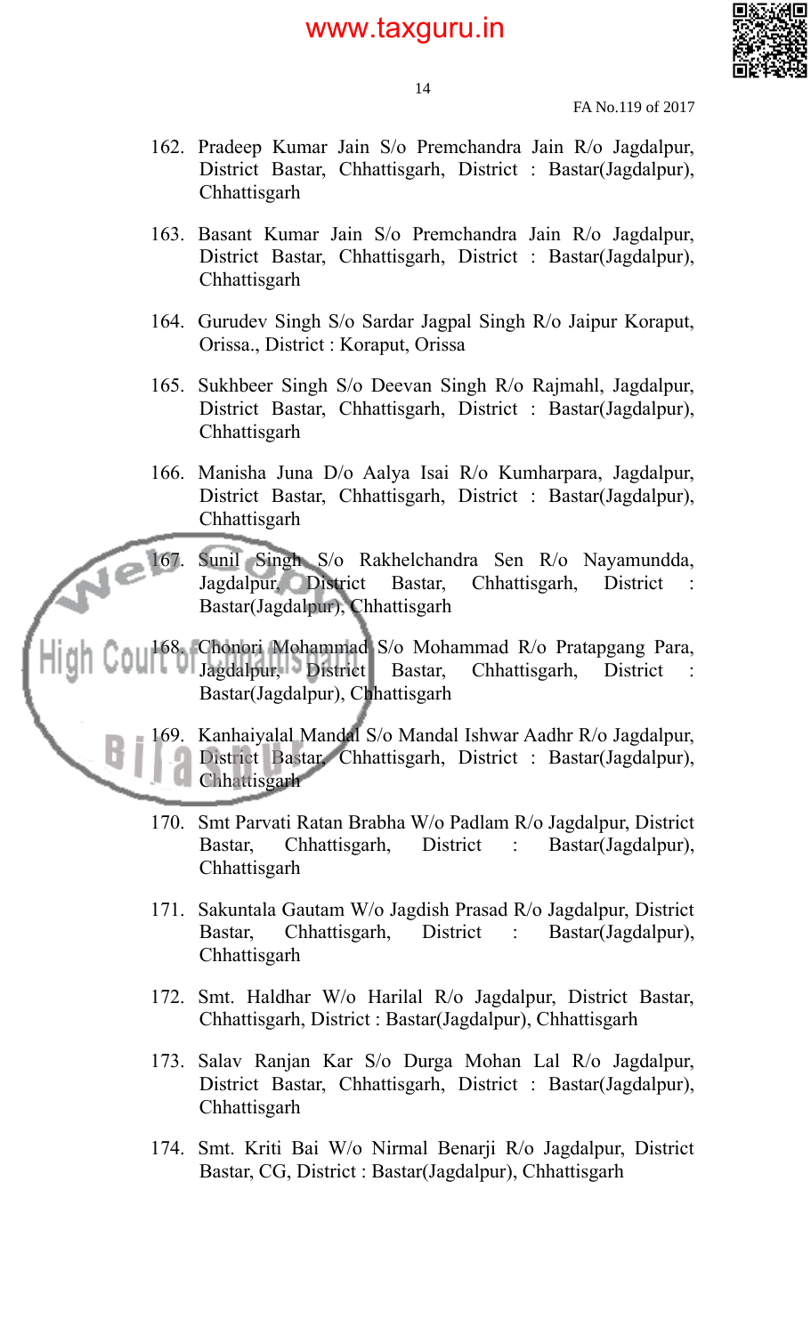162. Pradeep Kumar Jain S/o Premchandra Jain R/o Jagdalpur, District Bastar, Chhattisgarh, District : Bastar(Jagdalpur), Chhattisgarh

163. Basant Kumar Jain S/o Premchandra Jain R/o Jagdalpur, District Bastar, Chhattisgarh, District : Bastar(Jagdalpur), Chhattisgarh

164. Gurudev Singh S/o Sardar Jagpal Singh R/o Jaipur Koraput, Orissa., District : Koraput, Orissa

165. Sukhbeer Singh S/o Deevan Singh R/o Rajmahl, Jagdalpur, District Bastar, Chhattisgarh, District : Bastar(Jagdalpur), Chhattisgarh

166. Manisha Juna D/o Aalya Isai R/o Kumharpara, Jagdalpur, District Bastar, Chhattisgarh, District : Bastar(Jagdalpur), Chhattisgarh

167. Sunil Singh S/o Rakhelchandra Sen R/o Nayamundda, Jagdalpur, District Bastar, Chhattisgarh, District : Bastar(Jagdalpur), Chhattisgarh

168. Chonori Mohammad S/o Mohammad R/o Pratapgang Para, Jagdalpur, District Bastar, Chhattisgarh, District : Bastar(Jagdalpur), Chhattisgarh

169. Kanhaiyalal Mandal S/o Mandal Ishwar Aadhr R/o Jagdalpur, District Bastar, Chhattisgarh, District : Bastar(Jagdalpur), Chhattisgarh

170. Smt Parvati Ratan Brabha W/o Padlam R/o Jagdalpur, District Bastar, Chhattisgarh, District : Bastar(Jagdalpur), Chhattisgarh

171. Sakuntala Gautam W/o Jagdish Prasad R/o Jagdalpur, District Bastar, Chhattisgarh, District : Bastar(Jagdalpur), Chhattisgarh

172. Smt. Haldhar W/o Harilal R/o Jagdalpur, District Bastar, Chhattisgarh, District : Bastar(Jagdalpur), Chhattisgarh

173. Salav Ranjan Kar S/o Durga Mohan Lal R/o Jagdalpur, District Bastar, Chhattisgarh, District : Bastar(Jagdalpur), Chhattisgarh

174. Smt. Kriti Bai W/o Nirmal Benarji R/o Jagdalpur, District Bastar, CG, District : Bastar(Jagdalpur), Chhattisgarh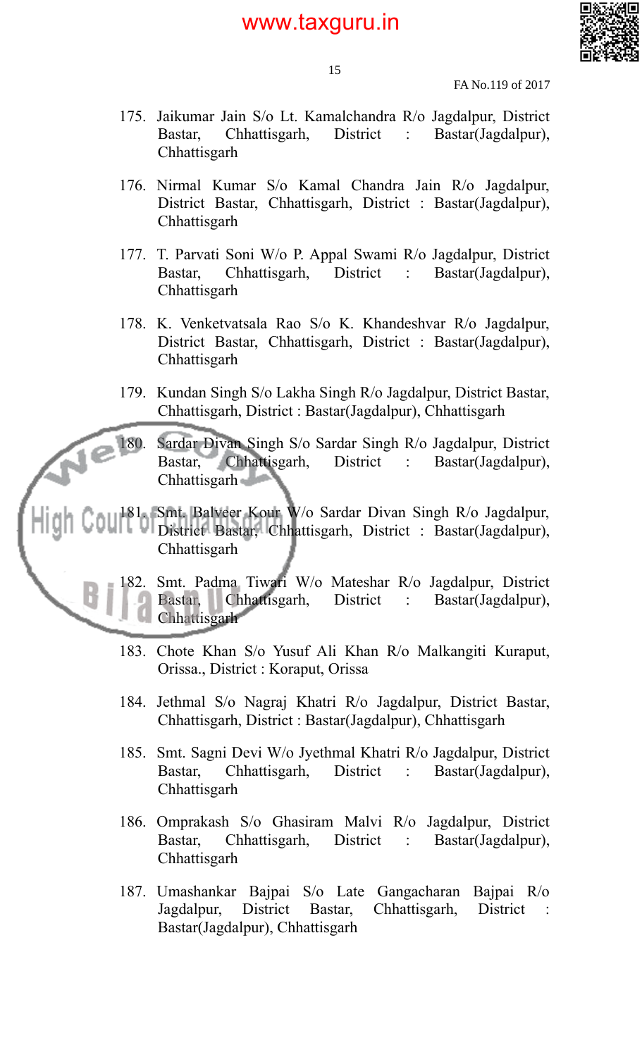175. Jaikumar Jain S/o Lt. Kamalchandra R/o Jagdalpur, District Bastar, Chhattisgarh, District : Bastar(Jagdalpur), Chhattisgarh

176. Nirmal Kumar S/o Kamal Chandra Jain R/o Jagdalpur, District Bastar, Chhattisgarh, District : Bastar(Jagdalpur), Chhattisgarh

177. T. Parvati Soni W/o P. Appal Swami R/o Jagdalpur, District Bastar, Chhattisgarh, District : Bastar(Jagdalpur), Chhattisgarh

178. K. Venketvatsala Rao S/o K. Khandeshvar R/o Jagdalpur, District Bastar, Chhattisgarh, District : Bastar(Jagdalpur), Chhattisgarh

179. Kundan Singh S/o Lakha Singh R/o Jagdalpur, District Bastar, Chhattisgarh, District : Bastar(Jagdalpur), Chhattisgarh

180. Sardar Divan Singh S/o Sardar Singh R/o Jagdalpur, District Bastar, Chhattisgarh, District : Bastar(Jagdalpur), Chhattisgarh

181. Smt. Balveer Kour W/o Sardar Divan Singh R/o Jagdalpur, District Bastar, Chhattisgarh, District : Bastar(Jagdalpur), Chhattisgarh

182. Smt. Padma Tiwari W/o Mateshar R/o Jagdalpur, District Bastar, Chhattisgarh, District : Bastar(Jagdalpur), Chhattisgarh

183. Chote Khan S/o Yusuf Ali Khan R/o Malkangiti Kuraput, Orissa., District : Koraput, Orissa

184. Jethmal S/o Nagraj Khatri R/o Jagdalpur, District Bastar, Chhattisgarh, District : Bastar(Jagdalpur), Chhattisgarh

185. Smt. Sagni Devi W/o Jyethmal Khatri R/o Jagdalpur, District Bastar, Chhattisgarh, District : Bastar(Jagdalpur), Chhattisgarh

186. Omprakash S/o Ghasiram Malvi R/o Jagdalpur, District Bastar, Chhattisgarh, District : Bastar(Jagdalpur), Chhattisgarh

187. Umashankar Bajpai S/o Late Gangacharan Bajpai R/o Jagdalpur, District Bastar, Chhattisgarh, District : Bastar(Jagdalpur), Chhattisgarh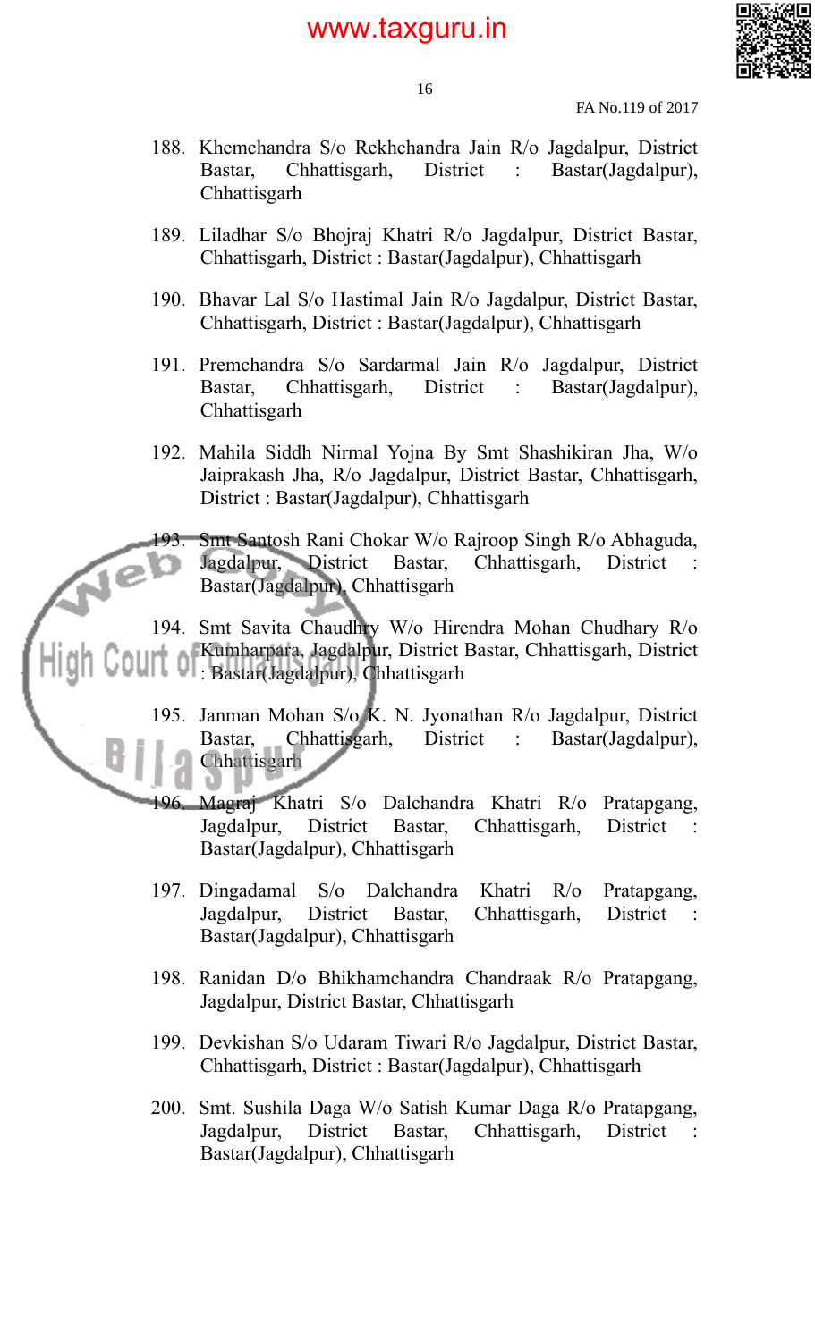188. Khemchandra S/o Rekhchandra Jain R/o Jagdalpur, District Bastar, Chhattisgarh, District : Bastar(Jagdalpur), Chhattisgarh

189. Liladhar S/o Bhojraj Khatri R/o Jagdalpur, District Bastar, Chhattisgarh, District : Bastar(Jagdalpur), Chhattisgarh

190. Bhavar Lal S/o Hastimal Jain R/o Jagdalpur, District Bastar, Chhattisgarh, District : Bastar(Jagdalpur), Chhattisgarh

191. Premchandra S/o Sardarmal Jain R/o Jagdalpur, District Bastar, Chhattisgarh, District : Bastar(Jagdalpur), Chhattisgarh

192. Mahila Siddh Nirmal Yojna By Smt Shashikiran Jha, W/o Jaiprakash Jha, R/o Jagdalpur, District Bastar, Chhattisgarh, District : Bastar(Jagdalpur), Chhattisgarh

193. Smt Santosh Rani Chokar W/o Rajroop Singh R/o Abhaguda, Jagdalpur, District Bastar, Chhattisgarh, District : Bastar(Jagdalpur), Chhattisgarh

194. Smt Savita Chaudhry W/o Hirendra Mohan Chudhary R/o Kumharpara, Jagdalpur, District Bastar, Chhattisgarh, District : Bastar(Jagdalpur), Chhattisgarh

195. Janman Mohan S/o K. N. Jyonathan R/o Jagdalpur, District Bastar, Chhattisgarh, District : Bastar(Jagdalpur), Chhattisgarh

196. Magraj Khatri S/o Dalchandra Khatri R/o Pratapgang, Jagdalpur, District Bastar, Chhattisgarh, District : Bastar(Jagdalpur), Chhattisgarh

197. Dingadamal S/o Dalchandra Khatri R/o Pratapgang, Jagdalpur, District Bastar, Chhattisgarh, District : Bastar(Jagdalpur), Chhattisgarh

198. Ranidan D/o Bhikhamchandra Chandraak R/o Pratapgang, Jagdalpur, District Bastar, Chhattisgarh

199. Devkishan S/o Udaram Tiwari R/o Jagdalpur, District Bastar, Chhattisgarh, District : Bastar(Jagdalpur), Chhattisgarh

200. Smt. Sushila Daga W/o Satish Kumar Daga R/o Pratapgang, Jagdalpur, District Bastar, Chhattisgarh, District : Bastar(Jagdalpur), Chhattisgarh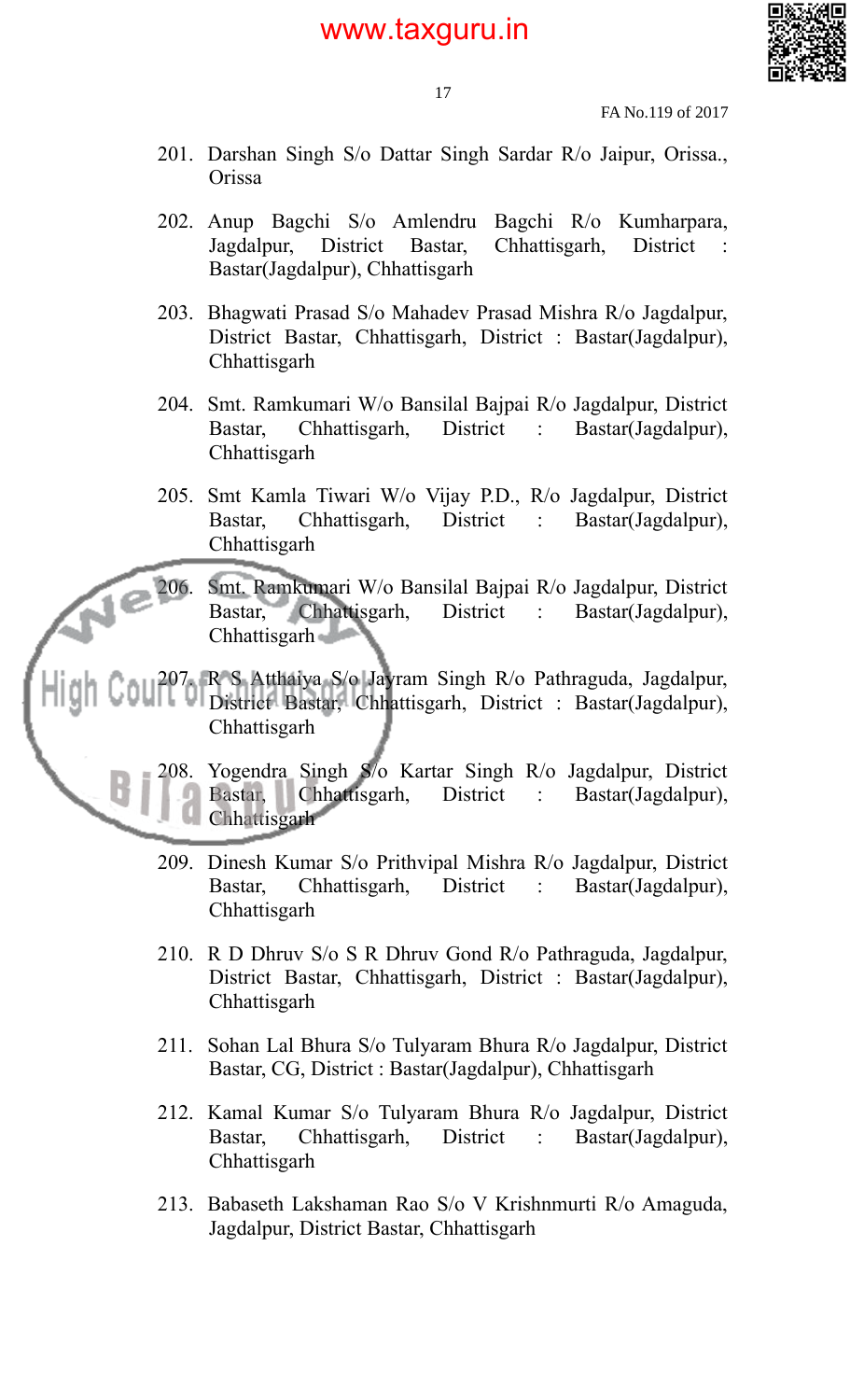201. Darshan Singh S/o Dattar Singh Sardar R/o Jaipur, Orissa., Orissa

202. Anup Bagchi S/o Amlendru Bagchi R/o Kumharpara, Jagdalpur, District Bastar, Chhattisgarh, District : Bastar(Jagdalpur), Chhattisgarh

203. Bhagwati Prasad S/o Mahadev Prasad Mishra R/o Jagdalpur, District Bastar, Chhattisgarh, District : Bastar(Jagdalpur), Chhattisgarh

204. Smt. Ramkumari W/o Bansilal Bajpai R/o Jagdalpur, District Bastar, Chhattisgarh, District : Bastar(Jagdalpur), Chhattisgarh

205. Smt Kamla Tiwari W/o Vijay P.D., R/o Jagdalpur, District Bastar, Chhattisgarh, District : Bastar(Jagdalpur), Chhattisgarh

206. Smt. Ramkumari W/o Bansilal Bajpai R/o Jagdalpur, District Bastar, Chhattisgarh, District : Bastar(Jagdalpur), Chhattisgarh

207. R S Atthaiya S/o Jayram Singh R/o Pathraguda, Jagdalpur, District Bastar, Chhattisgarh, District : Bastar(Jagdalpur), Chhattisgarh

208. Yogendra Singh S/o Kartar Singh R/o Jagdalpur, District Bastar, Chhattisgarh, District : Bastar(Jagdalpur), Chhattisgarh

209. Dinesh Kumar S/o Prithvipal Mishra R/o Jagdalpur, District Bastar, Chhattisgarh, District : Bastar(Jagdalpur), Chhattisgarh

210. R D Dhruv S/o S R Dhruv Gond R/o Pathraguda, Jagdalpur, District Bastar, Chhattisgarh, District : Bastar(Jagdalpur), Chhattisgarh

211. Sohan Lal Bhura S/o Tulyaram Bhura R/o Jagdalpur, District Bastar, CG, District : Bastar(Jagdalpur), Chhattisgarh

212. Kamal Kumar S/o Tulyaram Bhura R/o Jagdalpur, District Bastar, Chhattisgarh, District : Bastar(Jagdalpur), Chhattisgarh

213. Babaseth Lakshaman Rao S/o V Krishnmurti R/o Amaguda, Jagdalpur, District Bastar, Chhattisgarh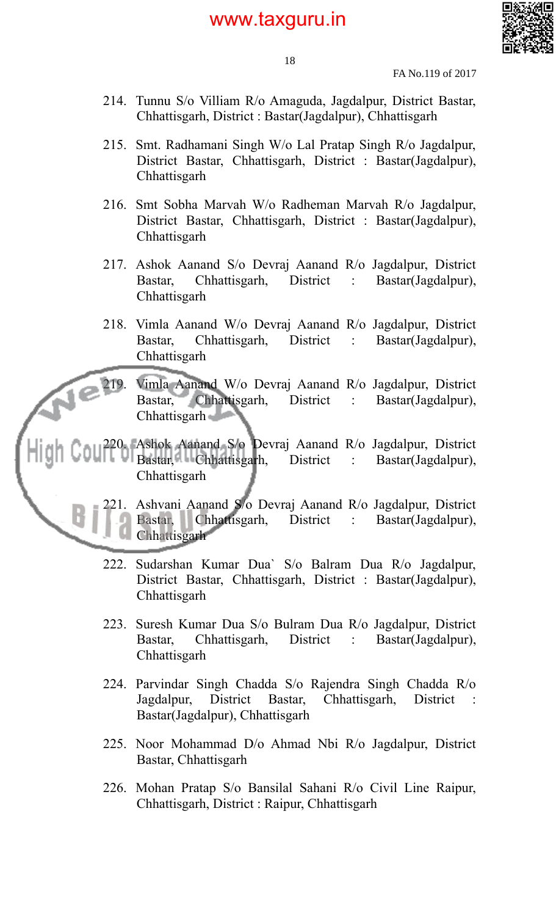214. Tunnu S/o Villiam R/o Amaguda, Jagdalpur, District Bastar, Chhattisgarh, District : Bastar(Jagdalpur), Chhattisgarh

215. Smt. Radhamani Singh W/o Lal Pratap Singh R/o Jagdalpur, District Bastar, Chhattisgarh, District : Bastar(Jagdalpur), Chhattisgarh

216. Smt Sobha Marvah W/o Radheman Marvah R/o Jagdalpur, District Bastar, Chhattisgarh, District : Bastar(Jagdalpur), Chhattisgarh

217. Ashok Aanand S/o Devraj Aanand R/o Jagdalpur, District Bastar, Chhattisgarh, District : Bastar(Jagdalpur), Chhattisgarh

218. Vimla Aanand W/o Devraj Aanand R/o Jagdalpur, District Bastar, Chhattisgarh, District : Bastar(Jagdalpur), Chhattisgarh

219. Vimla Aanand W/o Devraj Aanand R/o Jagdalpur, District Bastar, Chhattisgarh, District : Bastar(Jagdalpur), Chhattisgarh

220. Ashok Aanand S/o Devraj Aanand R/o Jagdalpur, District Bastar, Chhattisgarh, District : Bastar(Jagdalpur), Chhattisgarh

221. Ashvani Aanand S/o Devraj Aanand R/o Jagdalpur, District Bastar, Chhattisgarh, District : Bastar(Jagdalpur), Chhattisgarh

222. Sudarshan Kumar Dua` S/o Balram Dua R/o Jagdalpur, District Bastar, Chhattisgarh, District : Bastar(Jagdalpur), Chhattisgarh

223. Suresh Kumar Dua S/o Bulram Dua R/o Jagdalpur, District Bastar, Chhattisgarh, District : Bastar(Jagdalpur), Chhattisgarh

224. Parvindar Singh Chadda S/o Rajendra Singh Chadda R/o Jagdalpur, District Bastar, Chhattisgarh, District : Bastar(Jagdalpur), Chhattisgarh

225. Noor Mohammad D/o Ahmad Nbi R/o Jagdalpur, District Bastar, Chhattisgarh

226. Mohan Pratap S/o Bansilal Sahani R/o Civil Line Raipur, Chhattisgarh, District : Raipur, Chhattisgarh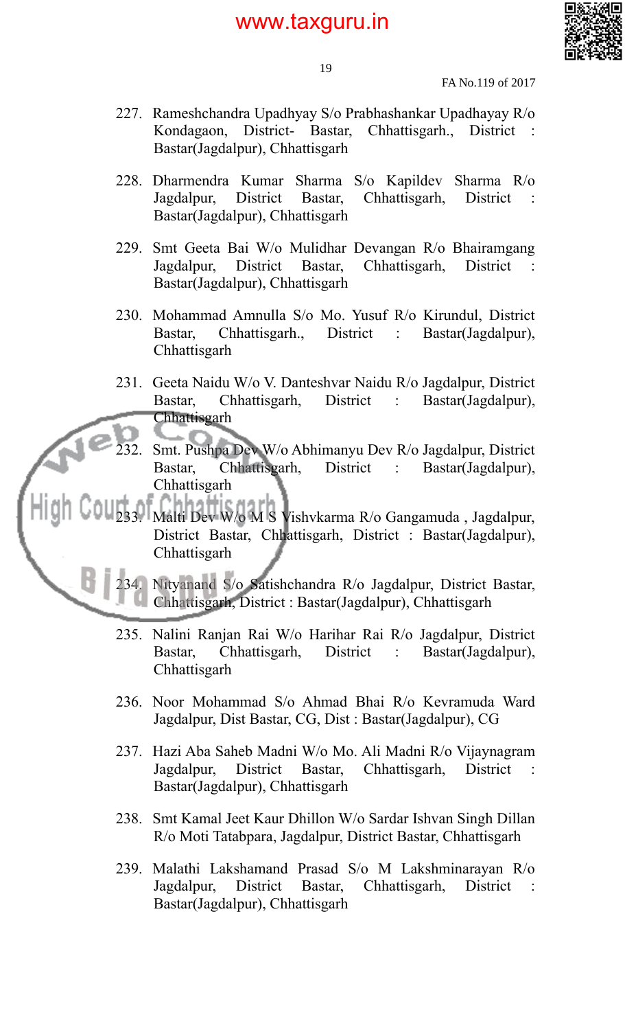227. Rameshchandra Upadhyay S/o Prabhashankar Upadhayay R/o Kondagaon, District- Bastar, Chhattisgarh., District : Bastar(Jagdalpur), Chhattisgarh

228. Dharmendra Kumar Sharma S/o Kapildev Sharma R/o Jagdalpur, District Bastar, Chhattisgarh, District : Bastar(Jagdalpur), Chhattisgarh

229. Smt Geeta Bai W/o Mulidhar Devangan R/o Bhairamgang Jagdalpur, District Bastar, Chhattisgarh, District : Bastar(Jagdalpur), Chhattisgarh

230. Mohammad Amnulla S/o Mo. Yusuf R/o Kirundul, District Bastar, Chhattisgarh., District : Bastar(Jagdalpur), Chhattisgarh

231. Geeta Naidu W/o V. Danteshvar Naidu R/o Jagdalpur, District Bastar, Chhattisgarh, District : Bastar(Jagdalpur), Chhattisgarh

232. Smt. Pushpa Dev W/o Abhimanyu Dev R/o Jagdalpur, District Bastar, Chhattisgarh, District : Bastar(Jagdalpur), Chhattisgarh

233. Malti Dev W/o M S Vishvkarma R/o Gangamuda , Jagdalpur, District Bastar, Chhattisgarh, District : Bastar(Jagdalpur), Chhattisgarh

234. Nityanand S/o Satishchandra R/o Jagdalpur, District Bastar, Chhattisgarh, District : Bastar(Jagdalpur), Chhattisgarh

235. Nalini Ranjan Rai W/o Harihar Rai R/o Jagdalpur, District Bastar, Chhattisgarh, District : Bastar(Jagdalpur), Chhattisgarh

236. Noor Mohammad S/o Ahmad Bhai R/o Kevramuda Ward Jagdalpur, Dist Bastar, CG, Dist : Bastar(Jagdalpur), CG

237. Hazi Aba Saheb Madni W/o Mo. Ali Madni R/o Vijaynagram Jagdalpur, District Bastar, Chhattisgarh, District : Bastar(Jagdalpur), Chhattisgarh

238. Smt Kamal Jeet Kaur Dhillon W/o Sardar Ishvan Singh Dillan R/o Moti Tatabpara, Jagdalpur, District Bastar, Chhattisgarh

239. Malathi Lakshamand Prasad S/o M Lakshminarayan R/o Jagdalpur, District Bastar, Chhattisgarh, District : Bastar(Jagdalpur), Chhattisgarh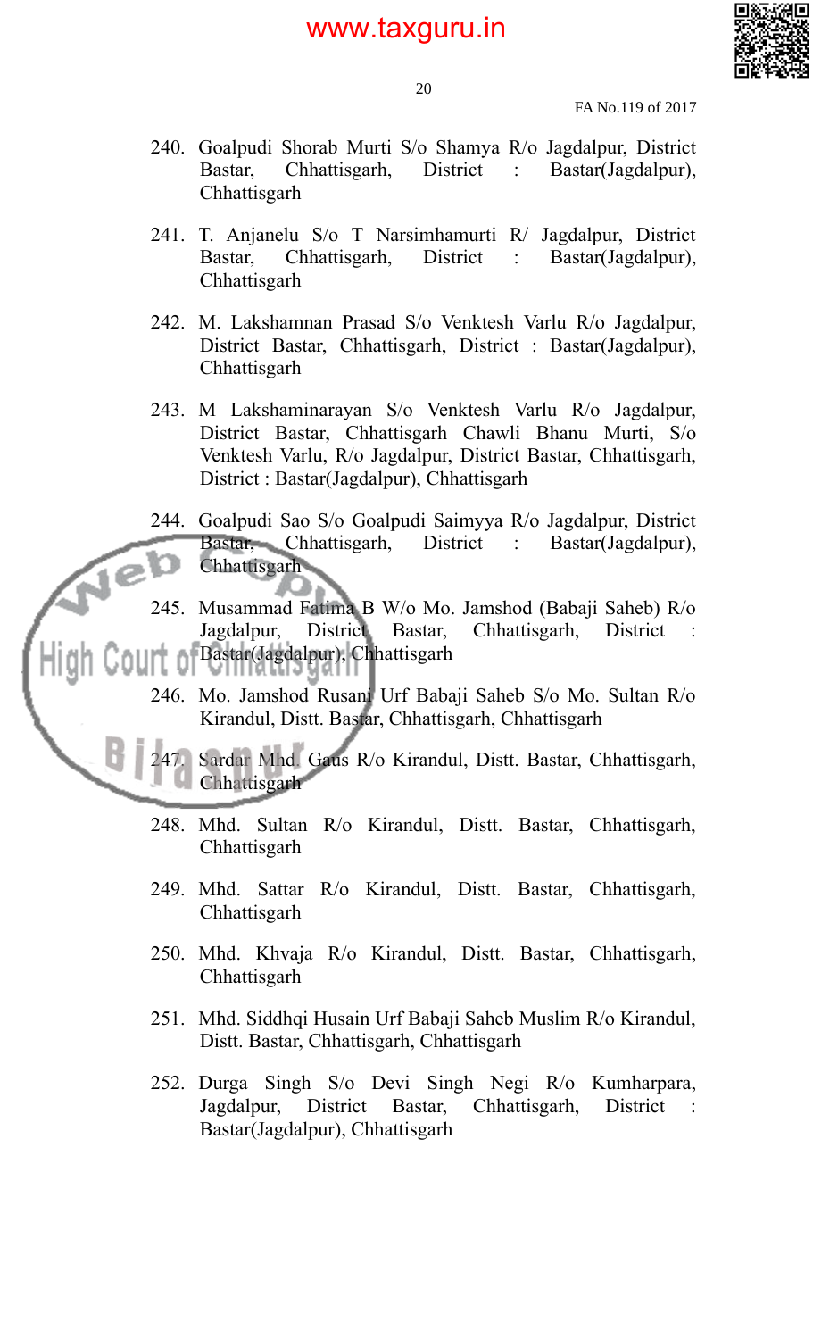240. Goalpudi Shorab Murti S/o Shamya R/o Jagdalpur, District Bastar, Chhattisgarh, District : Bastar(Jagdalpur), Chhattisgarh

241. T. Anjanelu S/o T Narsimhamurti R/ Jagdalpur, District Bastar, Chhattisgarh, District : Bastar(Jagdalpur), Chhattisgarh

242. M. Lakshamnan Prasad S/o Venktesh Varlu R/o Jagdalpur, District Bastar, Chhattisgarh, District : Bastar(Jagdalpur), Chhattisgarh

243. M Lakshaminarayan S/o Venktesh Varlu R/o Jagdalpur, District Bastar, Chhattisgarh Chawli Bhanu Murti, S/o Venktesh Varlu, R/o Jagdalpur, District Bastar, Chhattisgarh, District : Bastar(Jagdalpur), Chhattisgarh

244. Goalpudi Sao S/o Goalpudi Saimyya R/o Jagdalpur, District Bastar, Chhattisgarh, District : Bastar(Jagdalpur), Chhattisgarh

245. Musammad Fatima B W/o Mo. Jamshod (Babaji Saheb) R/o Jagdalpur, District Bastar, Chhattisgarh, District : Bastar(Jagdalpur), Chhattisgarh

246. Mo. Jamshod Rusani Urf Babaji Saheb S/o Mo. Sultan R/o Kirandul, Distt. Bastar, Chhattisgarh, Chhattisgarh

247. Sardar Mhd. Gaus R/o Kirandul, Distt. Bastar, Chhattisgarh, Chhattisgarh

248. Mhd. Sultan R/o Kirandul, Distt. Bastar, Chhattisgarh, Chhattisgarh

249. Mhd. Sattar R/o Kirandul, Distt. Bastar, Chhattisgarh, Chhattisgarh

250. Mhd. Khvaja R/o Kirandul, Distt. Bastar, Chhattisgarh, Chhattisgarh

251. Mhd. Siddhqi Husain Urf Babaji Saheb Muslim R/o Kirandul, Distt. Bastar, Chhattisgarh, Chhattisgarh

252. Durga Singh S/o Devi Singh Negi R/o Kumharpara, Jagdalpur, District Bastar, Chhattisgarh, District : Bastar(Jagdalpur), Chhattisgarh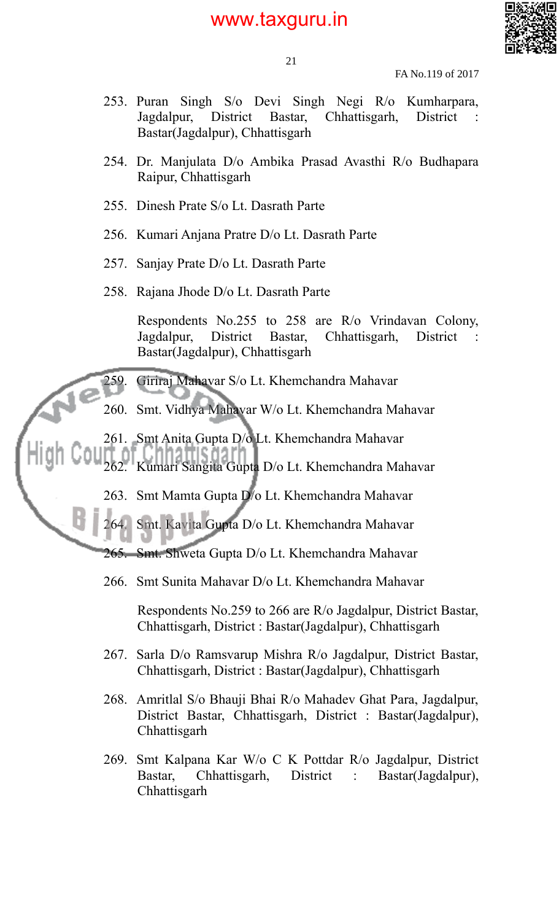253. Puran Singh S/o Devi Singh Negi R/o Kumharpara, Jagdalpur, District Bastar, Chhattisgarh, District : Bastar(Jagdalpur), Chhattisgarh

254. Dr. Manjulata D/o Ambika Prasad Avasthi R/o Budhapara Raipur, Chhattisgarh

255. Dinesh Prate S/o Lt. Dasrath Parte

256. Kumari Anjana Pratre D/o Lt. Dasrath Parte

257. Sanjay Prate D/o Lt. Dasrath Parte

258. Rajana Jhode D/o Lt. Dasrath Parte

Respondents No.255 to 258 are R/o Vrindavan Colony, Jagdalpur, District Bastar, Chhattisgarh, District : Bastar(Jagdalpur), Chhattisgarh

259. Giriraj Mahavar S/o Lt. Khemchandra Mahavar

260. Smt. Vidhya Mahavar W/o Lt. Khemchandra Mahavar

261. Smt Anita Gupta D/o Lt. Khemchandra Mahavar

262. Kumari Sangita Gupta D/o Lt. Khemchandra Mahavar

263. Smt Mamta Gupta D/o Lt. Khemchandra Mahavar

264. Smt. Kavita Gupta D/o Lt. Khemchandra Mahavar

265. Smt. Shweta Gupta D/o Lt. Khemchandra Mahavar

266. Smt Sunita Mahavar D/o Lt. Khemchandra Mahavar

Respondents No.259 to 266 are R/o Jagdalpur, District Bastar, Chhattisgarh, District : Bastar(Jagdalpur), Chhattisgarh

267. Sarla D/o Ramsvarup Mishra R/o Jagdalpur, District Bastar, Chhattisgarh, District : Bastar(Jagdalpur), Chhattisgarh

268. Amritlal S/o Bhauji Bhai R/o Mahadev Ghat Para, Jagdalpur, District Bastar, Chhattisgarh, District : Bastar(Jagdalpur), Chhattisgarh

269. Smt Kalpana Kar W/o C K Pottdar R/o Jagdalpur, District Bastar, Chhattisgarh, District : Bastar(Jagdalpur), Chhattisgarh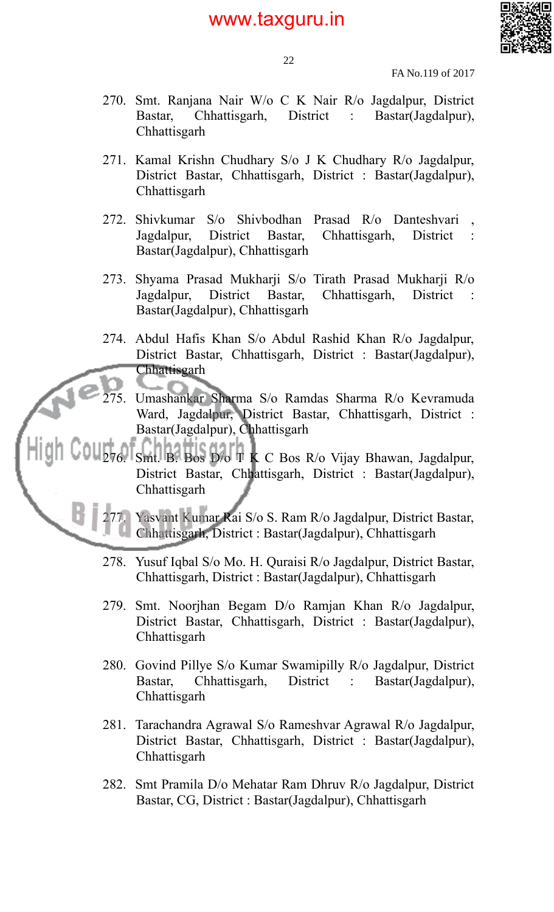270. Smt. Ranjana Nair W/o C K Nair R/o Jagdalpur, District Bastar, Chhattisgarh, District : Bastar(Jagdalpur), Chhattisgarh

271. Kamal Krishn Chudhary S/o J K Chudhary R/o Jagdalpur, District Bastar, Chhattisgarh, District : Bastar(Jagdalpur), Chhattisgarh

272. Shivkumar S/o Shivbodhan Prasad R/o Danteshvari , Jagdalpur, District Bastar, Chhattisgarh, District : Bastar(Jagdalpur), Chhattisgarh

273. Shyama Prasad Mukharji S/o Tirath Prasad Mukharji R/o Jagdalpur, District Bastar, Chhattisgarh, District : Bastar(Jagdalpur), Chhattisgarh

274. Abdul Hafis Khan S/o Abdul Rashid Khan R/o Jagdalpur, District Bastar, Chhattisgarh, District : Bastar(Jagdalpur), Chhattisgarh

275. Umashankar Sharma S/o Ramdas Sharma R/o Kevramuda Ward, Jagdalpur, District Bastar, Chhattisgarh, District : Bastar(Jagdalpur), Chhattisgarh

276. Smt. B. Bos D/o T K C Bos R/o Vijay Bhawan, Jagdalpur, District Bastar, Chhattisgarh, District : Bastar(Jagdalpur), Chhattisgarh

277. Yasvant Kumar Rai S/o S. Ram R/o Jagdalpur, District Bastar, Chhattisgarh, District : Bastar(Jagdalpur), Chhattisgarh

278. Yusuf Iqbal S/o Mo. H. Quraisi R/o Jagdalpur, District Bastar, Chhattisgarh, District : Bastar(Jagdalpur), Chhattisgarh

279. Smt. Noorjhan Begam D/o Ramjan Khan R/o Jagdalpur, District Bastar, Chhattisgarh, District : Bastar(Jagdalpur), Chhattisgarh

280. Govind Pillye S/o Kumar Swamipilly R/o Jagdalpur, District Bastar, Chhattisgarh, District : Bastar(Jagdalpur), Chhattisgarh

281. Tarachandra Agrawal S/o Rameshvar Agrawal R/o Jagdalpur, District Bastar, Chhattisgarh, District : Bastar(Jagdalpur), Chhattisgarh

282. Smt Pramila D/o Mehatar Ram Dhruv R/o Jagdalpur, District Bastar, CG, District : Bastar(Jagdalpur), Chhattisgarh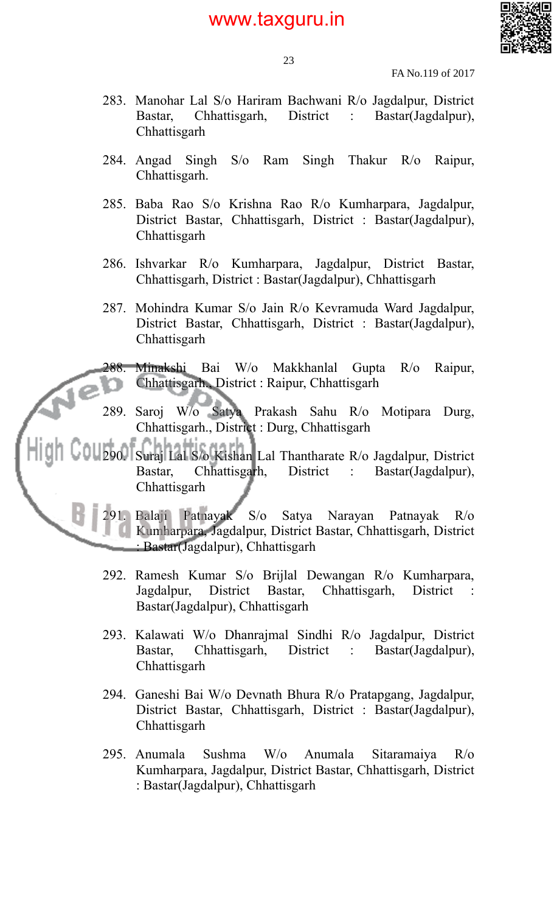283. Manohar Lal S/o Hariram Bachwani R/o Jagdalpur, District Bastar, Chhattisgarh, District : Bastar(Jagdalpur), Chhattisgarh

284. Angad Singh S/o Ram Singh Thakur R/o Raipur, Chhattisgarh.

285. Baba Rao S/o Krishna Rao R/o Kumharpara, Jagdalpur, District Bastar, Chhattisgarh, District : Bastar(Jagdalpur), Chhattisgarh

286. Ishvarkar R/o Kumharpara, Jagdalpur, District Bastar, Chhattisgarh, District : Bastar(Jagdalpur), Chhattisgarh

287. Mohindra Kumar S/o Jain R/o Kevramuda Ward Jagdalpur, District Bastar, Chhattisgarh, District : Bastar(Jagdalpur), Chhattisgarh

288. Minakshi Bai W/o Makkhanlal Gupta R/o Raipur, Chhattisgarh., District : Raipur, Chhattisgarh

289. Saroj W/o Satya Prakash Sahu R/o Motipara Durg, Chhattisgarh., District : Durg, Chhattisgarh

290. Suraj Lal S/o Kishan Lal Thantharate R/o Jagdalpur, District Bastar, Chhattisgarh, District : Bastar(Jagdalpur), Chhattisgarh

291. Balaji Patnayak S/o Satya Narayan Patnayak R/o Kumharpara, Jagdalpur, District Bastar, Chhattisgarh, District : Bastar(Jagdalpur), Chhattisgarh

292. Ramesh Kumar S/o Brijlal Dewangan R/o Kumharpara, Jagdalpur, District Bastar, Chhattisgarh, District : Bastar(Jagdalpur), Chhattisgarh

293. Kalawati W/o Dhanrajmal Sindhi R/o Jagdalpur, District Bastar, Chhattisgarh, District : Bastar(Jagdalpur), Chhattisgarh

294. Ganeshi Bai W/o Devnath Bhura R/o Pratapgang, Jagdalpur, District Bastar, Chhattisgarh, District : Bastar(Jagdalpur), Chhattisgarh

295. Anumala Sushma W/o Anumala Sitaramaiya R/o Kumharpara, Jagdalpur, District Bastar, Chhattisgarh, District : Bastar(Jagdalpur), Chhattisgarh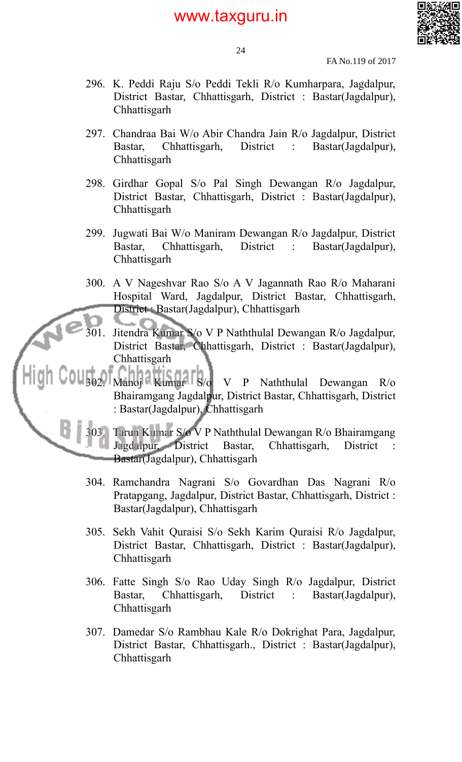296. K. Peddi Raju S/o Peddi Tekli R/o Kumharpara, Jagdalpur, District Bastar, Chhattisgarh, District : Bastar(Jagdalpur), Chhattisgarh

297. Chandraa Bai W/o Abir Chandra Jain R/o Jagdalpur, District Bastar, Chhattisgarh, District : Bastar(Jagdalpur), Chhattisgarh

298. Girdhar Gopal S/o Pal Singh Dewangan R/o Jagdalpur, District Bastar, Chhattisgarh, District : Bastar(Jagdalpur), Chhattisgarh

299. Jugwati Bai W/o Maniram Dewangan R/o Jagdalpur, District Bastar, Chhattisgarh, District : Bastar(Jagdalpur), Chhattisgarh

300. A V Nageshvar Rao S/o A V Jagannath Rao R/o Maharani Hospital Ward, Jagdalpur, District Bastar, Chhattisgarh, District : Bastar(Jagdalpur), Chhattisgarh

301. Jitendra Kumar S/o V P Naththulal Dewangan R/o Jagdalpur, District Bastar, Chhattisgarh, District : Bastar(Jagdalpur), Chhattisgarh

302. Manoj Kumar S/o V P Naththulal Dewangan R/o Bhairamgang Jagdalpur, District Bastar, Chhattisgarh, District : Bastar(Jagdalpur), Chhattisgarh

303. Tarun Kumar S/o V P Naththulal Dewangan R/o Bhairamgang Jagdalpur, District Bastar, Chhattisgarh, District : Bastar(Jagdalpur), Chhattisgarh

304. Ramchandra Nagrani S/o Govardhan Das Nagrani R/o Pratapgang, Jagdalpur, District Bastar, Chhattisgarh, District : Bastar(Jagdalpur), Chhattisgarh

305. Sekh Vahit Quraisi S/o Sekh Karim Quraisi R/o Jagdalpur, District Bastar, Chhattisgarh, District : Bastar(Jagdalpur), Chhattisgarh

306. Fatte Singh S/o Rao Uday Singh R/o Jagdalpur, District Bastar, Chhattisgarh, District : Bastar(Jagdalpur), Chhattisgarh

307. Damedar S/o Rambhau Kale R/o Dokrighat Para, Jagdalpur, District Bastar, Chhattisgarh., District : Bastar(Jagdalpur), Chhattisgarh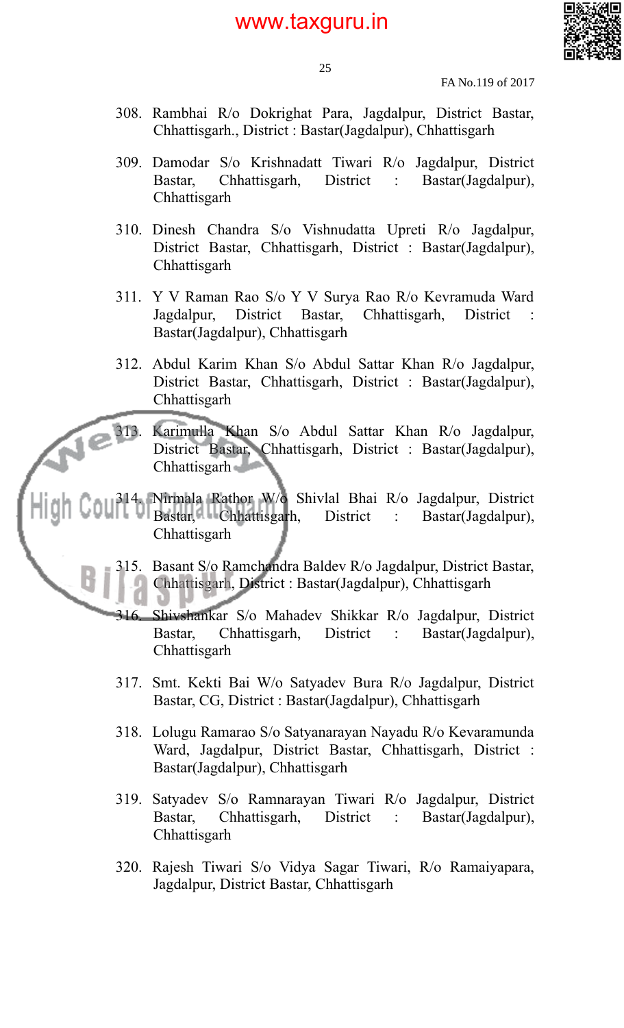308. Rambhai R/o Dokrighat Para, Jagdalpur, District Bastar, Chhattisgarh., District : Bastar(Jagdalpur), Chhattisgarh

309. Damodar S/o Krishnadatt Tiwari R/o Jagdalpur, District Bastar, Chhattisgarh, District : Bastar(Jagdalpur), Chhattisgarh

310. Dinesh Chandra S/o Vishnudatta Upreti R/o Jagdalpur, District Bastar, Chhattisgarh, District : Bastar(Jagdalpur), Chhattisgarh

311. Y V Raman Rao S/o Y V Surya Rao R/o Kevramuda Ward Jagdalpur, District Bastar, Chhattisgarh, District : Bastar(Jagdalpur), Chhattisgarh

312. Abdul Karim Khan S/o Abdul Sattar Khan R/o Jagdalpur, District Bastar, Chhattisgarh, District : Bastar(Jagdalpur), Chhattisgarh

313. Karimulla Khan S/o Abdul Sattar Khan R/o Jagdalpur, District Bastar, Chhattisgarh, District : Bastar(Jagdalpur), Chhattisgarh

314. Nirmala Rathor W/o Shivlal Bhai R/o Jagdalpur, District Bastar, Chhattisgarh, District : Bastar(Jagdalpur), Chhattisgarh

315. Basant S/o Ramchandra Baldev R/o Jagdalpur, District Bastar, Chhattisgarh, District : Bastar(Jagdalpur), Chhattisgarh

316. Shivshankar S/o Mahadev Shikkar R/o Jagdalpur, District Bastar, Chhattisgarh, District : Bastar(Jagdalpur), Chhattisgarh

317. Smt. Kekti Bai W/o Satyadev Bura R/o Jagdalpur, District Bastar, CG, District : Bastar(Jagdalpur), Chhattisgarh

318. Lolugu Ramarao S/o Satyanarayan Nayadu R/o Kevaramunda Ward, Jagdalpur, District Bastar, Chhattisgarh, District : Bastar(Jagdalpur), Chhattisgarh

319. Satyadev S/o Ramnarayan Tiwari R/o Jagdalpur, District Bastar, Chhattisgarh, District : Bastar(Jagdalpur), Chhattisgarh

320. Rajesh Tiwari S/o Vidya Sagar Tiwari, R/o Ramaiyapara, Jagdalpur, District Bastar, Chhattisgarh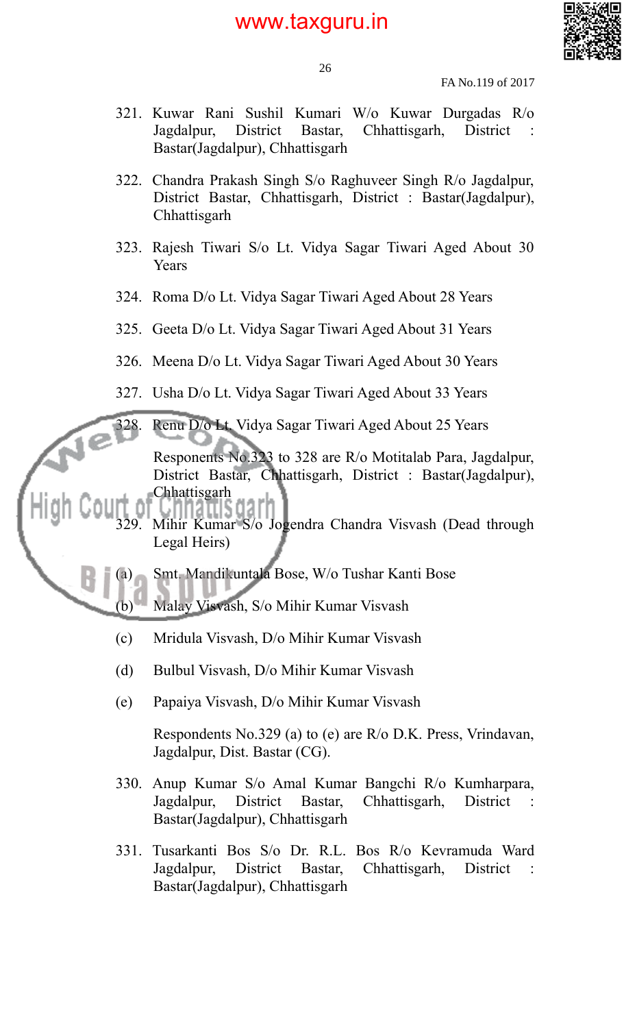321. Kuwar Rani Sushil Kumari W/o Kuwar Durgadas R/o Jagdalpur, District Bastar, Chhattisgarh, District : Bastar(Jagdalpur), Chhattisgarh

322. Chandra Prakash Singh S/o Raghuveer Singh R/o Jagdalpur, District Bastar, Chhattisgarh, District : Bastar(Jagdalpur), Chhattisgarh

323. Rajesh Tiwari S/o Lt. Vidya Sagar Tiwari Aged About 30 Years

324. Roma D/o Lt. Vidya Sagar Tiwari Aged About 28 Years

325. Geeta D/o Lt. Vidya Sagar Tiwari Aged About 31 Years

326. Meena D/o Lt. Vidya Sagar Tiwari Aged About 30 Years

327. Usha D/o Lt. Vidya Sagar Tiwari Aged About 33 Years

328. Renu D/o Lt. Vidya Sagar Tiwari Aged About 25 Years

     Responents No.323 to 328 are R/o Motitalab Para, Jagdalpur, District Bastar, Chhattisgarh, District : Bastar(Jagdalpur), Chhattisgarh

329. Mihir Kumar S/o Jogendra Chandra Visvash (Dead through Legal Heirs)

     (a) Smt. Mandikuntala Bose, W/o Tushar Kanti Bose

     (b) Malay Visvash, S/o Mihir Kumar Visvash

     (c) Mridula Visvash, D/o Mihir Kumar Visvash

     (d) Bulbul Visvash, D/o Mihir Kumar Visvash

     (e) Papaiya Visvash, D/o Mihir Kumar Visvash

     Respondents No.329 (a) to (e) are R/o D.K. Press, Vrindavan, Jagdalpur, Dist. Bastar (CG).

330. Anup Kumar S/o Amal Kumar Bangchi R/o Kumharpara, Jagdalpur, District Bastar, Chhattisgarh, District : Bastar(Jagdalpur), Chhattisgarh

331. Tusarkanti Bos S/o Dr. R.L. Bos R/o Kevramuda Ward Jagdalpur, District Bastar, Chhattisgarh, District : Bastar(Jagdalpur), Chhattisgarh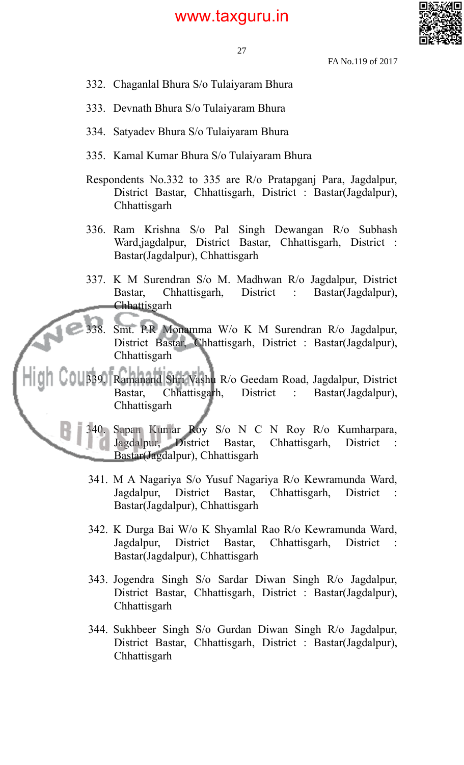332. Chaganlal Bhura S/o Tulaiyaram Bhura

333. Devnath Bhura S/o Tulaiyaram Bhura

334. Satyadev Bhura S/o Tulaiyaram Bhura

335. Kamal Kumar Bhura S/o Tulaiyaram Bhura

Respondents No.332 to 335 are R/o Pratapganj Para, Jagdalpur, District Bastar, Chhattisgarh, District : Bastar(Jagdalpur), Chhattisgarh

336. Ram Krishna S/o Pal Singh Dewangan R/o Subhash Ward,jagdalpur, District Bastar, Chhattisgarh, District : Bastar(Jagdalpur), Chhattisgarh

337. K M Surendran S/o M. Madhwan R/o Jagdalpur, District Bastar, Chhattisgarh, District : Bastar(Jagdalpur), Chhattisgarh

338. Smt. P.R Monamma W/o K M Surendran R/o Jagdalpur, District Bastar, Chhattisgarh, District : Bastar(Jagdalpur), Chhattisgarh

339. Ramanand Shri Vashu R/o Geedam Road, Jagdalpur, District Bastar, Chhattisgarh, District : Bastar(Jagdalpur), Chhattisgarh

340. Sapan Kumar Roy S/o N C N Roy R/o Kumharpara, Jagdalpur, District Bastar, Chhattisgarh, District : Bastar(Jagdalpur), Chhattisgarh

341. M A Nagariya S/o Yusuf Nagariya R/o Kewramunda Ward, Jagdalpur, District Bastar, Chhattisgarh, District : Bastar(Jagdalpur), Chhattisgarh

342. K Durga Bai W/o K Shyamlal Rao R/o Kewramunda Ward, Jagdalpur, District Bastar, Chhattisgarh, District : Bastar(Jagdalpur), Chhattisgarh

343. Jogendra Singh S/o Sardar Diwan Singh R/o Jagdalpur, District Bastar, Chhattisgarh, District : Bastar(Jagdalpur), Chhattisgarh

344. Sukhbeer Singh S/o Gurdan Diwan Singh R/o Jagdalpur, District Bastar, Chhattisgarh, District : Bastar(Jagdalpur), Chhattisgarh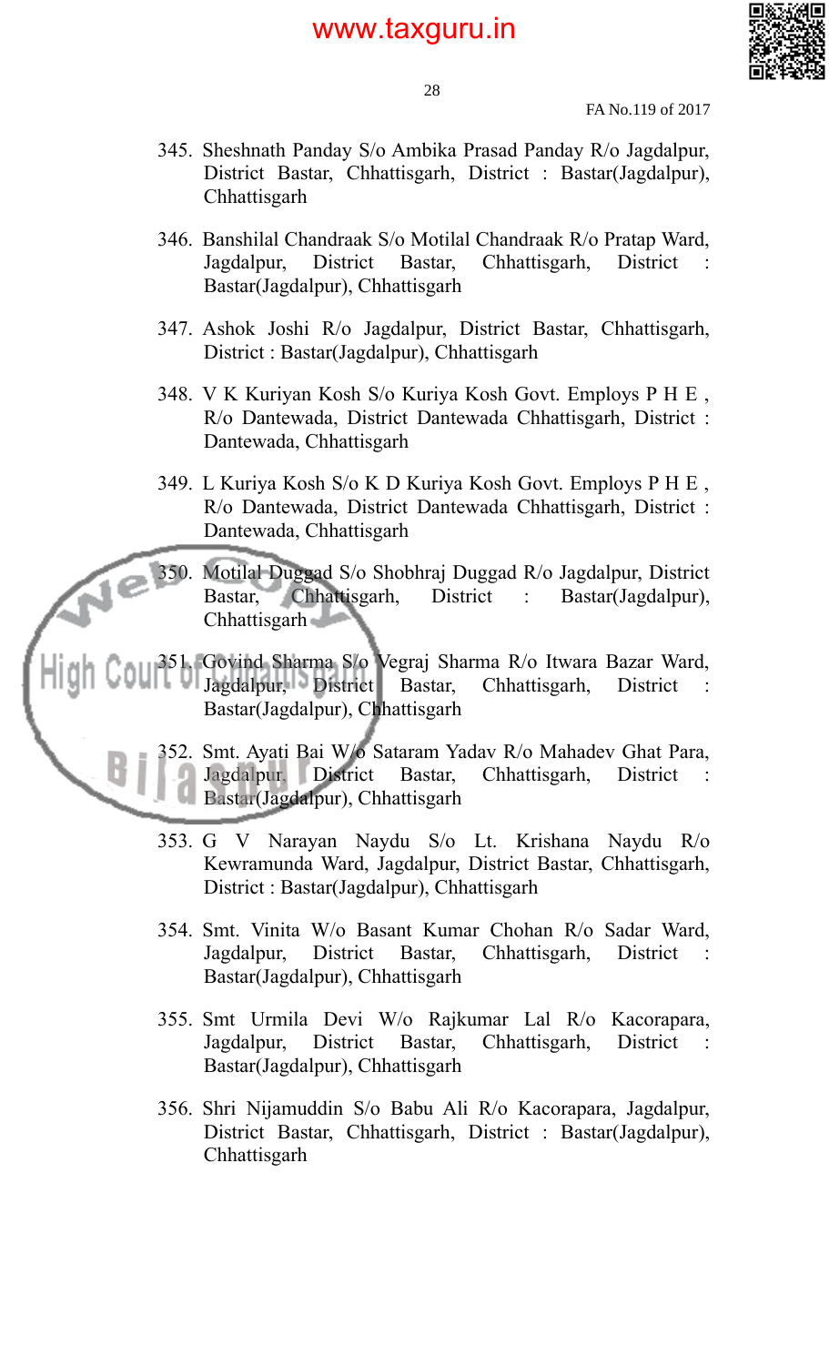345. Sheshnath Panday S/o Ambika Prasad Panday R/o Jagdalpur, District Bastar, Chhattisgarh, District : Bastar(Jagdalpur), Chhattisgarh

346. Banshilal Chandraak S/o Motilal Chandraak R/o Pratap Ward, Jagdalpur, District Bastar, Chhattisgarh, District : Bastar(Jagdalpur), Chhattisgarh

347. Ashok Joshi R/o Jagdalpur, District Bastar, Chhattisgarh, District : Bastar(Jagdalpur), Chhattisgarh

348. V K Kuriyan Kosh S/o Kuriya Kosh Govt. Employs P H E , R/o Dantewada, District Dantewada Chhattisgarh, District : Dantewada, Chhattisgarh

349. L Kuriya Kosh S/o K D Kuriya Kosh Govt. Employs P H E , R/o Dantewada, District Dantewada Chhattisgarh, District : Dantewada, Chhattisgarh

350. Motilal Duggad S/o Shobhraj Duggad R/o Jagdalpur, District Bastar, Chhattisgarh, District : Bastar(Jagdalpur), Chhattisgarh

351. Govind Sharma S/o Vegraj Sharma R/o Itwara Bazar Ward, Jagdalpur, District Bastar, Chhattisgarh, District : Bastar(Jagdalpur), Chhattisgarh

352. Smt. Ayati Bai W/o Sataram Yadav R/o Mahadev Ghat Para, Jagdalpur, District Bastar, Chhattisgarh, District : Bastar(Jagdalpur), Chhattisgarh

353. G V Narayan Naydu S/o Lt. Krishana Naydu R/o Kewramunda Ward, Jagdalpur, District Bastar, Chhattisgarh, District : Bastar(Jagdalpur), Chhattisgarh

354. Smt. Vinita W/o Basant Kumar Chohan R/o Sadar Ward, Jagdalpur, District Bastar, Chhattisgarh, District : Bastar(Jagdalpur), Chhattisgarh

355. Smt Urmila Devi W/o Rajkumar Lal R/o Kacorapara, Jagdalpur, District Bastar, Chhattisgarh, District : Bastar(Jagdalpur), Chhattisgarh

356. Shri Nijamuddin S/o Babu Ali R/o Kacorapara, Jagdalpur, District Bastar, Chhattisgarh, District : Bastar(Jagdalpur), Chhattisgarh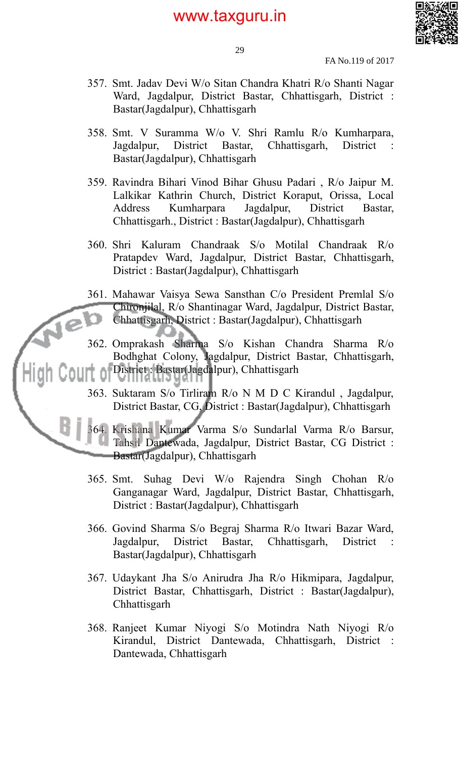357. Smt. Jadav Devi W/o Sitan Chandra Khatri R/o Shanti Nagar Ward, Jagdalpur, District Bastar, Chhattisgarh, District : Bastar(Jagdalpur), Chhattisgarh

358. Smt. V Suramma W/o V. Shri Ramlu R/o Kumharpara, Jagdalpur, District Bastar, Chhattisgarh, District : Bastar(Jagdalpur), Chhattisgarh

359. Ravindra Bihari Vinod Bihar Ghusu Padari , R/o Jaipur M. Lalkikar Kathrin Church, District Koraput, Orissa, Local Address Kumharpara Jagdalpur, District Bastar, Chhattisgarh., District : Bastar(Jagdalpur), Chhattisgarh

360. Shri Kaluram Chandraak S/o Motilal Chandraak R/o Pratapdev Ward, Jagdalpur, District Bastar, Chhattisgarh, District : Bastar(Jagdalpur), Chhattisgarh

361. Mahawar Vaisya Sewa Sansthan C/o President Premlal S/o Chironjilal, R/o Shantinagar Ward, Jagdalpur, District Bastar, Chhattisgarh, District : Bastar(Jagdalpur), Chhattisgarh

362. Omprakash Sharma S/o Kishan Chandra Sharma R/o Bodhghat Colony, Jagdalpur, District Bastar, Chhattisgarh, District : Bastar(Jagdalpur), Chhattisgarh

363. Suktaram S/o Tirliram R/o N M D C Kirandul , Jagdalpur, District Bastar, CG, District : Bastar(Jagdalpur), Chhattisgarh

364. Krishana Kumar Varma S/o Sundarlal Varma R/o Barsur, Tahsil Dantewada, Jagdalpur, District Bastar, CG District : Bastar(Jagdalpur), Chhattisgarh

365. Smt. Suhag Devi W/o Rajendra Singh Chohan R/o Ganganagar Ward, Jagdalpur, District Bastar, Chhattisgarh, District : Bastar(Jagdalpur), Chhattisgarh

366. Govind Sharma S/o Begraj Sharma R/o Itwari Bazar Ward, Jagdalpur, District Bastar, Chhattisgarh, District : Bastar(Jagdalpur), Chhattisgarh

367. Udaykant Jha S/o Anirudra Jha R/o Hikmipara, Jagdalpur, District Bastar, Chhattisgarh, District : Bastar(Jagdalpur), Chhattisgarh

368. Ranjeet Kumar Niyogi S/o Motindra Nath Niyogi R/o Kirandul, District Dantewada, Chhattisgarh, District : Dantewada, Chhattisgarh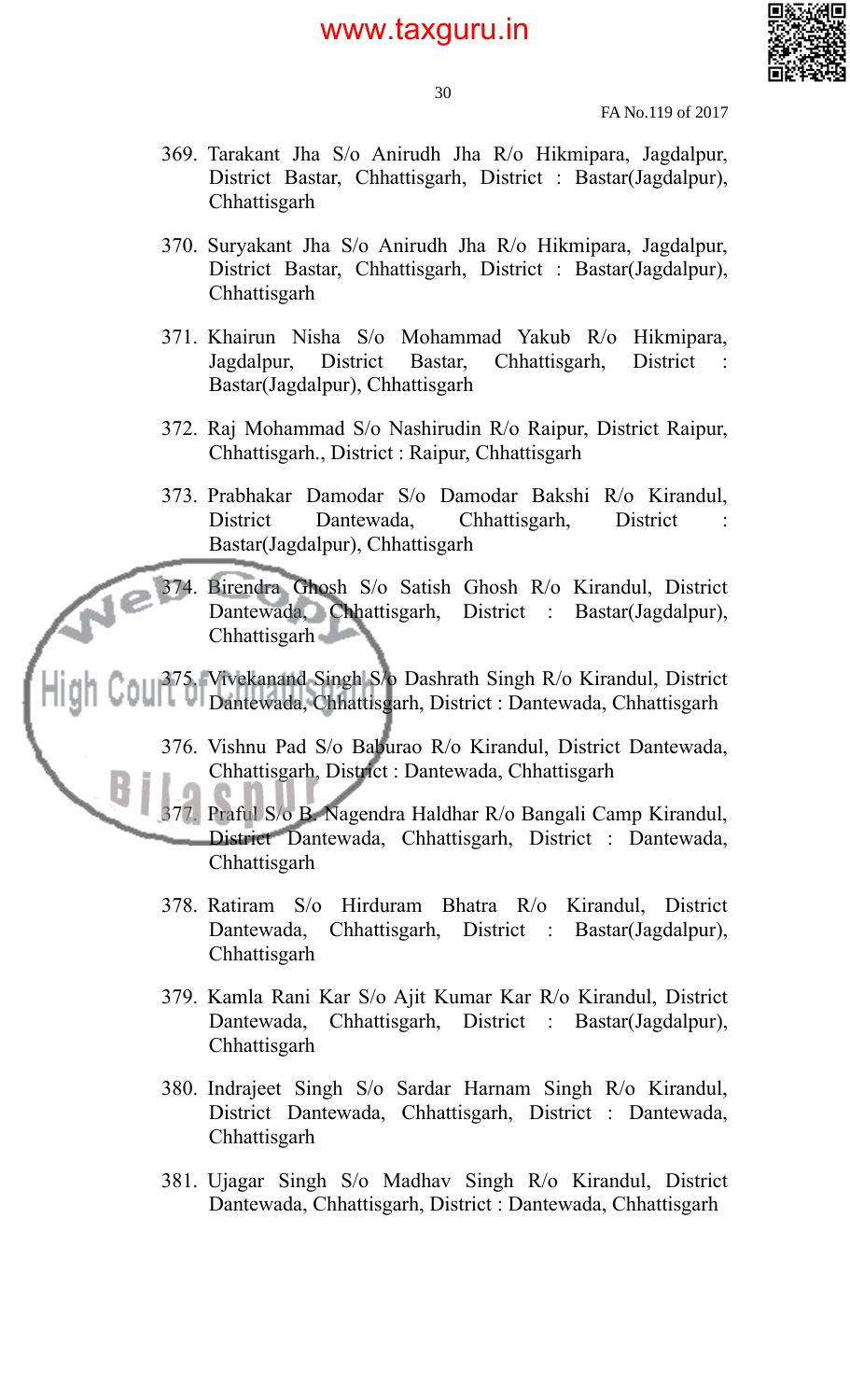369. Tarakant Jha S/o Anirudh Jha R/o Hikmipara, Jagdalpur, District Bastar, Chhattisgarh, District : Bastar(Jagdalpur), Chhattisgarh

370. Suryakant Jha S/o Anirudh Jha R/o Hikmipara, Jagdalpur, District Bastar, Chhattisgarh, District : Bastar(Jagdalpur), Chhattisgarh

371. Khairun Nisha S/o Mohammad Yakub R/o Hikmipara, Jagdalpur, District Bastar, Chhattisgarh, District : Bastar(Jagdalpur), Chhattisgarh

372. Raj Mohammad S/o Nashirudin R/o Raipur, District Raipur, Chhattisgarh., District : Raipur, Chhattisgarh

373. Prabhakar Damodar S/o Damodar Bakshi R/o Kirandul, District Dantewada, Chhattisgarh, District : Bastar(Jagdalpur), Chhattisgarh

374. Birendra Ghosh S/o Satish Ghosh R/o Kirandul, District Dantewada, Chhattisgarh, District : Bastar(Jagdalpur), Chhattisgarh

375. Vivekanand Singh S/o Dashrath Singh R/o Kirandul, District Dantewada, Chhattisgarh, District : Dantewada, Chhattisgarh

376. Vishnu Pad S/o Baburao R/o Kirandul, District Dantewada, Chhattisgarh, District : Dantewada, Chhattisgarh

377. Praful S/o B. Nagendra Haldhar R/o Bangali Camp Kirandul, District Dantewada, Chhattisgarh, District : Dantewada, Chhattisgarh

378. Ratiram S/o Hirduram Bhatra R/o Kirandul, District Dantewada, Chhattisgarh, District : Bastar(Jagdalpur), Chhattisgarh

379. Kamla Rani Kar S/o Ajit Kumar Kar R/o Kirandul, District Dantewada, Chhattisgarh, District : Bastar(Jagdalpur), Chhattisgarh

380. Indrajeet Singh S/o Sardar Harnam Singh R/o Kirandul, District Dantewada, Chhattisgarh, District : Dantewada, Chhattisgarh

381. Ujagar Singh S/o Madhav Singh R/o Kirandul, District Dantewada, Chhattisgarh, District : Dantewada, Chhattisgarh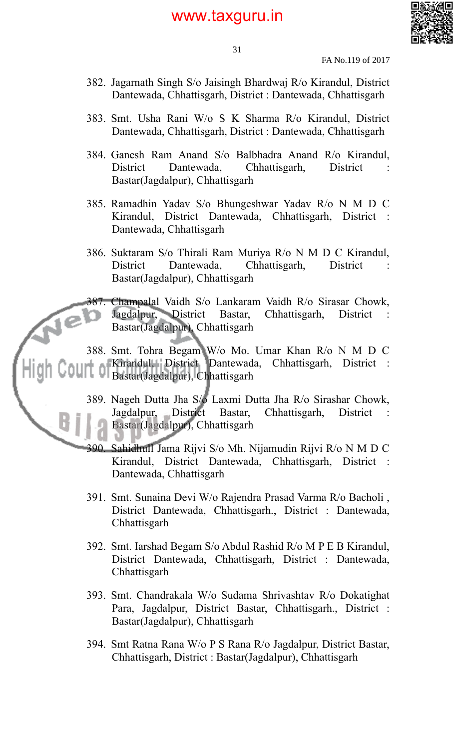382. Jagarnath Singh S/o Jaisingh Bhardwaj R/o Kirandul, District Dantewada, Chhattisgarh, District : Dantewada, Chhattisgarh

383. Smt. Usha Rani W/o S K Sharma R/o Kirandul, District Dantewada, Chhattisgarh, District : Dantewada, Chhattisgarh

384. Ganesh Ram Anand S/o Balbhadra Anand R/o Kirandul, District Dantewada, Chhattisgarh, District : Bastar(Jagdalpur), Chhattisgarh

385. Ramadhin Yadav S/o Bhungeshwar Yadav R/o N M D C Kirandul, District Dantewada, Chhattisgarh, District : Dantewada, Chhattisgarh

386. Suktaram S/o Thirali Ram Muriya R/o N M D C Kirandul, District Dantewada, Chhattisgarh, District : Bastar(Jagdalpur), Chhattisgarh

387. Champalal Vaidh S/o Lankaram Vaidh R/o Sirasar Chowk, Jagdalpur, District Bastar, Chhattisgarh, District : Bastar(Jagdalpur), Chhattisgarh

388. Smt. Tohra Begam W/o Mo. Umar Khan R/o N M D C Kirandul, District Dantewada, Chhattisgarh, District : Bastar(Jagdalpur), Chhattisgarh

389. Nageh Dutta Jha S/o Laxmi Dutta Jha R/o Sirashar Chowk, Jagdalpur, District Bastar, Chhattisgarh, District : Bastar(Jagdalpur), Chhattisgarh

390. Sahidhull Jama Rijvi S/o Mh. Nijamudin Rijvi R/o N M D C Kirandul, District Dantewada, Chhattisgarh, District : Dantewada, Chhattisgarh

391. Smt. Sunaina Devi W/o Rajendra Prasad Varma R/o Bacholi , District Dantewada, Chhattisgarh., District : Dantewada, Chhattisgarh

392. Smt. Iarshad Begam S/o Abdul Rashid R/o M P E B Kirandul, District Dantewada, Chhattisgarh, District : Dantewada, Chhattisgarh

393. Smt. Chandrakala W/o Sudama Shrivashtav R/o Dokatighat Para, Jagdalpur, District Bastar, Chhattisgarh., District : Bastar(Jagdalpur), Chhattisgarh

394. Smt Ratna Rana W/o P S Rana R/o Jagdalpur, District Bastar, Chhattisgarh, District : Bastar(Jagdalpur), Chhattisgarh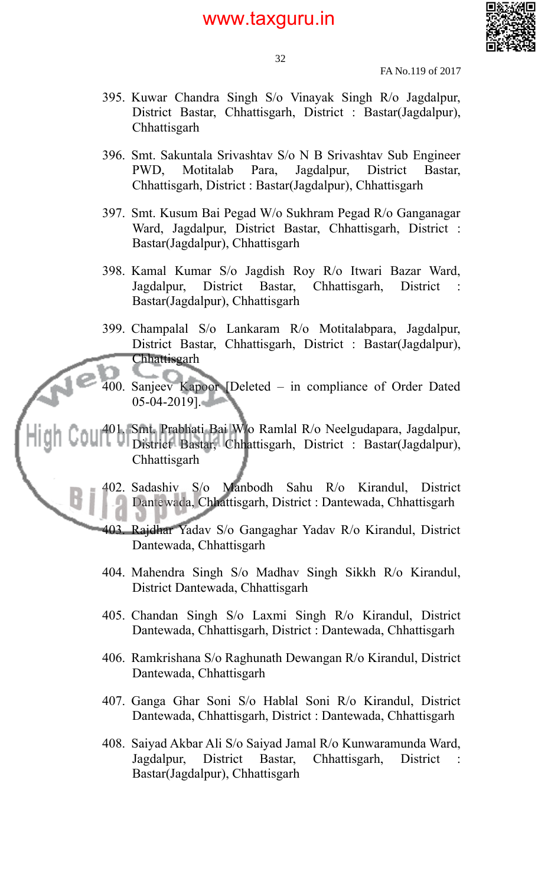395. Kuwar Chandra Singh S/o Vinayak Singh R/o Jagdalpur, District Bastar, Chhattisgarh, District : Bastar(Jagdalpur), Chhattisgarh

396. Smt. Sakuntala Srivashtav S/o N B Srivashtav Sub Engineer PWD, Motitalab Para, Jagdalpur, District Bastar, Chhattisgarh, District : Bastar(Jagdalpur), Chhattisgarh

397. Smt. Kusum Bai Pegad W/o Sukhram Pegad R/o Ganganagar Ward, Jagdalpur, District Bastar, Chhattisgarh, District : Bastar(Jagdalpur), Chhattisgarh

398. Kamal Kumar S/o Jagdish Roy R/o Itwari Bazar Ward, Jagdalpur, District Bastar, Chhattisgarh, District : Bastar(Jagdalpur), Chhattisgarh

399. Champalal S/o Lankaram R/o Motitalabpara, Jagdalpur, District Bastar, Chhattisgarh, District : Bastar(Jagdalpur), Chhattisgarh

400. Sanjeev Kapoor [Deleted – in compliance of Order Dated 05-04-2019].

401. Smt. Prabhati Bai W/o Ramlal R/o Neelgudapara, Jagdalpur, District Bastar, Chhattisgarh, District : Bastar(Jagdalpur), Chhattisgarh

402. Sadashiv S/o Manbodh Sahu R/o Kirandul, District Dantewada, Chhattisgarh, District : Dantewada, Chhattisgarh

403. Rajdhar Yadav S/o Gangaghar Yadav R/o Kirandul, District Dantewada, Chhattisgarh

404. Mahendra Singh S/o Madhav Singh Sikkh R/o Kirandul, District Dantewada, Chhattisgarh

405. Chandan Singh S/o Laxmi Singh R/o Kirandul, District Dantewada, Chhattisgarh, District : Dantewada, Chhattisgarh

406. Ramkrishana S/o Raghunath Dewangan R/o Kirandul, District Dantewada, Chhattisgarh

407. Ganga Ghar Soni S/o Hablal Soni R/o Kirandul, District Dantewada, Chhattisgarh, District : Dantewada, Chhattisgarh

408. Saiyad Akbar Ali S/o Saiyad Jamal R/o Kunwaramunda Ward, Jagdalpur, District Bastar, Chhattisgarh, District : Bastar(Jagdalpur), Chhattisgarh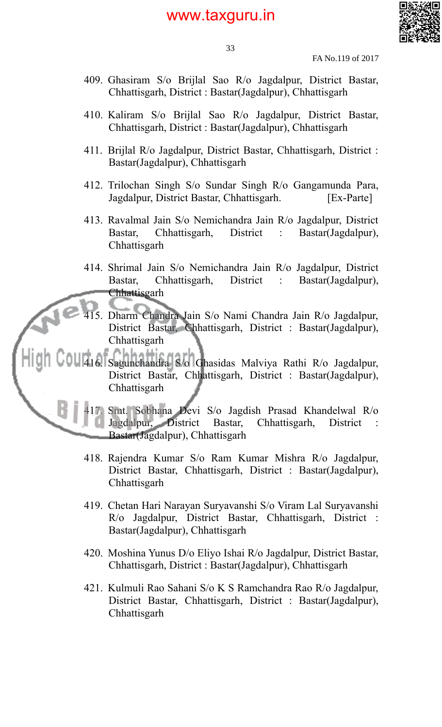409. Ghasiram S/o Brijlal Sao R/o Jagdalpur, District Bastar, Chhattisgarh, District : Bastar(Jagdalpur), Chhattisgarh

410. Kaliram S/o Brijlal Sao R/o Jagdalpur, District Bastar, Chhattisgarh, District : Bastar(Jagdalpur), Chhattisgarh

411. Brijlal R/o Jagdalpur, District Bastar, Chhattisgarh, District : Bastar(Jagdalpur), Chhattisgarh

412. Trilochan Singh S/o Sundar Singh R/o Gangamunda Para, Jagdalpur, District Bastar, Chhattisgarh. [Ex-Parte]

413. Ravalmal Jain S/o Nemichandra Jain R/o Jagdalpur, District Bastar, Chhattisgarh, District : Bastar(Jagdalpur), Chhattisgarh

414. Shrimal Jain S/o Nemichandra Jain R/o Jagdalpur, District Bastar, Chhattisgarh, District : Bastar(Jagdalpur), Chhattisgarh

415. Dharm Chandra Jain S/o Nami Chandra Jain R/o Jagdalpur, District Bastar, Chhattisgarh, District : Bastar(Jagdalpur), Chhattisgarh

416. Sagunchandra S/o Ghasidas Malviya Rathi R/o Jagdalpur, District Bastar, Chhattisgarh, District : Bastar(Jagdalpur), Chhattisgarh

417. Smt. Sobhana Devi S/o Jagdish Prasad Khandelwal R/o Jagdalpur, District Bastar, Chhattisgarh, District : Bastar(Jagdalpur), Chhattisgarh

418. Rajendra Kumar S/o Ram Kumar Mishra R/o Jagdalpur, District Bastar, Chhattisgarh, District : Bastar(Jagdalpur), Chhattisgarh

419. Chetan Hari Narayan Suryavanshi S/o Viram Lal Suryavanshi R/o Jagdalpur, District Bastar, Chhattisgarh, District : Bastar(Jagdalpur), Chhattisgarh

420. Moshina Yunus D/o Eliyo Ishai R/o Jagdalpur, District Bastar, Chhattisgarh, District : Bastar(Jagdalpur), Chhattisgarh

421. Kulmuli Rao Sahani S/o K S Ramchandra Rao R/o Jagdalpur, District Bastar, Chhattisgarh, District : Bastar(Jagdalpur), Chhattisgarh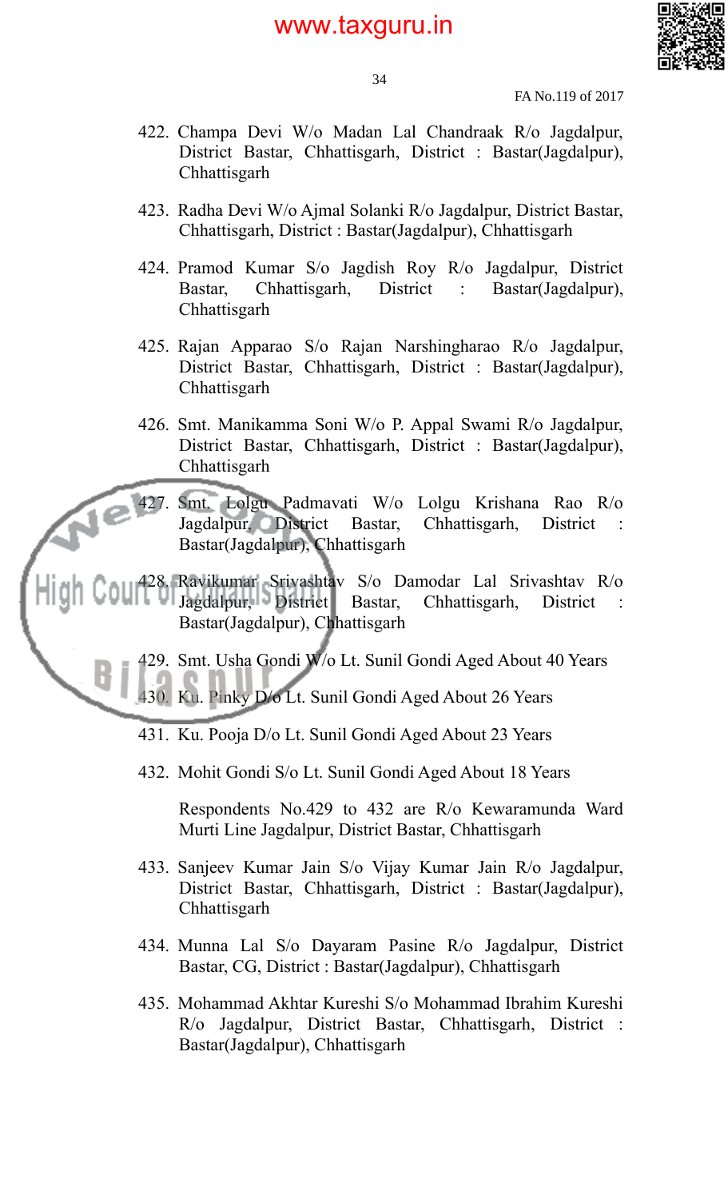422. Champa Devi W/o Madan Lal Chandraak R/o Jagdalpur, District Bastar, Chhattisgarh, District : Bastar(Jagdalpur), Chhattisgarh

423. Radha Devi W/o Ajmal Solanki R/o Jagdalpur, District Bastar, Chhattisgarh, District : Bastar(Jagdalpur), Chhattisgarh

424. Pramod Kumar S/o Jagdish Roy R/o Jagdalpur, District Bastar, Chhattisgarh, District : Bastar(Jagdalpur), Chhattisgarh

425. Rajan Apparao S/o Rajan Narshingharao R/o Jagdalpur, District Bastar, Chhattisgarh, District : Bastar(Jagdalpur), Chhattisgarh

426. Smt. Manikamma Soni W/o P. Appal Swami R/o Jagdalpur, District Bastar, Chhattisgarh, District : Bastar(Jagdalpur), Chhattisgarh

427. Smt. Lolgu Padmavati W/o Lolgu Krishana Rao R/o Jagdalpur, District Bastar, Chhattisgarh, District : Bastar(Jagdalpur), Chhattisgarh

428. Ravikumar Srivashtav S/o Damodar Lal Srivashtav R/o Jagdalpur, District Bastar, Chhattisgarh, District : Bastar(Jagdalpur), Chhattisgarh

429. Smt. Usha Gondi W/o Lt. Sunil Gondi Aged About 40 Years

430. Ku. Pinky D/o Lt. Sunil Gondi Aged About 26 Years

431. Ku. Pooja D/o Lt. Sunil Gondi Aged About 23 Years

432. Mohit Gondi S/o Lt. Sunil Gondi Aged About 18 Years

Respondents No.429 to 432 are R/o Kewaramunda Ward Murti Line Jagdalpur, District Bastar, Chhattisgarh

433. Sanjeev Kumar Jain S/o Vijay Kumar Jain R/o Jagdalpur, District Bastar, Chhattisgarh, District : Bastar(Jagdalpur), Chhattisgarh

434. Munna Lal S/o Dayaram Pasine R/o Jagdalpur, District Bastar, CG, District : Bastar(Jagdalpur), Chhattisgarh

435. Mohammad Akhtar Kureshi S/o Mohammad Ibrahim Kureshi R/o Jagdalpur, District Bastar, Chhattisgarh, District : Bastar(Jagdalpur), Chhattisgarh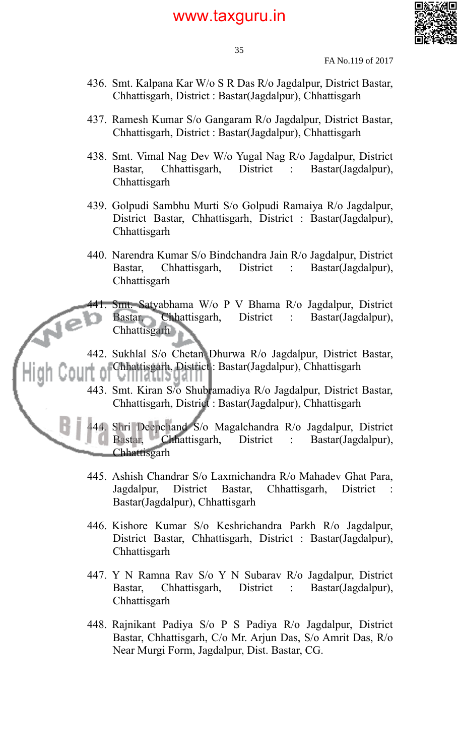436. Smt. Kalpana Kar W/o S R Das R/o Jagdalpur, District Bastar, Chhattisgarh, District : Bastar(Jagdalpur), Chhattisgarh

437. Ramesh Kumar S/o Gangaram R/o Jagdalpur, District Bastar, Chhattisgarh, District : Bastar(Jagdalpur), Chhattisgarh

438. Smt. Vimal Nag Dev W/o Yugal Nag R/o Jagdalpur, District Bastar, Chhattisgarh, District : Bastar(Jagdalpur), Chhattisgarh

439. Golpudi Sambhu Murti S/o Golpudi Ramaiya R/o Jagdalpur, District Bastar, Chhattisgarh, District : Bastar(Jagdalpur), Chhattisgarh

440. Narendra Kumar S/o Bindchandra Jain R/o Jagdalpur, District Bastar, Chhattisgarh, District : Bastar(Jagdalpur), Chhattisgarh

441. Smt. Satyabhama W/o P V Bhama R/o Jagdalpur, District Bastar, Chhattisgarh, District : Bastar(Jagdalpur), Chhattisgarh

442. Sukhlal S/o Chetan Dhurwa R/o Jagdalpur, District Bastar, Chhattisgarh, District : Bastar(Jagdalpur), Chhattisgarh

443. Smt. Kiran S/o Shubramadiya R/o Jagdalpur, District Bastar, Chhattisgarh, District : Bastar(Jagdalpur), Chhattisgarh

444. Shri Deepchand S/o Magalchandra R/o Jagdalpur, District Bastar, Chhattisgarh, District : Bastar(Jagdalpur), Chhattisgarh

445. Ashish Chandrar S/o Laxmichandra R/o Mahadev Ghat Para, Jagdalpur, District Bastar, Chhattisgarh, District : Bastar(Jagdalpur), Chhattisgarh

446. Kishore Kumar S/o Keshrichandra Parkh R/o Jagdalpur, District Bastar, Chhattisgarh, District : Bastar(Jagdalpur), Chhattisgarh

447. Y N Ramna Rav S/o Y N Subarav R/o Jagdalpur, District Bastar, Chhattisgarh, District : Bastar(Jagdalpur), Chhattisgarh

448. Rajnikant Padiya S/o P S Padiya R/o Jagdalpur, District Bastar, Chhattisgarh, C/o Mr. Arjun Das, S/o Amrit Das, R/o Near Murgi Form, Jagdalpur, Dist. Bastar, CG.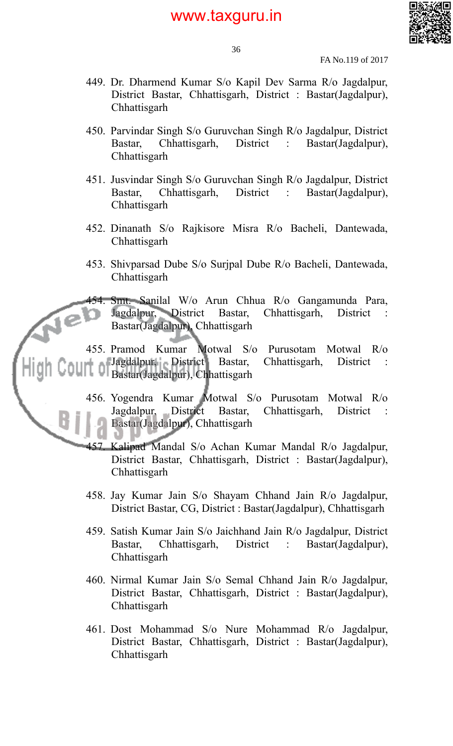449. Dr. Dharmend Kumar S/o Kapil Dev Sarma R/o Jagdalpur, District Bastar, Chhattisgarh, District : Bastar(Jagdalpur), Chhattisgarh

450. Parvindar Singh S/o Guruvchan Singh R/o Jagdalpur, District Bastar, Chhattisgarh, District : Bastar(Jagdalpur), Chhattisgarh

451. Jusvindar Singh S/o Guruvchan Singh R/o Jagdalpur, District Bastar, Chhattisgarh, District : Bastar(Jagdalpur), Chhattisgarh

452. Dinanath S/o Rajkisore Misra R/o Bacheli, Dantewada, Chhattisgarh

453. Shivparsad Dube S/o Surjpal Dube R/o Bacheli, Dantewada, Chhattisgarh

454. Smt. Sanilal W/o Arun Chhua R/o Gangamunda Para, Jagdalpur, District Bastar, Chhattisgarh, District : Bastar(Jagdalpur), Chhattisgarh

455. Pramod Kumar Motwal S/o Purusotam Motwal R/o Jagdalpur, District Bastar, Chhattisgarh, District : Bastar(Jagdalpur), Chhattisgarh

456. Yogendra Kumar Motwal S/o Purusotam Motwal R/o Jagdalpur, District Bastar, Chhattisgarh, District : Bastar(Jagdalpur), Chhattisgarh

457. Kalipad Mandal S/o Achan Kumar Mandal R/o Jagdalpur, District Bastar, Chhattisgarh, District : Bastar(Jagdalpur), Chhattisgarh

458. Jay Kumar Jain S/o Shayam Chhand Jain R/o Jagdalpur, District Bastar, CG, District : Bastar(Jagdalpur), Chhattisgarh

459. Satish Kumar Jain S/o Jaichhand Jain R/o Jagdalpur, District Bastar, Chhattisgarh, District : Bastar(Jagdalpur), Chhattisgarh

460. Nirmal Kumar Jain S/o Semal Chhand Jain R/o Jagdalpur, District Bastar, Chhattisgarh, District : Bastar(Jagdalpur), Chhattisgarh

461. Dost Mohammad S/o Nure Mohammad R/o Jagdalpur, District Bastar, Chhattisgarh, District : Bastar(Jagdalpur), Chhattisgarh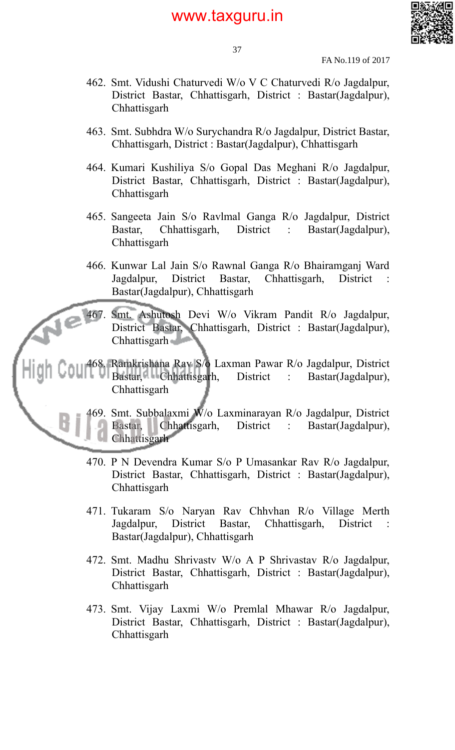462. Smt. Vidushi Chaturvedi W/o V C Chaturvedi R/o Jagdalpur, District Bastar, Chhattisgarh, District : Bastar(Jagdalpur), Chhattisgarh

463. Smt. Subhdra W/o Surychandra R/o Jagdalpur, District Bastar, Chhattisgarh, District : Bastar(Jagdalpur), Chhattisgarh

464. Kumari Kushiliya S/o Gopal Das Meghani R/o Jagdalpur, District Bastar, Chhattisgarh, District : Bastar(Jagdalpur), Chhattisgarh

465. Sangeeta Jain S/o Ravlmal Ganga R/o Jagdalpur, District Bastar, Chhattisgarh, District : Bastar(Jagdalpur), Chhattisgarh

466. Kunwar Lal Jain S/o Rawnal Ganga R/o Bhairamganj Ward Jagdalpur, District Bastar, Chhattisgarh, District : Bastar(Jagdalpur), Chhattisgarh

467. Smt. Ashutosh Devi W/o Vikram Pandit R/o Jagdalpur, District Bastar, Chhattisgarh, District : Bastar(Jagdalpur), Chhattisgarh

468. Ramkrishana Rav S/o Laxman Pawar R/o Jagdalpur, District Bastar, Chhattisgarh, District : Bastar(Jagdalpur), Chhattisgarh

469. Smt. Subbalaxmi W/o Laxminarayan R/o Jagdalpur, District Bastar, Chhattisgarh, District : Bastar(Jagdalpur), Chhattisgarh

470. P N Devendra Kumar S/o P Umasankar Rav R/o Jagdalpur, District Bastar, Chhattisgarh, District : Bastar(Jagdalpur), Chhattisgarh

471. Tukaram S/o Naryan Rav Chhvhan R/o Village Merth Jagdalpur, District Bastar, Chhattisgarh, District : Bastar(Jagdalpur), Chhattisgarh

472. Smt. Madhu Shrivastv W/o A P Shrivastav R/o Jagdalpur, District Bastar, Chhattisgarh, District : Bastar(Jagdalpur), Chhattisgarh

473. Smt. Vijay Laxmi W/o Premlal Mhawar R/o Jagdalpur, District Bastar, Chhattisgarh, District : Bastar(Jagdalpur), Chhattisgarh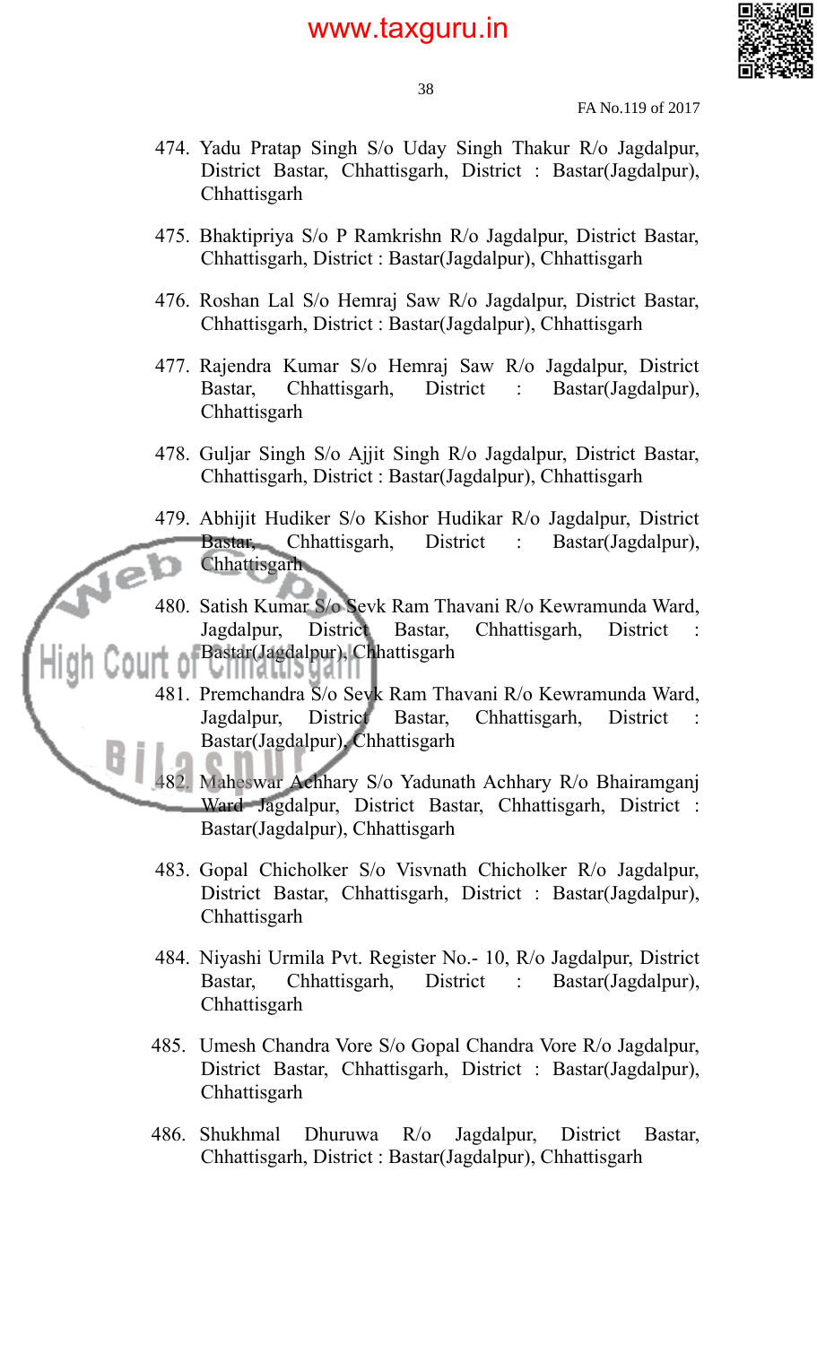474. Yadu Pratap Singh S/o Uday Singh Thakur R/o Jagdalpur, District Bastar, Chhattisgarh, District : Bastar(Jagdalpur), Chhattisgarh

475. Bhaktipriya S/o P Ramkrishn R/o Jagdalpur, District Bastar, Chhattisgarh, District : Bastar(Jagdalpur), Chhattisgarh

476. Roshan Lal S/o Hemraj Saw R/o Jagdalpur, District Bastar, Chhattisgarh, District : Bastar(Jagdalpur), Chhattisgarh

477. Rajendra Kumar S/o Hemraj Saw R/o Jagdalpur, District Bastar, Chhattisgarh, District : Bastar(Jagdalpur), Chhattisgarh

478. Guljar Singh S/o Ajjit Singh R/o Jagdalpur, District Bastar, Chhattisgarh, District : Bastar(Jagdalpur), Chhattisgarh

479. Abhijit Hudiker S/o Kishor Hudikar R/o Jagdalpur, District Bastar, Chhattisgarh, District : Bastar(Jagdalpur), Chhattisgarh

480. Satish Kumar S/o Sevk Ram Thavani R/o Kewramunda Ward, Jagdalpur, District Bastar, Chhattisgarh, District : Bastar(Jagdalpur), Chhattisgarh

481. Premchandra S/o Sevk Ram Thavani R/o Kewramunda Ward, Jagdalpur, District Bastar, Chhattisgarh, District : Bastar(Jagdalpur), Chhattisgarh

482. Maheswar Achhary S/o Yadunath Achhary R/o Bhairamganj Ward Jagdalpur, District Bastar, Chhattisgarh, District : Bastar(Jagdalpur), Chhattisgarh

483. Gopal Chicholker S/o Visvnath Chicholker R/o Jagdalpur, District Bastar, Chhattisgarh, District : Bastar(Jagdalpur), Chhattisgarh

484. Niyashi Urmila Pvt. Register No.- 10, R/o Jagdalpur, District Bastar, Chhattisgarh, District : Bastar(Jagdalpur), Chhattisgarh

485. Umesh Chandra Vore S/o Gopal Chandra Vore R/o Jagdalpur, District Bastar, Chhattisgarh, District : Bastar(Jagdalpur), Chhattisgarh

486. Shukhmal Dhuruwa R/o Jagdalpur, District Bastar, Chhattisgarh, District : Bastar(Jagdalpur), Chhattisgarh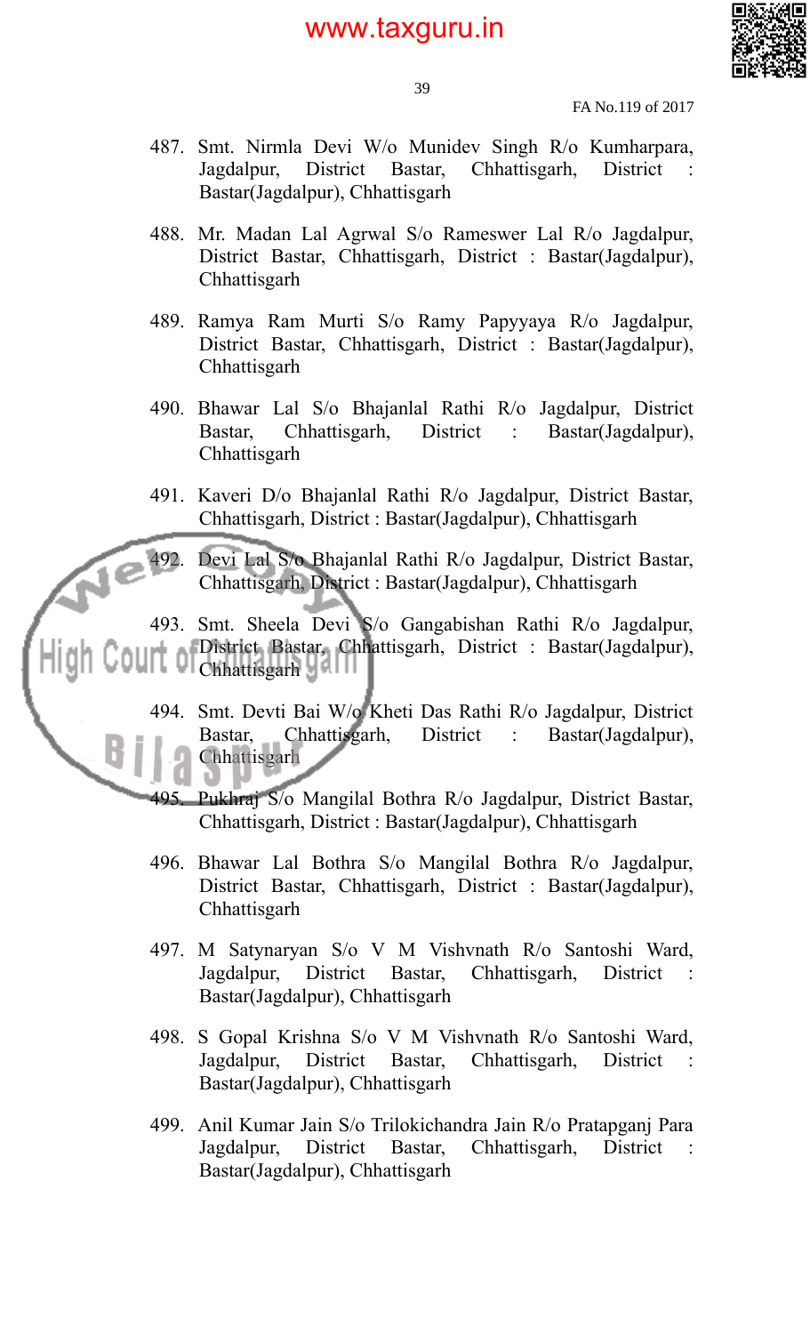487. Smt. Nirmla Devi W/o Munidev Singh R/o Kumharpara, Jagdalpur, District Bastar, Chhattisgarh, District : Bastar(Jagdalpur), Chhattisgarh

488. Mr. Madan Lal Agrwal S/o Rameswer Lal R/o Jagdalpur, District Bastar, Chhattisgarh, District : Bastar(Jagdalpur), Chhattisgarh

489. Ramya Ram Murti S/o Ramy Papyyaya R/o Jagdalpur, District Bastar, Chhattisgarh, District : Bastar(Jagdalpur), Chhattisgarh

490. Bhawar Lal S/o Bhajanlal Rathi R/o Jagdalpur, District Bastar, Chhattisgarh, District : Bastar(Jagdalpur), Chhattisgarh

491. Kaveri D/o Bhajanlal Rathi R/o Jagdalpur, District Bastar, Chhattisgarh, District : Bastar(Jagdalpur), Chhattisgarh

492. Devi Lal S/o Bhajanlal Rathi R/o Jagdalpur, District Bastar, Chhattisgarh, District : Bastar(Jagdalpur), Chhattisgarh

493. Smt. Sheela Devi S/o Gangabishan Rathi R/o Jagdalpur, District Bastar, Chhattisgarh, District : Bastar(Jagdalpur), Chhattisgarh

494. Smt. Devti Bai W/o Kheti Das Rathi R/o Jagdalpur, District Bastar, Chhattisgarh, District : Bastar(Jagdalpur), Chhattisgarh

495. Pukhraj S/o Mangilal Bothra R/o Jagdalpur, District Bastar, Chhattisgarh, District : Bastar(Jagdalpur), Chhattisgarh

496. Bhawar Lal Bothra S/o Mangilal Bothra R/o Jagdalpur, District Bastar, Chhattisgarh, District : Bastar(Jagdalpur), Chhattisgarh

497. M Satynaryan S/o V M Vishvnath R/o Santoshi Ward, Jagdalpur, District Bastar, Chhattisgarh, District : Bastar(Jagdalpur), Chhattisgarh

498. S Gopal Krishna S/o V M Vishvnath R/o Santoshi Ward, Jagdalpur, District Bastar, Chhattisgarh, District : Bastar(Jagdalpur), Chhattisgarh

499. Anil Kumar Jain S/o Trilokichandra Jain R/o Pratapganj Para Jagdalpur, District Bastar, Chhattisgarh, District : Bastar(Jagdalpur), Chhattisgarh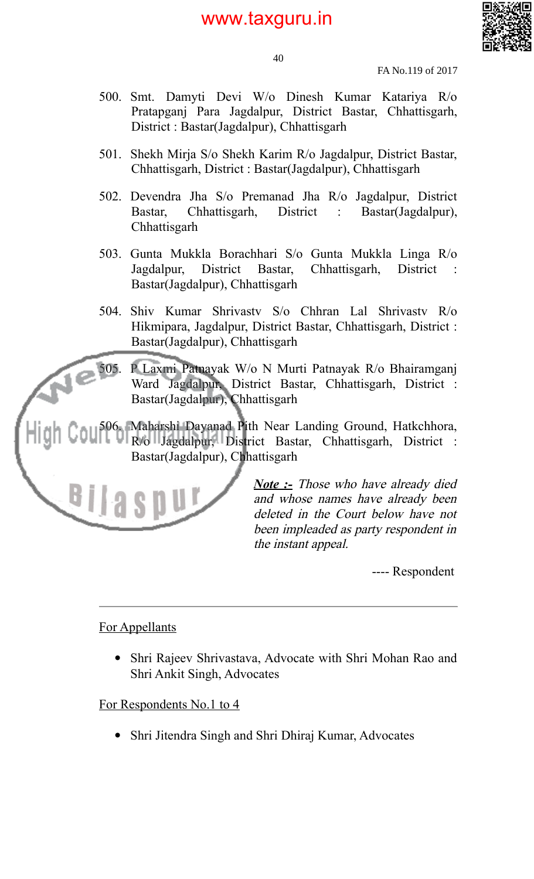500. Smt. Damyti Devi W/o Dinesh Kumar Katariya R/o Pratapganj Para Jagdalpur, District Bastar, Chhattisgarh, District : Bastar(Jagdalpur), Chhattisgarh

501. Shekh Mirja S/o Shekh Karim R/o Jagdalpur, District Bastar, Chhattisgarh, District : Bastar(Jagdalpur), Chhattisgarh

502. Devendra Jha S/o Premanad Jha R/o Jagdalpur, District Bastar, Chhattisgarh, District : Bastar(Jagdalpur), Chhattisgarh

503. Gunta Mukkla Borachhari S/o Gunta Mukkla Linga R/o Jagdalpur, District Bastar, Chhattisgarh, District : Bastar(Jagdalpur), Chhattisgarh

504. Shiv Kumar Shrivastv S/o Chhran Lal Shrivastv R/o Hikmipara, Jagdalpur, District Bastar, Chhattisgarh, District : Bastar(Jagdalpur), Chhattisgarh

505. P Laxmi Patnayak W/o N Murti Patnayak R/o Bhairamganj Ward Jagdalpur, District Bastar, Chhattisgarh, District : Bastar(Jagdalpur), Chhattisgarh

506. Maharshi Dayanad Pith Near Landing Ground, Hatkchhora, R/o Jagdalpur, District Bastar, Chhattisgarh, District : Bastar(Jagdalpur), Chhattisgarh

***Note :-*** *Those who have already died and whose names have already been deleted in the Court below have not been impleaded as party respondent in the instant appeal.*

---- Respondent

---

For Appellants

- Shri Rajeev Shrivastava, Advocate with Shri Mohan Rao and Shri Ankit Singh, Advocates

For Respondents No.1 to 4

- Shri Jitendra Singh and Shri Dhiraj Kumar, Advocates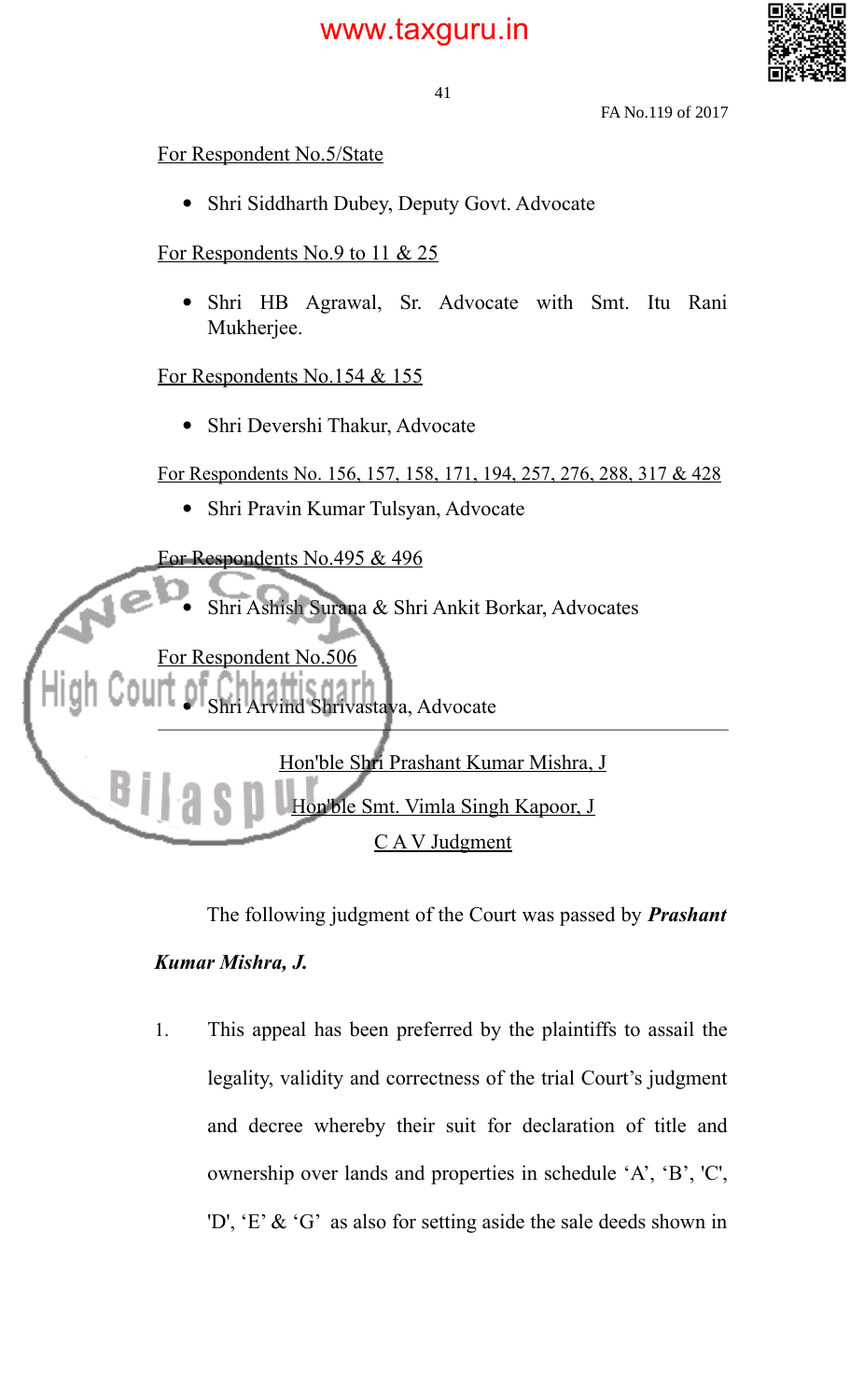For Respondent No.5/State

- Shri Siddharth Dubey, Deputy Govt. Advocate

For Respondents No.9 to 11 & 25

- Shri HB Agrawal, Sr. Advocate with Smt. Itu Rani Mukherjee.

For Respondents No.154 & 155

- Shri Devershi Thakur, Advocate

For Respondents No. 156, 157, 158, 171, 194, 257, 276, 288, 317 & 428

- Shri Pravin Kumar Tulsyan, Advocate

For Respondents No.495 & 496

- Shri Ashish Surana & Shri Ankit Borkar, Advocates

For Respondent No.506

- Shri Arvind Shrivastava, Advocate

---

Hon'ble Shri Prashant Kumar Mishra, J

Hon'ble Smt. Vimla Singh Kapoor, J

C A V Judgment

The following judgment of the Court was passed by ***Prashant Kumar Mishra, J.***

1. This appeal has been preferred by the plaintiffs to assail the legality, validity and correctness of the trial Court's judgment and decree whereby their suit for declaration of title and ownership over lands and properties in schedule 'A', 'B', 'C', 'D', 'E' & 'G' as also for setting aside the sale deeds shown in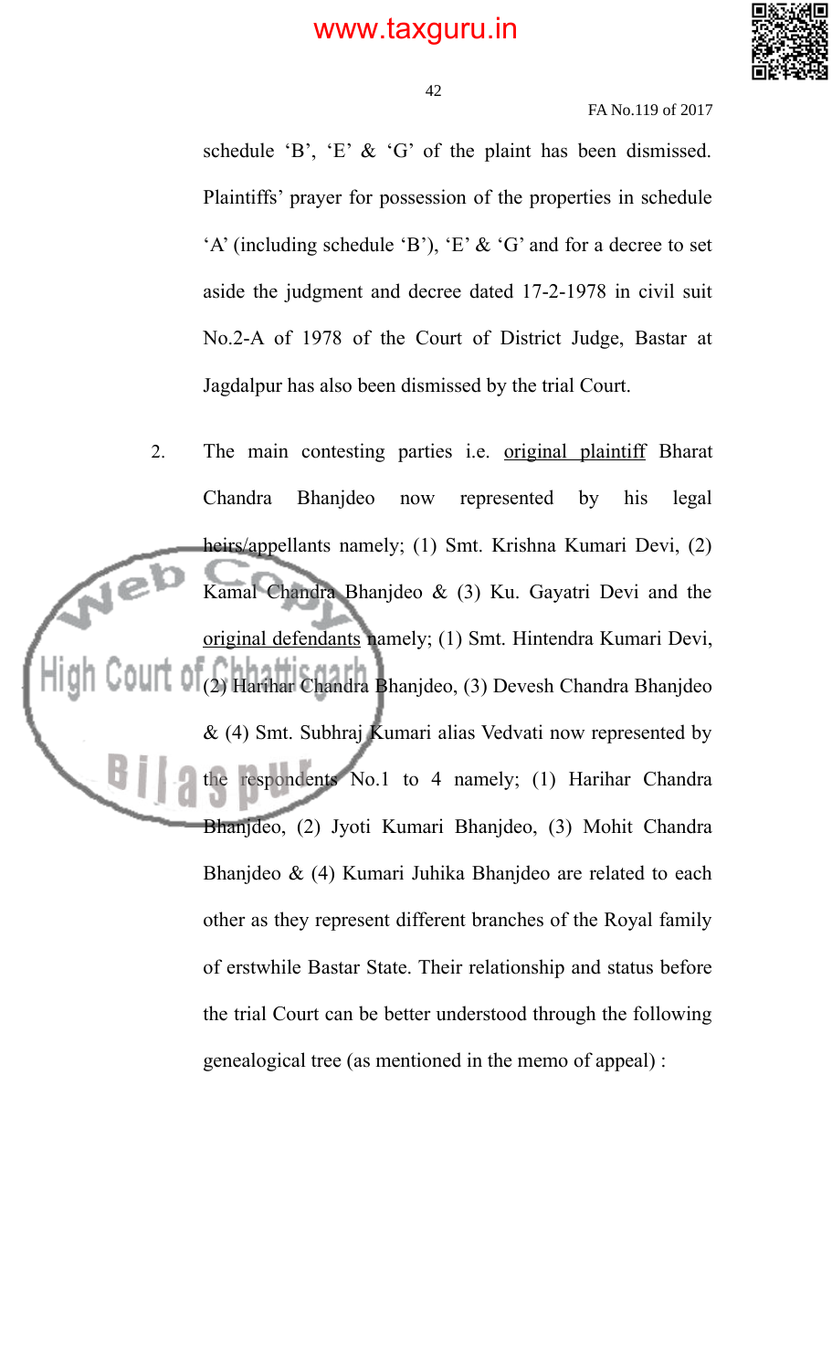schedule 'B', 'E' & 'G' of the plaint has been dismissed. Plaintiffs' prayer for possession of the properties in schedule 'A' (including schedule 'B'), 'E' & 'G' and for a decree to set aside the judgment and decree dated 17-2-1978 in civil suit No.2-A of 1978 of the Court of District Judge, Bastar at Jagdalpur has also been dismissed by the trial Court.

2. The main contesting parties i.e. <u>original plaintiff</u> Bharat Chandra Bhanjdeo now represented by his legal heirs/appellants namely; (1) Smt. Krishna Kumari Devi, (2) Kamal Chandra Bhanjdeo & (3) Ku. Gayatri Devi and the <u>original defendants</u> namely; (1) Smt. Hintendra Kumari Devi, (2) Harihar Chandra Bhanjdeo, (3) Devesh Chandra Bhanjdeo & (4) Smt. Subhraj Kumari alias Vedvati now represented by the respondents No.1 to 4 namely; (1) Harihar Chandra Bhanjdeo, (2) Jyoti Kumari Bhanjdeo, (3) Mohit Chandra Bhanjdeo & (4) Kumari Juhika Bhanjdeo are related to each other as they represent different branches of the Royal family of erstwhile Bastar State. Their relationship and status before the trial Court can be better understood through the following genealogical tree (as mentioned in the memo of appeal) :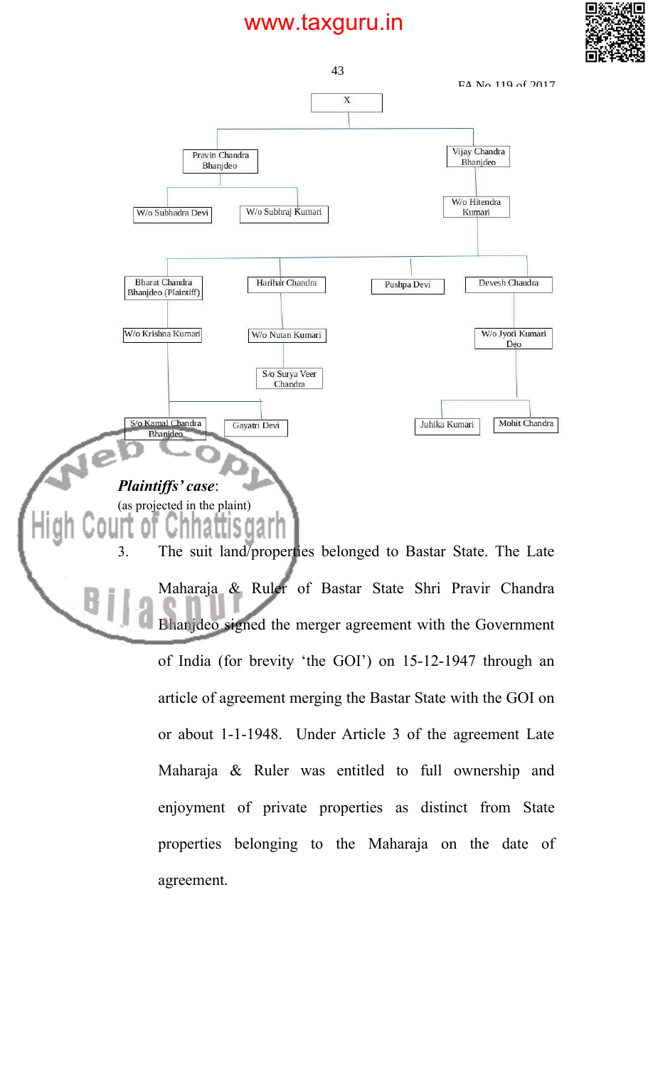- X
  - Pravin Chandra Bhanjdeo
    - W/o Subhadra Devi
    - W/o Subhraj Kumari
  - Vijay Chandra Bhanjdeo
    - W/o Hitendra Kumari
      - Bharat Chandra Bhanjdeo (Plaintiff)
        - W/o Krishna Kumari
          - S/o Kamal Chandra Bhanjdeo
          - Gayatri Devi
      - Harihar Chandra
        - W/o Nutan Kumari
          - S/o Surya Veer Chandra
      - Pushpa Devi
      - Devesh Chandra
        - W/o Jyoti Kumari Deo
          - Juhika Kumari
          - Mohit Chandra

***Plaintiffs' case*:**

(as projected in the plaint)

3. The suit land/properties belonged to Bastar State. The Late Maharaja & Ruler of Bastar State Shri Pravir Chandra Bhanjdeo signed the merger agreement with the Government of India (for brevity 'the GOI') on 15-12-1947 through an article of agreement merging the Bastar State with the GOI on or about 1-1-1948. Under Article 3 of the agreement Late Maharaja & Ruler was entitled to full ownership and enjoyment of private properties as distinct from State properties belonging to the Maharaja on the date of agreement.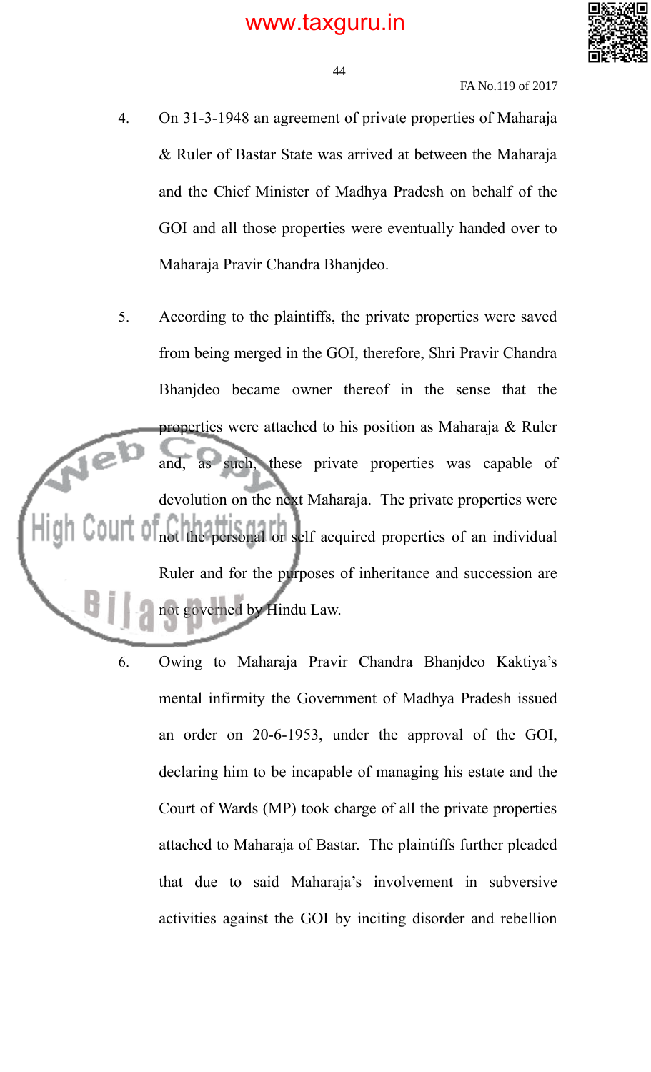4. On 31-3-1948 an agreement of private properties of Maharaja & Ruler of Bastar State was arrived at between the Maharaja and the Chief Minister of Madhya Pradesh on behalf of the GOI and all those properties were eventually handed over to Maharaja Pravir Chandra Bhanjdeo.

5. According to the plaintiffs, the private properties were saved from being merged in the GOI, therefore, Shri Pravir Chandra Bhanjdeo became owner thereof in the sense that the properties were attached to his position as Maharaja & Ruler and, as such, these private properties was capable of devolution on the next Maharaja. The private properties were not the personal or self acquired properties of an individual Ruler and for the purposes of inheritance and succession are not governed by Hindu Law.

6. Owing to Maharaja Pravir Chandra Bhanjdeo Kaktiya's mental infirmity the Government of Madhya Pradesh issued an order on 20-6-1953, under the approval of the GOI, declaring him to be incapable of managing his estate and the Court of Wards (MP) took charge of all the private properties attached to Maharaja of Bastar. The plaintiffs further pleaded that due to said Maharaja's involvement in subversive activities against the GOI by inciting disorder and rebellion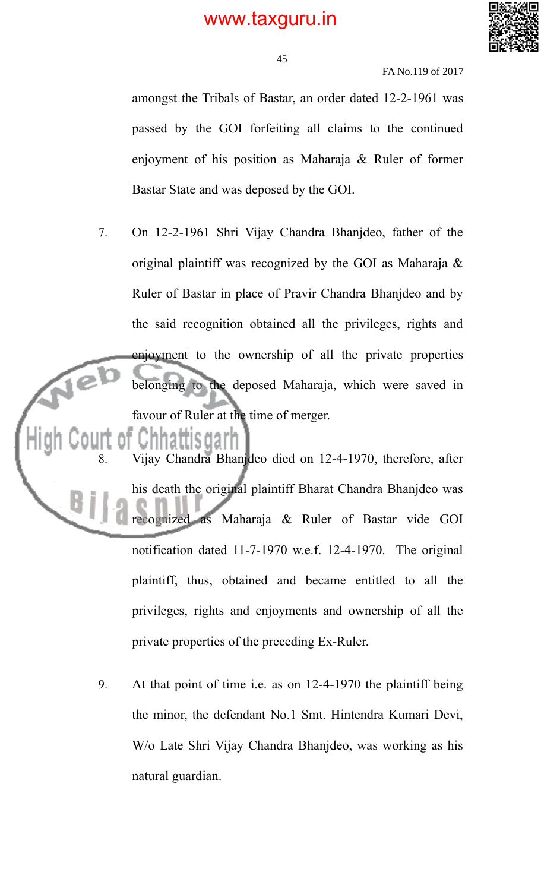amongst the Tribals of Bastar, an order dated 12-2-1961 was passed by the GOI forfeiting all claims to the continued enjoyment of his position as Maharaja & Ruler of former Bastar State and was deposed by the GOI.

7. On 12-2-1961 Shri Vijay Chandra Bhanjdeo, father of the original plaintiff was recognized by the GOI as Maharaja & Ruler of Bastar in place of Pravir Chandra Bhanjdeo and by the said recognition obtained all the privileges, rights and enjoyment to the ownership of all the private properties belonging to the deposed Maharaja, which were saved in favour of Ruler at the time of merger.

8. Vijay Chandra Bhanjdeo died on 12-4-1970, therefore, after his death the original plaintiff Bharat Chandra Bhanjdeo was recognized as Maharaja & Ruler of Bastar vide GOI notification dated 11-7-1970 w.e.f. 12-4-1970. The original plaintiff, thus, obtained and became entitled to all the privileges, rights and enjoyments and ownership of all the private properties of the preceding Ex-Ruler.

9. At that point of time i.e. as on 12-4-1970 the plaintiff being the minor, the defendant No.1 Smt. Hintendra Kumari Devi, W/o Late Shri Vijay Chandra Bhanjdeo, was working as his natural guardian.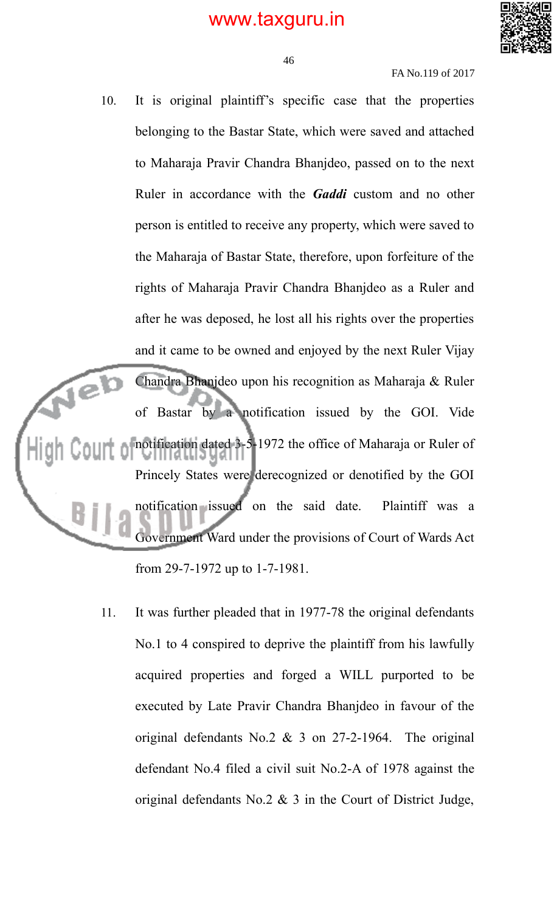10. It is original plaintiff's specific case that the properties belonging to the Bastar State, which were saved and attached to Maharaja Pravir Chandra Bhanjdeo, passed on to the next Ruler in accordance with the ***Gaddi*** custom and no other person is entitled to receive any property, which were saved to the Maharaja of Bastar State, therefore, upon forfeiture of the rights of Maharaja Pravir Chandra Bhanjdeo as a Ruler and after he was deposed, he lost all his rights over the properties and it came to be owned and enjoyed by the next Ruler Vijay Chandra Bhanjdeo upon his recognition as Maharaja & Ruler of Bastar by a notification issued by the GOI. Vide notification dated 3-5-1972 the office of Maharaja or Ruler of Princely States were derecognized or denotified by the GOI notification issued on the said date. Plaintiff was a Government Ward under the provisions of Court of Wards Act from 29-7-1972 up to 1-7-1981.

11. It was further pleaded that in 1977-78 the original defendants No.1 to 4 conspired to deprive the plaintiff from his lawfully acquired properties and forged a WILL purported to be executed by Late Pravir Chandra Bhanjdeo in favour of the original defendants No.2 & 3 on 27-2-1964. The original defendant No.4 filed a civil suit No.2-A of 1978 against the original defendants No.2 & 3 in the Court of District Judge,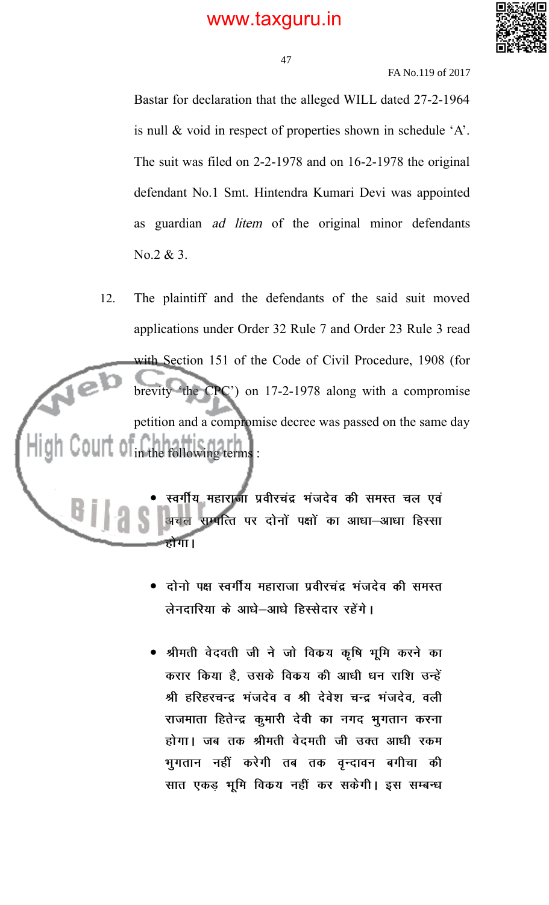Bastar for declaration that the alleged WILL dated 27-2-1964 is null & void in respect of properties shown in schedule 'A'. The suit was filed on 2-2-1978 and on 16-2-1978 the original defendant No.1 Smt. Hintendra Kumari Devi was appointed as guardian *ad litem* of the original minor defendants No.2 & 3.

12. The plaintiff and the defendants of the said suit moved applications under Order 32 Rule 7 and Order 23 Rule 3 read with Section 151 of the Code of Civil Procedure, 1908 (for brevity 'the CPC') on 17-2-1978 along with a compromise petition and a compromise decree was passed on the same day in the following terms :

- स्वर्गीय महाराजा प्रवीरचंद्र भंजदेव की समस्त चल एवं अचल सम्पत्ति पर दोनों पक्षों का आधा–आधा हिस्सा होगा।

- दोनो पक्ष स्वर्गीय महाराजा प्रवीरचंद्र भंजदेव की समस्त लेनदारिया के आधे–आधे हिस्सेदार रहेंगे।

- श्रीमती वेदवती जी ने जो विक्रय कृषि भूमि करने का करार किया है, उसके विक्रय की आधी धन राशि उन्हें श्री हरिहरचन्द्र भंजदेव व श्री देवेश चन्द्र भंजदेव, वली राजमाता हितेन्द्र कुमारी देवी का नगद भुगतान करना होगा। जब तक श्रीमती वेदमती जी उक्त आधी रकम भुगतान नहीं करेगी तब तक वृन्दावन बगीचा की सात एकड़ भूमि विक्रय नहीं कर सकेगी। इस सम्बन्ध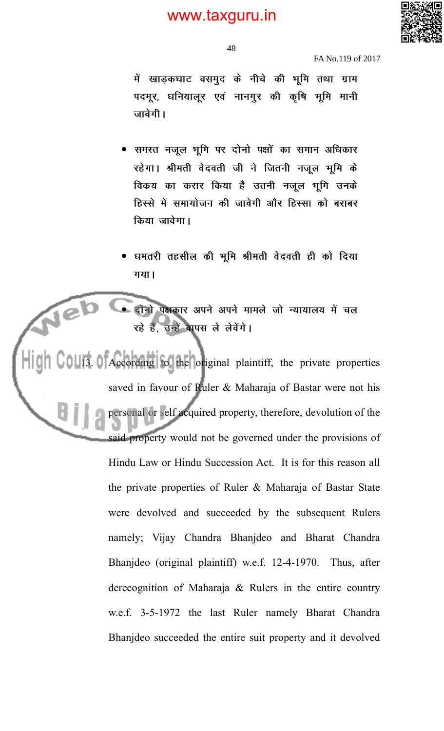में खाड़कघाट वसमुद के नीचे की भूमि तथा ग्राम पदमूर, धनियालूर एवं नानगुर की कृषि भूमि मानी जावेगी।

- समस्त नजूल भूमि पर दोनो पक्षों का समान अधिकार रहेगा। श्रीमती वेदवती जी ने जितनी नजूल भूमि के विक्रय का करार किया है उतनी नजूल भूमि उनके हिस्से में समायोजन की जावेगी और हिस्सा को बराबर किया जावेगा।

- धमतरी तहसील की भूमि श्रीमती वेदवती ही को दिया गया।

- दोनो पक्षकार अपने अपने मामले जो न्यायालय में चल रहे हैं, उन्हें वापस ले लेवेंगे।

13. According to the original plaintiff, the private properties saved in favour of Ruler & Maharaja of Bastar were not his personal or self acquired property, therefore, devolution of the said property would not be governed under the provisions of Hindu Law or Hindu Succession Act. It is for this reason all the private properties of Ruler & Maharaja of Bastar State were devolved and succeeded by the subsequent Rulers namely; Vijay Chandra Bhanjdeo and Bharat Chandra Bhanjdeo (original plaintiff) w.e.f. 12-4-1970. Thus, after derecognition of Maharaja & Rulers in the entire country w.e.f. 3-5-1972 the last Ruler namely Bharat Chandra Bhanjdeo succeeded the entire suit property and it devolved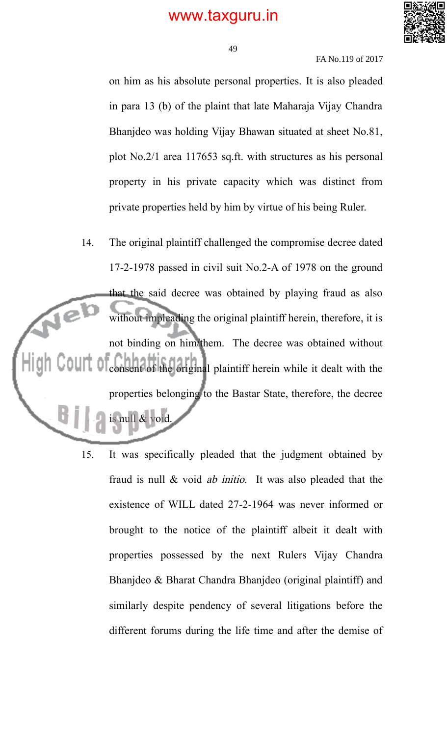on him as his absolute personal properties. It is also pleaded in para 13 (b) of the plaint that late Maharaja Vijay Chandra Bhanjdeo was holding Vijay Bhawan situated at sheet No.81, plot No.2/1 area 117653 sq.ft. with structures as his personal property in his private capacity which was distinct from private properties held by him by virtue of his being Ruler.

14. The original plaintiff challenged the compromise decree dated 17-2-1978 passed in civil suit No.2-A of 1978 on the ground that the said decree was obtained by playing fraud as also without impleading the original plaintiff herein, therefore, it is not binding on him/them. The decree was obtained without consent of the original plaintiff herein while it dealt with the properties belonging to the Bastar State, therefore, the decree is null & void.

15. It was specifically pleaded that the judgment obtained by fraud is null & void *ab initio*. It was also pleaded that the existence of WILL dated 27-2-1964 was never informed or brought to the notice of the plaintiff albeit it dealt with properties possessed by the next Rulers Vijay Chandra Bhanjdeo & Bharat Chandra Bhanjdeo (original plaintiff) and similarly despite pendency of several litigations before the different forums during the life time and after the demise of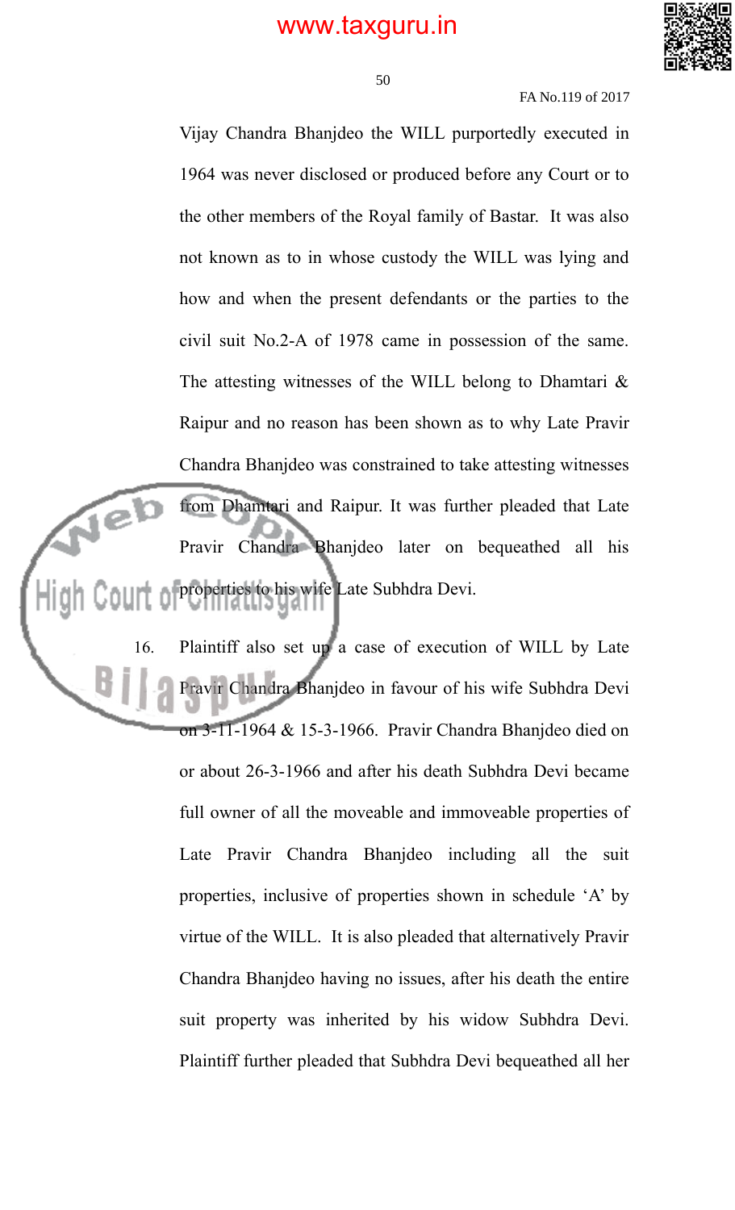Vijay Chandra Bhanjdeo the WILL purportedly executed in 1964 was never disclosed or produced before any Court or to the other members of the Royal family of Bastar. It was also not known as to in whose custody the WILL was lying and how and when the present defendants or the parties to the civil suit No.2-A of 1978 came in possession of the same. The attesting witnesses of the WILL belong to Dhamtari & Raipur and no reason has been shown as to why Late Pravir Chandra Bhanjdeo was constrained to take attesting witnesses from Dhamtari and Raipur. It was further pleaded that Late Pravir Chandra Bhanjdeo later on bequeathed all his properties to his wife Late Subhdra Devi.

16. Plaintiff also set up a case of execution of WILL by Late Pravir Chandra Bhanjdeo in favour of his wife Subhdra Devi on 3-11-1964 & 15-3-1966. Pravir Chandra Bhanjdeo died on or about 26-3-1966 and after his death Subhdra Devi became full owner of all the moveable and immoveable properties of Late Pravir Chandra Bhanjdeo including all the suit properties, inclusive of properties shown in schedule 'A' by virtue of the WILL. It is also pleaded that alternatively Pravir Chandra Bhanjdeo having no issues, after his death the entire suit property was inherited by his widow Subhdra Devi. Plaintiff further pleaded that Subhdra Devi bequeathed all her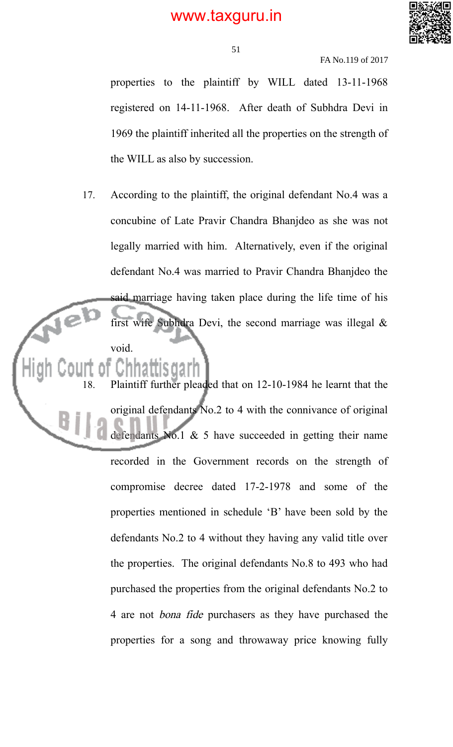properties to the plaintiff by WILL dated 13-11-1968 registered on 14-11-1968. After death of Subhdra Devi in 1969 the plaintiff inherited all the properties on the strength of the WILL as also by succession.

17. According to the plaintiff, the original defendant No.4 was a concubine of Late Pravir Chandra Bhanjdeo as she was not legally married with him. Alternatively, even if the original defendant No.4 was married to Pravir Chandra Bhanjdeo the said marriage having taken place during the life time of his first wife Subhdra Devi, the second marriage was illegal & void.

18. Plaintiff further pleaded that on 12-10-1984 he learnt that the original defendants No.2 to 4 with the connivance of original defendants No.1 & 5 have succeeded in getting their name recorded in the Government records on the strength of compromise decree dated 17-2-1978 and some of the properties mentioned in schedule 'B' have been sold by the defendants No.2 to 4 without they having any valid title over the properties. The original defendants No.8 to 493 who had purchased the properties from the original defendants No.2 to 4 are not *bona fide* purchasers as they have purchased the properties for a song and throwaway price knowing fully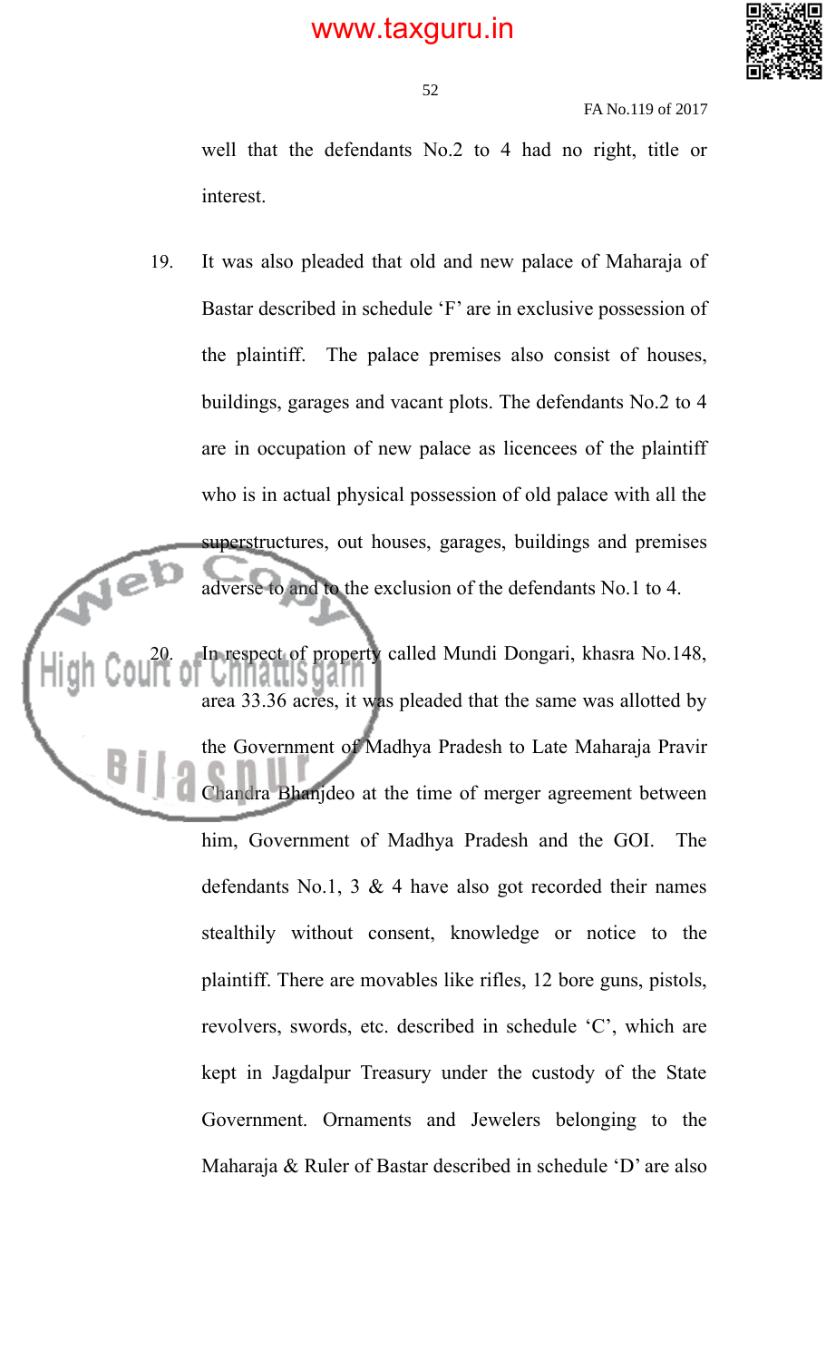well that the defendants No.2 to 4 had no right, title or interest.

19. It was also pleaded that old and new palace of Maharaja of Bastar described in schedule 'F' are in exclusive possession of the plaintiff. The palace premises also consist of houses, buildings, garages and vacant plots. The defendants No.2 to 4 are in occupation of new palace as licencees of the plaintiff who is in actual physical possession of old palace with all the superstructures, out houses, garages, buildings and premises adverse to and to the exclusion of the defendants No.1 to 4.

20. In respect of property called Mundi Dongari, khasra No.148, area 33.36 acres, it was pleaded that the same was allotted by the Government of Madhya Pradesh to Late Maharaja Pravir Chandra Bhanjdeo at the time of merger agreement between him, Government of Madhya Pradesh and the GOI. The defendants No.1, 3 & 4 have also got recorded their names stealthily without consent, knowledge or notice to the plaintiff. There are movables like rifles, 12 bore guns, pistols, revolvers, swords, etc. described in schedule 'C', which are kept in Jagdalpur Treasury under the custody of the State Government. Ornaments and Jewelers belonging to the Maharaja & Ruler of Bastar described in schedule 'D' are also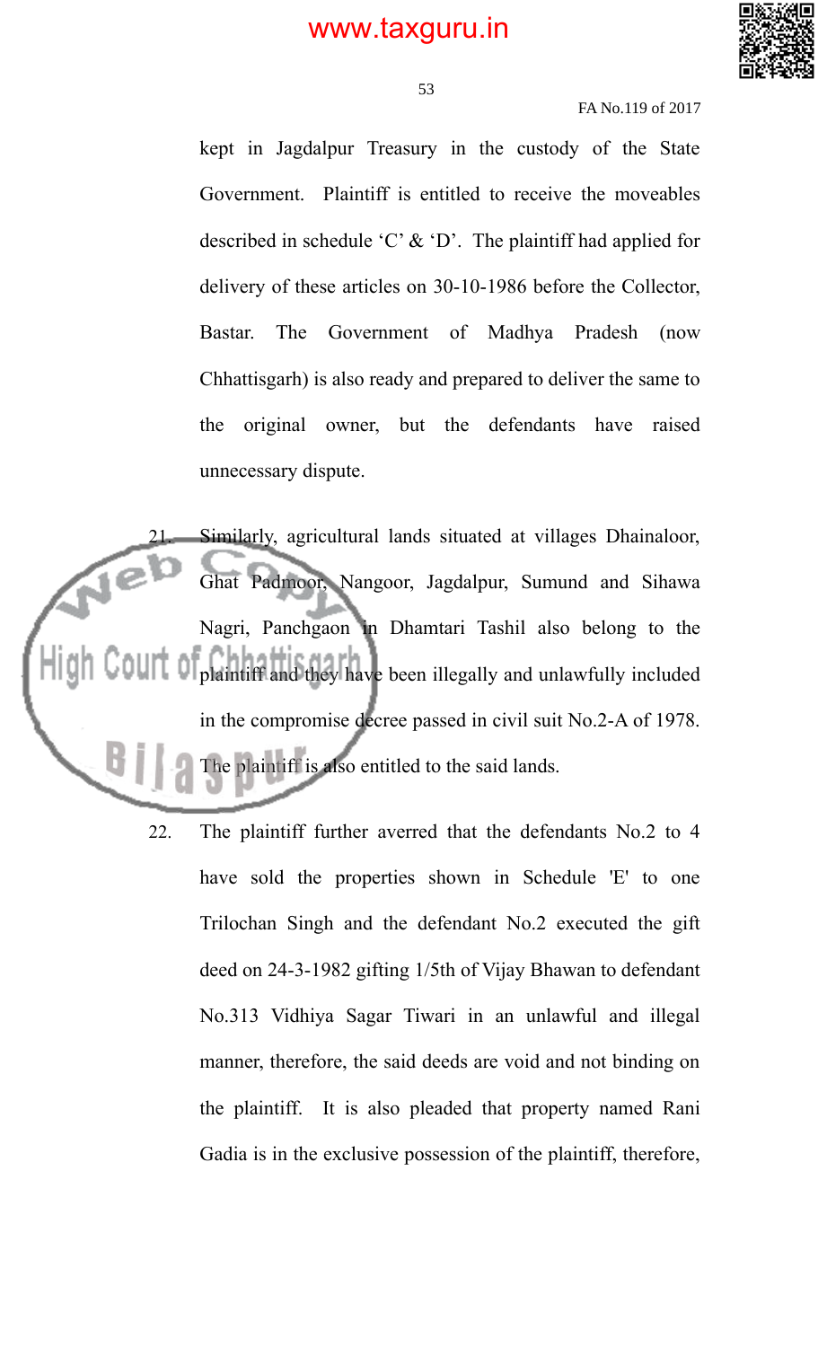kept in Jagdalpur Treasury in the custody of the State Government. Plaintiff is entitled to receive the moveables described in schedule 'C' & 'D'. The plaintiff had applied for delivery of these articles on 30-10-1986 before the Collector, Bastar. The Government of Madhya Pradesh (now Chhattisgarh) is also ready and prepared to deliver the same to the original owner, but the defendants have raised unnecessary dispute.

21. Similarly, agricultural lands situated at villages Dhainaloor, Ghat Padmoor, Nangoor, Jagdalpur, Sumund and Sihawa Nagri, Panchgaon in Dhamtari Tashil also belong to the plaintiff and they have been illegally and unlawfully included in the compromise decree passed in civil suit No.2-A of 1978. The plaintiff is also entitled to the said lands.

22. The plaintiff further averred that the defendants No.2 to 4 have sold the properties shown in Schedule 'E' to one Trilochan Singh and the defendant No.2 executed the gift deed on 24-3-1982 gifting 1/5th of Vijay Bhawan to defendant No.313 Vidhiya Sagar Tiwari in an unlawful and illegal manner, therefore, the said deeds are void and not binding on the plaintiff. It is also pleaded that property named Rani Gadia is in the exclusive possession of the plaintiff, therefore,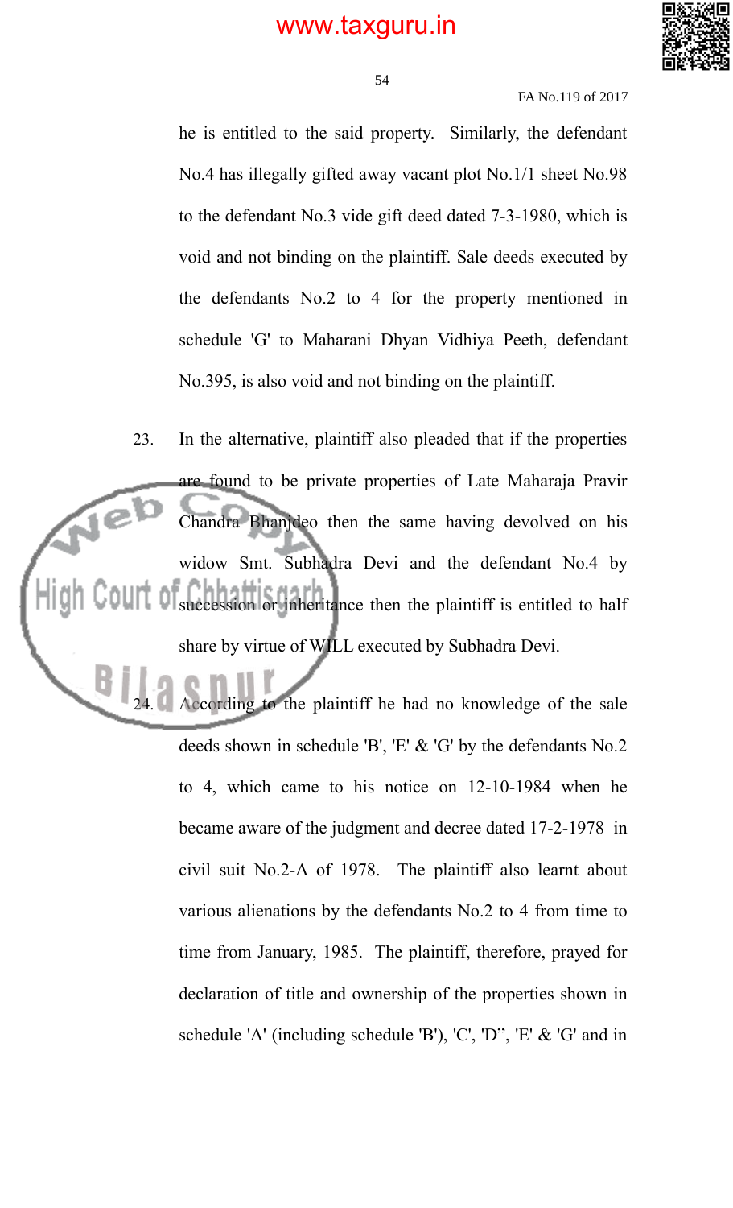he is entitled to the said property. Similarly, the defendant No.4 has illegally gifted away vacant plot No.1/1 sheet No.98 to the defendant No.3 vide gift deed dated 7-3-1980, which is void and not binding on the plaintiff. Sale deeds executed by the defendants No.2 to 4 for the property mentioned in schedule 'G' to Maharani Dhyan Vidhiya Peeth, defendant No.395, is also void and not binding on the plaintiff.

23. In the alternative, plaintiff also pleaded that if the properties are found to be private properties of Late Maharaja Pravir Chandra Bhanjdeo then the same having devolved on his widow Smt. Subhadra Devi and the defendant No.4 by succession or inheritance then the plaintiff is entitled to half share by virtue of WILL executed by Subhadra Devi.

24. According to the plaintiff he had no knowledge of the sale deeds shown in schedule 'B', 'E' & 'G' by the defendants No.2 to 4, which came to his notice on 12-10-1984 when he became aware of the judgment and decree dated 17-2-1978 in civil suit No.2-A of 1978. The plaintiff also learnt about various alienations by the defendants No.2 to 4 from time to time from January, 1985. The plaintiff, therefore, prayed for declaration of title and ownership of the properties shown in schedule 'A' (including schedule 'B'), 'C', 'D", 'E' & 'G' and in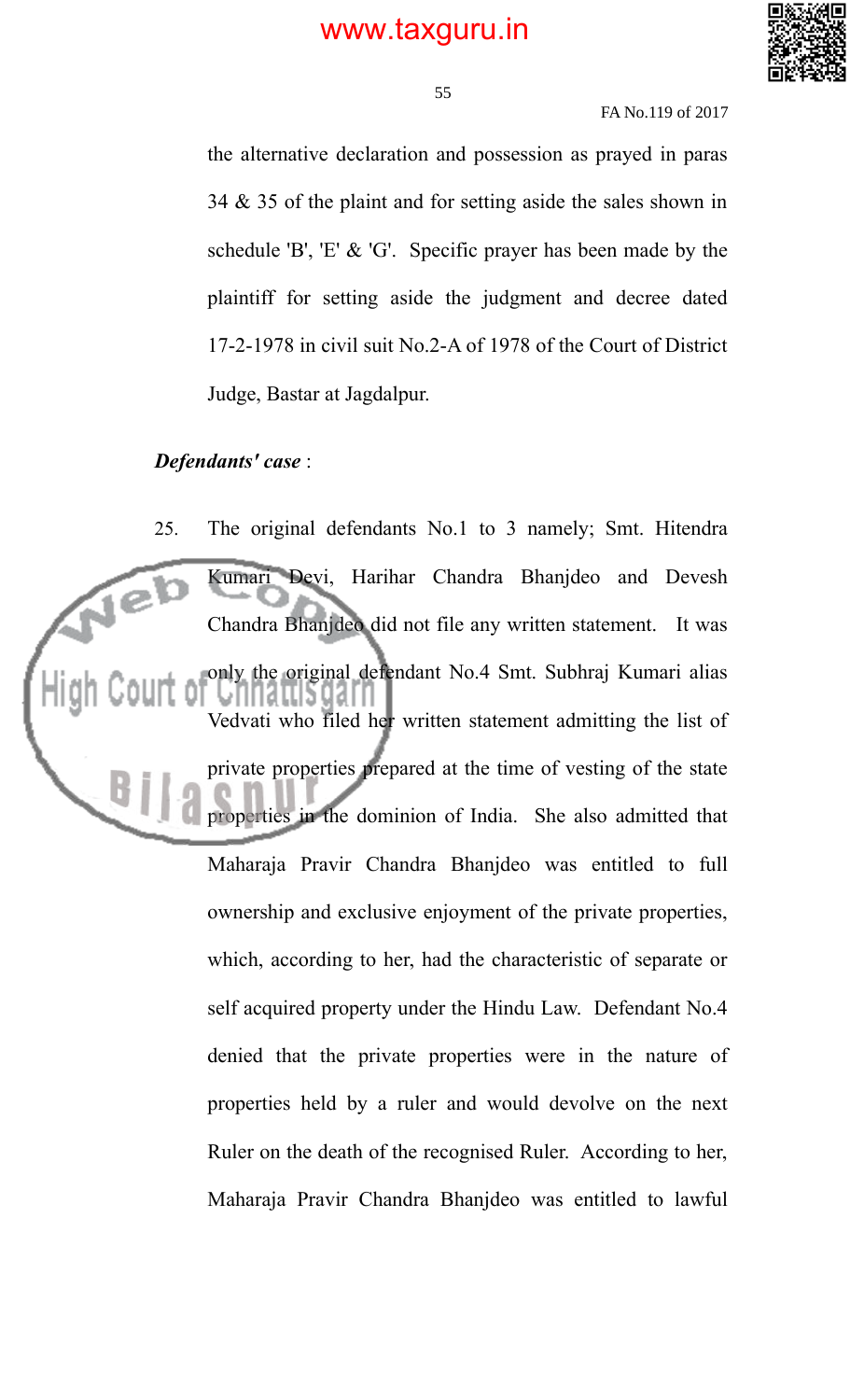the alternative declaration and possession as prayed in paras 34 & 35 of the plaint and for setting aside the sales shown in schedule 'B', 'E' & 'G'. Specific prayer has been made by the plaintiff for setting aside the judgment and decree dated 17-2-1978 in civil suit No.2-A of 1978 of the Court of District Judge, Bastar at Jagdalpur.

***Defendants' case*** :

25. The original defendants No.1 to 3 namely; Smt. Hitendra Kumari Devi, Harihar Chandra Bhanjdeo and Devesh Chandra Bhanjdeo did not file any written statement. It was only the original defendant No.4 Smt. Subhraj Kumari alias Vedvati who filed her written statement admitting the list of private properties prepared at the time of vesting of the state properties in the dominion of India. She also admitted that Maharaja Pravir Chandra Bhanjdeo was entitled to full ownership and exclusive enjoyment of the private properties, which, according to her, had the characteristic of separate or self acquired property under the Hindu Law. Defendant No.4 denied that the private properties were in the nature of properties held by a ruler and would devolve on the next Ruler on the death of the recognised Ruler. According to her, Maharaja Pravir Chandra Bhanjdeo was entitled to lawful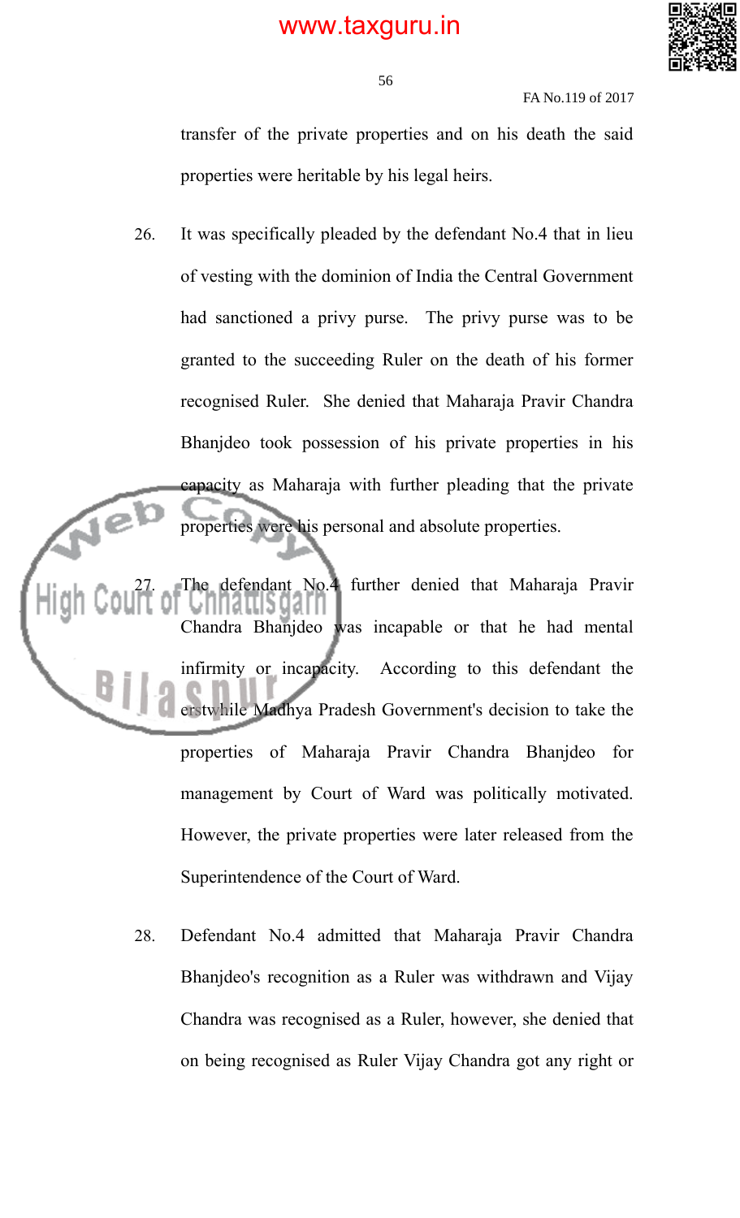transfer of the private properties and on his death the said properties were heritable by his legal heirs.

26. It was specifically pleaded by the defendant No.4 that in lieu of vesting with the dominion of India the Central Government had sanctioned a privy purse. The privy purse was to be granted to the succeeding Ruler on the death of his former recognised Ruler. She denied that Maharaja Pravir Chandra Bhanjdeo took possession of his private properties in his capacity as Maharaja with further pleading that the private properties were his personal and absolute properties.

27. The defendant No.4 further denied that Maharaja Pravir Chandra Bhanjdeo was incapable or that he had mental infirmity or incapacity. According to this defendant the erstwhile Madhya Pradesh Government's decision to take the properties of Maharaja Pravir Chandra Bhanjdeo for management by Court of Ward was politically motivated. However, the private properties were later released from the Superintendence of the Court of Ward.

28. Defendant No.4 admitted that Maharaja Pravir Chandra Bhanjdeo's recognition as a Ruler was withdrawn and Vijay Chandra was recognised as a Ruler, however, she denied that on being recognised as Ruler Vijay Chandra got any right or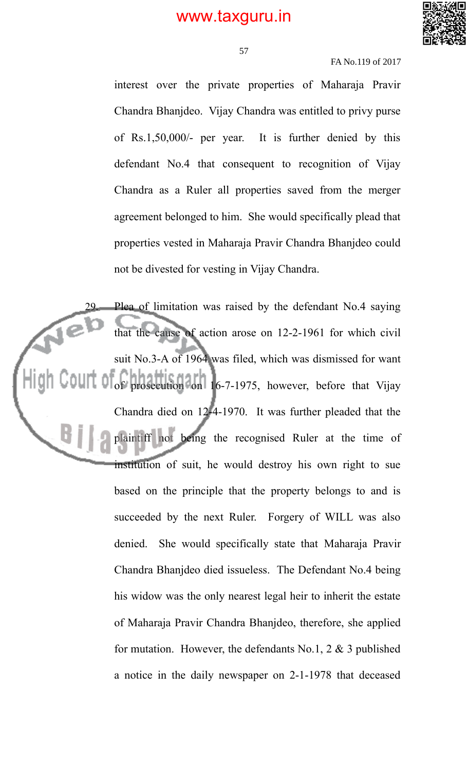interest over the private properties of Maharaja Pravir Chandra Bhanjdeo. Vijay Chandra was entitled to privy purse of Rs.1,50,000/- per year. It is further denied by this defendant No.4 that consequent to recognition of Vijay Chandra as a Ruler all properties saved from the merger agreement belonged to him. She would specifically plead that properties vested in Maharaja Pravir Chandra Bhanjdeo could not be divested for vesting in Vijay Chandra.

29. Plea of limitation was raised by the defendant No.4 saying that the cause of action arose on 12-2-1961 for which civil suit No.3-A of 1964 was filed, which was dismissed for want of prosecution on 16-7-1975, however, before that Vijay Chandra died on 12-4-1970. It was further pleaded that the plaintiff not being the recognised Ruler at the time of institution of suit, he would destroy his own right to sue based on the principle that the property belongs to and is succeeded by the next Ruler. Forgery of WILL was also denied. She would specifically state that Maharaja Pravir Chandra Bhanjdeo died issueless. The Defendant No.4 being his widow was the only nearest legal heir to inherit the estate of Maharaja Pravir Chandra Bhanjdeo, therefore, she applied for mutation. However, the defendants No.1, 2 & 3 published a notice in the daily newspaper on 2-1-1978 that deceased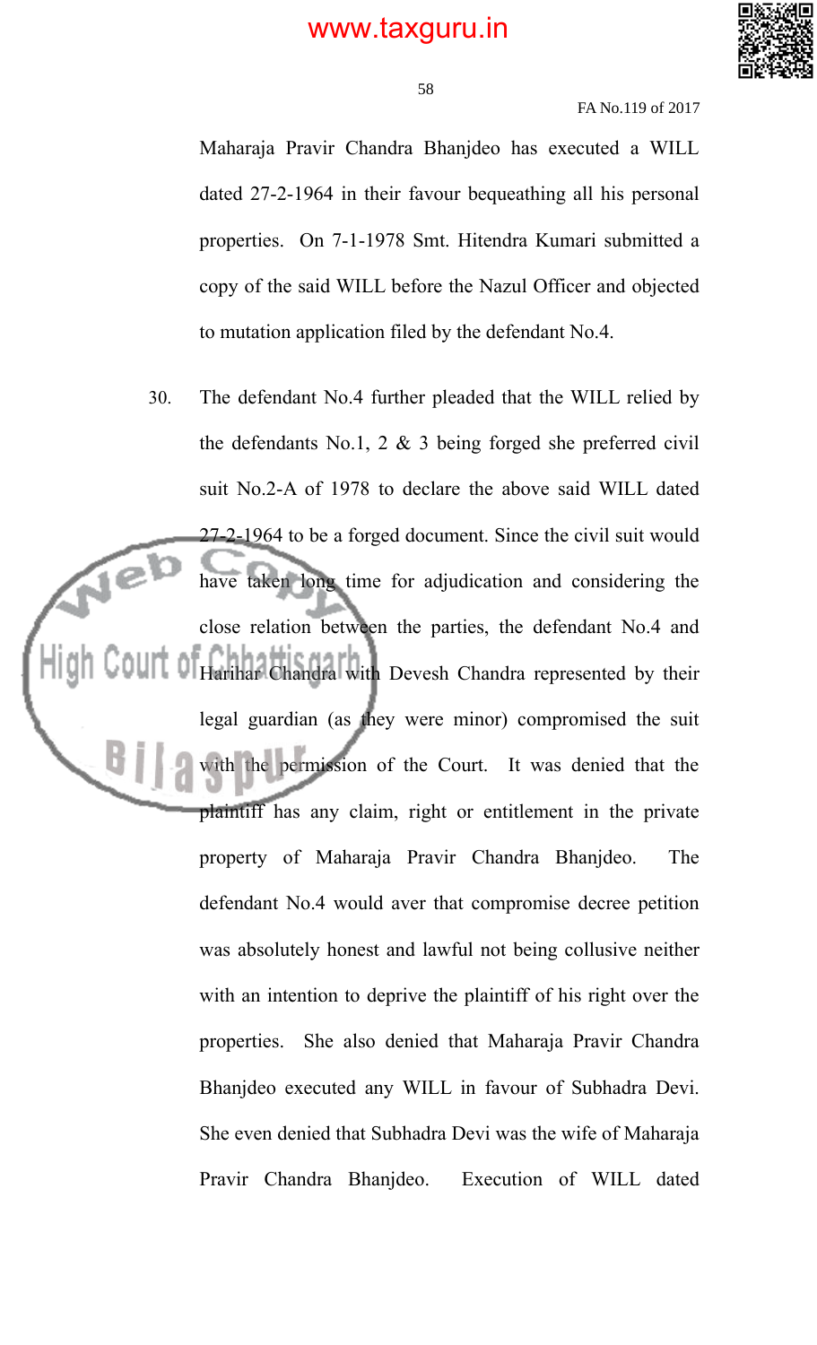Maharaja Pravir Chandra Bhanjdeo has executed a WILL dated 27-2-1964 in their favour bequeathing all his personal properties. On 7-1-1978 Smt. Hitendra Kumari submitted a copy of the said WILL before the Nazul Officer and objected to mutation application filed by the defendant No.4.

30. The defendant No.4 further pleaded that the WILL relied by the defendants No.1, 2 & 3 being forged she preferred civil suit No.2-A of 1978 to declare the above said WILL dated 27-2-1964 to be a forged document. Since the civil suit would have taken long time for adjudication and considering the close relation between the parties, the defendant No.4 and Harihar Chandra with Devesh Chandra represented by their legal guardian (as they were minor) compromised the suit with the permission of the Court. It was denied that the plaintiff has any claim, right or entitlement in the private property of Maharaja Pravir Chandra Bhanjdeo. The defendant No.4 would aver that compromise decree petition was absolutely honest and lawful not being collusive neither with an intention to deprive the plaintiff of his right over the properties. She also denied that Maharaja Pravir Chandra Bhanjdeo executed any WILL in favour of Subhadra Devi. She even denied that Subhadra Devi was the wife of Maharaja Pravir Chandra Bhanjdeo. Execution of WILL dated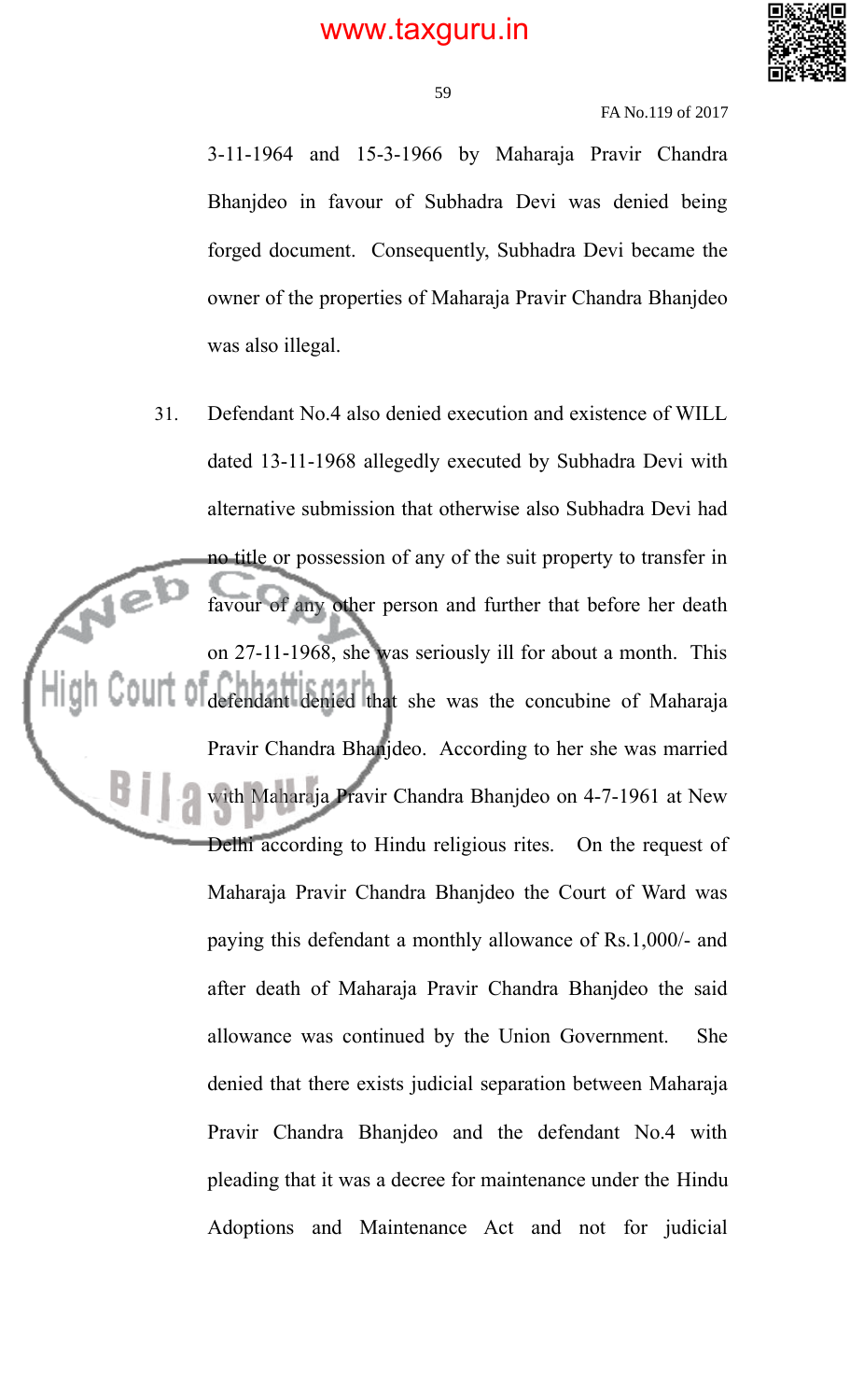3-11-1964 and 15-3-1966 by Maharaja Pravir Chandra Bhanjdeo in favour of Subhadra Devi was denied being forged document. Consequently, Subhadra Devi became the owner of the properties of Maharaja Pravir Chandra Bhanjdeo was also illegal.

31. Defendant No.4 also denied execution and existence of WILL dated 13-11-1968 allegedly executed by Subhadra Devi with alternative submission that otherwise also Subhadra Devi had no title or possession of any of the suit property to transfer in favour of any other person and further that before her death on 27-11-1968, she was seriously ill for about a month. This defendant denied that she was the concubine of Maharaja Pravir Chandra Bhanjdeo. According to her she was married with Maharaja Pravir Chandra Bhanjdeo on 4-7-1961 at New Delhi according to Hindu religious rites. On the request of Maharaja Pravir Chandra Bhanjdeo the Court of Ward was paying this defendant a monthly allowance of Rs.1,000/- and after death of Maharaja Pravir Chandra Bhanjdeo the said allowance was continued by the Union Government. She denied that there exists judicial separation between Maharaja Pravir Chandra Bhanjdeo and the defendant No.4 with pleading that it was a decree for maintenance under the Hindu Adoptions and Maintenance Act and not for judicial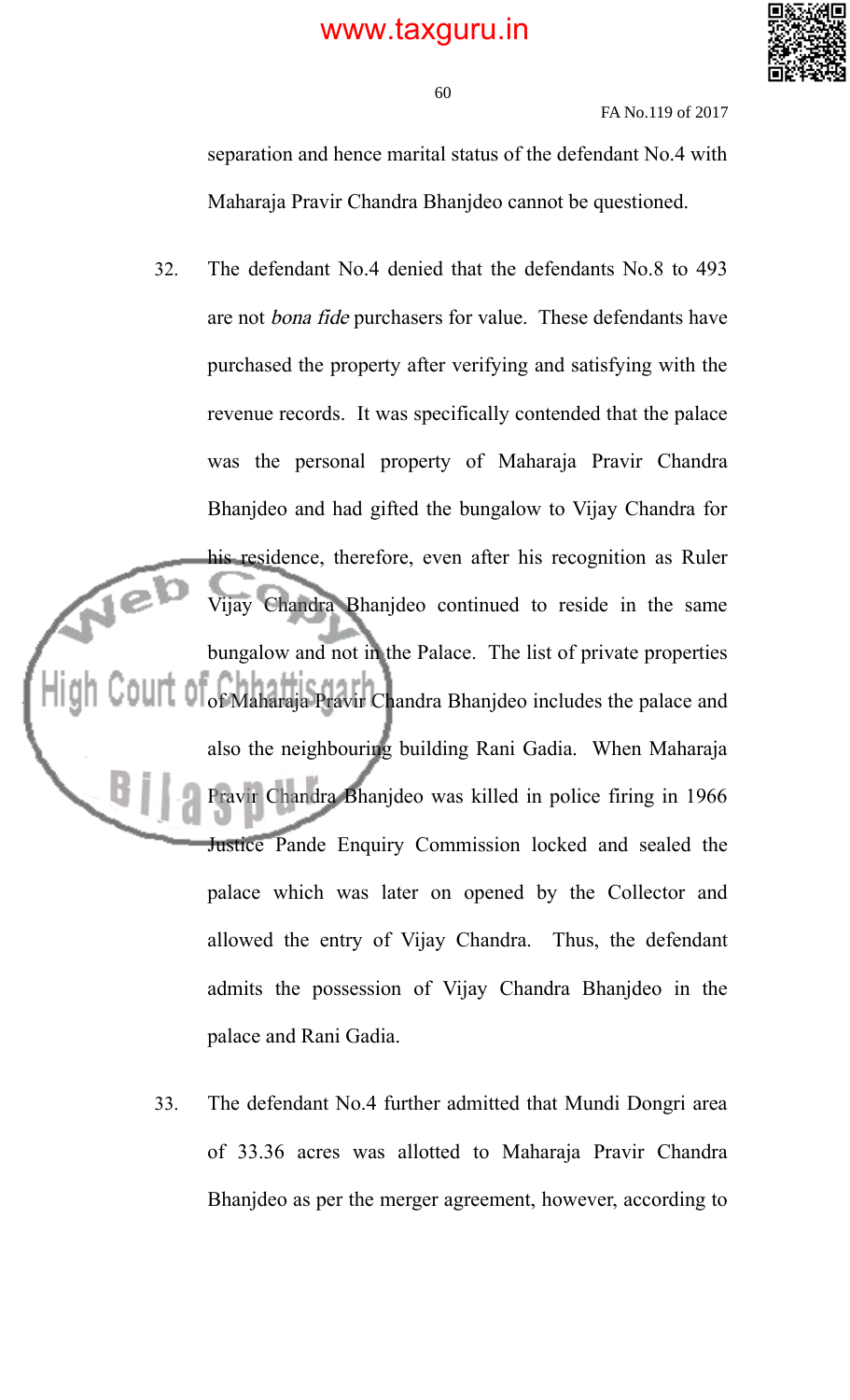separation and hence marital status of the defendant No.4 with Maharaja Pravir Chandra Bhanjdeo cannot be questioned.

32. The defendant No.4 denied that the defendants No.8 to 493 are not *bona fide* purchasers for value. These defendants have purchased the property after verifying and satisfying with the revenue records. It was specifically contended that the palace was the personal property of Maharaja Pravir Chandra Bhanjdeo and had gifted the bungalow to Vijay Chandra for his residence, therefore, even after his recognition as Ruler Vijay Chandra Bhanjdeo continued to reside in the same bungalow and not in the Palace. The list of private properties of Maharaja Pravir Chandra Bhanjdeo includes the palace and also the neighbouring building Rani Gadia. When Maharaja Pravir Chandra Bhanjdeo was killed in police firing in 1966 Justice Pande Enquiry Commission locked and sealed the palace which was later on opened by the Collector and allowed the entry of Vijay Chandra. Thus, the defendant admits the possession of Vijay Chandra Bhanjdeo in the palace and Rani Gadia.

33. The defendant No.4 further admitted that Mundi Dongri area of 33.36 acres was allotted to Maharaja Pravir Chandra Bhanjdeo as per the merger agreement, however, according to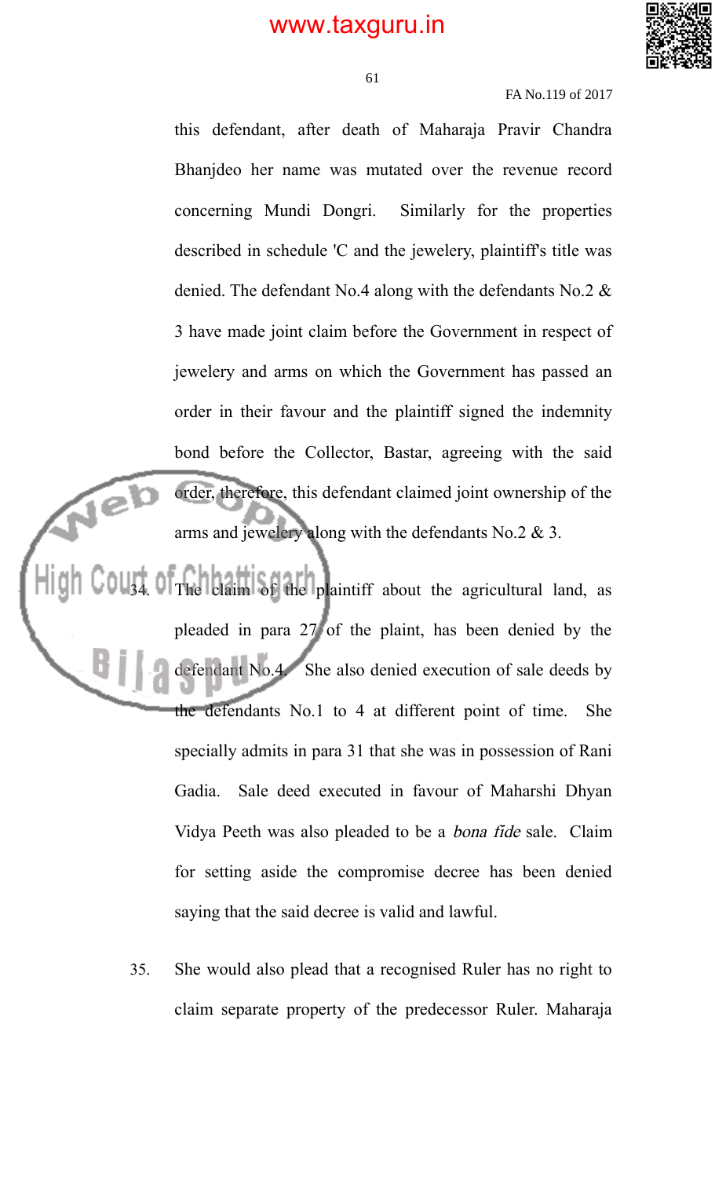this defendant, after death of Maharaja Pravir Chandra Bhanjdeo her name was mutated over the revenue record concerning Mundi Dongri. Similarly for the properties described in schedule 'C and the jewelery, plaintiff's title was denied. The defendant No.4 along with the defendants No.2 & 3 have made joint claim before the Government in respect of jewelery and arms on which the Government has passed an order in their favour and the plaintiff signed the indemnity bond before the Collector, Bastar, agreeing with the said order, therefore, this defendant claimed joint ownership of the arms and jewelery along with the defendants No.2 & 3.

34. The claim of the plaintiff about the agricultural land, as pleaded in para 27 of the plaint, has been denied by the defendant No.4. She also denied execution of sale deeds by the defendants No.1 to 4 at different point of time. She specially admits in para 31 that she was in possession of Rani Gadia. Sale deed executed in favour of Maharshi Dhyan Vidya Peeth was also pleaded to be a *bona fide* sale. Claim for setting aside the compromise decree has been denied saying that the said decree is valid and lawful.

35. She would also plead that a recognised Ruler has no right to claim separate property of the predecessor Ruler. Maharaja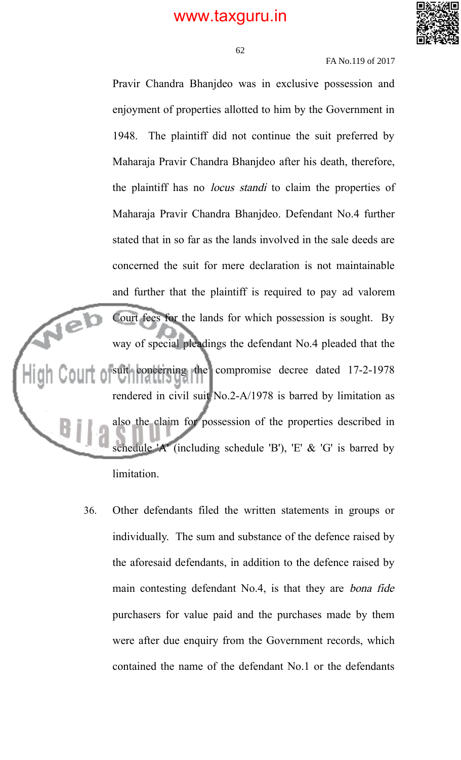Pravir Chandra Bhanjdeo was in exclusive possession and enjoyment of properties allotted to him by the Government in 1948. The plaintiff did not continue the suit preferred by Maharaja Pravir Chandra Bhanjdeo after his death, therefore, the plaintiff has no *locus standi* to claim the properties of Maharaja Pravir Chandra Bhanjdeo. Defendant No.4 further stated that in so far as the lands involved in the sale deeds are concerned the suit for mere declaration is not maintainable and further that the plaintiff is required to pay ad valorem Court fees for the lands for which possession is sought. By way of special pleadings the defendant No.4 pleaded that the suit concerning the compromise decree dated 17-2-1978 rendered in civil suit No.2-A/1978 is barred by limitation as also the claim for possession of the properties described in schedule 'A' (including schedule 'B'), 'E' & 'G' is barred by limitation.

36. Other defendants filed the written statements in groups or individually. The sum and substance of the defence raised by the aforesaid defendants, in addition to the defence raised by main contesting defendant No.4, is that they are *bona fide* purchasers for value paid and the purchases made by them were after due enquiry from the Government records, which contained the name of the defendant No.1 or the defendants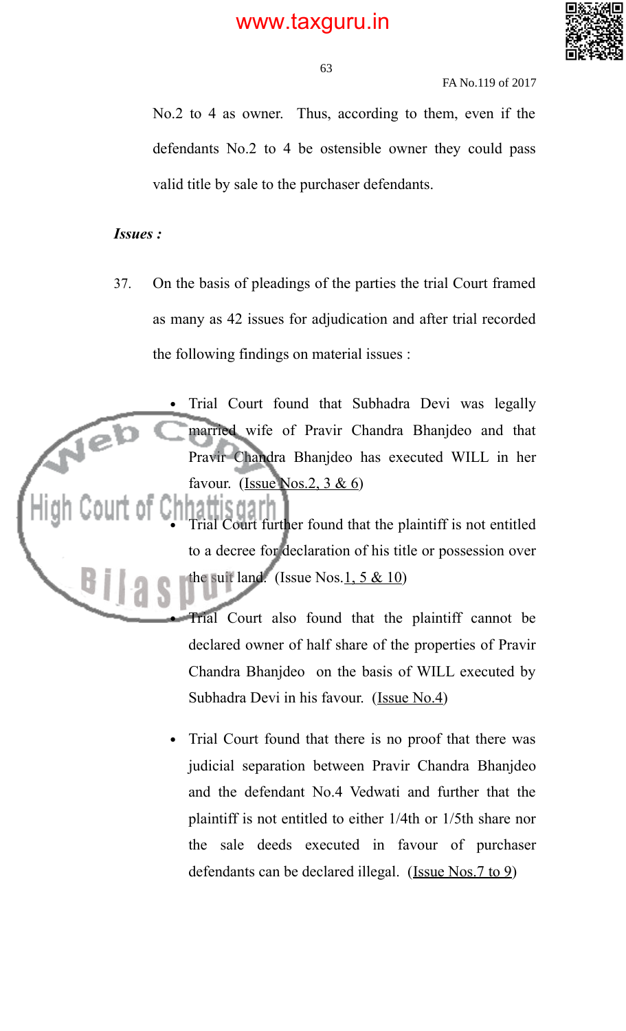No.2 to 4 as owner. Thus, according to them, even if the defendants No.2 to 4 be ostensible owner they could pass valid title by sale to the purchaser defendants.

***Issues :***

37. On the basis of pleadings of the parties the trial Court framed as many as 42 issues for adjudication and after trial recorded the following findings on material issues :

- Trial Court found that Subhadra Devi was legally married wife of Pravir Chandra Bhanjdeo and that Pravir Chandra Bhanjdeo has executed WILL in her favour. (Issue Nos.2, 3 & 6)

- Trial Court further found that the plaintiff is not entitled to a decree for declaration of his title or possession over the suit land. (Issue Nos.1, 5 & 10)

- Trial Court also found that the plaintiff cannot be declared owner of half share of the properties of Pravir Chandra Bhanjdeo on the basis of WILL executed by Subhadra Devi in his favour. (Issue No.4)

- Trial Court found that there is no proof that there was judicial separation between Pravir Chandra Bhanjdeo and the defendant No.4 Vedwati and further that the plaintiff is not entitled to either 1/4th or 1/5th share nor the sale deeds executed in favour of purchaser defendants can be declared illegal. (Issue Nos.7 to 9)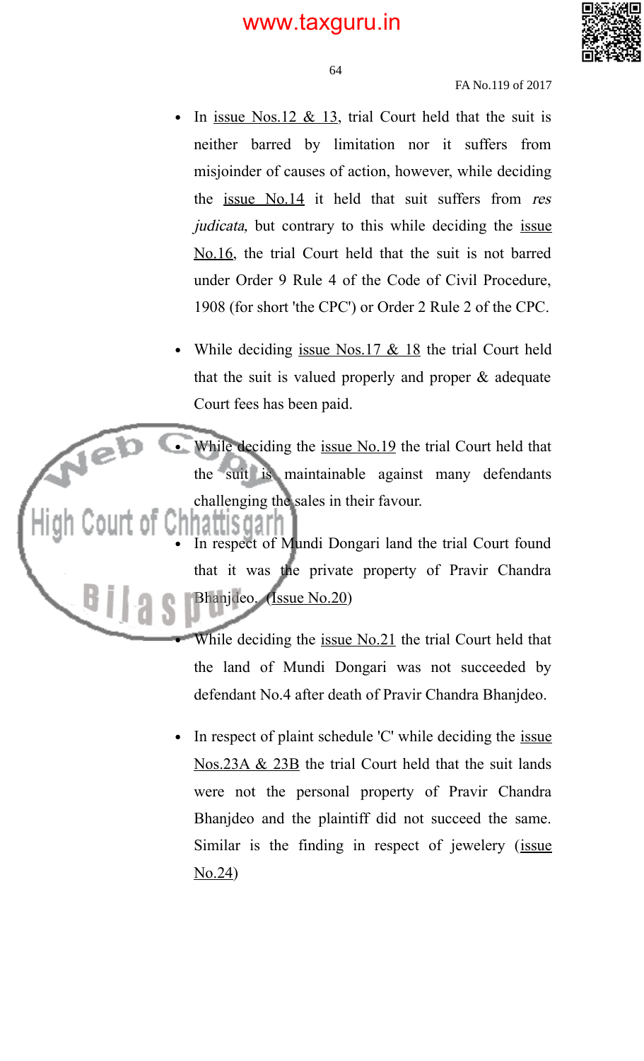- In issue Nos.12 & 13, trial Court held that the suit is neither barred by limitation nor it suffers from misjoinder of causes of action, however, while deciding the issue No.14 it held that suit suffers from *res judicata*, but contrary to this while deciding the issue No.16, the trial Court held that the suit is not barred under Order 9 Rule 4 of the Code of Civil Procedure, 1908 (for short 'the CPC') or Order 2 Rule 2 of the CPC.

- While deciding issue Nos.17 & 18 the trial Court held that the suit is valued properly and proper & adequate Court fees has been paid.

- While deciding the issue No.19 the trial Court held that the suit is maintainable against many defendants challenging the sales in their favour.

- In respect of Mundi Dongari land the trial Court found that it was the private property of Pravir Chandra Bhanjdeo. (Issue No.20)

- While deciding the issue No.21 the trial Court held that the land of Mundi Dongari was not succeeded by defendant No.4 after death of Pravir Chandra Bhanjdeo.

- In respect of plaint schedule 'C' while deciding the issue Nos.23A & 23B the trial Court held that the suit lands were not the personal property of Pravir Chandra Bhanjdeo and the plaintiff did not succeed the same. Similar is the finding in respect of jewelery (issue No.24)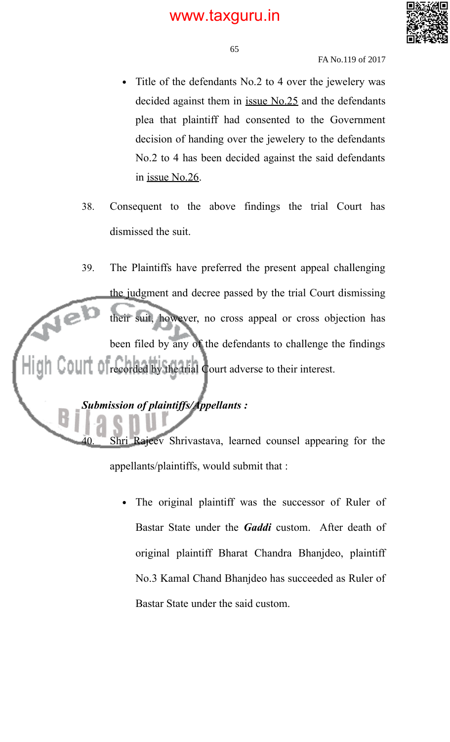- Title of the defendants No.2 to 4 over the jewelery was decided against them in issue No.25 and the defendants plea that plaintiff had consented to the Government decision of handing over the jewelery to the defendants No.2 to 4 has been decided against the said defendants in issue No.26.

38. Consequent to the above findings the trial Court has dismissed the suit.

39. The Plaintiffs have preferred the present appeal challenging the judgment and decree passed by the trial Court dismissing their suit, however, no cross appeal or cross objection has been filed by any of the defendants to challenge the findings recorded by the trial Court adverse to their interest.

***Submission of plaintiffs/Appellants :***

40. Shri Rajeev Shrivastava, learned counsel appearing for the appellants/plaintiffs, would submit that :

- The original plaintiff was the successor of Ruler of Bastar State under the ***Gaddi*** custom. After death of original plaintiff Bharat Chandra Bhanjdeo, plaintiff No.3 Kamal Chand Bhanjdeo has succeeded as Ruler of Bastar State under the said custom.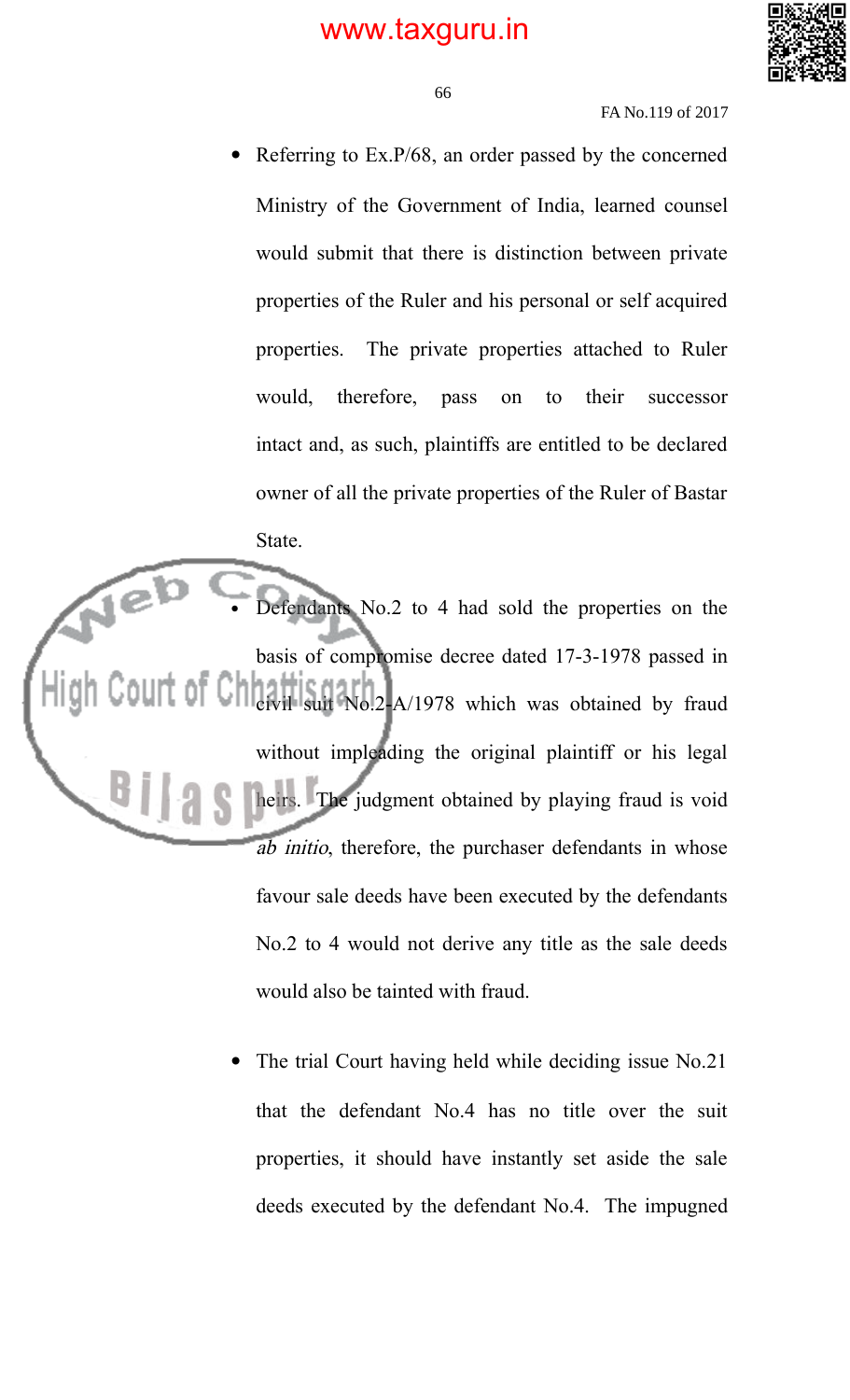- Referring to Ex.P/68, an order passed by the concerned Ministry of the Government of India, learned counsel would submit that there is distinction between private properties of the Ruler and his personal or self acquired properties. The private properties attached to Ruler would, therefore, pass on to their successor intact and, as such, plaintiffs are entitled to be declared owner of all the private properties of the Ruler of Bastar State.

- Defendants No.2 to 4 had sold the properties on the basis of compromise decree dated 17-3-1978 passed in civil suit No.2-A/1978 which was obtained by fraud without impleading the original plaintiff or his legal heirs. The judgment obtained by playing fraud is void *ab initio*, therefore, the purchaser defendants in whose favour sale deeds have been executed by the defendants No.2 to 4 would not derive any title as the sale deeds would also be tainted with fraud.

- The trial Court having held while deciding issue No.21 that the defendant No.4 has no title over the suit properties, it should have instantly set aside the sale deeds executed by the defendant No.4. The impugned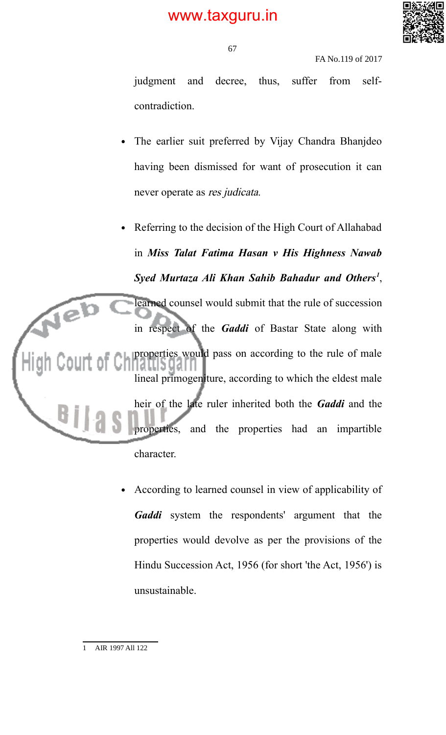judgment and decree, thus, suffer from self-contradiction.

- The earlier suit preferred by Vijay Chandra Bhanjdeo having been dismissed for want of prosecution it can never operate as *res judicata*.

- Referring to the decision of the High Court of Allahabad in ***Miss Talat Fatima Hasan v His Highness Nawab Syed Murtaza Ali Khan Sahib Bahadur and Others***[1], learned counsel would submit that the rule of succession in respect of the ***Gaddi*** of Bastar State along with properties would pass on according to the rule of male lineal primogeniture, according to which the eldest male heir of the late ruler inherited both the ***Gaddi*** and the properties, and the properties had an impartible character.

- According to learned counsel in view of applicability of ***Gaddi*** system the respondents' argument that the properties would devolve as per the provisions of the Hindu Succession Act, 1956 (for short 'the Act, 1956') is unsustainable.

---

1 AIR 1997 All 122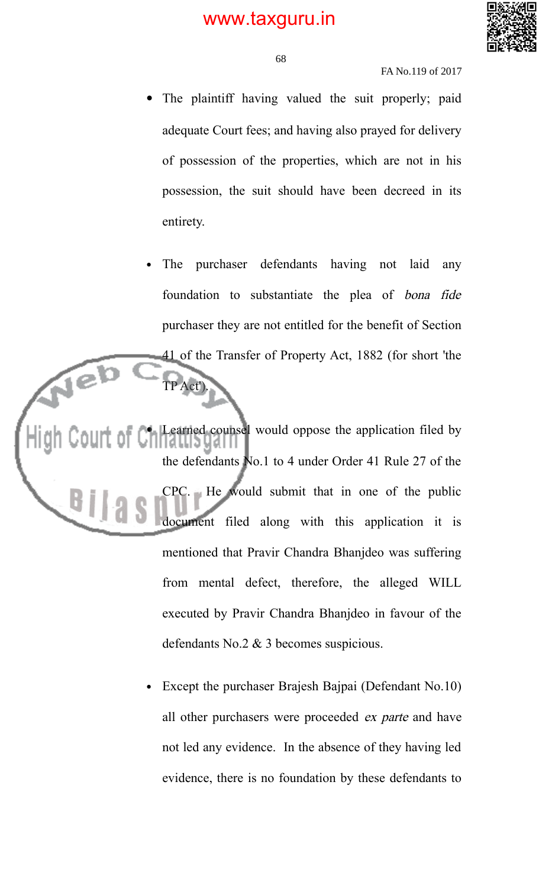- The plaintiff having valued the suit properly; paid adequate Court fees; and having also prayed for delivery of possession of the properties, which are not in his possession, the suit should have been decreed in its entirety.

- The purchaser defendants having not laid any foundation to substantiate the plea of *bona fide* purchaser they are not entitled for the benefit of Section 41 of the Transfer of Property Act, 1882 (for short 'the TP Act').

- Learned counsel would oppose the application filed by the defendants No.1 to 4 under Order 41 Rule 27 of the CPC. He would submit that in one of the public document filed along with this application it is mentioned that Pravir Chandra Bhanjdeo was suffering from mental defect, therefore, the alleged WILL executed by Pravir Chandra Bhanjdeo in favour of the defendants No.2 & 3 becomes suspicious.

- Except the purchaser Brajesh Bajpai (Defendant No.10) all other purchasers were proceeded *ex parte* and have not led any evidence. In the absence of they having led evidence, there is no foundation by these defendants to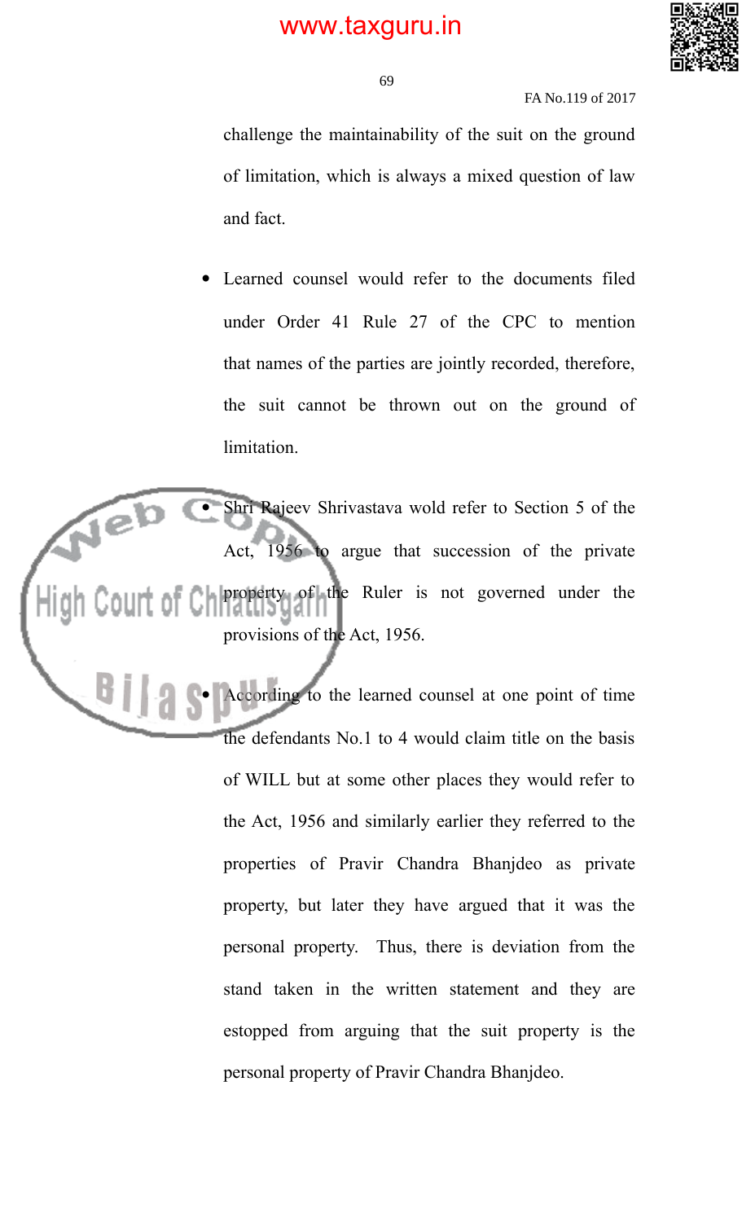challenge the maintainability of the suit on the ground of limitation, which is always a mixed question of law and fact.

- Learned counsel would refer to the documents filed under Order 41 Rule 27 of the CPC to mention that names of the parties are jointly recorded, therefore, the suit cannot be thrown out on the ground of limitation.

- Shri Rajeev Shrivastava wold refer to Section 5 of the Act, 1956 to argue that succession of the private property of the Ruler is not governed under the provisions of the Act, 1956.

- According to the learned counsel at one point of time the defendants No.1 to 4 would claim title on the basis of WILL but at some other places they would refer to the Act, 1956 and similarly earlier they referred to the properties of Pravir Chandra Bhanjdeo as private property, but later they have argued that it was the personal property. Thus, there is deviation from the stand taken in the written statement and they are estopped from arguing that the suit property is the personal property of Pravir Chandra Bhanjdeo.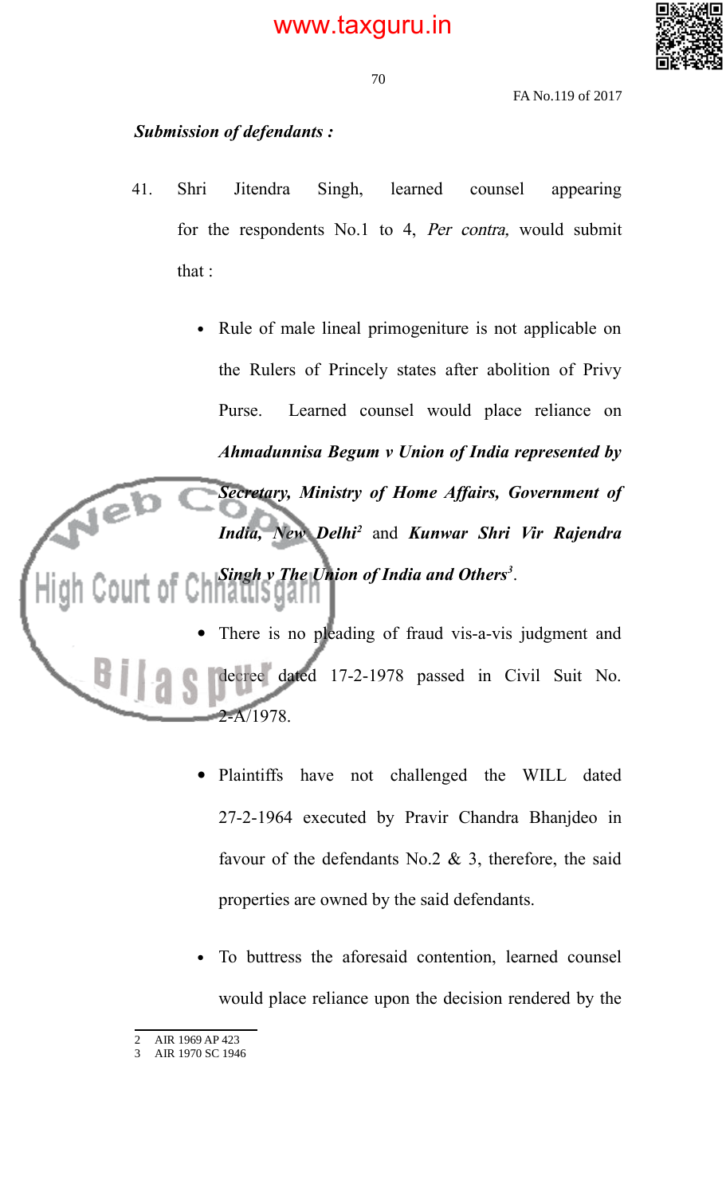*Submission of defendants :*

41. Shri Jitendra Singh, learned counsel appearing for the respondents No.1 to 4, *Per contra,* would submit that :

- Rule of male lineal primogeniture is not applicable on the Rulers of Princely states after abolition of Privy Purse. Learned counsel would place reliance on ***Ahmadunnisa Begum v Union of India represented by Secretary, Ministry of Home Affairs, Government of India, New Delhi***[2] and ***Kunwar Shri Vir Rajendra Singh v The Union of India and Others***[3].

- There is no pleading of fraud vis-a-vis judgment and decree dated 17-2-1978 passed in Civil Suit No. 2-A/1978.

- Plaintiffs have not challenged the WILL dated 27-2-1964 executed by Pravir Chandra Bhanjdeo in favour of the defendants No.2 & 3, therefore, the said properties are owned by the said defendants.

- To buttress the aforesaid contention, learned counsel would place reliance upon the decision rendered by the

---

2 AIR 1969 AP 423

3 AIR 1970 SC 1946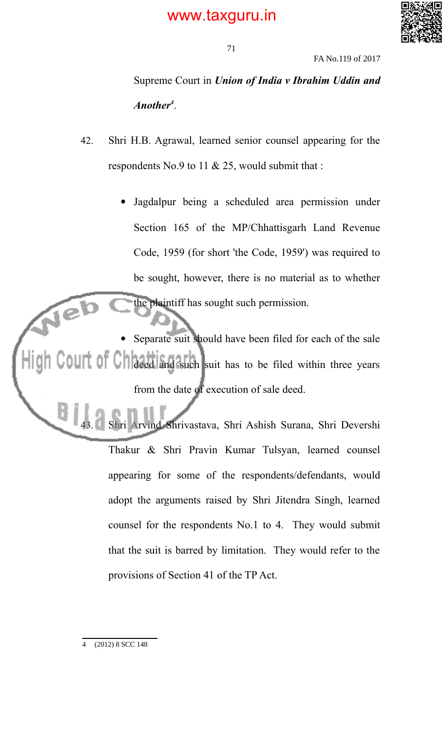Supreme Court in ***Union of India v Ibrahim Uddin and Another***[4].

42. Shri H.B. Agrawal, learned senior counsel appearing for the respondents No.9 to 11 & 25, would submit that :

- Jagdalpur being a scheduled area permission under Section 165 of the MP/Chhattisgarh Land Revenue Code, 1959 (for short 'the Code, 1959') was required to be sought, however, there is no material as to whether the plaintiff has sought such permission.
- Separate suit should have been filed for each of the sale deed and such suit has to be filed within three years from the date of execution of sale deed.

43. Shri Arvind Shrivastava, Shri Ashish Surana, Shri Devershi Thakur & Shri Pravin Kumar Tulsyan, learned counsel appearing for some of the respondents/defendants, would adopt the arguments raised by Shri Jitendra Singh, learned counsel for the respondents No.1 to 4. They would submit that the suit is barred by limitation. They would refer to the provisions of Section 41 of the TP Act.

---

4 (2012) 8 SCC 148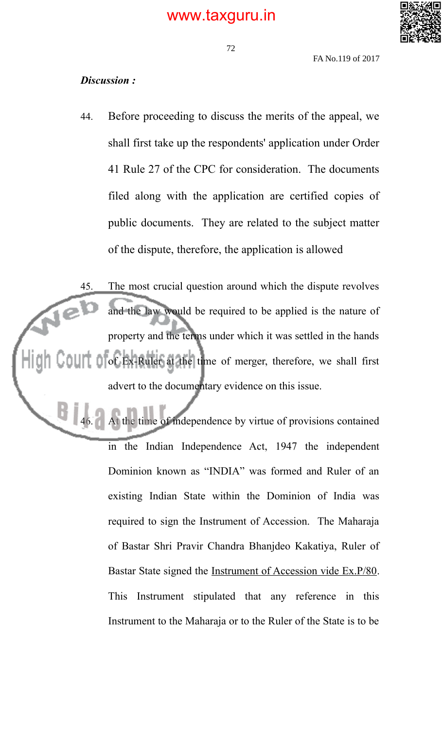***Discussion :***

44. Before proceeding to discuss the merits of the appeal, we shall first take up the respondents' application under Order 41 Rule 27 of the CPC for consideration. The documents filed along with the application are certified copies of public documents. They are related to the subject matter of the dispute, therefore, the application is allowed

45. The most crucial question around which the dispute revolves and the law would be required to be applied is the nature of property and the terms under which it was settled in the hands of Ex-Ruler at the time of merger, therefore, we shall first advert to the documentary evidence on this issue.

46. At the time of independence by virtue of provisions contained in the Indian Independence Act, 1947 the independent Dominion known as "INDIA" was formed and Ruler of an existing Indian State within the Dominion of India was required to sign the Instrument of Accession. The Maharaja of Bastar Shri Pravir Chandra Bhanjdeo Kakatiya, Ruler of Bastar State signed the Instrument of Accession vide Ex.P/80. This Instrument stipulated that any reference in this Instrument to the Maharaja or to the Ruler of the State is to be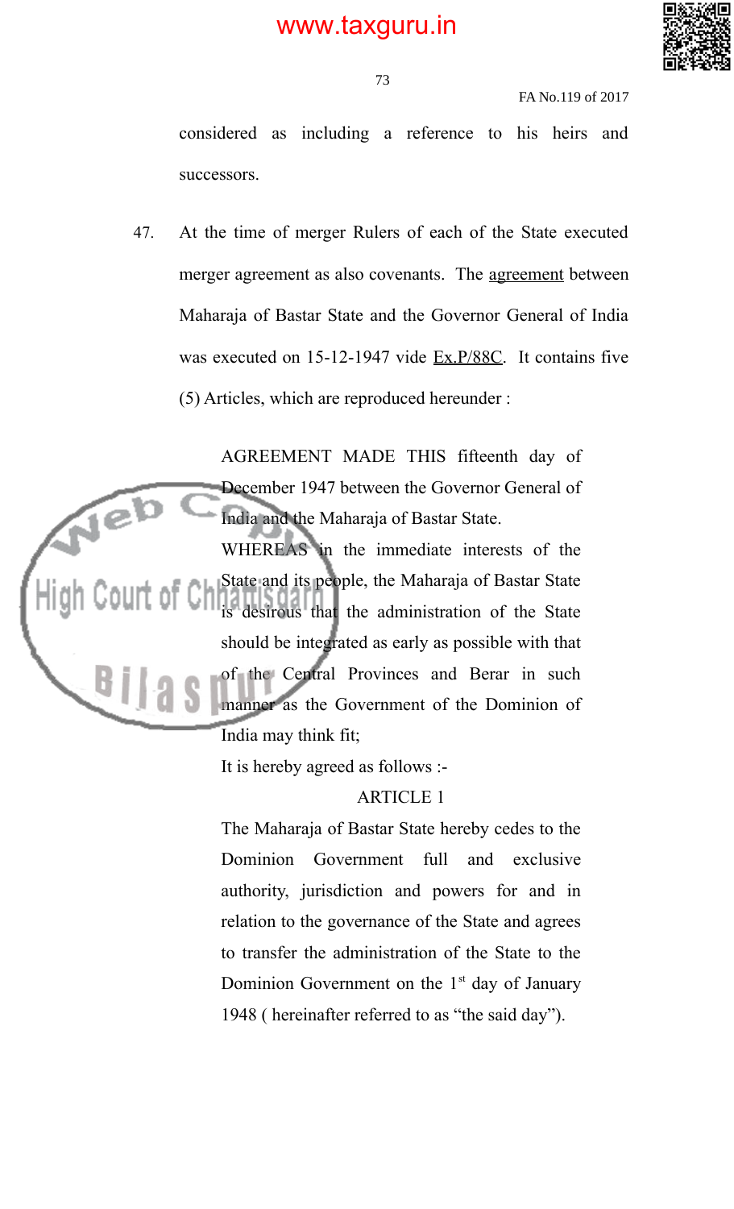considered as including a reference to his heirs and successors.

47. At the time of merger Rulers of each of the State executed merger agreement as also covenants. The agreement between Maharaja of Bastar State and the Governor General of India was executed on 15-12-1947 vide Ex.P/88C. It contains five (5) Articles, which are reproduced hereunder :

> AGREEMENT MADE THIS fifteenth day of December 1947 between the Governor General of India and the Maharaja of Bastar State.
>
> WHEREAS in the immediate interests of the State and its people, the Maharaja of Bastar State is desirous that the administration of the State should be integrated as early as possible with that of the Central Provinces and Berar in such manner as the Government of the Dominion of India may think fit;
>
> It is hereby agreed as follows :-
>
> ARTICLE 1
>
> The Maharaja of Bastar State hereby cedes to the Dominion Government full and exclusive authority, jurisdiction and powers for and in relation to the governance of the State and agrees to transfer the administration of the State to the Dominion Government on the 1st day of January 1948 ( hereinafter referred to as "the said day").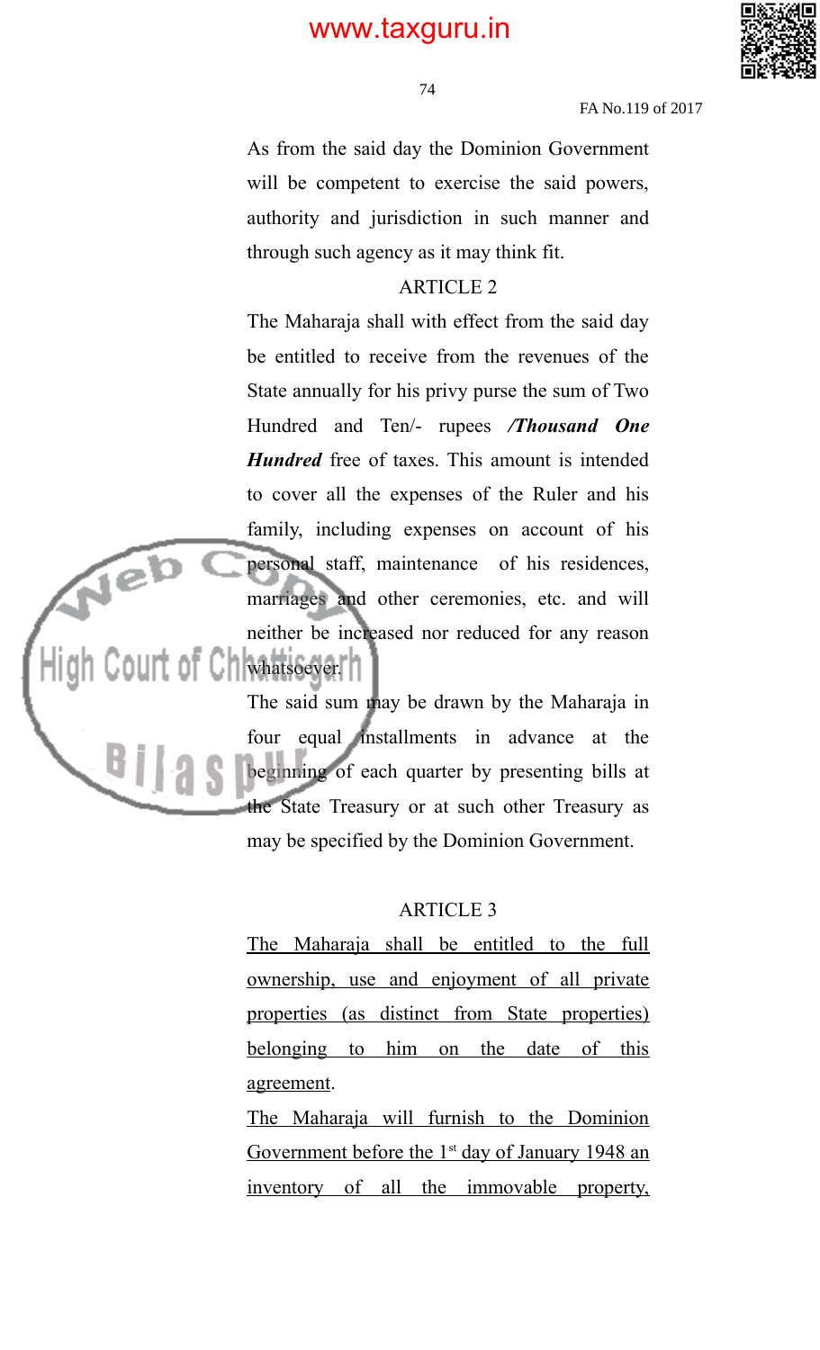As from the said day the Dominion Government will be competent to exercise the said powers, authority and jurisdiction in such manner and through such agency as it may think fit.

ARTICLE 2

The Maharaja shall with effect from the said day be entitled to receive from the revenues of the State annually for his privy purse the sum of Two Hundred and Ten/- rupees ***/Thousand One Hundred*** free of taxes. This amount is intended to cover all the expenses of the Ruler and his family, including expenses on account of his personal staff, maintenance of his residences, marriages and other ceremonies, etc. and will neither be increased nor reduced for any reason whatsoever.

The said sum may be drawn by the Maharaja in four equal installments in advance at the beginning of each quarter by presenting bills at the State Treasury or at such other Treasury as may be specified by the Dominion Government.

ARTICLE 3

<u>The Maharaja shall be entitled to the full ownership, use and enjoyment of all private properties (as distinct from State properties) belonging to him on the date of this agreement</u>.

<u>The Maharaja will furnish to the Dominion Government before the 1st day of January 1948 an inventory of all the immovable property,</u>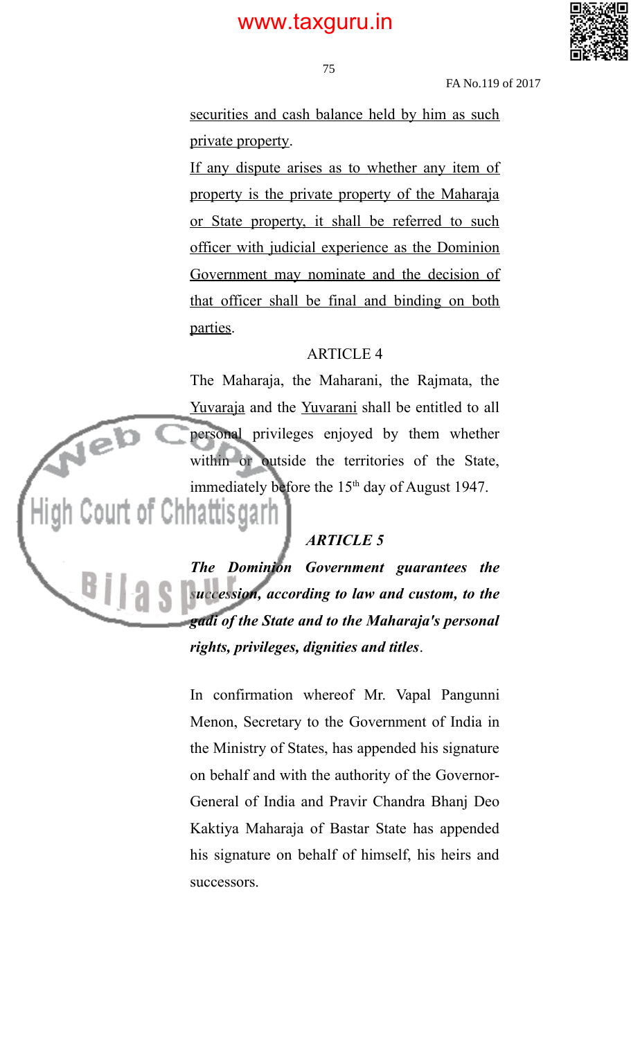<u>securities and cash balance held by him as such private property</u>.

<u>If any dispute arises as to whether any item of property is the private property of the Maharaja or State property, it shall be referred to such officer with judicial experience as the Dominion Government may nominate and the decision of that officer shall be final and binding on both parties</u>.

ARTICLE 4

The Maharaja, the Maharani, the Rajmata, the <u>Yuvaraja</u> and the <u>Yuvarani</u> shall be entitled to all personal privileges enjoyed by them whether within or outside the territories of the State, immediately before the 15th day of August 1947.

***ARTICLE 5***

***The Dominion Government guarantees the succession, according to law and custom, to the gadi of the State and to the Maharaja's personal rights, privileges, dignities and titles***.

In confirmation whereof Mr. Vapal Pangunni Menon, Secretary to the Government of India in the Ministry of States, has appended his signature on behalf and with the authority of the Governor-General of India and Pravir Chandra Bhanj Deo Kaktiya Maharaja of Bastar State has appended his signature on behalf of himself, his heirs and successors.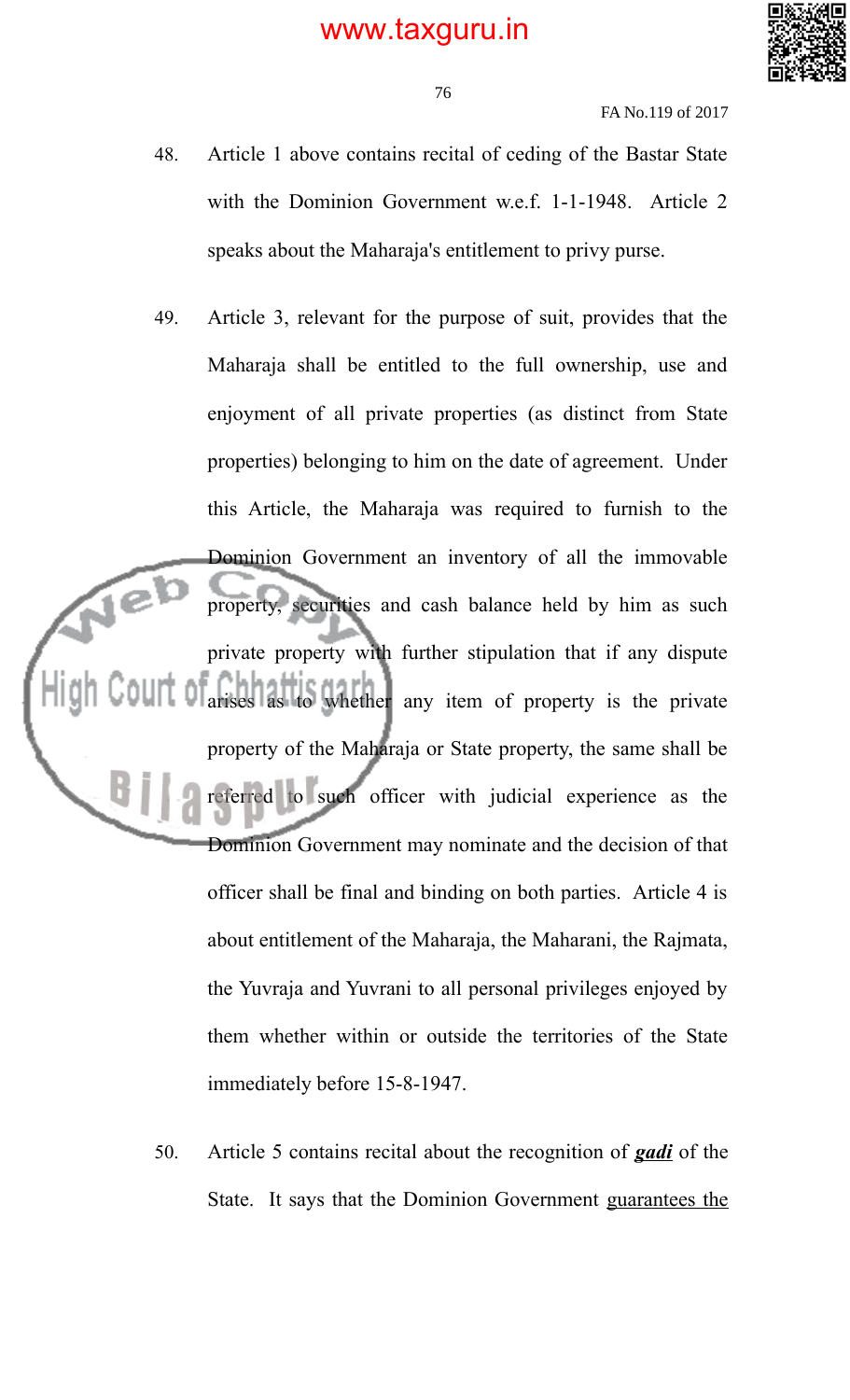48. Article 1 above contains recital of ceding of the Bastar State with the Dominion Government w.e.f. 1-1-1948. Article 2 speaks about the Maharaja's entitlement to privy purse.

49. Article 3, relevant for the purpose of suit, provides that the Maharaja shall be entitled to the full ownership, use and enjoyment of all private properties (as distinct from State properties) belonging to him on the date of agreement. Under this Article, the Maharaja was required to furnish to the Dominion Government an inventory of all the immovable property, securities and cash balance held by him as such private property with further stipulation that if any dispute arises as to whether any item of property is the private property of the Maharaja or State property, the same shall be referred to such officer with judicial experience as the Dominion Government may nominate and the decision of that officer shall be final and binding on both parties. Article 4 is about entitlement of the Maharaja, the Maharani, the Rajmata, the Yuvraja and Yuvrani to all personal privileges enjoyed by them whether within or outside the territories of the State immediately before 15-8-1947.

50. Article 5 contains recital about the recognition of ***gadi*** of the State. It says that the Dominion Government guarantees the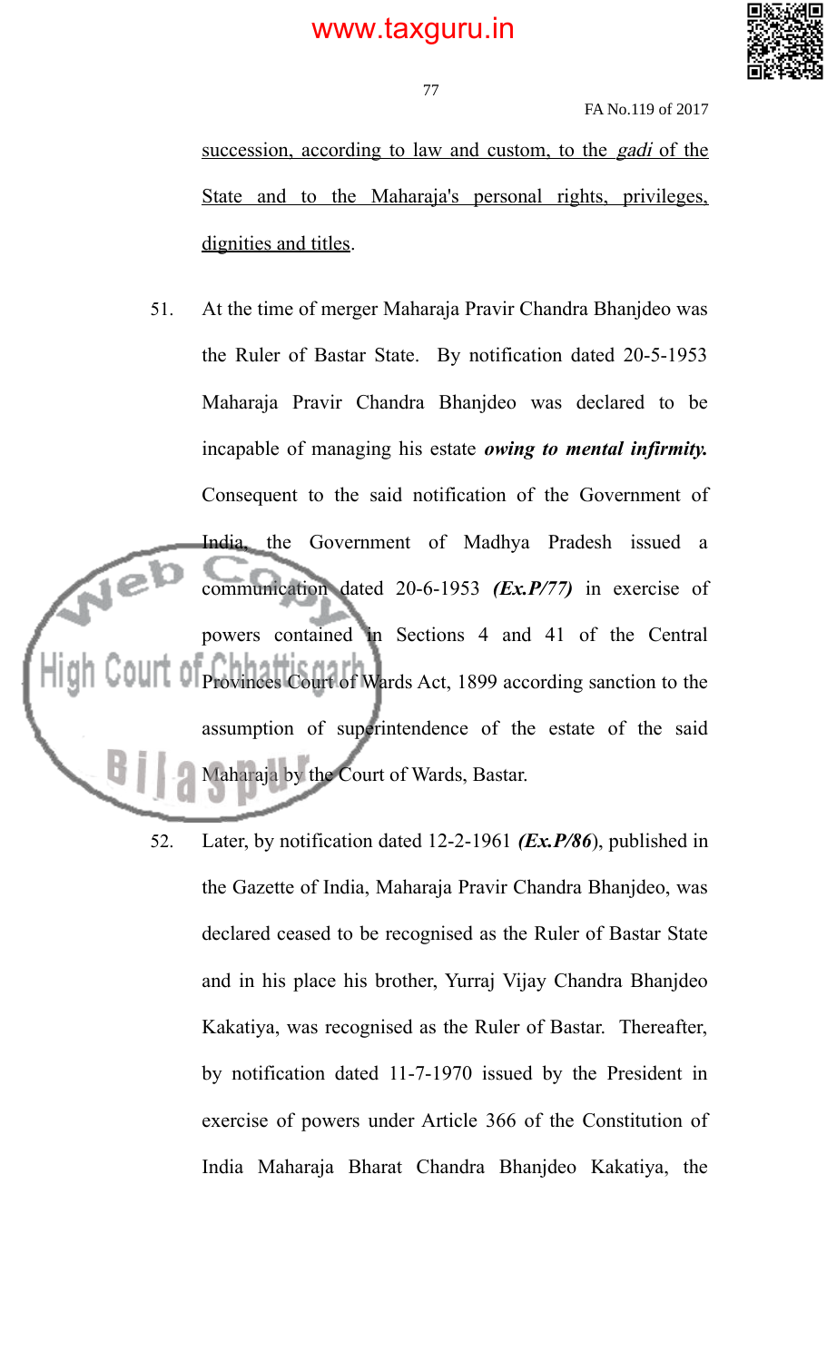<u>succession, according to law and custom, to the *gadi* of the State and to the Maharaja's personal rights, privileges, dignities and titles</u>.

51. At the time of merger Maharaja Pravir Chandra Bhanjdeo was the Ruler of Bastar State. By notification dated 20-5-1953 Maharaja Pravir Chandra Bhanjdeo was declared to be incapable of managing his estate ***owing to mental infirmity.*** Consequent to the said notification of the Government of India, the Government of Madhya Pradesh issued a communication dated 20-6-1953 ***(Ex.P/77)*** in exercise of powers contained in Sections 4 and 41 of the Central Provinces Court of Wards Act, 1899 according sanction to the assumption of superintendence of the estate of the said Maharaja by the Court of Wards, Bastar.

52. Later, by notification dated 12-2-1961 ***(Ex.P/86***), published in the Gazette of India, Maharaja Pravir Chandra Bhanjdeo, was declared ceased to be recognised as the Ruler of Bastar State and in his place his brother, Yurraj Vijay Chandra Bhanjdeo Kakatiya, was recognised as the Ruler of Bastar. Thereafter, by notification dated 11-7-1970 issued by the President in exercise of powers under Article 366 of the Constitution of India Maharaja Bharat Chandra Bhanjdeo Kakatiya, the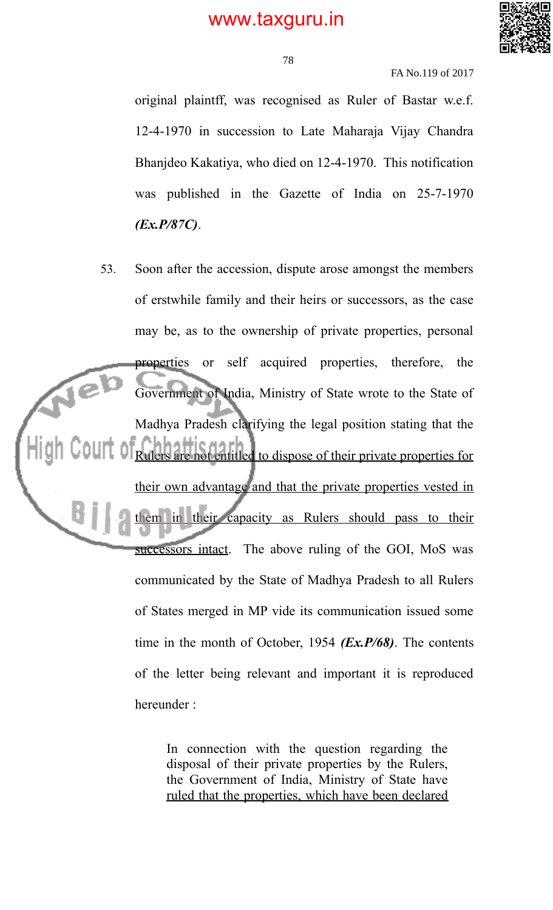original plaintff, was recognised as Ruler of Bastar w.e.f. 12-4-1970 in succession to Late Maharaja Vijay Chandra Bhanjdeo Kakatiya, who died on 12-4-1970. This notification was published in the Gazette of India on 25-7-1970 ***(Ex.P/87C)***.

53. Soon after the accession, dispute arose amongst the members of erstwhile family and their heirs or successors, as the case may be, as to the ownership of private properties, personal properties or self acquired properties, therefore, the Government of India, Ministry of State wrote to the State of Madhya Pradesh clarifying the legal position stating that the <u>Rulers are not entitled to dispose of their private properties for their own advantage and that the private properties vested in them in their capacity as Rulers should pass to their successors intact</u>. The above ruling of the GOI, MoS was communicated by the State of Madhya Pradesh to all Rulers of States merged in MP vide its communication issued some time in the month of October, 1954 ***(Ex.P/68)***. The contents of the letter being relevant and important it is reproduced hereunder :

> In connection with the question regarding the disposal of their private properties by the Rulers, the Government of India, Ministry of State have <u>ruled that the properties, which have been declared</u>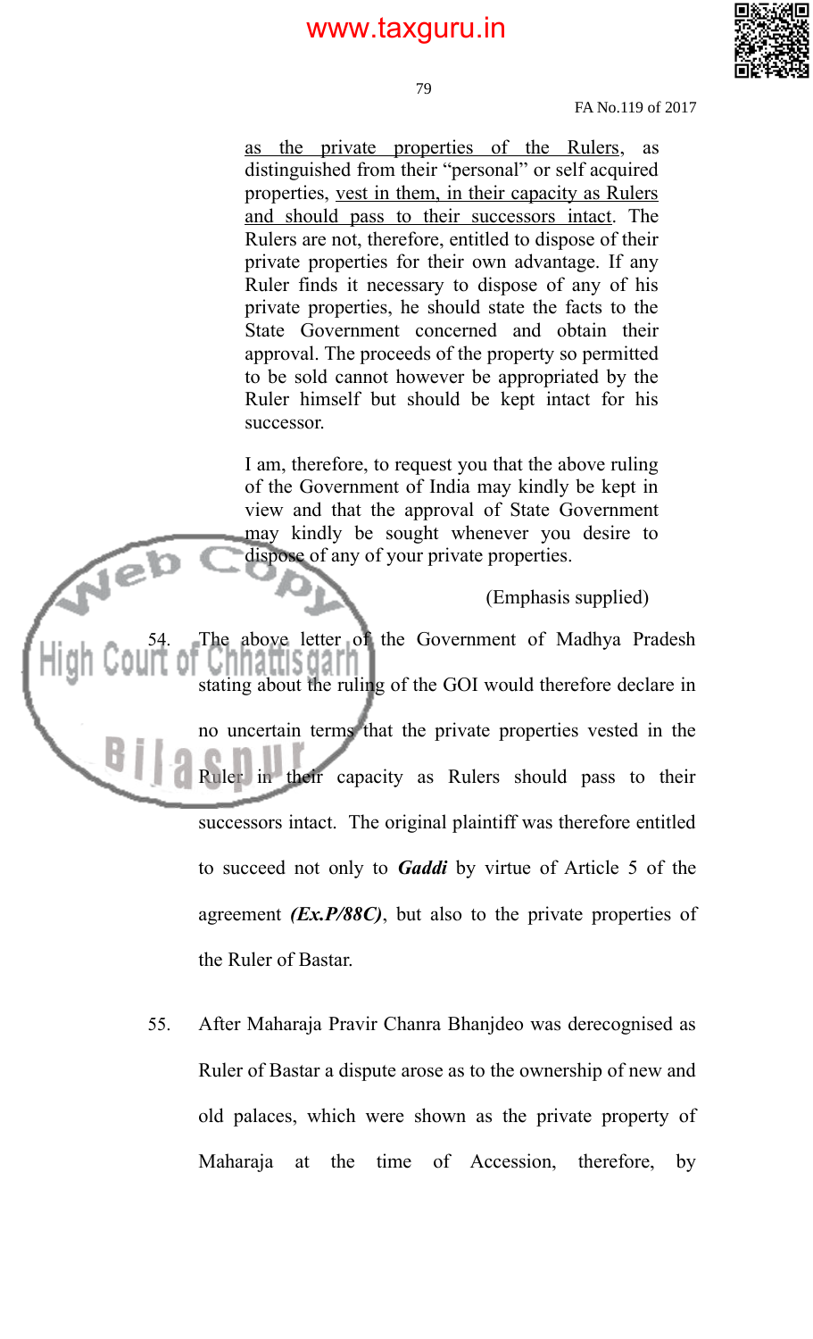as the private properties of the Rulers, as distinguished from their "personal" or self acquired properties, vest in them, in their capacity as Rulers and should pass to their successors intact. The Rulers are not, therefore, entitled to dispose of their private properties for their own advantage. If any Ruler finds it necessary to dispose of any of his private properties, he should state the facts to the State Government concerned and obtain their approval. The proceeds of the property so permitted to be sold cannot however be appropriated by the Ruler himself but should be kept intact for his successor.

> I am, therefore, to request you that the above ruling of the Government of India may kindly be kept in view and that the approval of State Government may kindly be sought whenever you desire to dispose of any of your private properties.
>
> (Emphasis supplied)

54. The above letter of the Government of Madhya Pradesh stating about the ruling of the GOI would therefore declare in no uncertain terms that the private properties vested in the Ruler in their capacity as Rulers should pass to their successors intact. The original plaintiff was therefore entitled to succeed not only to ***Gaddi*** by virtue of Article 5 of the agreement ***(Ex.P/88C)***, but also to the private properties of the Ruler of Bastar.

55. After Maharaja Pravir Chanra Bhanjdeo was derecognised as Ruler of Bastar a dispute arose as to the ownership of new and old palaces, which were shown as the private property of Maharaja at the time of Accession, therefore, by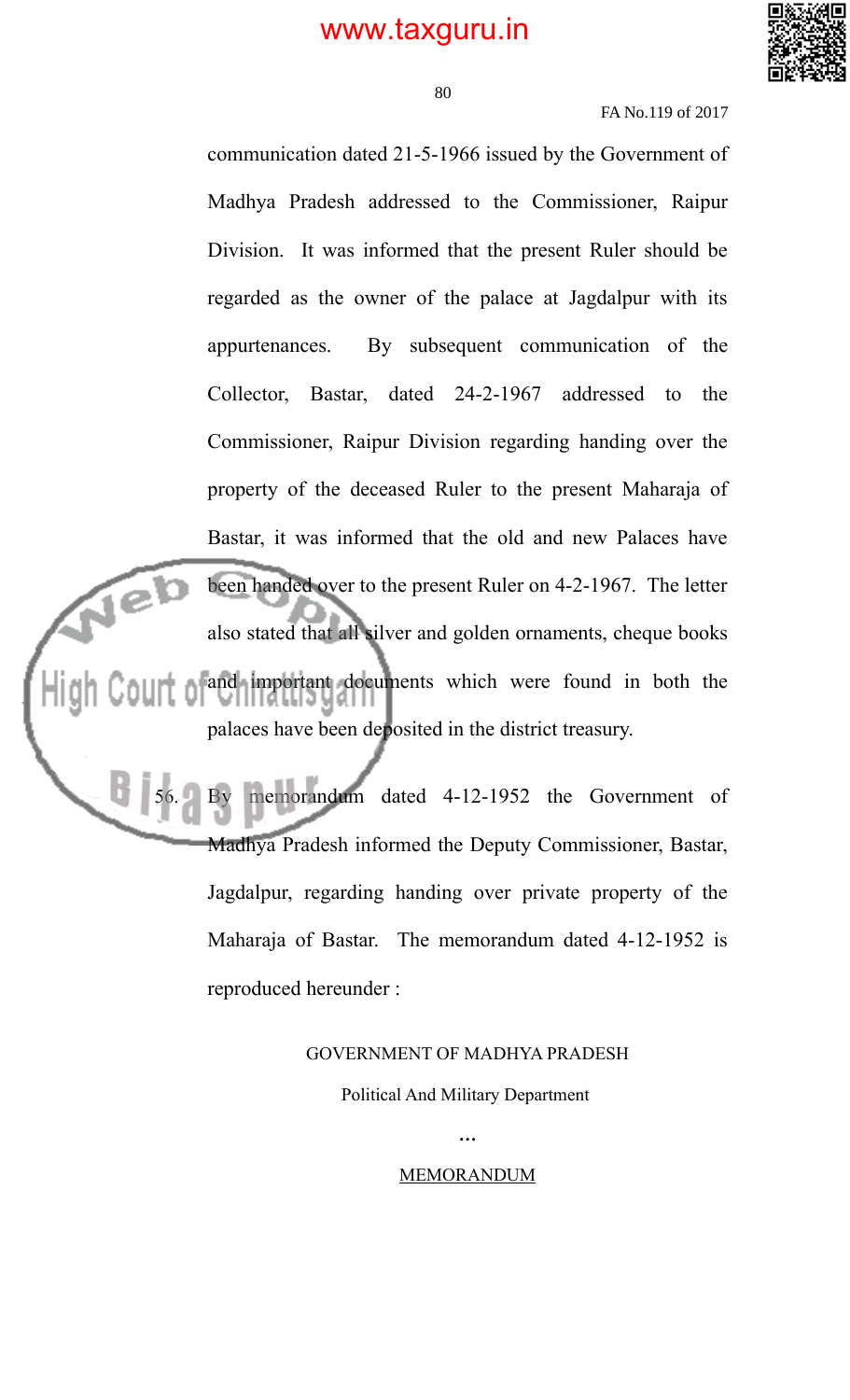communication dated 21-5-1966 issued by the Government of Madhya Pradesh addressed to the Commissioner, Raipur Division. It was informed that the present Ruler should be regarded as the owner of the palace at Jagdalpur with its appurtenances. By subsequent communication of the Collector, Bastar, dated 24-2-1967 addressed to the Commissioner, Raipur Division regarding handing over the property of the deceased Ruler to the present Maharaja of Bastar, it was informed that the old and new Palaces have been handed over to the present Ruler on 4-2-1967. The letter also stated that all silver and golden ornaments, cheque books and important documents which were found in both the palaces have been deposited in the district treasury.

56. By memorandum dated 4-12-1952 the Government of Madhya Pradesh informed the Deputy Commissioner, Bastar, Jagdalpur, regarding handing over private property of the Maharaja of Bastar. The memorandum dated 4-12-1952 is reproduced hereunder :

GOVERNMENT OF MADHYA PRADESH

Political And Military Department

...

MEMORANDUM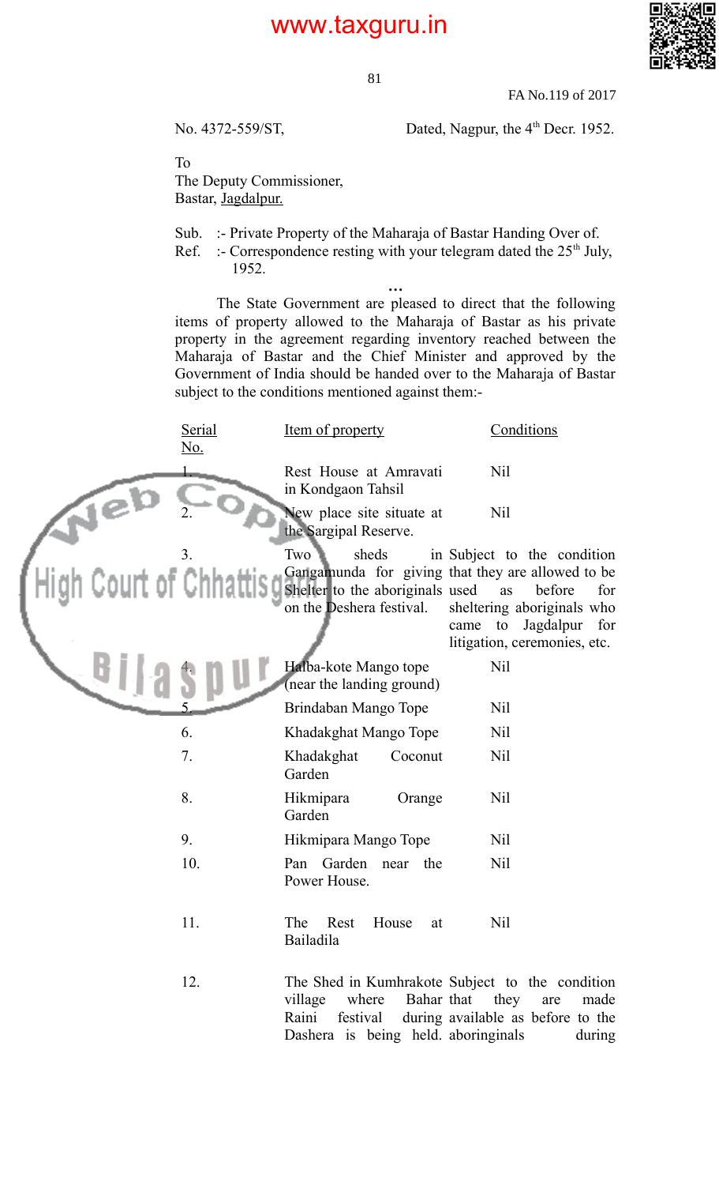FA No.119 of 2017

No. 4372-559/ST, Dated, Nagpur, the 4th Decr. 1952.

To
The Deputy Commissioner,
Bastar, Jagdalpur.

Sub. :- Private Property of the Maharaja of Bastar Handing Over of.
Ref. :- Correspondence resting with your telegram dated the 25th July, 1952.

…

The State Government are pleased to direct that the following items of property allowed to the Maharaja of Bastar as his private property in the agreement regarding inventory reached between the Maharaja of Bastar and the Chief Minister and approved by the Government of India should be handed over to the Maharaja of Bastar subject to the conditions mentioned against them:-

| Serial No. | Item of property | Conditions |
|---|---|---|
| 1. | Rest House at Amravati in Kondgaon Tahsil | Nil |
| 2. | New place site situate at the Sargipal Reserve. | Nil |
| 3. | Two sheds in Gangamunda for giving Shelter to the aboriginals on the Deshera festival. | Subject to the condition that they are allowed to be used as before for sheltering aboriginals who came to Jagdalpur for litigation, ceremonies, etc. |
| 4. | Halba-kote Mango tope (near the landing ground) | Nil |
| 5. | Brindaban Mango Tope | Nil |
| 6. | Khadakghat Mango Tope | Nil |
| 7. | Khadakghat Coconut Garden | Nil |
| 8. | Hikmipara Orange Garden | Nil |
| 9. | Hikmipara Mango Tope | Nil |
| 10. | Pan Garden near the Power House. | Nil |
| 11. | The Rest House at Bailadila | Nil |
| 12. | The Shed in Kumhrakote village where Bahar Raini festival during Dashera is being held. | Subject to the condition that they are made available as before to the aboringinals during |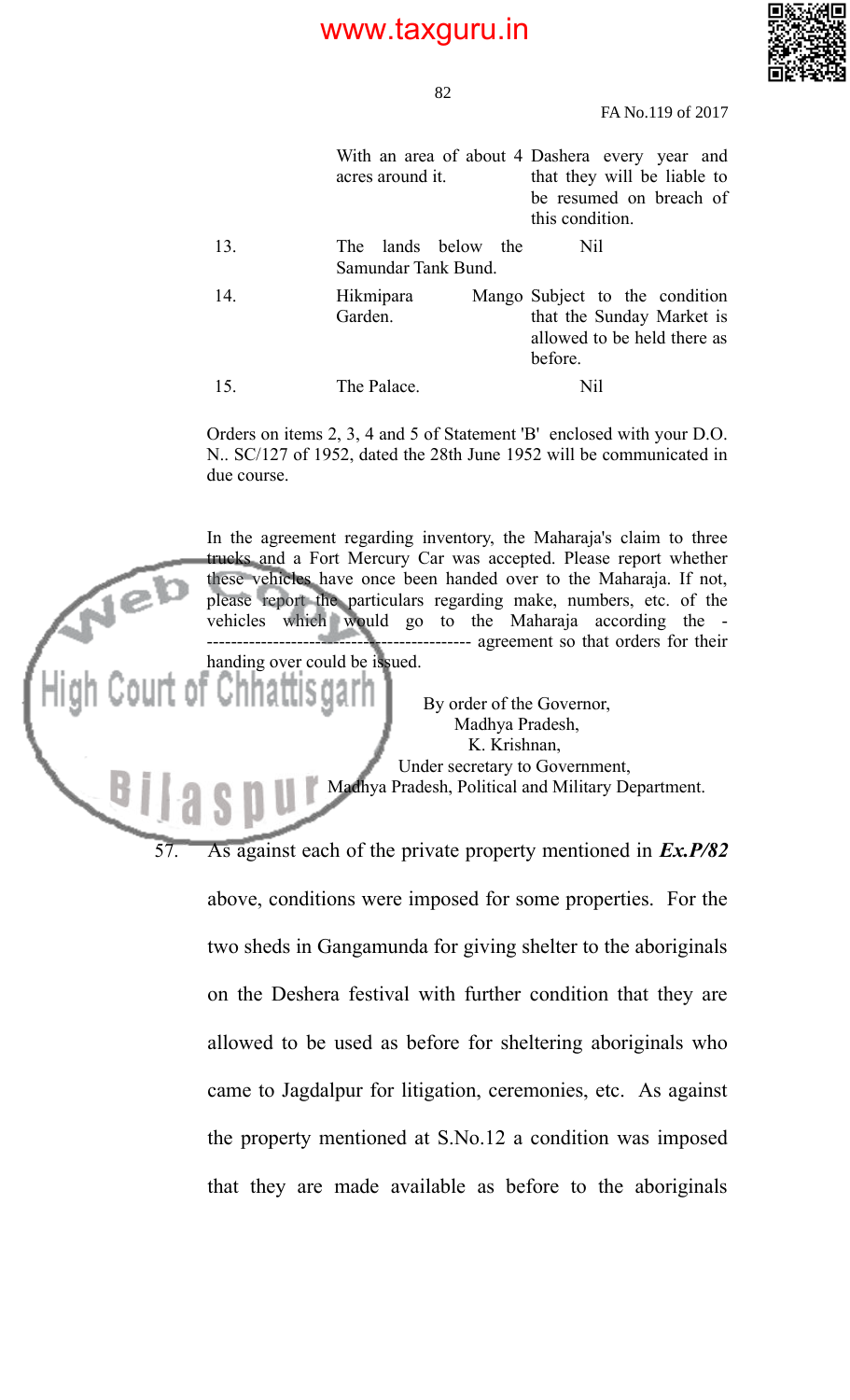| | | |
|---|---|---|
| | With an area of about 4 acres around it. | Dashera every year and that they will be liable to be resumed on breach of this condition. |
| 13. | The lands below the Samundar Tank Bund. | Nil |
| 14. | Hikmipara Mango Garden. | Subject to the condition that the Sunday Market is allowed to be held there as before. |
| 15. | The Palace. | Nil |

Orders on items 2, 3, 4 and 5 of Statement 'B' enclosed with your D.O. N.. SC/127 of 1952, dated the 28th June 1952 will be communicated in due course.

In the agreement regarding inventory, the Maharaja's claim to three trucks and a Fort Mercury Car was accepted. Please report whether these vehicles have once been handed over to the Maharaja. If not, please report the particulars regarding make, numbers, etc. of the vehicles which would go to the Maharaja according the -------------------------------------------- agreement so that orders for their handing over could be issued.

By order of the Governor,
Madhya Pradesh,
K. Krishnan,
Under secretary to Government,
Madhya Pradesh, Political and Military Department.

57. As against each of the private property mentioned in ***Ex.P/82*** above, conditions were imposed for some properties. For the two sheds in Gangamunda for giving shelter to the aboriginals on the Deshera festival with further condition that they are allowed to be used as before for sheltering aboriginals who came to Jagdalpur for litigation, ceremonies, etc. As against the property mentioned at S.No.12 a condition was imposed that they are made available as before to the aboriginals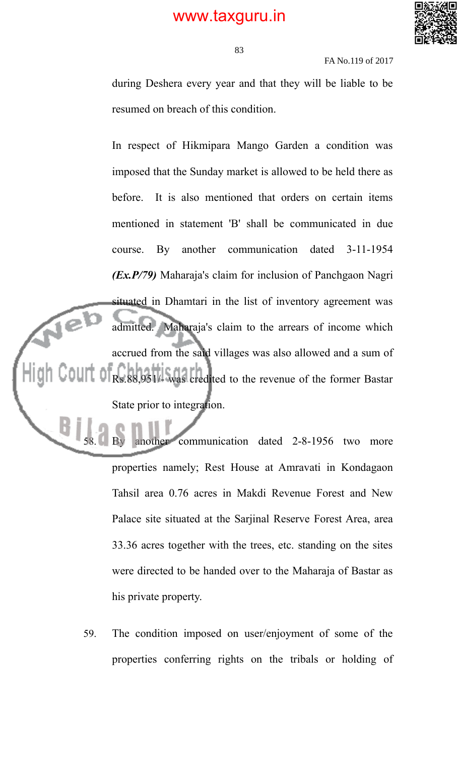during Deshera every year and that they will be liable to be resumed on breach of this condition.

In respect of Hikmipara Mango Garden a condition was imposed that the Sunday market is allowed to be held there as before. It is also mentioned that orders on certain items mentioned in statement 'B' shall be communicated in due course. By another communication dated 3-11-1954 ***(Ex.P/79)*** Maharaja's claim for inclusion of Panchgaon Nagri situated in Dhamtari in the list of inventory agreement was admitted. Maharaja's claim to the arrears of income which accrued from the said villages was also allowed and a sum of Rs.88,951/- was credited to the revenue of the former Bastar State prior to integration.

58. By another communication dated 2-8-1956 two more properties namely; Rest House at Amravati in Kondagaon Tahsil area 0.76 acres in Makdi Revenue Forest and New Palace site situated at the Sarjinal Reserve Forest Area, area 33.36 acres together with the trees, etc. standing on the sites were directed to be handed over to the Maharaja of Bastar as his private property.

59. The condition imposed on user/enjoyment of some of the properties conferring rights on the tribals or holding of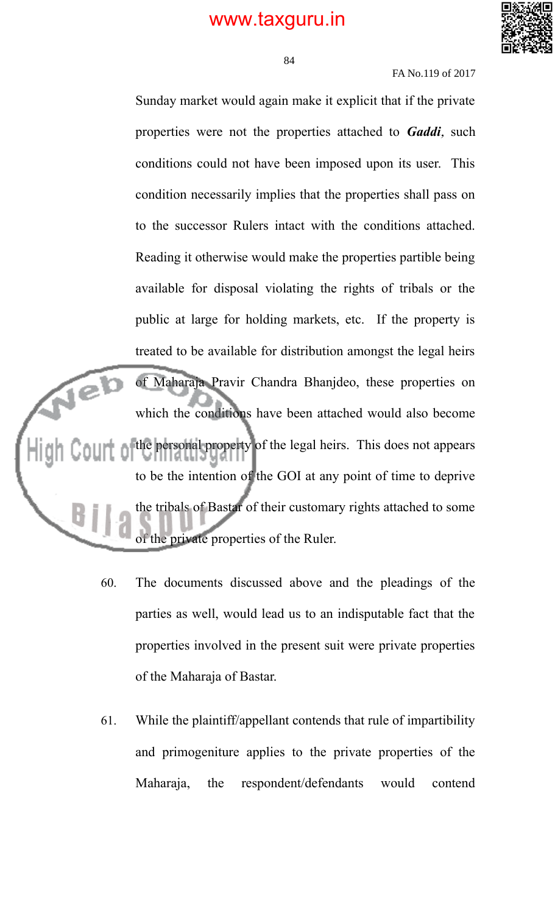Sunday market would again make it explicit that if the private properties were not the properties attached to ***Gaddi***, such conditions could not have been imposed upon its user. This condition necessarily implies that the properties shall pass on to the successor Rulers intact with the conditions attached. Reading it otherwise would make the properties partible being available for disposal violating the rights of tribals or the public at large for holding markets, etc. If the property is treated to be available for distribution amongst the legal heirs of Maharaja Pravir Chandra Bhanjdeo, these properties on which the conditions have been attached would also become the personal property of the legal heirs. This does not appears to be the intention of the GOI at any point of time to deprive the tribals of Bastar of their customary rights attached to some of the private properties of the Ruler.

60. The documents discussed above and the pleadings of the parties as well, would lead us to an indisputable fact that the properties involved in the present suit were private properties of the Maharaja of Bastar.

61. While the plaintiff/appellant contends that rule of impartibility and primogeniture applies to the private properties of the Maharaja, the respondent/defendants would contend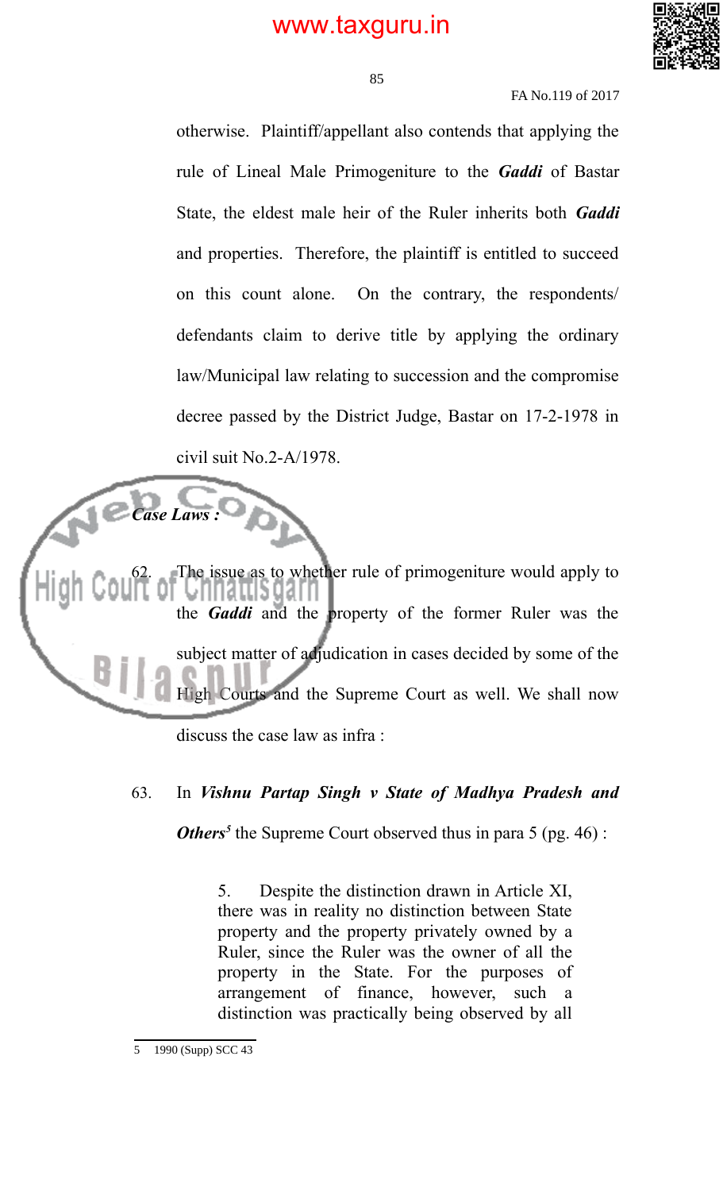otherwise. Plaintiff/appellant also contends that applying the rule of Lineal Male Primogeniture to the ***Gaddi*** of Bastar State, the eldest male heir of the Ruler inherits both ***Gaddi*** and properties. Therefore, the plaintiff is entitled to succeed on this count alone. On the contrary, the respondents/ defendants claim to derive title by applying the ordinary law/Municipal law relating to succession and the compromise decree passed by the District Judge, Bastar on 17-2-1978 in civil suit No.2-A/1978.

***Case Laws :***

62. The issue as to whether rule of primogeniture would apply to the ***Gaddi*** and the property of the former Ruler was the subject matter of adjudication in cases decided by some of the High Courts and the Supreme Court as well. We shall now discuss the case law as infra :

63. In ***Vishnu Partap Singh v State of Madhya Pradesh and Others***[5] the Supreme Court observed thus in para 5 (pg. 46) :

> 5. Despite the distinction drawn in Article XI, there was in reality no distinction between State property and the property privately owned by a Ruler, since the Ruler was the owner of all the property in the State. For the purposes of arrangement of finance, however, such a distinction was practically being observed by all

---

5 1990 (Supp) SCC 43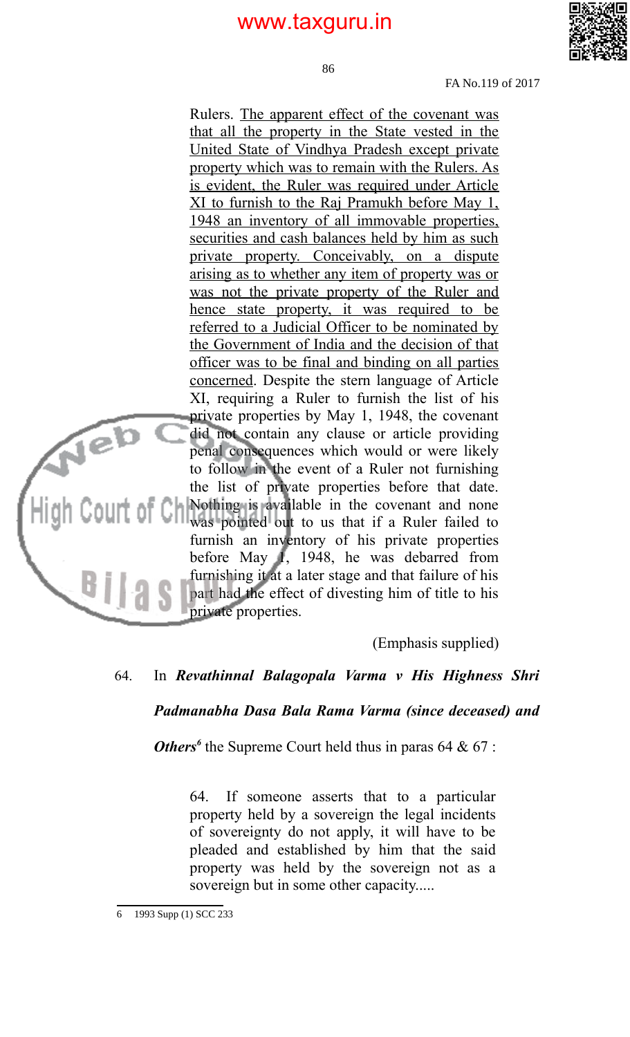> Rulers. <u>The apparent effect of the covenant was that all the property in the State vested in the United State of Vindhya Pradesh except private property which was to remain with the Rulers. As is evident, the Ruler was required under Article XI to furnish to the Raj Pramukh before May 1, 1948 an inventory of all immovable properties, securities and cash balances held by him as such private property. Conceivably, on a dispute arising as to whether any item of property was or was not the private property of the Ruler and hence state property, it was required to be referred to a Judicial Officer to be nominated by the Government of India and the decision of that officer was to be final and binding on all parties concerned</u>. Despite the stern language of Article XI, requiring a Ruler to furnish the list of his private properties by May 1, 1948, the covenant did not contain any clause or article providing penal consequences which would or were likely to follow in the event of a Ruler not furnishing the list of private properties before that date. Nothing is available in the covenant and none was pointed out to us that if a Ruler failed to furnish an inventory of his private properties before May 1, 1948, he was debarred from furnishing it at a later stage and that failure of his part had the effect of divesting him of title to his private properties.
>
> (Emphasis supplied)

64. In ***Revathinnal Balagopala Varma v His Highness Shri Padmanabha Dasa Bala Rama Varma (since deceased) and Others***[6] the Supreme Court held thus in paras 64 & 67 :

> 64. If someone asserts that to a particular property held by a sovereign the legal incidents of sovereignty do not apply, it will have to be pleaded and established by him that the said property was held by the sovereign not as a sovereign but in some other capacity.....

---

6 1993 Supp (1) SCC 233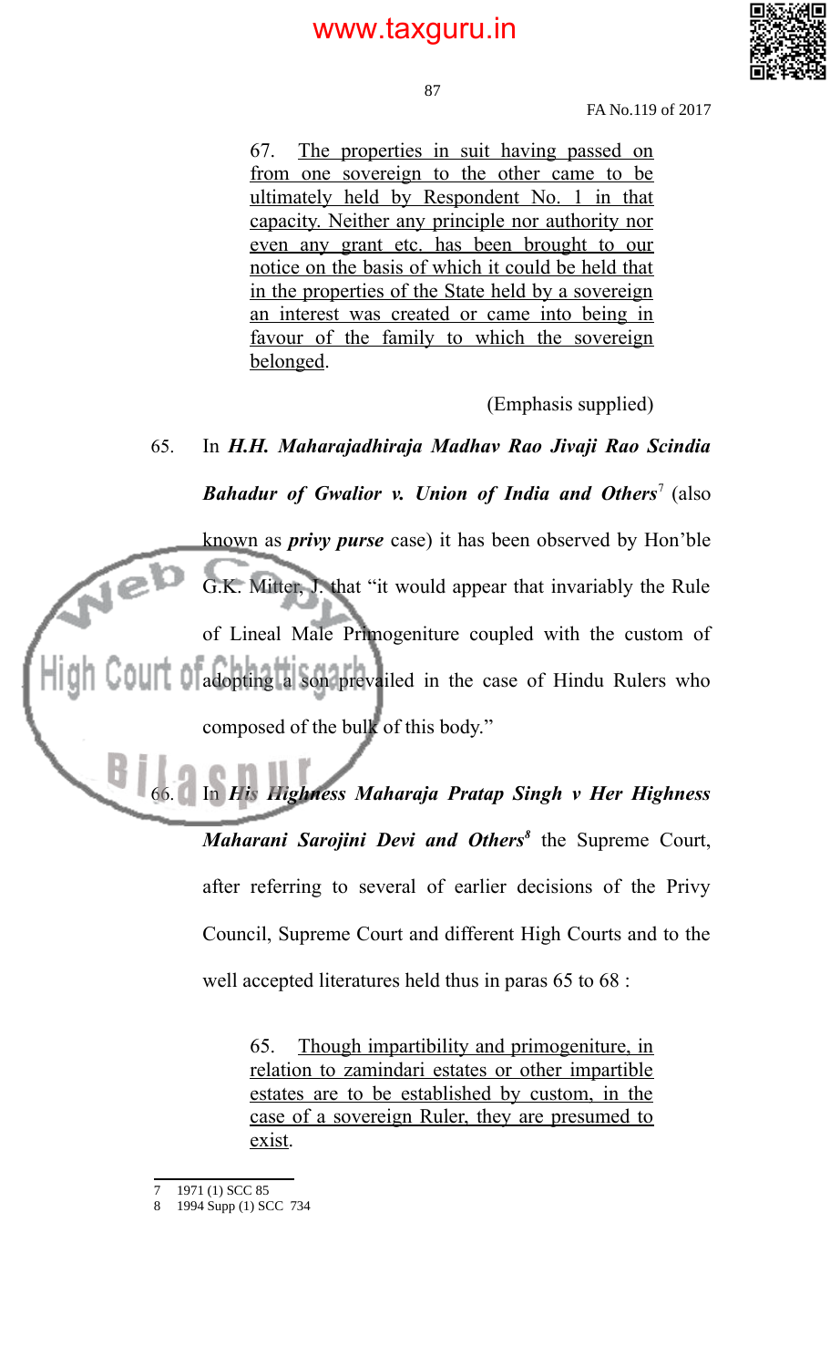> 67. <u>The properties in suit having passed on from one sovereign to the other came to be ultimately held by Respondent No. 1 in that capacity. Neither any principle nor authority nor even any grant etc. has been brought to our notice on the basis of which it could be held that in the properties of the State held by a sovereign an interest was created or came into being in favour of the family to which the sovereign belonged</u>.
>
> (Emphasis supplied)

65. In ***H.H. Maharajadhiraja Madhav Rao Jivaji Rao Scindia Bahadur of Gwalior v. Union of India and Others***[7] (also known as ***privy purse*** case) it has been observed by Hon'ble G.K. Mitter, J. that "it would appear that invariably the Rule of Lineal Male Primogeniture coupled with the custom of adopting a son prevailed in the case of Hindu Rulers who composed of the bulk of this body."

66. In ***His Highness Maharaja Pratap Singh v Her Highness Maharani Sarojini Devi and Others***[8] the Supreme Court, after referring to several of earlier decisions of the Privy Council, Supreme Court and different High Courts and to the well accepted literatures held thus in paras 65 to 68 :

> 65. <u>Though impartibility and primogeniture, in relation to zamindari estates or other impartible estates are to be established by custom, in the case of a sovereign Ruler, they are presumed to exist</u>.

---

7 1971 (1) SCC 85

8 1994 Supp (1) SCC 734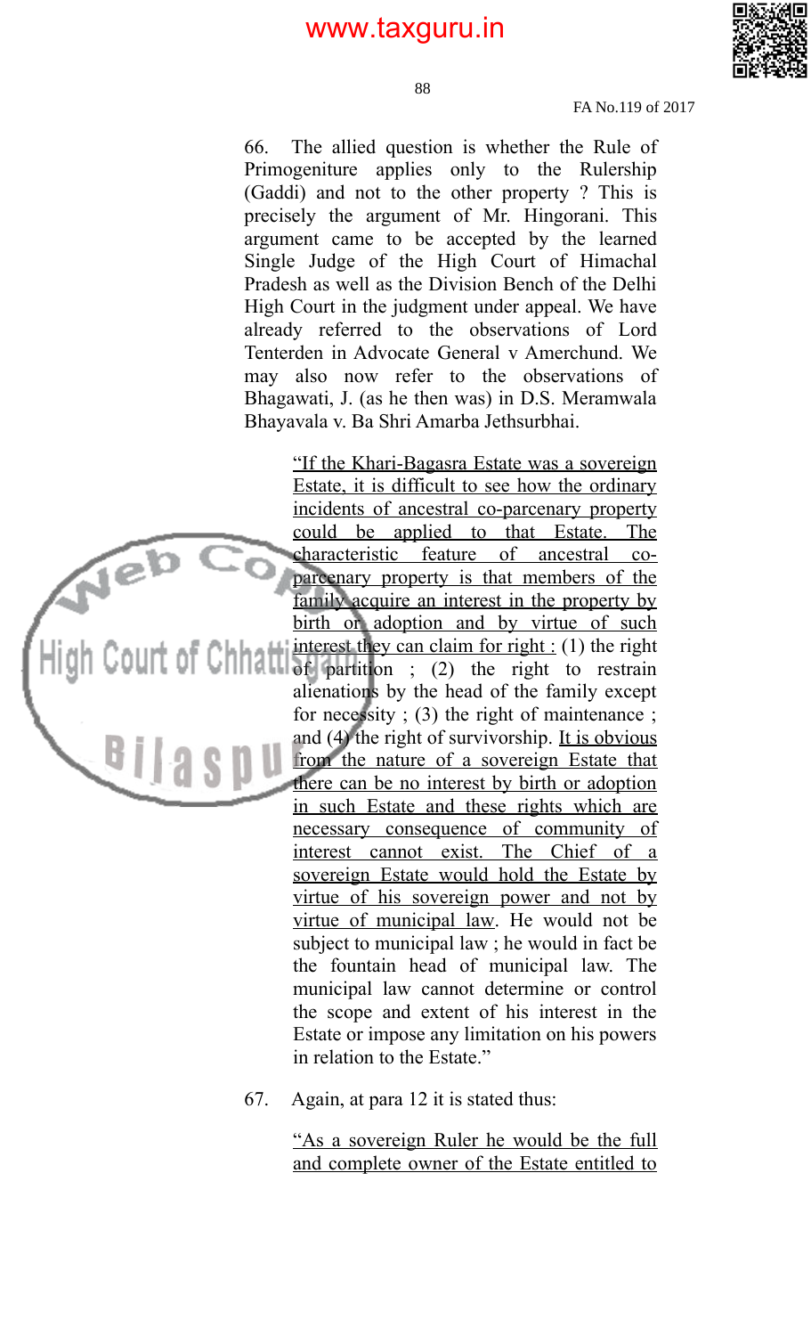66. The allied question is whether the Rule of Primogeniture applies only to the Rulership (Gaddi) and not to the other property ? This is precisely the argument of Mr. Hingorani. This argument came to be accepted by the learned Single Judge of the High Court of Himachal Pradesh as well as the Division Bench of the Delhi High Court in the judgment under appeal. We have already referred to the observations of Lord Tenterden in Advocate General v Amerchund. We may also now refer to the observations of Bhagawati, J. (as he then was) in D.S. Meramwala Bhayavala v. Ba Shri Amarba Jethsurbhai.

> "If the Khari-Bagasra Estate was a sovereign Estate, it is difficult to see how the ordinary incidents of ancestral co-parcenary property could be applied to that Estate. The characteristic feature of ancestral co-parcenary property is that members of the family acquire an interest in the property by birth or adoption and by virtue of such interest they can claim for right : (1) the right of partition ; (2) the right to restrain alienations by the head of the family except for necessity ; (3) the right of maintenance ; and (4) the right of survivorship. It is obvious from the nature of a sovereign Estate that there can be no interest by birth or adoption in such Estate and these rights which are necessary consequence of community of interest cannot exist. The Chief of a sovereign Estate would hold the Estate by virtue of his sovereign power and not by virtue of municipal law. He would not be subject to municipal law ; he would in fact be the fountain head of municipal law. The municipal law cannot determine or control the scope and extent of his interest in the Estate or impose any limitation on his powers in relation to the Estate."

67. Again, at para 12 it is stated thus:

> "As a sovereign Ruler he would be the full and complete owner of the Estate entitled to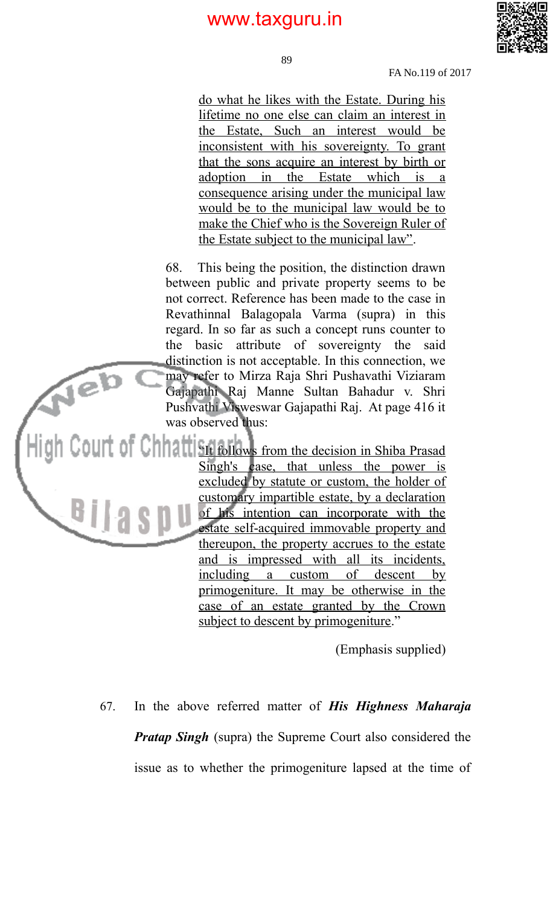> do what he likes with the Estate. During his lifetime no one else can claim an interest in the Estate, Such an interest would be inconsistent with his sovereignty. To grant that the sons acquire an interest by birth or adoption in the Estate which is a consequence arising under the municipal law would be to the municipal law would be to make the Chief who is the Sovereign Ruler of the Estate subject to the municipal law".

> 68. This being the position, the distinction drawn between public and private property seems to be not correct. Reference has been made to the case in Revathinnal Balagopala Varma (supra) in this regard. In so far as such a concept runs counter to the basic attribute of sovereignty the said distinction is not acceptable. In this connection, we may refer to Mirza Raja Shri Pushavathi Viziaram Gajapathi Raj Manne Sultan Bahadur v. Shri Pushvathi Visweswar Gajapathi Raj. At page 416 it was observed thus:

>> "It follows from the decision in Shiba Prasad Singh's case, that unless the power is excluded by statute or custom, the holder of customary impartible estate, by a declaration of his intention can incorporate with the estate self-acquired immovable property and thereupon, the property accrues to the estate and is impressed with all its incidents, including a custom of descent by primogeniture. It may be otherwise in the case of an estate granted by the Crown subject to descent by primogeniture."

(Emphasis supplied)

67. In the above referred matter of ***His Highness Maharaja Pratap Singh*** (supra) the Supreme Court also considered the issue as to whether the primogeniture lapsed at the time of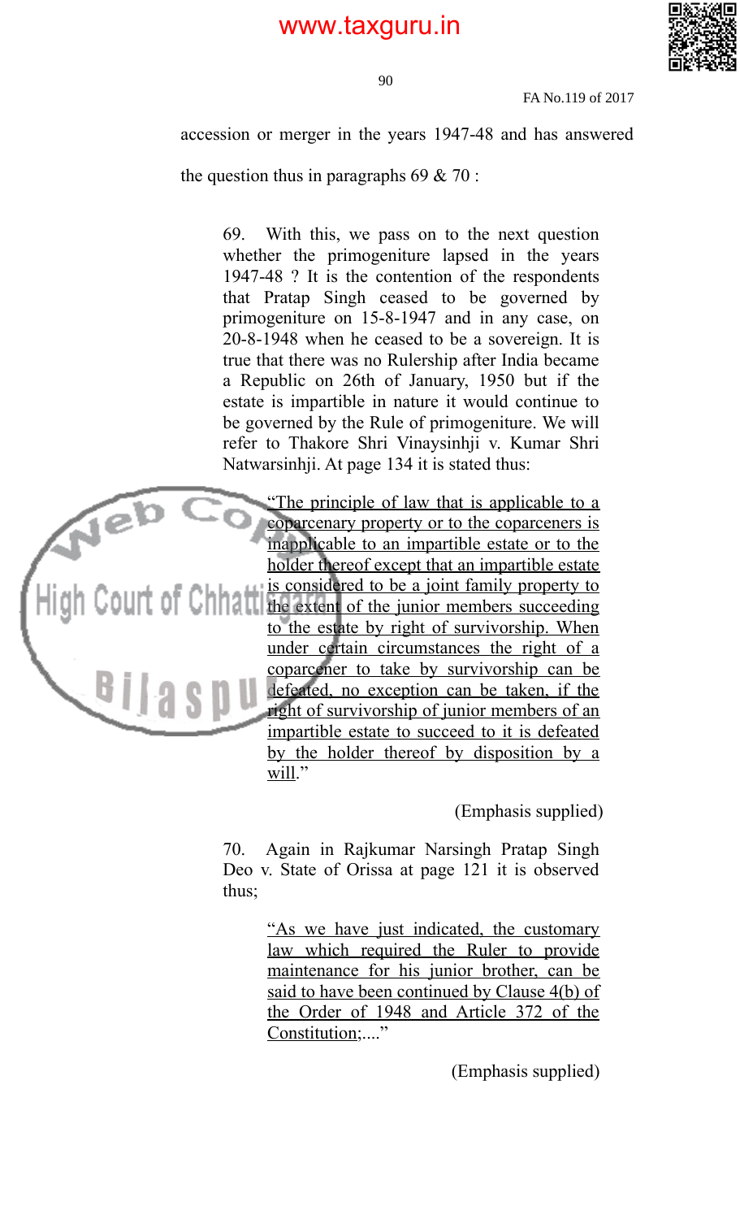accession or merger in the years 1947-48 and has answered the question thus in paragraphs 69 & 70 :

> 69. With this, we pass on to the next question whether the primogeniture lapsed in the years 1947-48 ? It is the contention of the respondents that Pratap Singh ceased to be governed by primogeniture on 15-8-1947 and in any case, on 20-8-1948 when he ceased to be a sovereign. It is true that there was no Rulership after India became a Republic on 26th of January, 1950 but if the estate is impartible in nature it would continue to be governed by the Rule of primogeniture. We will refer to Thakore Shri Vinaysinhji v. Kumar Shri Natwarsinhji. At page 134 it is stated thus:
>
> > "The principle of law that is applicable to a coparcenary property or to the coparceners is inapplicable to an impartible estate or to the holder thereof except that an impartible estate is considered to be a joint family property to the extent of the junior members succeeding to the estate by right of survivorship. When under certain circumstances the right of a coparcener to take by survivorship can be defeated, no exception can be taken, if the right of survivorship of junior members of an impartible estate to succeed to it is defeated by the holder thereof by disposition by a will."
>
> (Emphasis supplied)
>
> 70. Again in Rajkumar Narsingh Pratap Singh Deo v. State of Orissa at page 121 it is observed thus;
>
> > "As we have just indicated, the customary law which required the Ruler to provide maintenance for his junior brother, can be said to have been continued by Clause 4(b) of the Order of 1948 and Article 372 of the Constitution;...."
>
> (Emphasis supplied)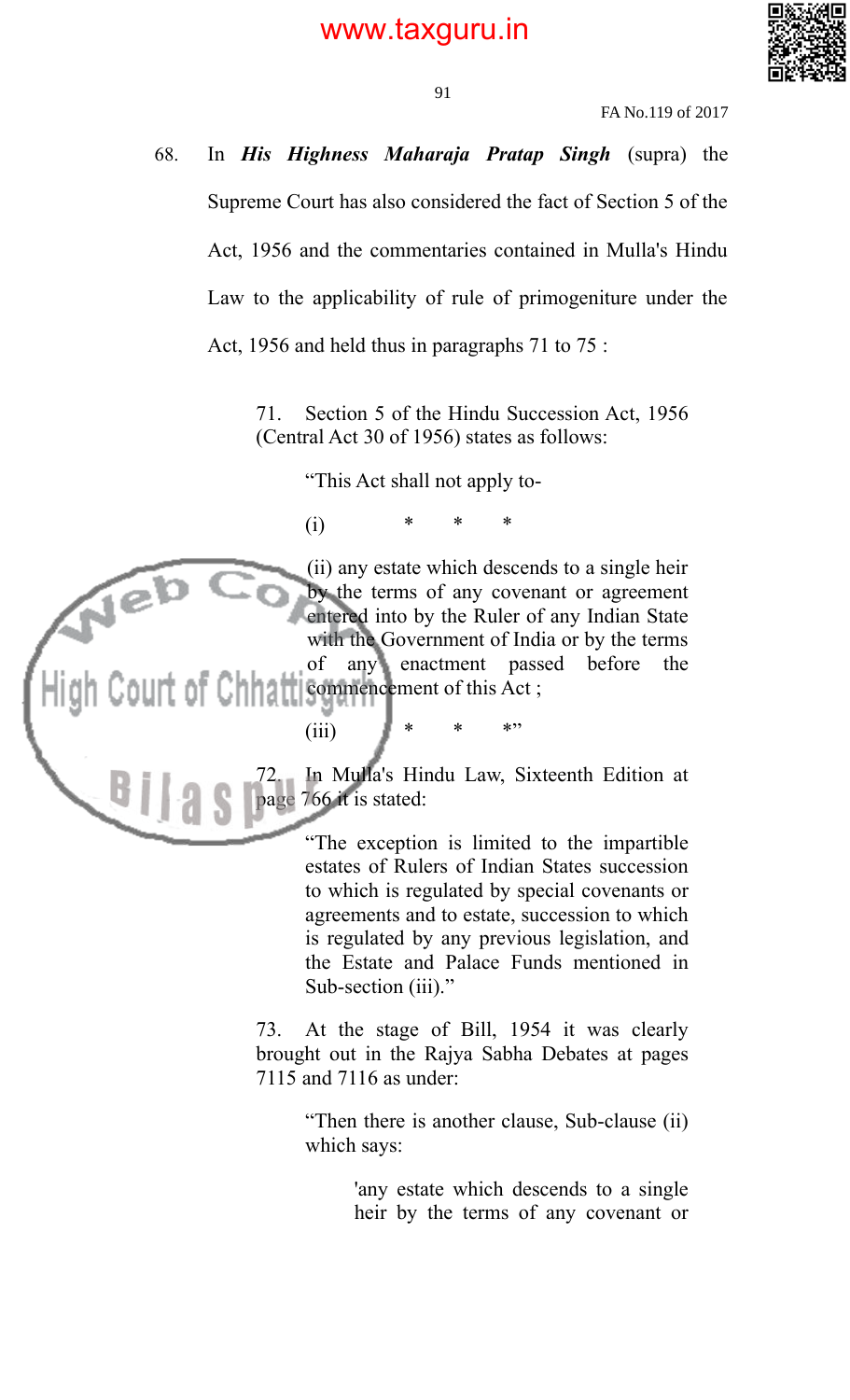68. In ***His Highness Maharaja Pratap Singh*** (supra) the Supreme Court has also considered the fact of Section 5 of the Act, 1956 and the commentaries contained in Mulla's Hindu Law to the applicability of rule of primogeniture under the Act, 1956 and held thus in paragraphs 71 to 75 :

> 71. Section 5 of the Hindu Succession Act, 1956 (Central Act 30 of 1956) states as follows:
>
> > "This Act shall not apply to-
> >
> > (i) * * *
> >
> > (ii) any estate which descends to a single heir by the terms of any covenant or agreement entered into by the Ruler of any Indian State with the Government of India or by the terms of any enactment passed before the commencement of this Act ;
> >
> > (iii) * * *"
>
> 72. In Mulla's Hindu Law, Sixteenth Edition at page 766 it is stated:
>
> > "The exception is limited to the impartible estates of Rulers of Indian States succession to which is regulated by special covenants or agreements and to estate, succession to which is regulated by any previous legislation, and the Estate and Palace Funds mentioned in Sub-section (iii)."
>
> 73. At the stage of Bill, 1954 it was clearly brought out in the Rajya Sabha Debates at pages 7115 and 7116 as under:
>
> > "Then there is another clause, Sub-clause (ii) which says:
> >
> > > 'any estate which descends to a single heir by the terms of any covenant or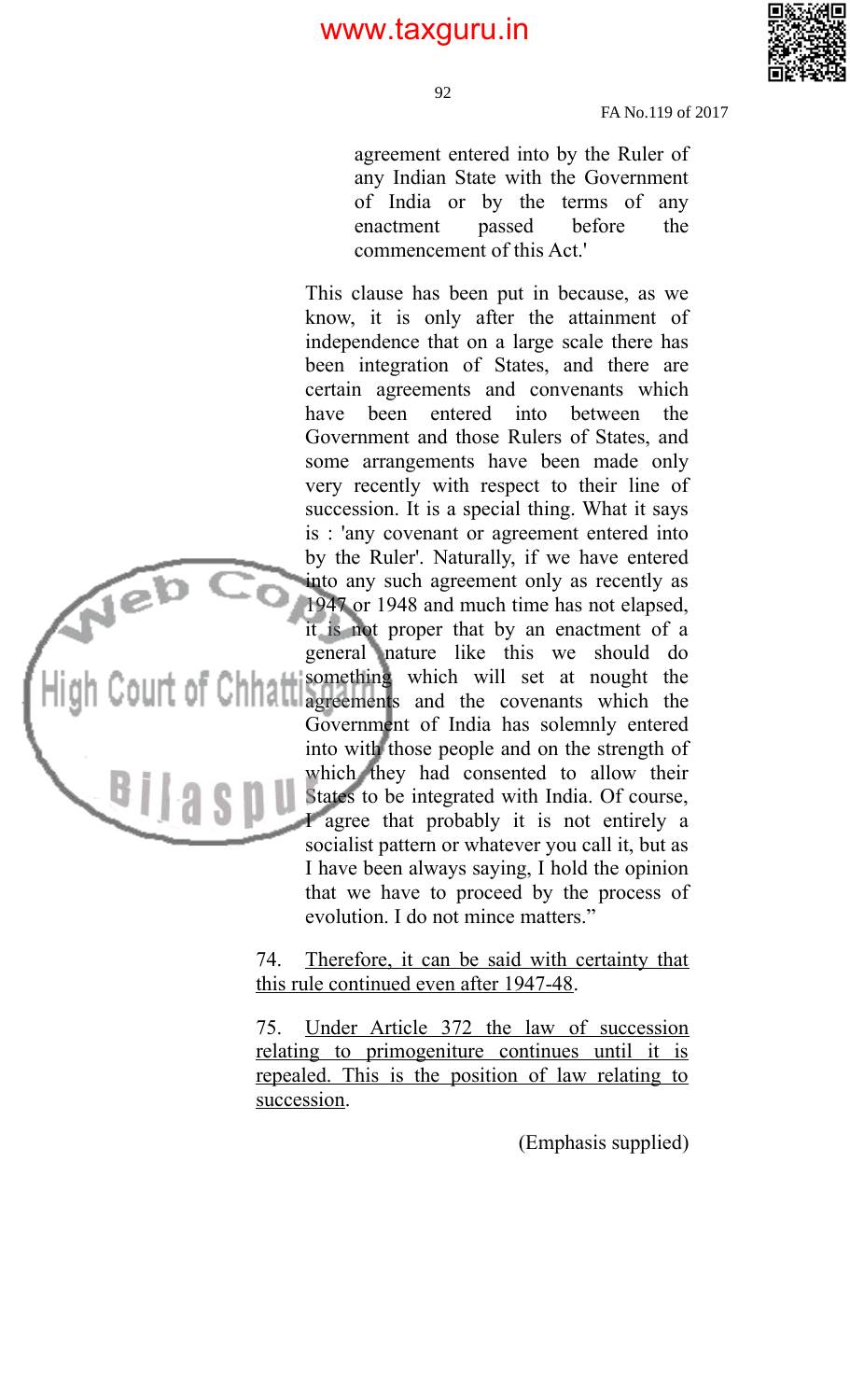> agreement entered into by the Ruler of any Indian State with the Government of India or by the terms of any enactment passed before the commencement of this Act.'

> This clause has been put in because, as we know, it is only after the attainment of independence that on a large scale there has been integration of States, and there are certain agreements and convenants which have been entered into between the Government and those Rulers of States, and some arrangements have been made only very recently with respect to their line of succession. It is a special thing. What it says is : 'any covenant or agreement entered into by the Ruler'. Naturally, if we have entered into any such agreement only as recently as 1947 or 1948 and much time has not elapsed, it is not proper that by an enactment of a general nature like this we should do something which will set at nought the agreements and the covenants which the Government of India has solemnly entered into with those people and on the strength of which they had consented to allow their States to be integrated with India. Of course, I agree that probably it is not entirely a socialist pattern or whatever you call it, but as I have been always saying, I hold the opinion that we have to proceed by the process of evolution. I do not mince matters."

74. <u>Therefore, it can be said with certainty that this rule continued even after 1947-48</u>.

75. <u>Under Article 372 the law of succession relating to primogeniture continues until it is repealed. This is the position of law relating to succession</u>.

(Emphasis supplied)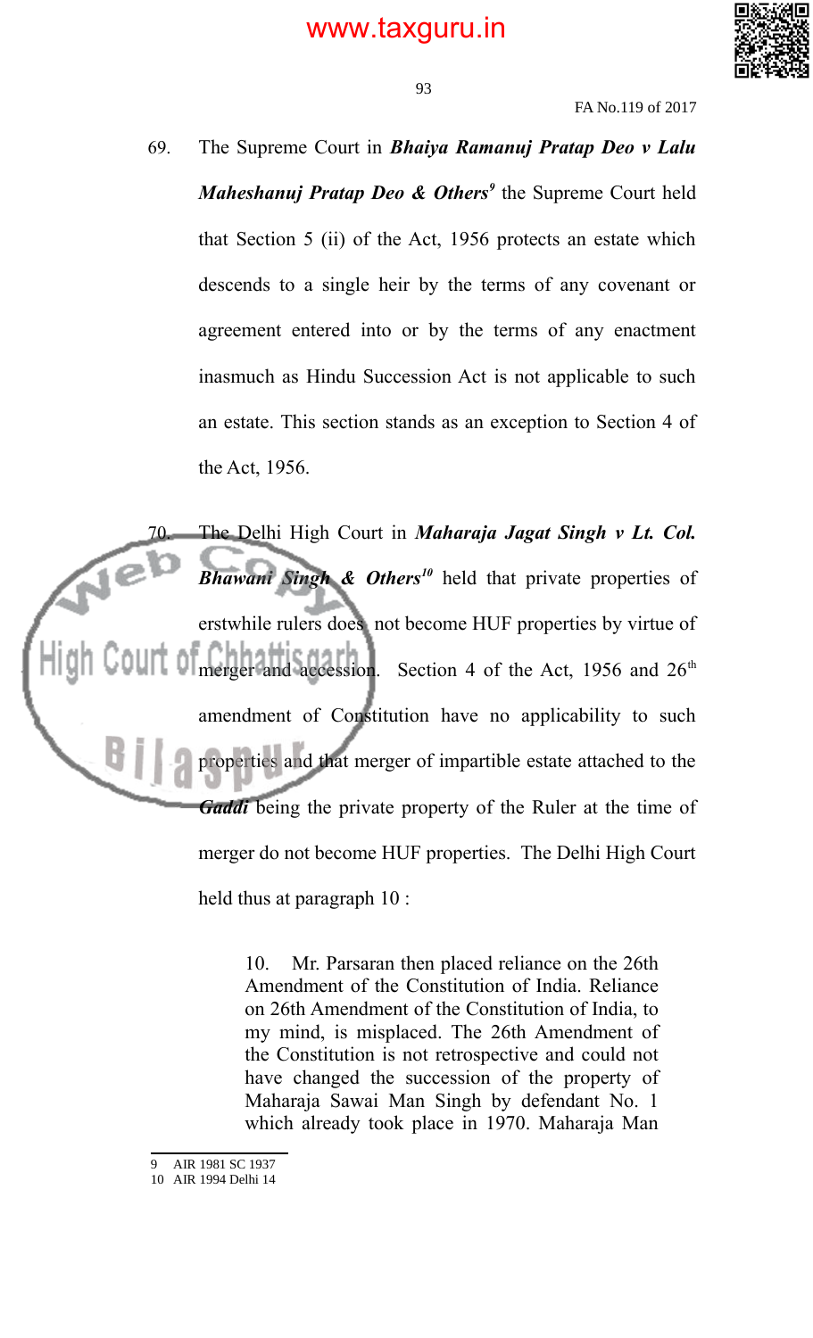69. The Supreme Court in ***Bhaiya Ramanuj Pratap Deo v Lalu Maheshanuj Pratap Deo & Others***[9] the Supreme Court held that Section 5 (ii) of the Act, 1956 protects an estate which descends to a single heir by the terms of any covenant or agreement entered into or by the terms of any enactment inasmuch as Hindu Succession Act is not applicable to such an estate. This section stands as an exception to Section 4 of the Act, 1956.

70. The Delhi High Court in ***Maharaja Jagat Singh v Lt. Col. Bhawani Singh & Others***[10] held that private properties of erstwhile rulers does not become HUF properties by virtue of merger and accession. Section 4 of the Act, 1956 and 26th amendment of Constitution have no applicability to such properties and that merger of impartible estate attached to the ***Gaddi*** being the private property of the Ruler at the time of merger do not become HUF properties. The Delhi High Court held thus at paragraph 10 :

> 10. Mr. Parsaran then placed reliance on the 26th Amendment of the Constitution of India. Reliance on 26th Amendment of the Constitution of India, to my mind, is misplaced. The 26th Amendment of the Constitution is not retrospective and could not have changed the succession of the property of Maharaja Sawai Man Singh by defendant No. 1 which already took place in 1970. Maharaja Man

---

9 AIR 1981 SC 1937
10 AIR 1994 Delhi 14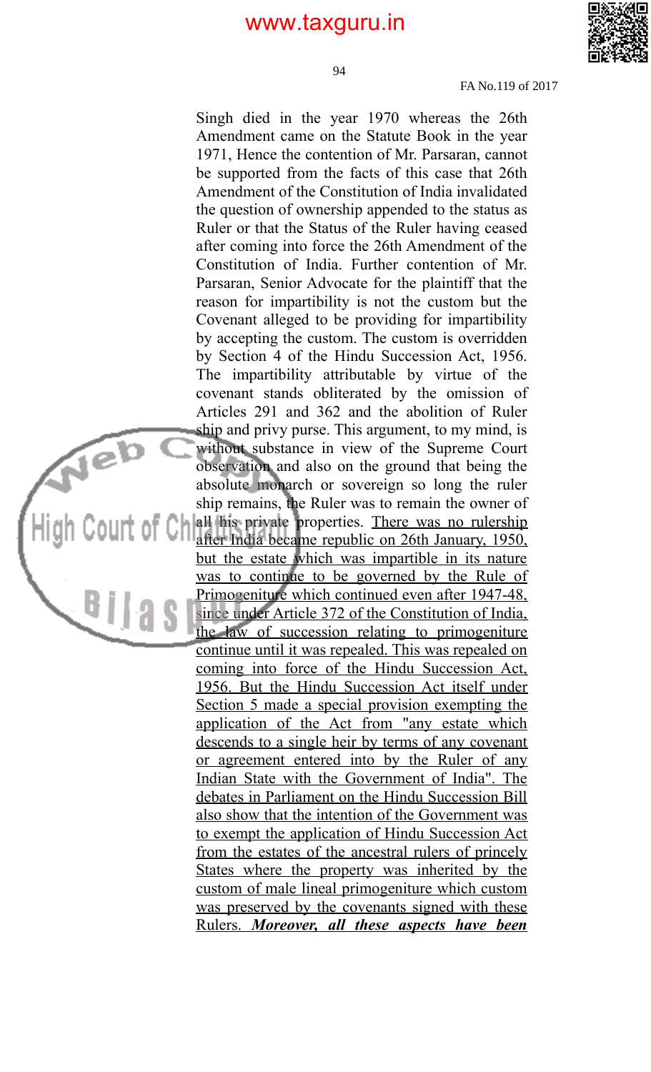Singh died in the year 1970 whereas the 26th Amendment came on the Statute Book in the year 1971, Hence the contention of Mr. Parsaran, cannot be supported from the facts of this case that 26th Amendment of the Constitution of India invalidated the question of ownership appended to the status as Ruler or that the Status of the Ruler having ceased after coming into force the 26th Amendment of the Constitution of India. Further contention of Mr. Parsaran, Senior Advocate for the plaintiff that the reason for impartibility is not the custom but the Covenant alleged to be providing for impartibility by accepting the custom. The custom is overridden by Section 4 of the Hindu Succession Act, 1956. The impartibility attributable by virtue of the covenant stands obliterated by the omission of Articles 291 and 362 and the abolition of Ruler ship and privy purse. This argument, to my mind, is without substance in view of the Supreme Court observation and also on the ground that being the absolute monarch or sovereign so long the ruler ship remains, the Ruler was to remain the owner of all his private properties. There was no rulership after India became republic on 26th January, 1950, but the estate which was impartible in its nature was to continue to be governed by the Rule of Primogeniture which continued even after 1947-48, since under Article 372 of the Constitution of India, the law of succession relating to primogeniture continue until it was repealed. This was repealed on coming into force of the Hindu Succession Act, 1956. But the Hindu Succession Act itself under Section 5 made a special provision exempting the application of the Act from "any estate which descends to a single heir by terms of any covenant or agreement entered into by the Ruler of any Indian State with the Government of India". The debates in Parliament on the Hindu Succession Bill also show that the intention of the Government was to exempt the application of Hindu Succession Act from the estates of the ancestral rulers of princely States where the property was inherited by the custom of male lineal primogeniture which custom was preserved by the covenants signed with these Rulers. ***Moreover, all these aspects have been***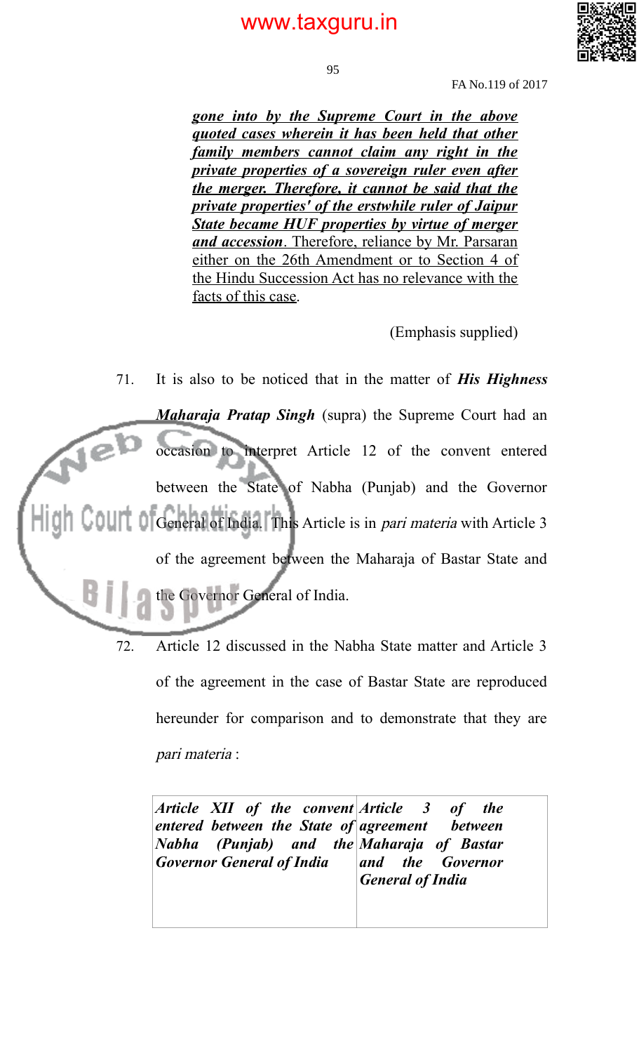***gone into by the Supreme Court in the above quoted cases wherein it has been held that other family members cannot claim any right in the private properties of a sovereign ruler even after the merger. Therefore, it cannot be said that the private properties' of the erstwhile ruler of Jaipur State became HUF properties by virtue of merger and accession***. Therefore, reliance by Mr. Parsaran either on the 26th Amendment or to Section 4 of the Hindu Succession Act has no relevance with the facts of this case.

(Emphasis supplied)

71. It is also to be noticed that in the matter of ***His Highness Maharaja Pratap Singh*** (supra) the Supreme Court had an occasion to interpret Article 12 of the convent entered between the State of Nabha (Punjab) and the Governor General of India. This Article is in *pari materia* with Article 3 of the agreement between the Maharaja of Bastar State and the Governor General of India.

72. Article 12 discussed in the Nabha State matter and Article 3 of the agreement in the case of Bastar State are reproduced hereunder for comparison and to demonstrate that they are *pari materia* :

| ***Article XII of the convent entered between the State of Nabha (Punjab) and the Governor General of India*** | ***Article 3 of the agreement between Maharaja of Bastar and the Governor General of India*** |
|---|---|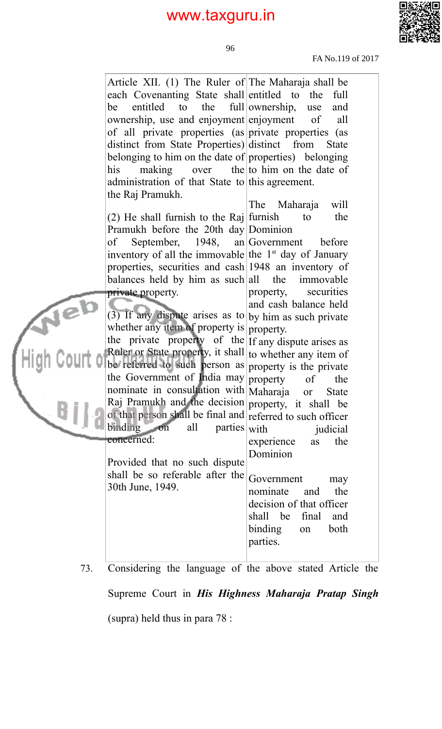| | |
|---|---|
| Article XII. (1) The Ruler of each Covenanting State shall be entitled to the full ownership, use and enjoyment of all private properties (as distinct from State Properties) belonging to him on the date of his making over the administration of that State to the Raj Pramukh.<br><br>(2) He shall furnish to the Raj Pramukh before the 20th day of September, 1948, an inventory of all the immovable properties, securities and cash balances held by him as such private property.<br><br>(3) If any dispute arises as to whether any item of property is the private property of the Ruler or State property, it shall be referred to such person as the Government of India may nominate in consultation with Raj Pramukh and the decision of that person shall be final and binding on all parties concerned:<br><br>Provided that no such dispute shall be so referable after the 30th June, 1949. | The Maharaja shall be entitled to the full ownership, use and enjoyment of all private properties (as distinct from State properties) belonging to him on the date of this agreement.<br><br>The Maharaja will furnish to the Dominion Government before the 1st day of January 1948 an inventory of all the immovable property, securities and cash balance held by him as such private property.<br><br>If any dispute arises as to whether any item of property is the private property of the Maharaja or State property, it shall be referred to such officer with judicial experience as the Dominion Government may nominate and the decision of that officer shall be final and binding on both parties. |

73. Considering the language of the above stated Article the Supreme Court in ***His Highness Maharaja Pratap Singh*** (supra) held thus in para 78 :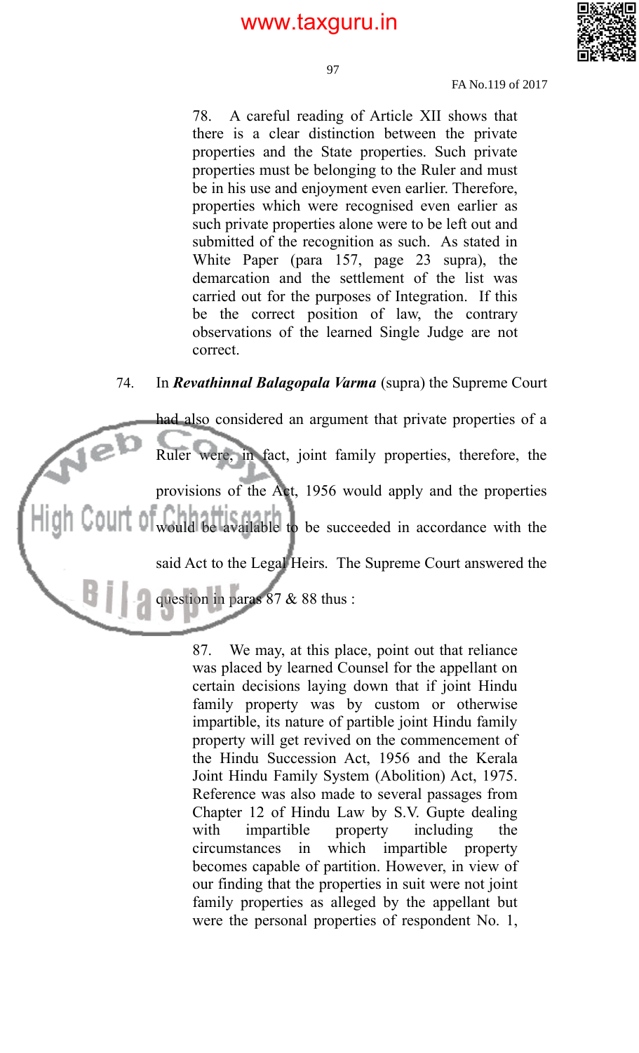> 78. A careful reading of Article XII shows that there is a clear distinction between the private properties and the State properties. Such private properties must be belonging to the Ruler and must be in his use and enjoyment even earlier. Therefore, properties which were recognised even earlier as such private properties alone were to be left out and submitted of the recognition as such. As stated in White Paper (para 157, page 23 supra), the demarcation and the settlement of the list was carried out for the purposes of Integration. If this be the correct position of law, the contrary observations of the learned Single Judge are not correct.

74. In ***Revathinnal Balagopala Varma*** (supra) the Supreme Court had also considered an argument that private properties of a Ruler were, in fact, joint family properties, therefore, the provisions of the Act, 1956 would apply and the properties would be available to be succeeded in accordance with the said Act to the Legal Heirs. The Supreme Court answered the question in paras 87 & 88 thus :

> 87. We may, at this place, point out that reliance was placed by learned Counsel for the appellant on certain decisions laying down that if joint Hindu family property was by custom or otherwise impartible, its nature of partible joint Hindu family property will get revived on the commencement of the Hindu Succession Act, 1956 and the Kerala Joint Hindu Family System (Abolition) Act, 1975. Reference was also made to several passages from Chapter 12 of Hindu Law by S.V. Gupte dealing with impartible property including the circumstances in which impartible property becomes capable of partition. However, in view of our finding that the properties in suit were not joint family properties as alleged by the appellant but were the personal properties of respondent No. 1,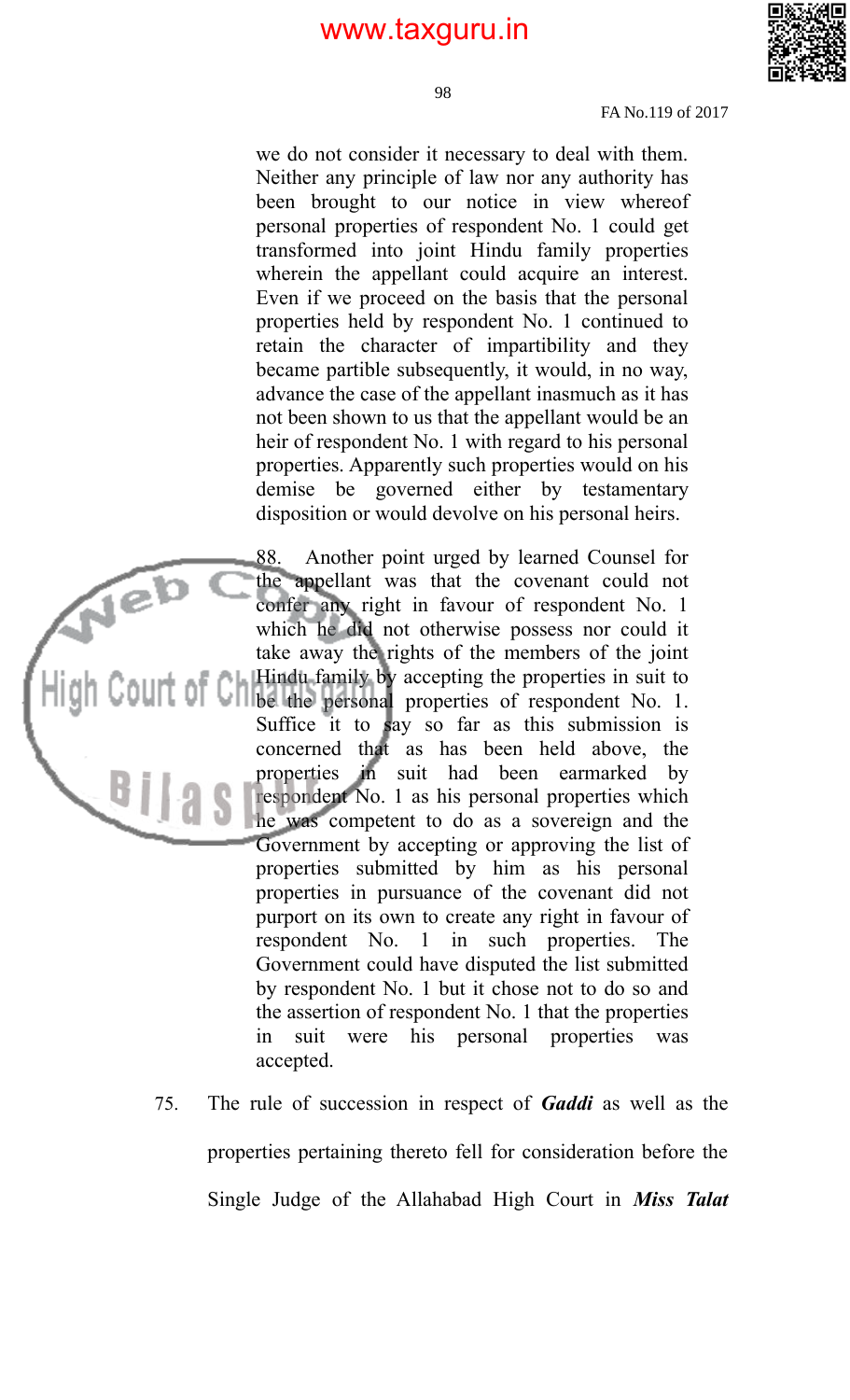> we do not consider it necessary to deal with them. Neither any principle of law nor any authority has been brought to our notice in view whereof personal properties of respondent No. 1 could get transformed into joint Hindu family properties wherein the appellant could acquire an interest. Even if we proceed on the basis that the personal properties held by respondent No. 1 continued to retain the character of impartibility and they became partible subsequently, it would, in no way, advance the case of the appellant inasmuch as it has not been shown to us that the appellant would be an heir of respondent No. 1 with regard to his personal properties. Apparently such properties would on his demise be governed either by testamentary disposition or would devolve on his personal heirs.
>
> 88. Another point urged by learned Counsel for the appellant was that the covenant could not confer any right in favour of respondent No. 1 which he did not otherwise possess nor could it take away the rights of the members of the joint Hindu family by accepting the properties in suit to be the personal properties of respondent No. 1. Suffice it to say so far as this submission is concerned that as has been held above, the properties in suit had been earmarked by respondent No. 1 as his personal properties which he was competent to do as a sovereign and the Government by accepting or approving the list of properties submitted by him as his personal properties in pursuance of the covenant did not purport on its own to create any right in favour of respondent No. 1 in such properties. The Government could have disputed the list submitted by respondent No. 1 but it chose not to do so and the assertion of respondent No. 1 that the properties in suit were his personal properties was accepted.

75. The rule of succession in respect of ***Gaddi*** as well as the properties pertaining thereto fell for consideration before the Single Judge of the Allahabad High Court in ***Miss Talat***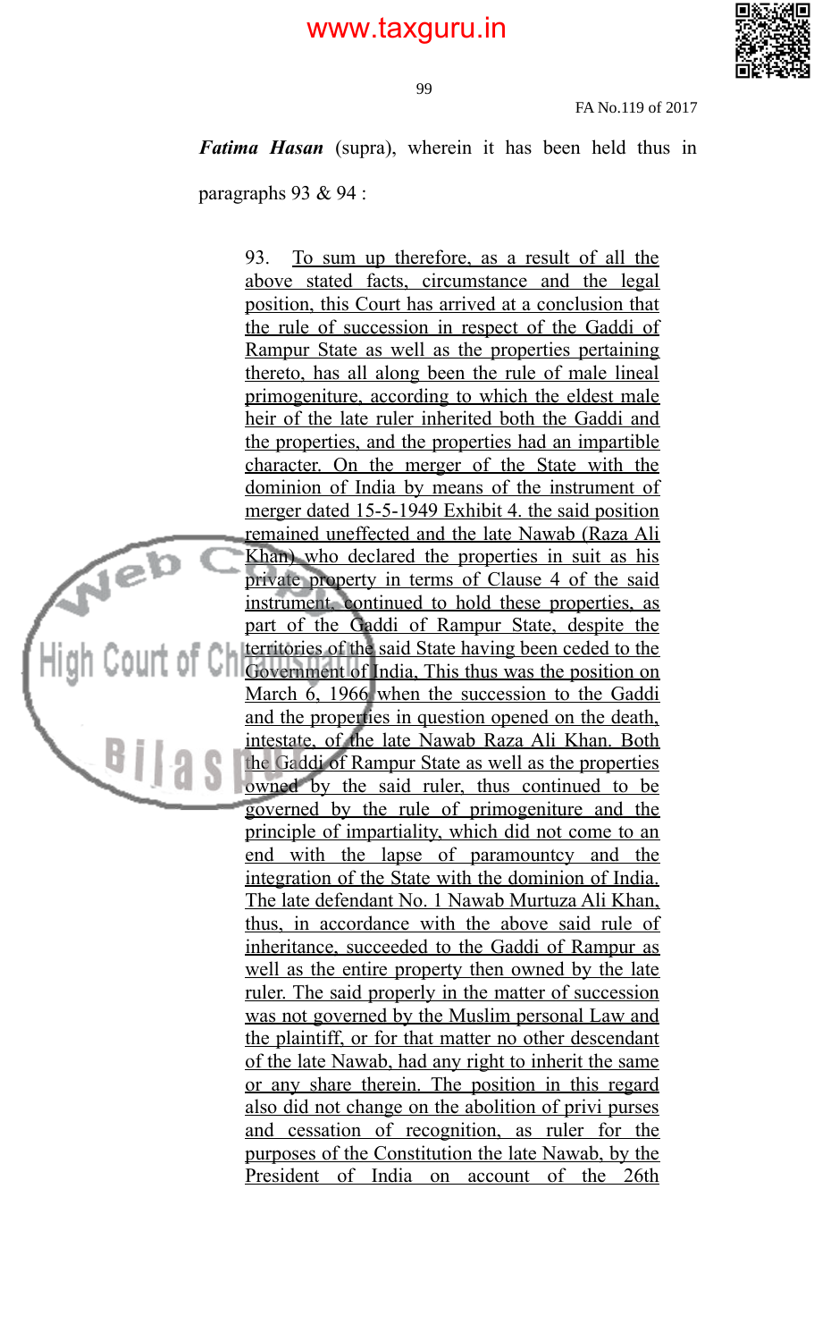***Fatima Hasan*** (supra), wherein it has been held thus in paragraphs 93 & 94 :

> 93. To sum up therefore, as a result of all the above stated facts, circumstance and the legal position, this Court has arrived at a conclusion that the rule of succession in respect of the Gaddi of Rampur State as well as the properties pertaining thereto, has all along been the rule of male lineal primogeniture, according to which the eldest male heir of the late ruler inherited both the Gaddi and the properties, and the properties had an impartible character. On the merger of the State with the dominion of India by means of the instrument of merger dated 15-5-1949 Exhibit 4. the said position remained uneffected and the late Nawab (Raza Ali Khan) who declared the properties in suit as his private property in terms of Clause 4 of the said instrument, continued to hold these properties, as part of the Gaddi of Rampur State, despite the territories of the said State having been ceded to the Government of India, This thus was the position on March 6, 1966 when the succession to the Gaddi and the properties in question opened on the death, intestate, of the late Nawab Raza Ali Khan. Both the Gaddi of Rampur State as well as the properties owned by the said ruler, thus continued to be governed by the rule of primogeniture and the principle of impartiality, which did not come to an end with the lapse of paramountcy and the integration of the State with the dominion of India. The late defendant No. 1 Nawab Murtuza Ali Khan, thus, in accordance with the above said rule of inheritance, succeeded to the Gaddi of Rampur as well as the entire property then owned by the late ruler. The said properly in the matter of succession was not governed by the Muslim personal Law and the plaintiff, or for that matter no other descendant of the late Nawab, had any right to inherit the same or any share therein. The position in this regard also did not change on the abolition of privi purses and cessation of recognition, as ruler for the purposes of the Constitution the late Nawab, by the President of India on account of the 26th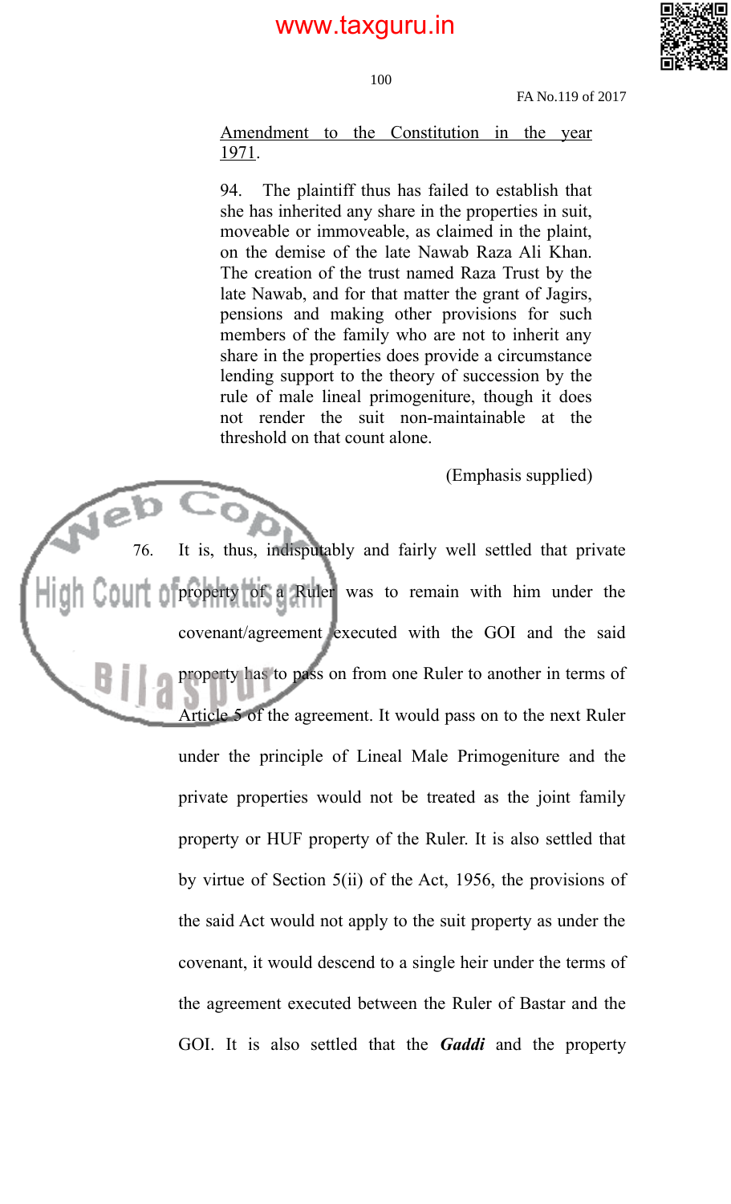> Amendment to the Constitution in the year 1971.
>
> 94. The plaintiff thus has failed to establish that she has inherited any share in the properties in suit, moveable or immoveable, as claimed in the plaint, on the demise of the late Nawab Raza Ali Khan. The creation of the trust named Raza Trust by the late Nawab, and for that matter the grant of Jagirs, pensions and making other provisions for such members of the family who are not to inherit any share in the properties does provide a circumstance lending support to the theory of succession by the rule of male lineal primogeniture, though it does not render the suit non-maintainable at the threshold on that count alone.
>
> (Emphasis supplied)

76. It is, thus, indisputably and fairly well settled that private property of a Ruler was to remain with him under the covenant/agreement executed with the GOI and the said property has to pass on from one Ruler to another in terms of Article 5 of the agreement. It would pass on to the next Ruler under the principle of Lineal Male Primogeniture and the private properties would not be treated as the joint family property or HUF property of the Ruler. It is also settled that by virtue of Section 5(ii) of the Act, 1956, the provisions of the said Act would not apply to the suit property as under the covenant, it would descend to a single heir under the terms of the agreement executed between the Ruler of Bastar and the GOI. It is also settled that the ***Gaddi*** and the property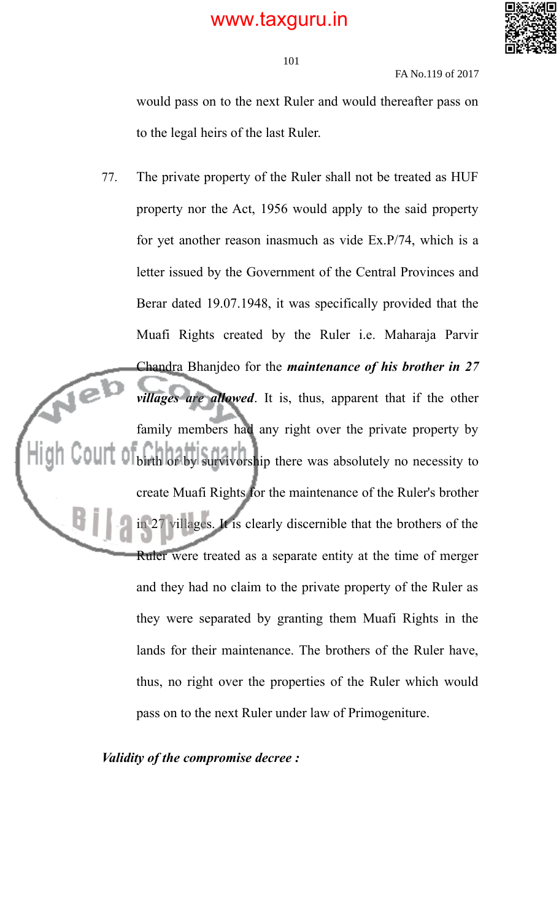would pass on to the next Ruler and would thereafter pass on to the legal heirs of the last Ruler.

77. The private property of the Ruler shall not be treated as HUF property nor the Act, 1956 would apply to the said property for yet another reason inasmuch as vide Ex.P/74, which is a letter issued by the Government of the Central Provinces and Berar dated 19.07.1948, it was specifically provided that the Muafi Rights created by the Ruler i.e. Maharaja Parvir Chandra Bhanjdeo for the ***maintenance of his brother in 27 villages are allowed***. It is, thus, apparent that if the other family members had any right over the private property by birth or by survivorship there was absolutely no necessity to create Muafi Rights for the maintenance of the Ruler's brother in 27 villages. It is clearly discernible that the brothers of the Ruler were treated as a separate entity at the time of merger and they had no claim to the private property of the Ruler as they were separated by granting them Muafi Rights in the lands for their maintenance. The brothers of the Ruler have, thus, no right over the properties of the Ruler which would pass on to the next Ruler under law of Primogeniture.

***Validity of the compromise decree :***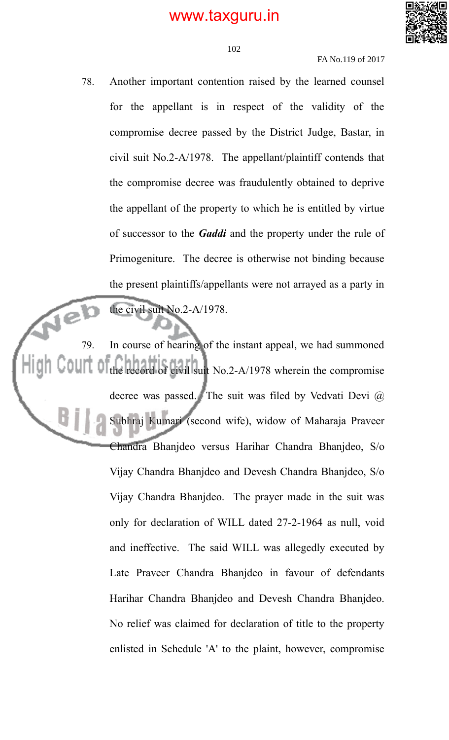78. Another important contention raised by the learned counsel for the appellant is in respect of the validity of the compromise decree passed by the District Judge, Bastar, in civil suit No.2-A/1978. The appellant/plaintiff contends that the compromise decree was fraudulently obtained to deprive the appellant of the property to which he is entitled by virtue of successor to the ***Gaddi*** and the property under the rule of Primogeniture. The decree is otherwise not binding because the present plaintiffs/appellants were not arrayed as a party in the civil suit No.2-A/1978.

79. In course of hearing of the instant appeal, we had summoned the record of civil suit No.2-A/1978 wherein the compromise decree was passed. The suit was filed by Vedvati Devi @ Subhraj Kumari (second wife), widow of Maharaja Praveer Chandra Bhanjdeo versus Harihar Chandra Bhanjdeo, S/o Vijay Chandra Bhanjdeo and Devesh Chandra Bhanjdeo, S/o Vijay Chandra Bhanjdeo. The prayer made in the suit was only for declaration of WILL dated 27-2-1964 as null, void and ineffective. The said WILL was allegedly executed by Late Praveer Chandra Bhanjdeo in favour of defendants Harihar Chandra Bhanjdeo and Devesh Chandra Bhanjdeo. No relief was claimed for declaration of title to the property enlisted in Schedule 'A' to the plaint, however, compromise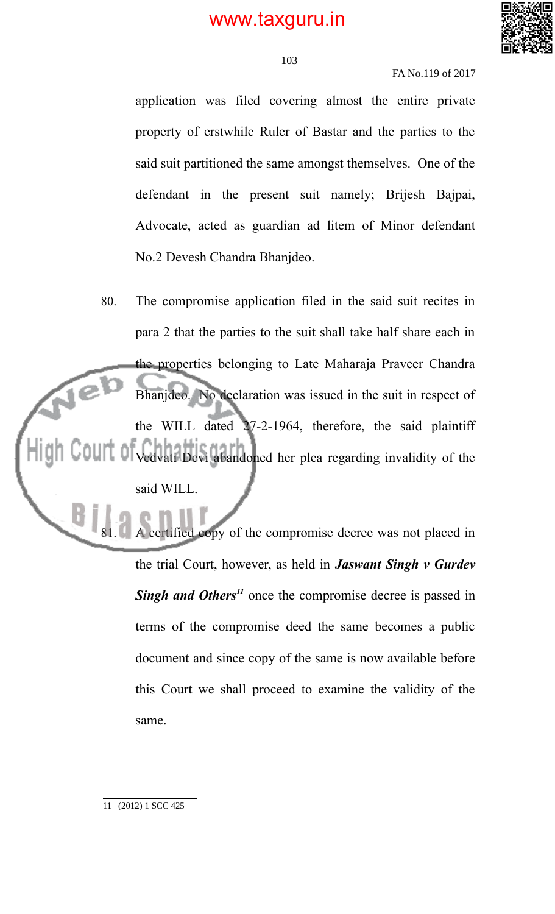application was filed covering almost the entire private property of erstwhile Ruler of Bastar and the parties to the said suit partitioned the same amongst themselves. One of the defendant in the present suit namely; Brijesh Bajpai, Advocate, acted as guardian ad litem of Minor defendant No.2 Devesh Chandra Bhanjdeo.

80. The compromise application filed in the said suit recites in para 2 that the parties to the suit shall take half share each in the properties belonging to Late Maharaja Praveer Chandra Bhanjdeo. No declaration was issued in the suit in respect of the WILL dated 27-2-1964, therefore, the said plaintiff Vedvati Devi abandoned her plea regarding invalidity of the said WILL.

81. A certified copy of the compromise decree was not placed in the trial Court, however, as held in ***Jaswant Singh v Gurdev Singh and Others***[11] once the compromise decree is passed in terms of the compromise deed the same becomes a public document and since copy of the same is now available before this Court we shall proceed to examine the validity of the same.

---

11 (2012) 1 SCC 425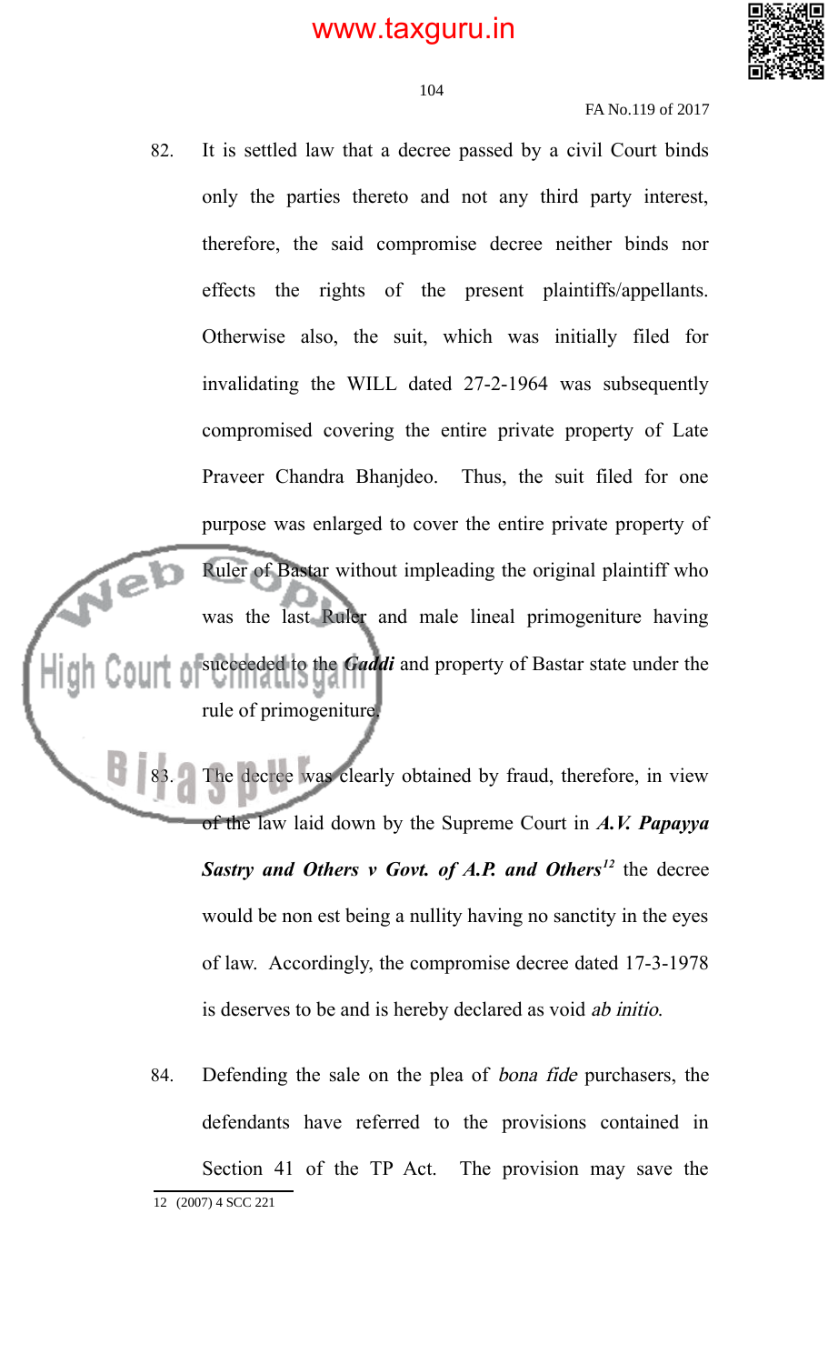82. It is settled law that a decree passed by a civil Court binds only the parties thereto and not any third party interest, therefore, the said compromise decree neither binds nor effects the rights of the present plaintiffs/appellants. Otherwise also, the suit, which was initially filed for invalidating the WILL dated 27-2-1964 was subsequently compromised covering the entire private property of Late Praveer Chandra Bhanjdeo. Thus, the suit filed for one purpose was enlarged to cover the entire private property of Ruler of Bastar without impleading the original plaintiff who was the last Ruler and male lineal primogeniture having succeeded to the ***Gaddi*** and property of Bastar state under the rule of primogeniture.

83. The decree was clearly obtained by fraud, therefore, in view of the law laid down by the Supreme Court in ***A.V. Papayya Sastry and Others v Govt. of A.P. and Others***[12] the decree would be non est being a nullity having no sanctity in the eyes of law. Accordingly, the compromise decree dated 17-3-1978 is deserves to be and is hereby declared as void *ab initio*.

84. Defending the sale on the plea of *bona fide* purchasers, the defendants have referred to the provisions contained in Section 41 of the TP Act. The provision may save the

---

12 (2007) 4 SCC 221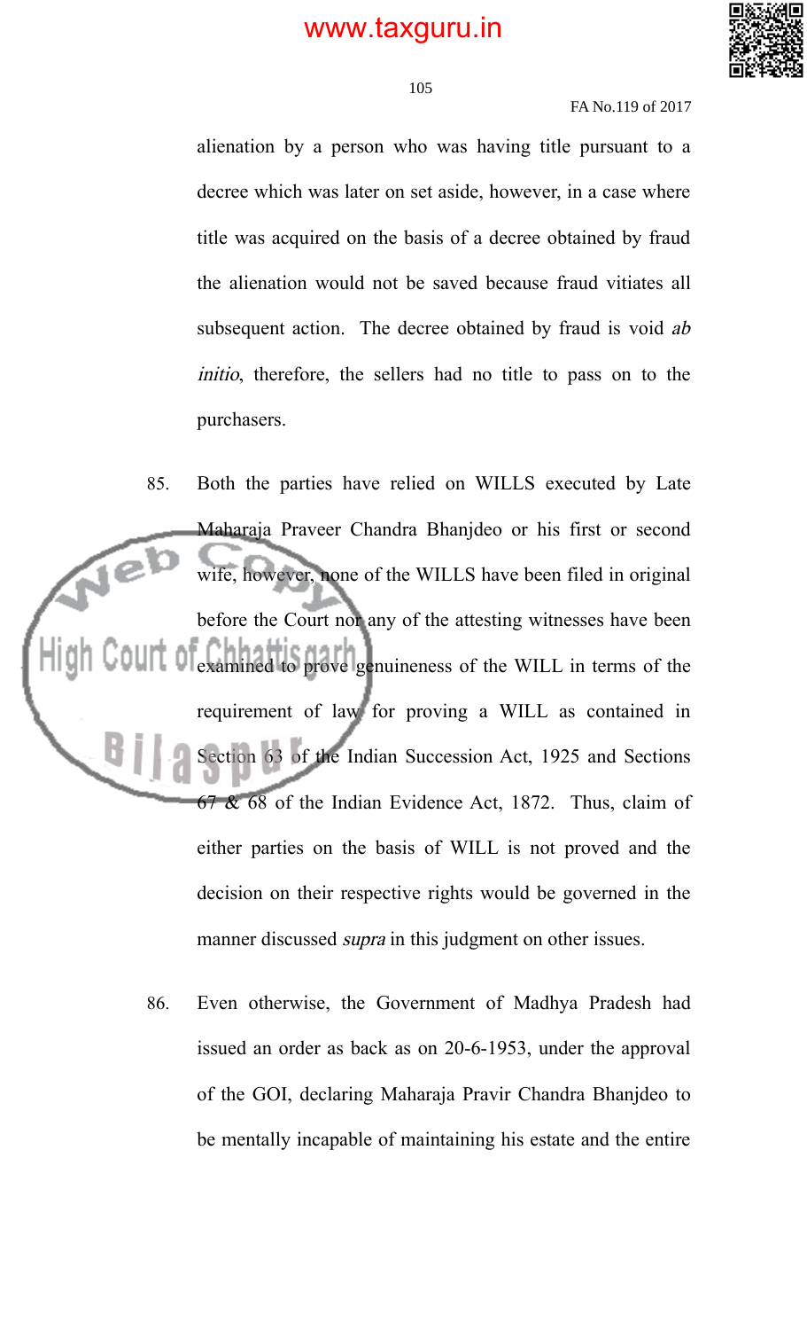alienation by a person who was having title pursuant to a decree which was later on set aside, however, in a case where title was acquired on the basis of a decree obtained by fraud the alienation would not be saved because fraud vitiates all subsequent action. The decree obtained by fraud is void *ab initio*, therefore, the sellers had no title to pass on to the purchasers.

85. Both the parties have relied on WILLS executed by Late Maharaja Praveer Chandra Bhanjdeo or his first or second wife, however, none of the WILLS have been filed in original before the Court nor any of the attesting witnesses have been examined to prove genuineness of the WILL in terms of the requirement of law for proving a WILL as contained in Section 63 of the Indian Succession Act, 1925 and Sections 67 & 68 of the Indian Evidence Act, 1872. Thus, claim of either parties on the basis of WILL is not proved and the decision on their respective rights would be governed in the manner discussed *supra* in this judgment on other issues.

86. Even otherwise, the Government of Madhya Pradesh had issued an order as back as on 20-6-1953, under the approval of the GOI, declaring Maharaja Pravir Chandra Bhanjdeo to be mentally incapable of maintaining his estate and the entire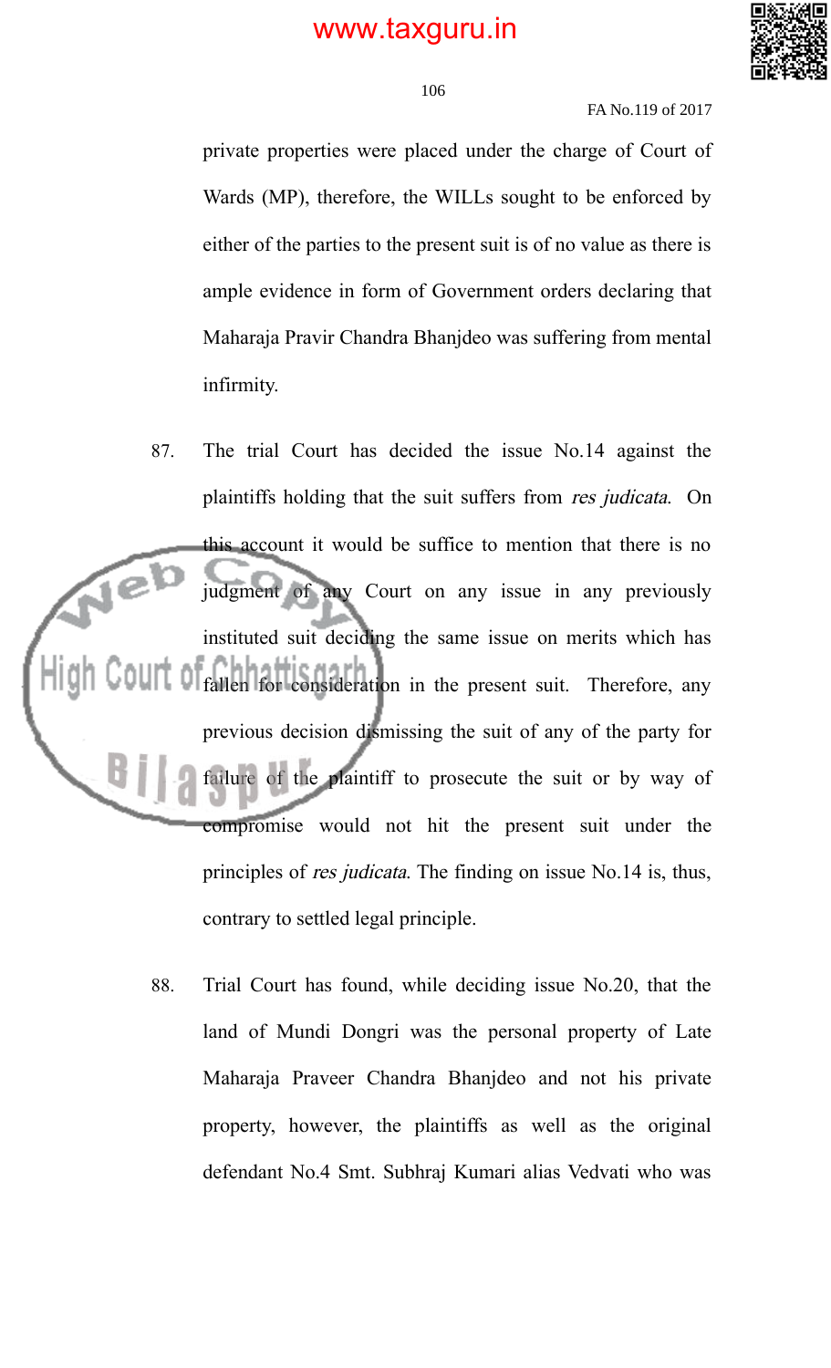private properties were placed under the charge of Court of Wards (MP), therefore, the WILLs sought to be enforced by either of the parties to the present suit is of no value as there is ample evidence in form of Government orders declaring that Maharaja Pravir Chandra Bhanjdeo was suffering from mental infirmity.

87. The trial Court has decided the issue No.14 against the plaintiffs holding that the suit suffers from *res judicata*. On this account it would be suffice to mention that there is no judgment of any Court on any issue in any previously instituted suit deciding the same issue on merits which has fallen for consideration in the present suit. Therefore, any previous decision dismissing the suit of any of the party for failure of the plaintiff to prosecute the suit or by way of compromise would not hit the present suit under the principles of *res judicata*. The finding on issue No.14 is, thus, contrary to settled legal principle.

88. Trial Court has found, while deciding issue No.20, that the land of Mundi Dongri was the personal property of Late Maharaja Praveer Chandra Bhanjdeo and not his private property, however, the plaintiffs as well as the original defendant No.4 Smt. Subhraj Kumari alias Vedvati who was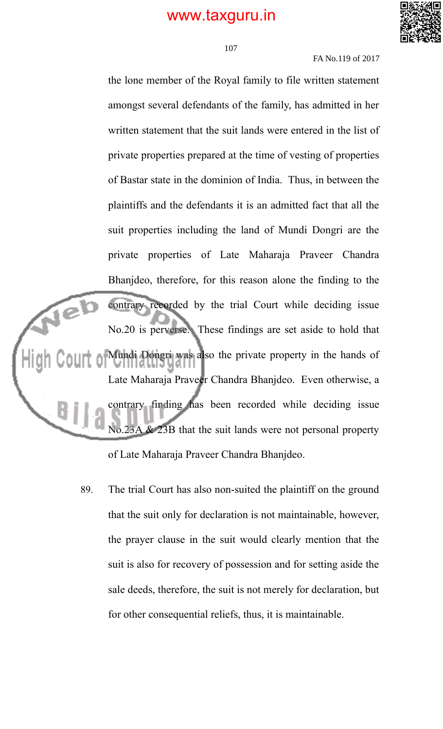the lone member of the Royal family to file written statement amongst several defendants of the family, has admitted in her written statement that the suit lands were entered in the list of private properties prepared at the time of vesting of properties of Bastar state in the dominion of India. Thus, in between the plaintiffs and the defendants it is an admitted fact that all the suit properties including the land of Mundi Dongri are the private properties of Late Maharaja Praveer Chandra Bhanjdeo, therefore, for this reason alone the finding to the contrary recorded by the trial Court while deciding issue No.20 is perverse. These findings are set aside to hold that Mundi Dongri was also the private property in the hands of Late Maharaja Praveer Chandra Bhanjdeo. Even otherwise, a contrary finding has been recorded while deciding issue No.23A & 23B that the suit lands were not personal property of Late Maharaja Praveer Chandra Bhanjdeo.

89. The trial Court has also non-suited the plaintiff on the ground that the suit only for declaration is not maintainable, however, the prayer clause in the suit would clearly mention that the suit is also for recovery of possession and for setting aside the sale deeds, therefore, the suit is not merely for declaration, but for other consequential reliefs, thus, it is maintainable.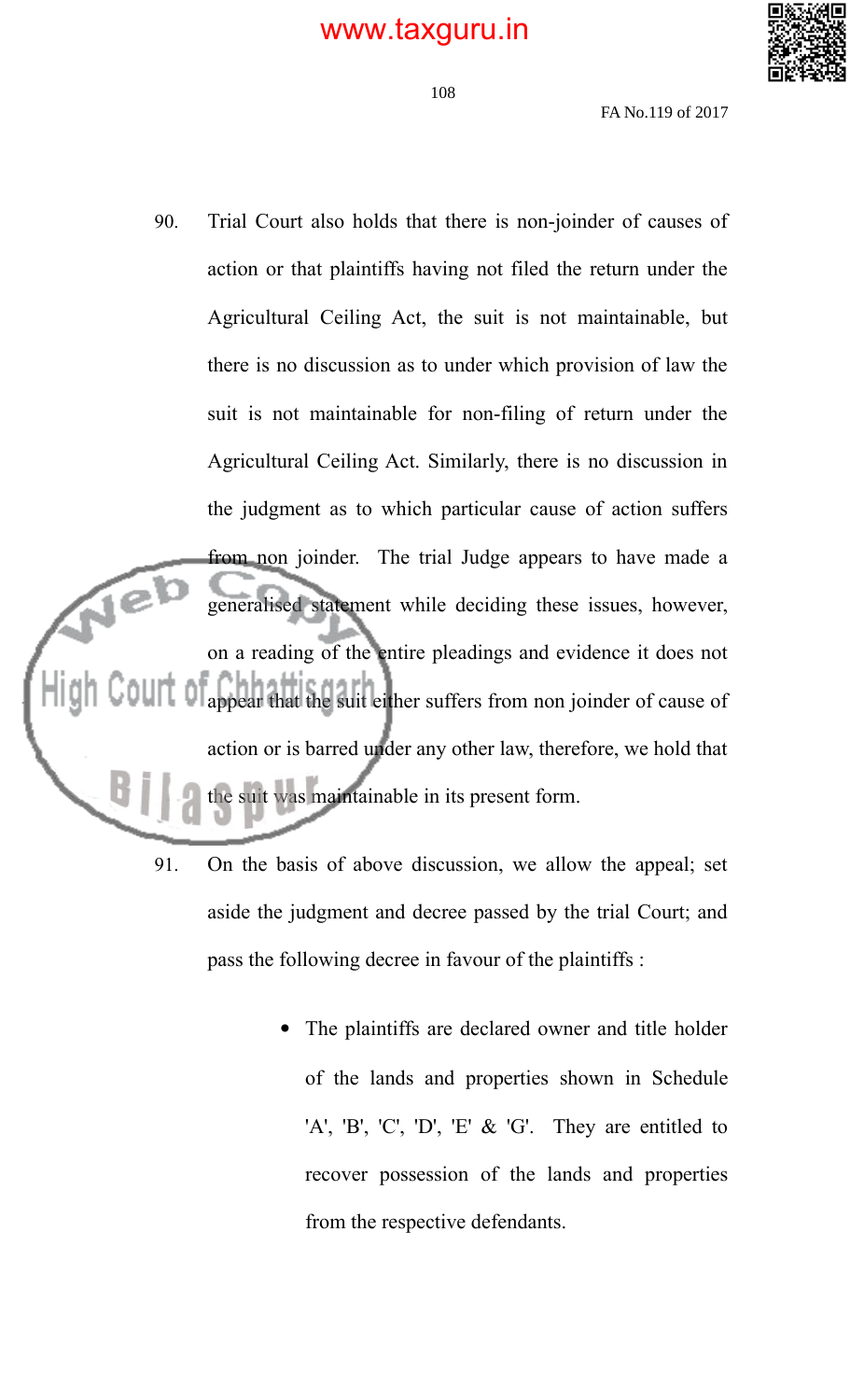90. Trial Court also holds that there is non-joinder of causes of action or that plaintiffs having not filed the return under the Agricultural Ceiling Act, the suit is not maintainable, but there is no discussion as to under which provision of law the suit is not maintainable for non-filing of return under the Agricultural Ceiling Act. Similarly, there is no discussion in the judgment as to which particular cause of action suffers from non joinder. The trial Judge appears to have made a generalised statement while deciding these issues, however, on a reading of the entire pleadings and evidence it does not appear that the suit either suffers from non joinder of cause of action or is barred under any other law, therefore, we hold that the suit was maintainable in its present form.

91. On the basis of above discussion, we allow the appeal; set aside the judgment and decree passed by the trial Court; and pass the following decree in favour of the plaintiffs :

- The plaintiffs are declared owner and title holder of the lands and properties shown in Schedule 'A', 'B', 'C', 'D', 'E' & 'G'. They are entitled to recover possession of the lands and properties from the respective defendants.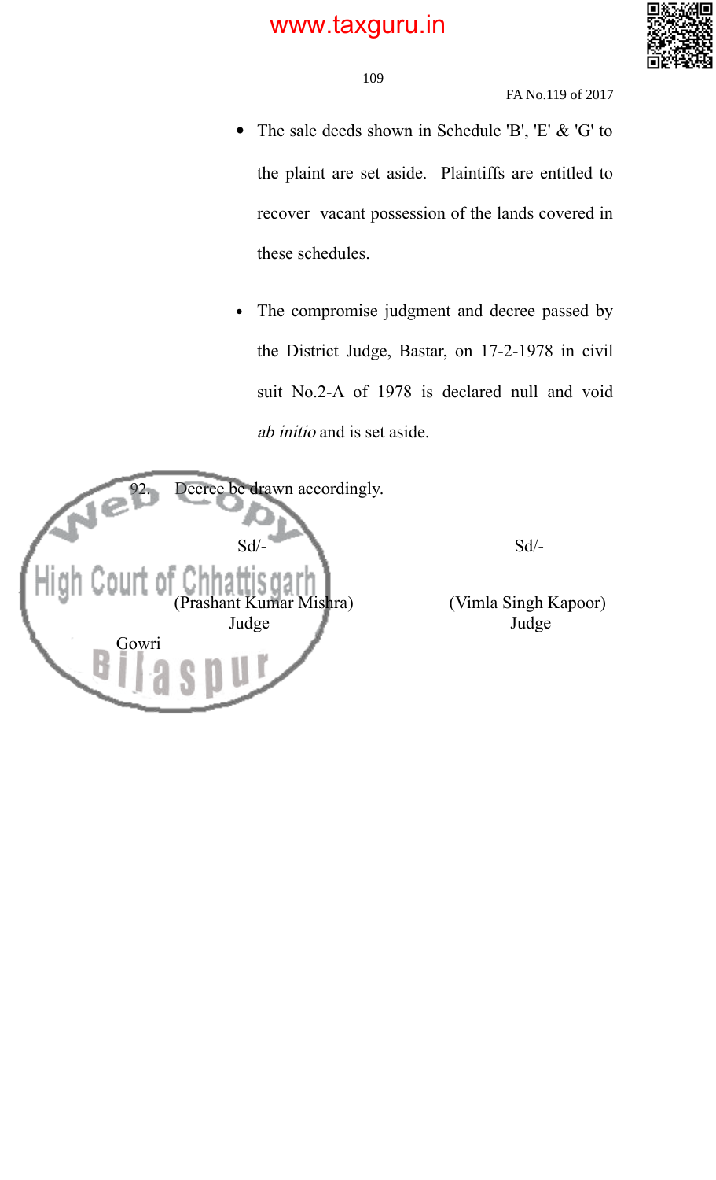- The sale deeds shown in Schedule 'B', 'E' & 'G' to the plaint are set aside. Plaintiffs are entitled to recover vacant possession of the lands covered in these schedules.

- The compromise judgment and decree passed by the District Judge, Bastar, on 17-2-1978 in civil suit No.2-A of 1978 is declared null and void *ab initio* and is set aside.

92. Decree be drawn accordingly.

| | |
|---|---|
| Sd/- | Sd/- |
| (Prashant Kumar Mishra) Judge | (Vimla Singh Kapoor) Judge |

Gowri